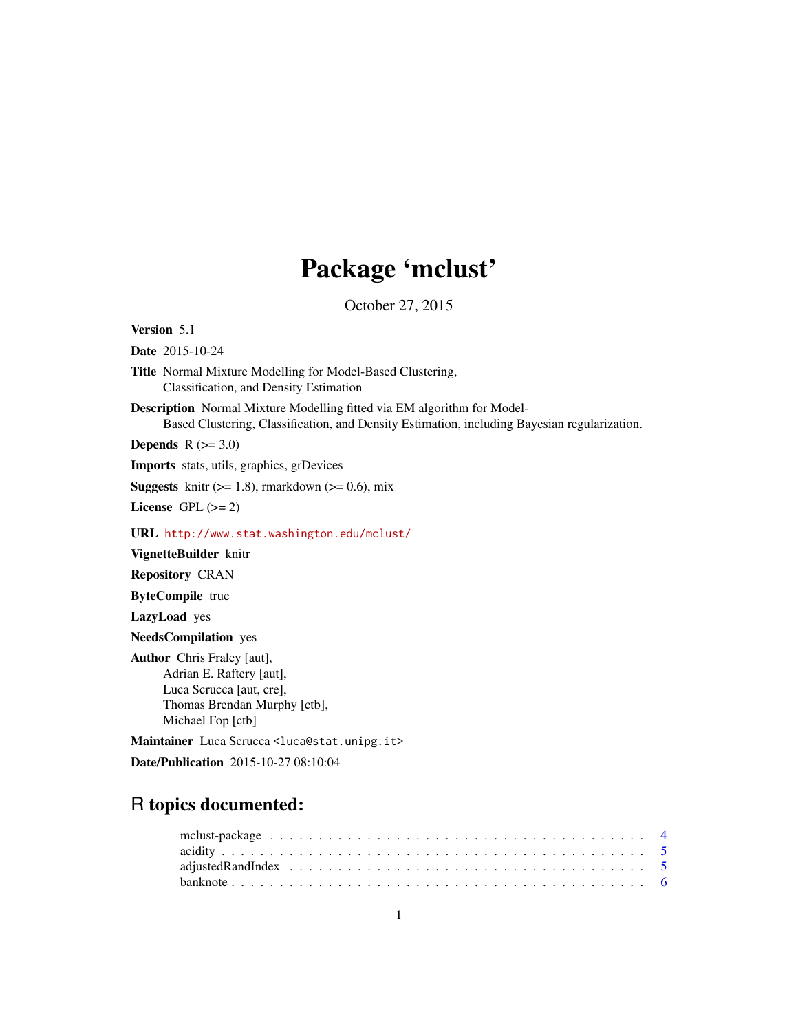# Package 'mclust'

October 27, 2015

**Version** 5.1

**Date** 2015-10-24

**Title** Normal Mixture Modelling for Model-Based Clustering, Classification, and Density Estimation

**Description** Normal Mixture Modelling fitted via EM algorithm for Model-Based Clustering, Classification, and Density Estimation, including Bayesian regularization.

**Depends** R (>= 3.0)

**Imports** stats, utils, graphics, grDevices

**Suggests** knitr (>= 1.8), rmarkdown (>= 0.6), mix

**License** GPL (>= 2)

**URL** http://www.stat.washington.edu/mclust/

**VignetteBuilder** knitr

**Repository** CRAN

**ByteCompile** true

**LazyLoad** yes

**NeedsCompilation** yes

**Author** Chris Fraley [aut],
Adrian E. Raftery [aut],
Luca Scrucca [aut, cre],
Thomas Brendan Murphy [ctb],
Michael Fop [ctb]

**Maintainer** Luca Scrucca <luca@stat.unipg.it>

**Date/Publication** 2015-10-27 08:10:04

## R topics documented:

mclust-package . . . . . . . . . . . . . . . . . . . . . . . . . . . . . . . . . . . . . 4
acidity . . . . . . . . . . . . . . . . . . . . . . . . . . . . . . . . . . . . . . . . . . 5
adjustedRandIndex . . . . . . . . . . . . . . . . . . . . . . . . . . . . . . . . . . . . 5
banknote . . . . . . . . . . . . . . . . . . . . . . . . . . . . . . . . . . . . . . . . . 6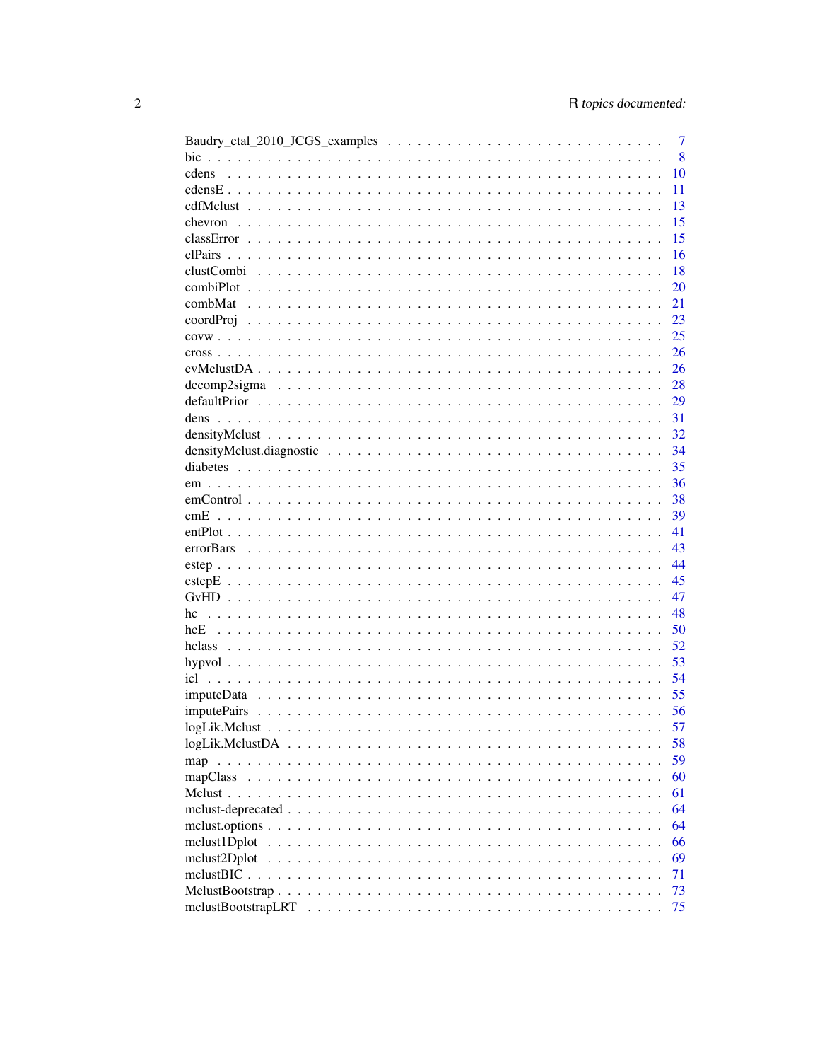| | |
|---|---|
| Baudry_etal_2010_JCGS_examples | 7 |
| bic | 8 |
| cdens | 10 |
| cdensE | 11 |
| cdfMclust | 13 |
| chevron | 15 |
| classError | 15 |
| clPairs | 16 |
| clustCombi | 18 |
| combiPlot | 20 |
| combMat | 21 |
| coordProj | 23 |
| covw | 25 |
| cross | 26 |
| cvMclustDA | 26 |
| decomp2sigma | 28 |
| defaultPrior | 29 |
| dens | 31 |
| densityMclust | 32 |
| densityMclust.diagnostic | 34 |
| diabetes | 35 |
| em | 36 |
| emControl | 38 |
| emE | 39 |
| entPlot | 41 |
| errorBars | 43 |
| estep | 44 |
| estepE | 45 |
| GvHD | 47 |
| hc | 48 |
| hcE | 50 |
| hclass | 52 |
| hypvol | 53 |
| icl | 54 |
| imputeData | 55 |
| imputePairs | 56 |
| logLik.Mclust | 57 |
| logLik.MclustDA | 58 |
| map | 59 |
| mapClass | 60 |
| Mclust | 61 |
| mclust-deprecated | 64 |
| mclust.options | 64 |
| mclust1Dplot | 66 |
| mclust2Dplot | 69 |
| mclustBIC | 71 |
| MclustBootstrap | 73 |
| mclustBootstrapLRT | 75 |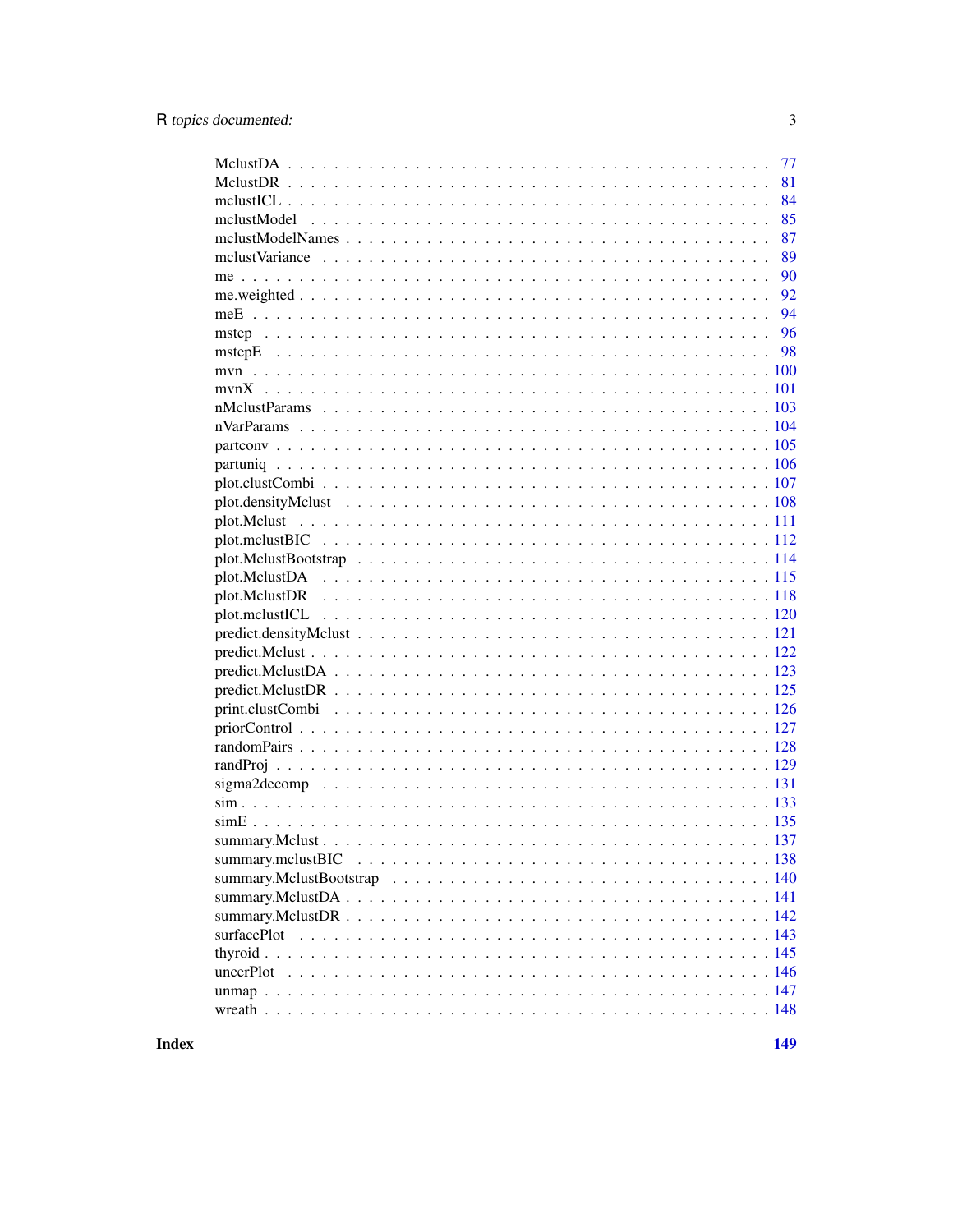MclustDA . . . . . . . . . . . . . . . . . . . . . . . . . . . . . . . . . . . . . . . 77
MclustDR . . . . . . . . . . . . . . . . . . . . . . . . . . . . . . . . . . . . . . . 81
mclustICL . . . . . . . . . . . . . . . . . . . . . . . . . . . . . . . . . . . . . . . 84
mclustModel . . . . . . . . . . . . . . . . . . . . . . . . . . . . . . . . . . . . . . 85
mclustModelNames . . . . . . . . . . . . . . . . . . . . . . . . . . . . . . . . . . . 87
mclustVariance . . . . . . . . . . . . . . . . . . . . . . . . . . . . . . . . . . . . . 89
me . . . . . . . . . . . . . . . . . . . . . . . . . . . . . . . . . . . . . . . . . . . 90
me.weighted . . . . . . . . . . . . . . . . . . . . . . . . . . . . . . . . . . . . . . 92
meE . . . . . . . . . . . . . . . . . . . . . . . . . . . . . . . . . . . . . . . . . . . 94
mstep . . . . . . . . . . . . . . . . . . . . . . . . . . . . . . . . . . . . . . . . . . 96
mstepE . . . . . . . . . . . . . . . . . . . . . . . . . . . . . . . . . . . . . . . . . 98
mvn . . . . . . . . . . . . . . . . . . . . . . . . . . . . . . . . . . . . . . . . . . . 100
mvnX . . . . . . . . . . . . . . . . . . . . . . . . . . . . . . . . . . . . . . . . . . 101
nMclustParams . . . . . . . . . . . . . . . . . . . . . . . . . . . . . . . . . . . . . 103
nVarParams . . . . . . . . . . . . . . . . . . . . . . . . . . . . . . . . . . . . . . . 104
partconv . . . . . . . . . . . . . . . . . . . . . . . . . . . . . . . . . . . . . . . . 105
partuniq . . . . . . . . . . . . . . . . . . . . . . . . . . . . . . . . . . . . . . . . 106
plot.clustCombi . . . . . . . . . . . . . . . . . . . . . . . . . . . . . . . . . . . . 107
plot.densityMclust . . . . . . . . . . . . . . . . . . . . . . . . . . . . . . . . . . 108
plot.Mclust . . . . . . . . . . . . . . . . . . . . . . . . . . . . . . . . . . . . . . . 111
plot.mclustBIC . . . . . . . . . . . . . . . . . . . . . . . . . . . . . . . . . . . . . 112
plot.MclustBootstrap . . . . . . . . . . . . . . . . . . . . . . . . . . . . . . . . . 114
plot.MclustDA . . . . . . . . . . . . . . . . . . . . . . . . . . . . . . . . . . . . . 115
plot.MclustDR . . . . . . . . . . . . . . . . . . . . . . . . . . . . . . . . . . . . . 118
plot.mclustICL . . . . . . . . . . . . . . . . . . . . . . . . . . . . . . . . . . . . . 120
predict.densityMclust . . . . . . . . . . . . . . . . . . . . . . . . . . . . . . . . . 121
predict.Mclust . . . . . . . . . . . . . . . . . . . . . . . . . . . . . . . . . . . . . 122
predict.MclustDA . . . . . . . . . . . . . . . . . . . . . . . . . . . . . . . . . . . . 123
predict.MclustDR . . . . . . . . . . . . . . . . . . . . . . . . . . . . . . . . . . . . 125
print.clustCombi . . . . . . . . . . . . . . . . . . . . . . . . . . . . . . . . . . . . 126
priorControl . . . . . . . . . . . . . . . . . . . . . . . . . . . . . . . . . . . . . . 127
randomPairs . . . . . . . . . . . . . . . . . . . . . . . . . . . . . . . . . . . . . . 128
randProj . . . . . . . . . . . . . . . . . . . . . . . . . . . . . . . . . . . . . . . . 129
sigma2decomp . . . . . . . . . . . . . . . . . . . . . . . . . . . . . . . . . . . . . . 131
sim . . . . . . . . . . . . . . . . . . . . . . . . . . . . . . . . . . . . . . . . . . . 133
simE . . . . . . . . . . . . . . . . . . . . . . . . . . . . . . . . . . . . . . . . . . . 135
summary.Mclust . . . . . . . . . . . . . . . . . . . . . . . . . . . . . . . . . . . . . 137
summary.mclustBIC . . . . . . . . . . . . . . . . . . . . . . . . . . . . . . . . . . . 138
summary.MclustBootstrap . . . . . . . . . . . . . . . . . . . . . . . . . . . . . . . 140
summary.MclustDA . . . . . . . . . . . . . . . . . . . . . . . . . . . . . . . . . . . 141
summary.MclustDR . . . . . . . . . . . . . . . . . . . . . . . . . . . . . . . . . . . 142
surfacePlot . . . . . . . . . . . . . . . . . . . . . . . . . . . . . . . . . . . . . . 143
thyroid . . . . . . . . . . . . . . . . . . . . . . . . . . . . . . . . . . . . . . . . . 145
uncerPlot . . . . . . . . . . . . . . . . . . . . . . . . . . . . . . . . . . . . . . . . 146
unmap . . . . . . . . . . . . . . . . . . . . . . . . . . . . . . . . . . . . . . . . . . 147
wreath . . . . . . . . . . . . . . . . . . . . . . . . . . . . . . . . . . . . . . . . . . 148

**Index** **149**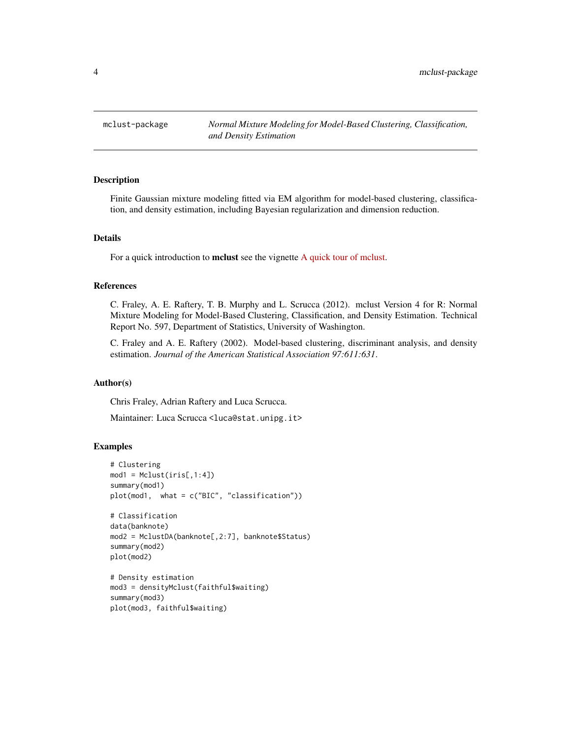mclust-package    *Normal Mixture Modeling for Model-Based Clustering, Classification, and Density Estimation*

## Description

Finite Gaussian mixture modeling fitted via EM algorithm for model-based clustering, classification, and density estimation, including Bayesian regularization and dimension reduction.

## Details

For a quick introduction to **mclust** see the vignette A quick tour of mclust.

## References

C. Fraley, A. E. Raftery, T. B. Murphy and L. Scrucca (2012). mclust Version 4 for R: Normal Mixture Modeling for Model-Based Clustering, Classification, and Density Estimation. Technical Report No. 597, Department of Statistics, University of Washington.

C. Fraley and A. E. Raftery (2002). Model-based clustering, discriminant analysis, and density estimation. *Journal of the American Statistical Association 97:611:631*.

## Author(s)

Chris Fraley, Adrian Raftery and Luca Scrucca.

Maintainer: Luca Scrucca <luca@stat.unipg.it>

## Examples

```
# Clustering
mod1 = Mclust(iris[,1:4])
summary(mod1)
plot(mod1,  what = c("BIC", "classification"))

# Classification
data(banknote)
mod2 = MclustDA(banknote[,2:7], banknote$Status)
summary(mod2)
plot(mod2)

# Density estimation
mod3 = densityMclust(faithful$waiting)
summary(mod3)
plot(mod3, faithful$waiting)
```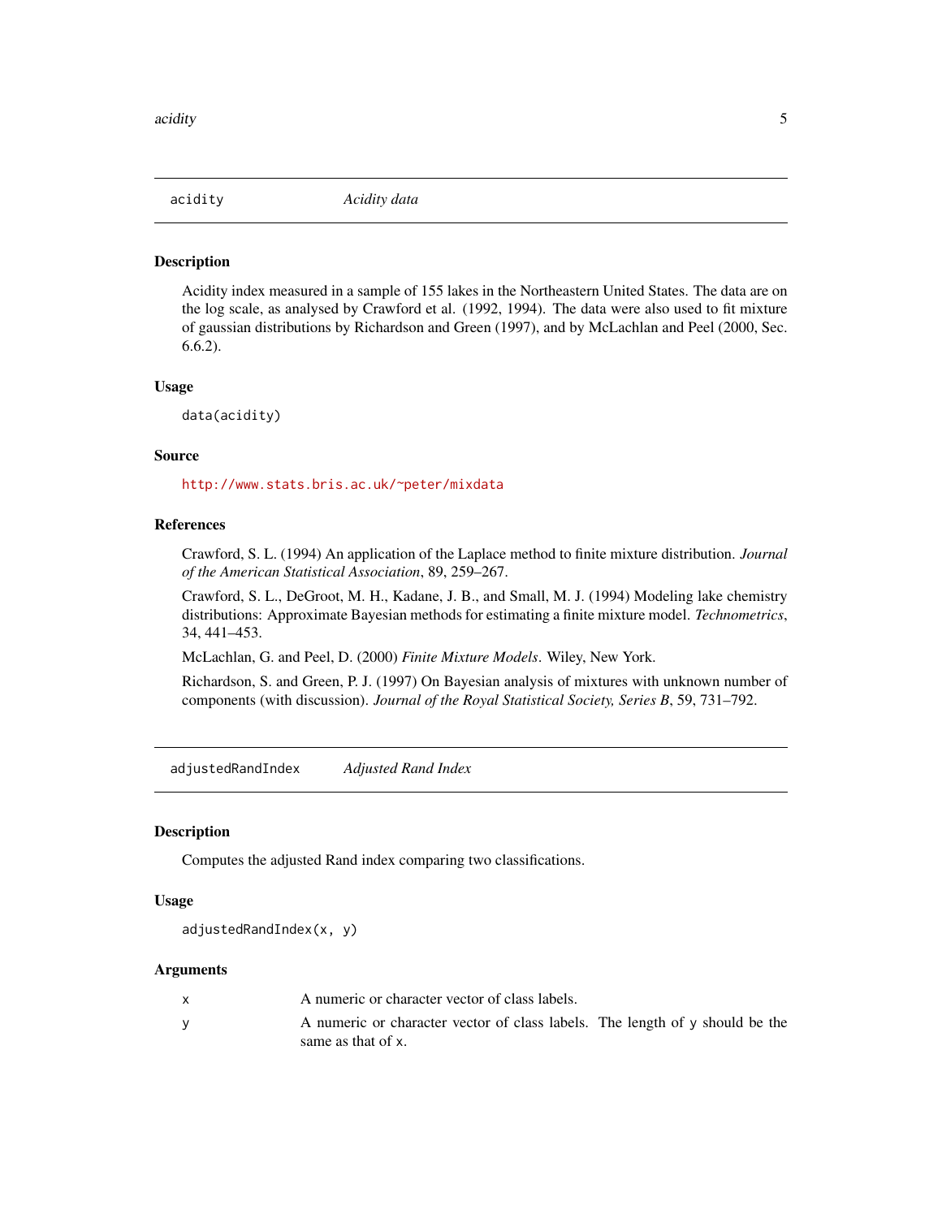## acidity — *Acidity data*

### Description

Acidity index measured in a sample of 155 lakes in the Northeastern United States. The data are on the log scale, as analysed by Crawford et al. (1992, 1994). The data were also used to fit mixture of gaussian distributions by Richardson and Green (1997), and by McLachlan and Peel (2000, Sec. 6.6.2).

### Usage

```
data(acidity)
```

### Source

http://www.stats.bris.ac.uk/~peter/mixdata

### References

Crawford, S. L. (1994) An application of the Laplace method to finite mixture distribution. *Journal of the American Statistical Association*, 89, 259–267.

Crawford, S. L., DeGroot, M. H., Kadane, J. B., and Small, M. J. (1994) Modeling lake chemistry distributions: Approximate Bayesian methods for estimating a finite mixture model. *Technometrics*, 34, 441–453.

McLachlan, G. and Peel, D. (2000) *Finite Mixture Models*. Wiley, New York.

Richardson, S. and Green, P. J. (1997) On Bayesian analysis of mixtures with unknown number of components (with discussion). *Journal of the Royal Statistical Society, Series B*, 59, 731–792.

## adjustedRandIndex — *Adjusted Rand Index*

### Description

Computes the adjusted Rand index comparing two classifications.

### Usage

```
adjustedRandIndex(x, y)
```

### Arguments

| | |
|---|---|
| x | A numeric or character vector of class labels. |
| y | A numeric or character vector of class labels. The length of y should be the same as that of x. |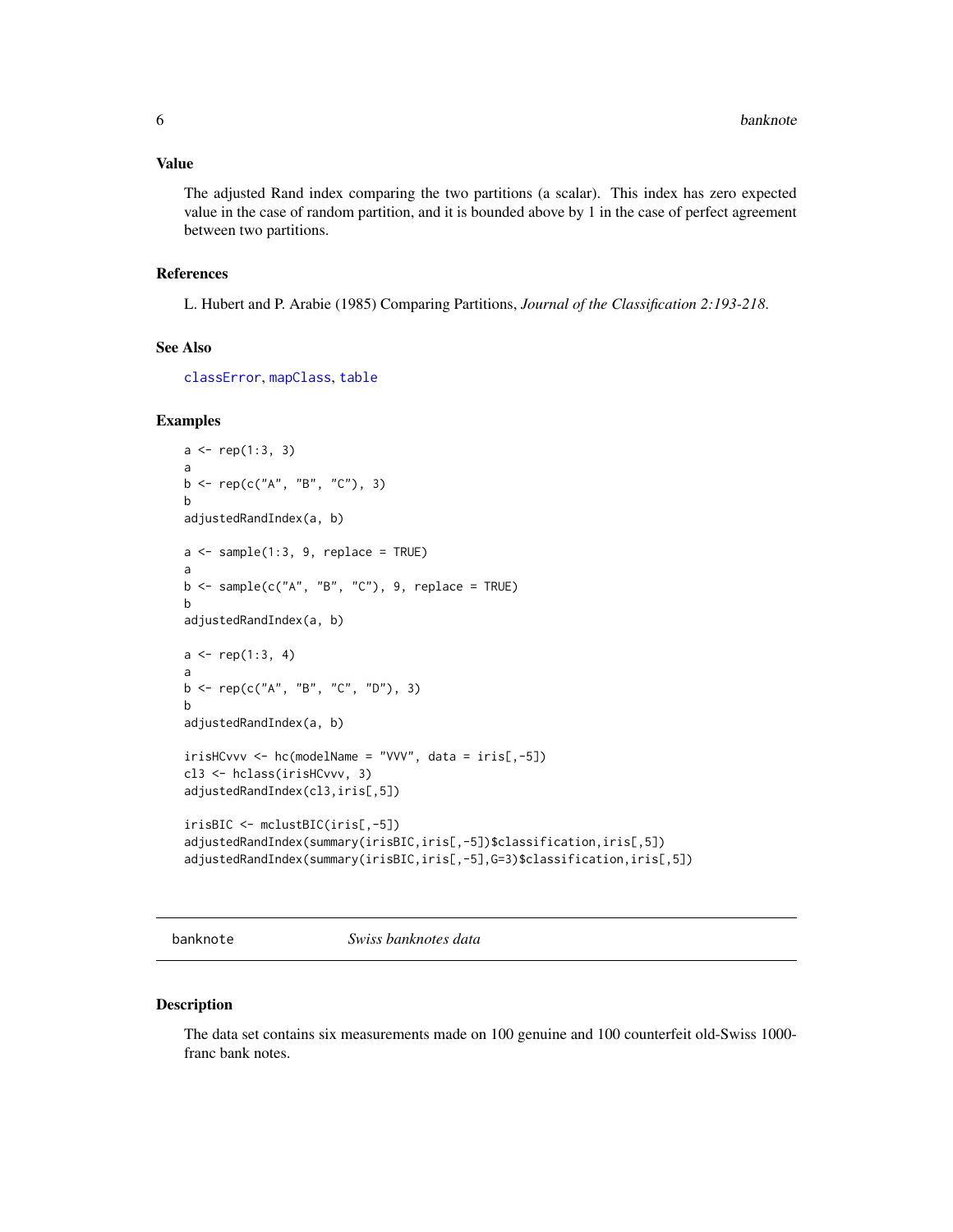### Value

The adjusted Rand index comparing the two partitions (a scalar). This index has zero expected value in the case of random partition, and it is bounded above by 1 in the case of perfect agreement between two partitions.

### References

L. Hubert and P. Arabie (1985) Comparing Partitions, *Journal of the Classification 2:193-218*.

### See Also

classError, mapClass, table

### Examples

```
a <- rep(1:3, 3)
a
b <- rep(c("A", "B", "C"), 3)
b
adjustedRandIndex(a, b)

a <- sample(1:3, 9, replace = TRUE)
a
b <- sample(c("A", "B", "C"), 9, replace = TRUE)
b
adjustedRandIndex(a, b)

a <- rep(1:3, 4)
a
b <- rep(c("A", "B", "C", "D"), 3)
b
adjustedRandIndex(a, b)

irisHCvvv <- hc(modelName = "VVV", data = iris[,-5])
cl3 <- hclass(irisHCvvv, 3)
adjustedRandIndex(cl3,iris[,5])

irisBIC <- mclustBIC(iris[,-5])
adjustedRandIndex(summary(irisBIC,iris[,-5])$classification,iris[,5])
adjustedRandIndex(summary(irisBIC,iris[,-5],G=3)$classification,iris[,5])
```

---

## banknote    *Swiss banknotes data*

### Description

The data set contains six measurements made on 100 genuine and 100 counterfeit old-Swiss 1000-franc bank notes.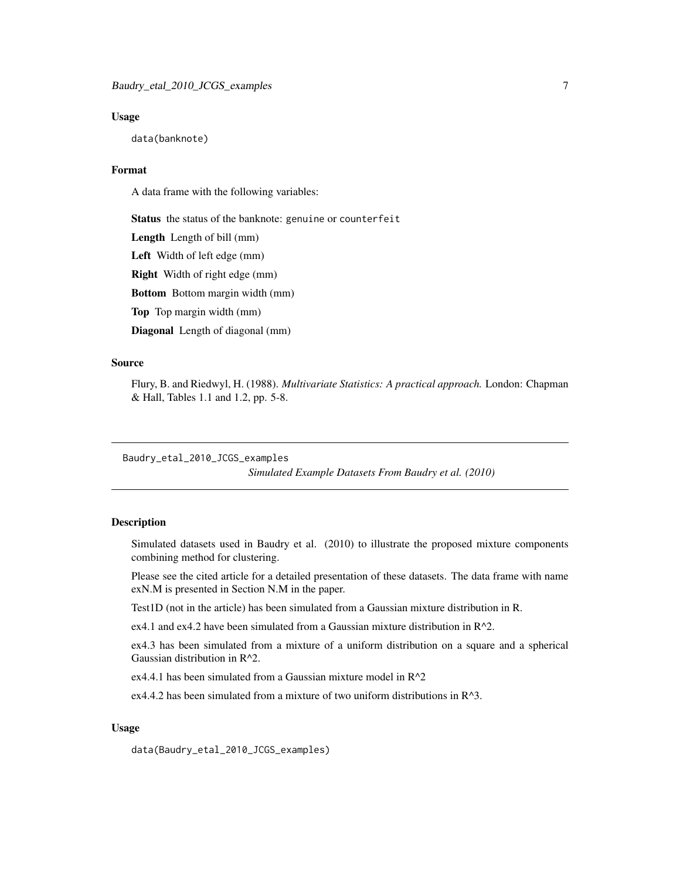### Usage

```
data(banknote)
```

### Format

A data frame with the following variables:

**Status** the status of the banknote: genuine or counterfeit

**Length** Length of bill (mm)

**Left** Width of left edge (mm)

**Right** Width of right edge (mm)

**Bottom** Bottom margin width (mm)

**Top** Top margin width (mm)

**Diagonal** Length of diagonal (mm)

### Source

Flury, B. and Riedwyl, H. (1988). *Multivariate Statistics: A practical approach.* London: Chapman & Hall, Tables 1.1 and 1.2, pp. 5-8.

---

## Baudry_etal_2010_JCGS_examples

*Simulated Example Datasets From Baudry et al. (2010)*

---

### Description

Simulated datasets used in Baudry et al. (2010) to illustrate the proposed mixture components combining method for clustering.

Please see the cited article for a detailed presentation of these datasets. The data frame with name exN.M is presented in Section N.M in the paper.

Test1D (not in the article) has been simulated from a Gaussian mixture distribution in R.

ex4.1 and ex4.2 have been simulated from a Gaussian mixture distribution in R^2.

ex4.3 has been simulated from a mixture of a uniform distribution on a square and a spherical Gaussian distribution in R^2.

ex4.4.1 has been simulated from a Gaussian mixture model in R^2

ex4.4.2 has been simulated from a mixture of two uniform distributions in R^3.

### Usage

```
data(Baudry_etal_2010_JCGS_examples)
```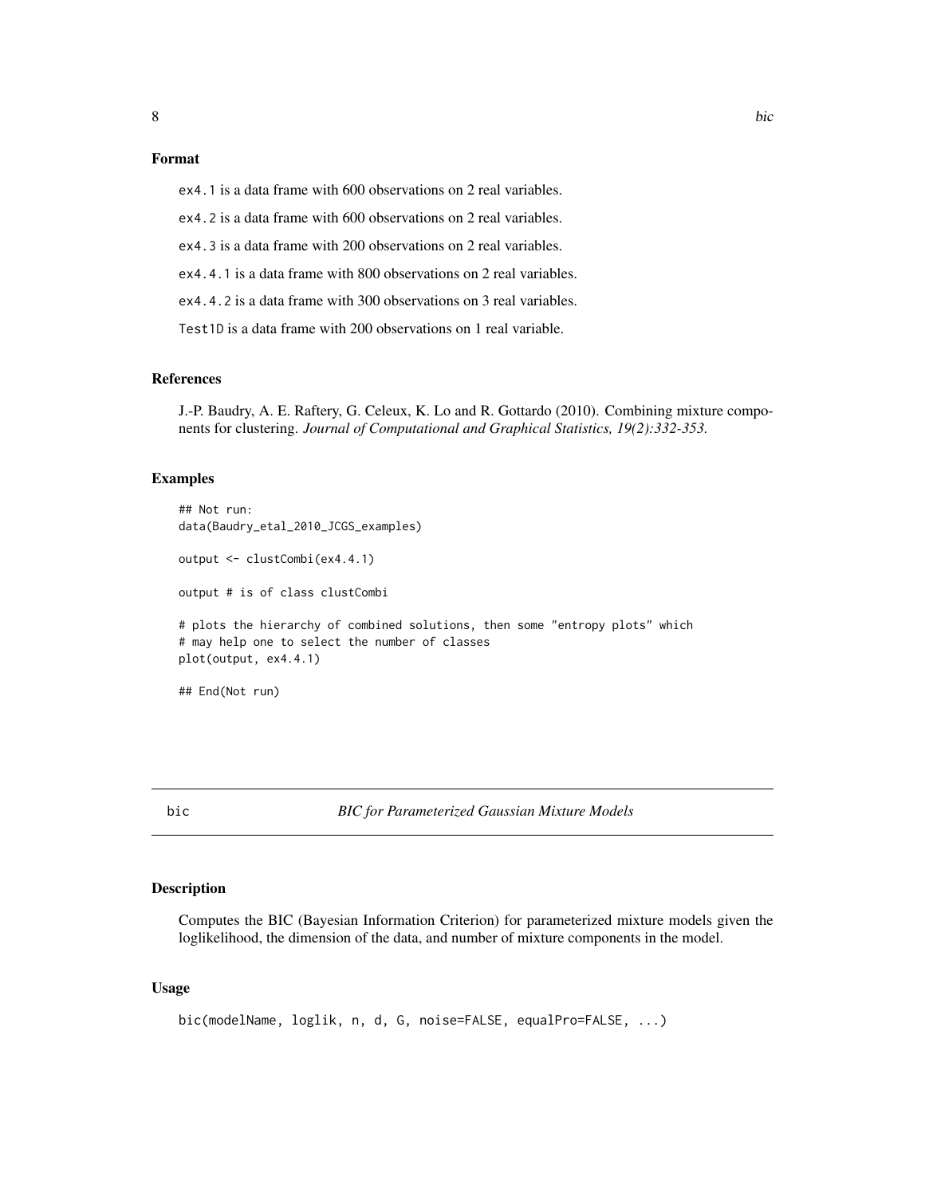### Format

`ex4.1` is a data frame with 600 observations on 2 real variables.

`ex4.2` is a data frame with 600 observations on 2 real variables.

`ex4.3` is a data frame with 200 observations on 2 real variables.

`ex4.4.1` is a data frame with 800 observations on 2 real variables.

`ex4.4.2` is a data frame with 300 observations on 3 real variables.

`Test1D` is a data frame with 200 observations on 1 real variable.

### References

J.-P. Baudry, A. E. Raftery, G. Celeux, K. Lo and R. Gottardo (2010). Combining mixture components for clustering. *Journal of Computational and Graphical Statistics, 19(2):332-353.*

### Examples

```
## Not run:
data(Baudry_etal_2010_JCGS_examples)

output <- clustCombi(ex4.4.1)

output # is of class clustCombi

# plots the hierarchy of combined solutions, then some "entropy plots" which
# may help one to select the number of classes
plot(output, ex4.4.1)

## End(Not run)
```

---

## bic — *BIC for Parameterized Gaussian Mixture Models*

---

### Description

Computes the BIC (Bayesian Information Criterion) for parameterized mixture models given the loglikelihood, the dimension of the data, and number of mixture components in the model.

### Usage

```
bic(modelName, loglik, n, d, G, noise=FALSE, equalPro=FALSE, ...)
```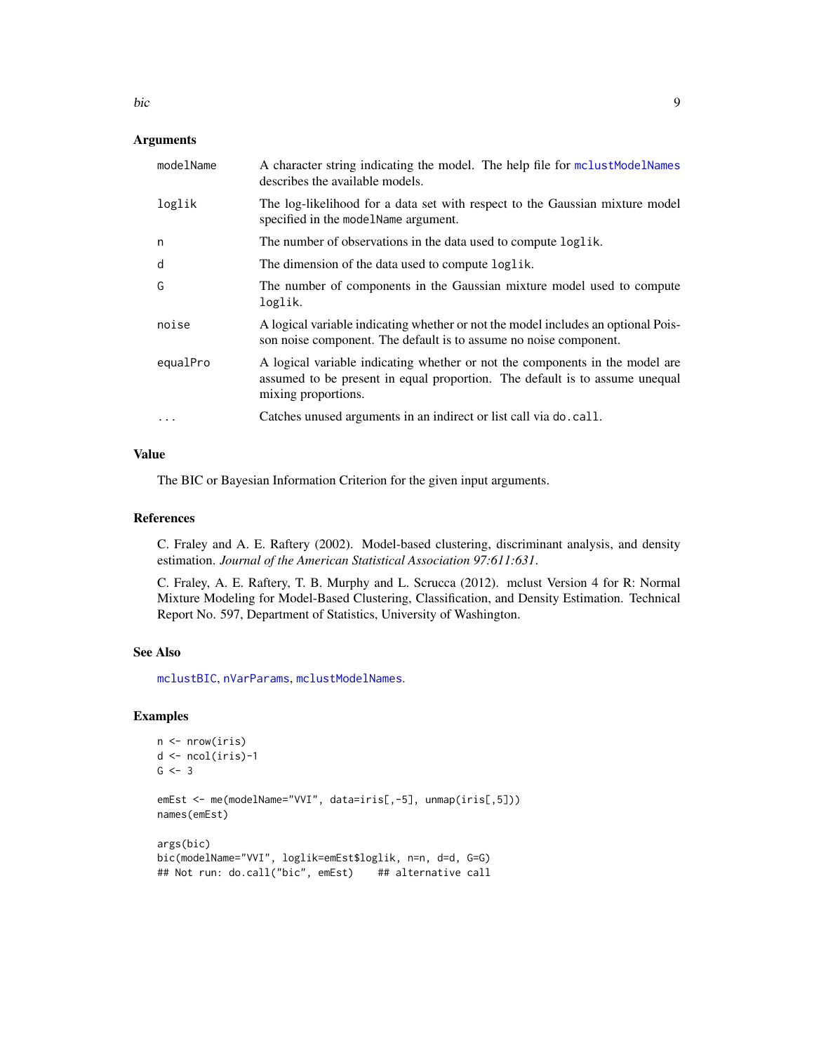## Arguments

| | |
|---|---|
| modelName | A character string indicating the model. The help file for mclustModelNames describes the available models. |
| loglik | The log-likelihood for a data set with respect to the Gaussian mixture model specified in the modelName argument. |
| n | The number of observations in the data used to compute loglik. |
| d | The dimension of the data used to compute loglik. |
| G | The number of components in the Gaussian mixture model used to compute loglik. |
| noise | A logical variable indicating whether or not the model includes an optional Poisson noise component. The default is to assume no noise component. |
| equalPro | A logical variable indicating whether or not the components in the model are assumed to be present in equal proportion. The default is to assume unequal mixing proportions. |
| ... | Catches unused arguments in an indirect or list call via do.call. |

## Value

The BIC or Bayesian Information Criterion for the given input arguments.

## References

C. Fraley and A. E. Raftery (2002). Model-based clustering, discriminant analysis, and density estimation. *Journal of the American Statistical Association 97:611:631*.

C. Fraley, A. E. Raftery, T. B. Murphy and L. Scrucca (2012). mclust Version 4 for R: Normal Mixture Modeling for Model-Based Clustering, Classification, and Density Estimation. Technical Report No. 597, Department of Statistics, University of Washington.

## See Also

mclustBIC, nVarParams, mclustModelNames.

## Examples

```
n <- nrow(iris)
d <- ncol(iris)-1
G <- 3

emEst <- me(modelName="VVI", data=iris[,-5], unmap(iris[,5]))
names(emEst)

args(bic)
bic(modelName="VVI", loglik=emEst$loglik, n=n, d=d, G=G)
## Not run: do.call("bic", emEst)    ## alternative call
```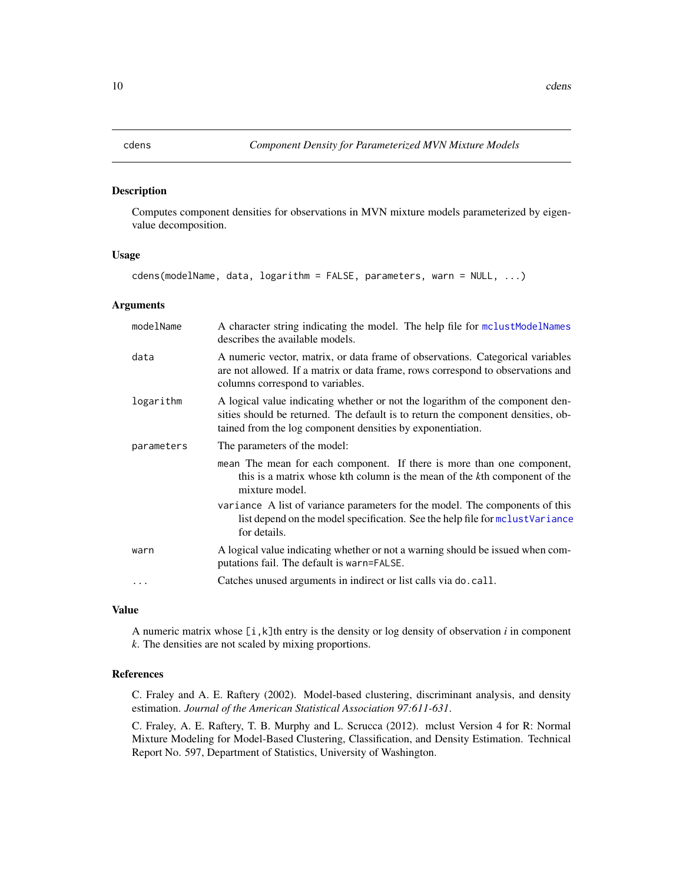# cdens — *Component Density for Parameterized MVN Mixture Models*

## Description

Computes component densities for observations in MVN mixture models parameterized by eigenvalue decomposition.

## Usage

```
cdens(modelName, data, logarithm = FALSE, parameters, warn = NULL, ...)
```

## Arguments

| Argument | Description |
| --- | --- |
| `modelName` | A character string indicating the model. The help file for `mclustModelNames` describes the available models. |
| `data` | A numeric vector, matrix, or data frame of observations. Categorical variables are not allowed. If a matrix or data frame, rows correspond to observations and columns correspond to variables. |
| `logarithm` | A logical value indicating whether or not the logarithm of the component densities should be returned. The default is to return the component densities, obtained from the log component densities by exponentiation. |
| `parameters` | The parameters of the model:<br>`mean` The mean for each component. If there is more than one component, this is a matrix whose kth column is the mean of the *k*th component of the mixture model.<br>`variance` A list of variance parameters for the model. The components of this list depend on the model specification. See the help file for `mclustVariance` for details. |
| `warn` | A logical value indicating whether or not a warning should be issued when computations fail. The default is `warn=FALSE`. |
| `...` | Catches unused arguments in indirect or list calls via `do.call`. |

## Value

A numeric matrix whose `[i,k]`th entry is the density or log density of observation *i* in component *k*. The densities are not scaled by mixing proportions.

## References

C. Fraley and A. E. Raftery (2002). Model-based clustering, discriminant analysis, and density estimation. *Journal of the American Statistical Association 97:611-631*.

C. Fraley, A. E. Raftery, T. B. Murphy and L. Scrucca (2012). mclust Version 4 for R: Normal Mixture Modeling for Model-Based Clustering, Classification, and Density Estimation. Technical Report No. 597, Department of Statistics, University of Washington.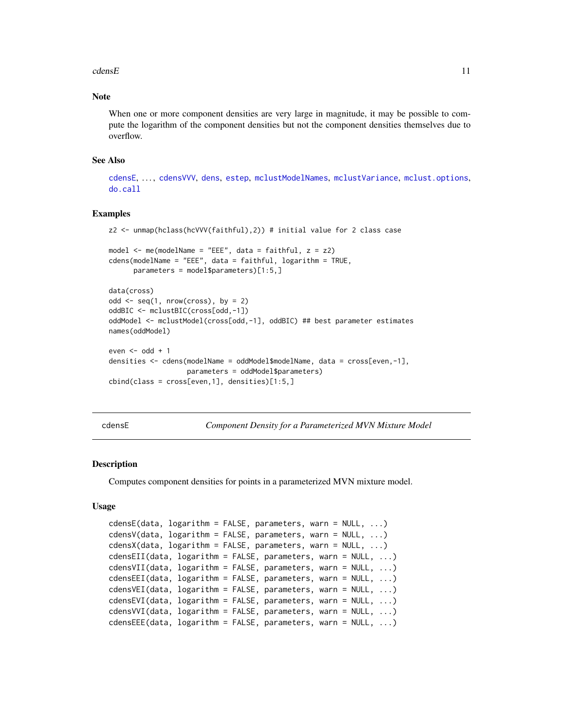## Note

When one or more component densities are very large in magnitude, it may be possible to compute the logarithm of the component densities but not the component densities themselves due to overflow.

## See Also

cdensE, ..., cdensVVV, dens, estep, mclustModelNames, mclustVariance, mclust.options, do.call

## Examples

```
z2 <- unmap(hclass(hcVVV(faithful),2)) # initial value for 2 class case

model <- me(modelName = "EEE", data = faithful, z = z2)
cdens(modelName = "EEE", data = faithful, logarithm = TRUE,
      parameters = model$parameters)[1:5,]

data(cross)
odd <- seq(1, nrow(cross), by = 2)
oddBIC <- mclustBIC(cross[odd,-1])
oddModel <- mclustModel(cross[odd,-1], oddBIC) ## best parameter estimates
names(oddModel)

even <- odd + 1
densities <- cdens(modelName = oddModel$modelName, data = cross[even,-1],
                   parameters = oddModel$parameters)
cbind(class = cross[even,1], densities)[1:5,]
```

---

# cdensE — *Component Density for a Parameterized MVN Mixture Model*

## Description

Computes component densities for points in a parameterized MVN mixture model.

## Usage

```
cdensE(data, logarithm = FALSE, parameters, warn = NULL, ...)
cdensV(data, logarithm = FALSE, parameters, warn = NULL, ...)
cdensX(data, logarithm = FALSE, parameters, warn = NULL, ...)
cdensEII(data, logarithm = FALSE, parameters, warn = NULL, ...)
cdensVII(data, logarithm = FALSE, parameters, warn = NULL, ...)
cdensEEI(data, logarithm = FALSE, parameters, warn = NULL, ...)
cdensVEI(data, logarithm = FALSE, parameters, warn = NULL, ...)
cdensEVI(data, logarithm = FALSE, parameters, warn = NULL, ...)
cdensVVI(data, logarithm = FALSE, parameters, warn = NULL, ...)
cdensEEE(data, logarithm = FALSE, parameters, warn = NULL, ...)
```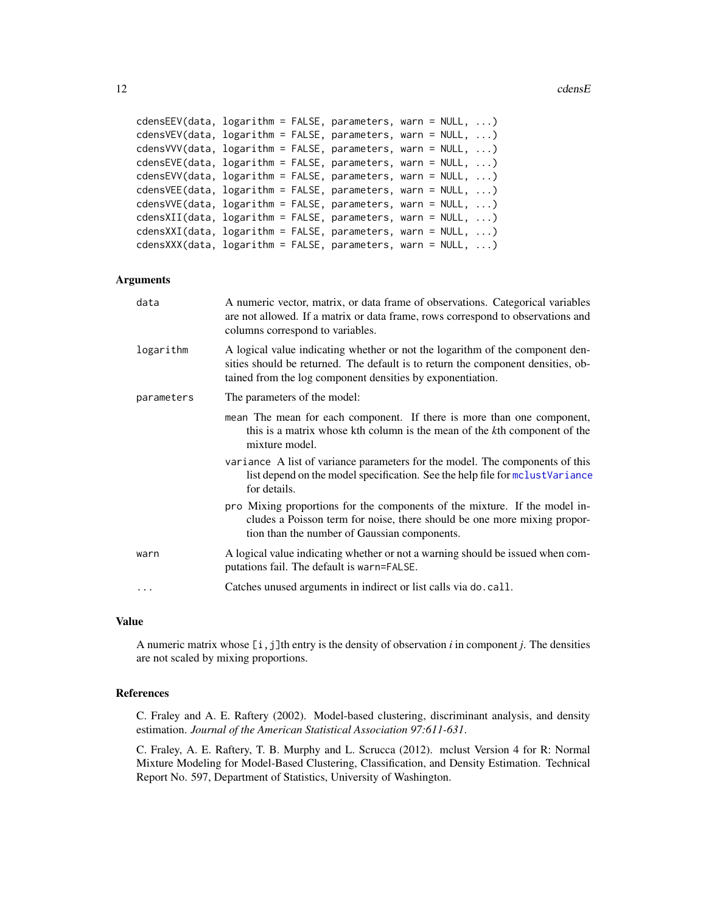```
cdensEEV(data, logarithm = FALSE, parameters, warn = NULL, ...)
cdensVEV(data, logarithm = FALSE, parameters, warn = NULL, ...)
cdensVVV(data, logarithm = FALSE, parameters, warn = NULL, ...)
cdensEVE(data, logarithm = FALSE, parameters, warn = NULL, ...)
cdensEVV(data, logarithm = FALSE, parameters, warn = NULL, ...)
cdensVEE(data, logarithm = FALSE, parameters, warn = NULL, ...)
cdensVVE(data, logarithm = FALSE, parameters, warn = NULL, ...)
cdensXII(data, logarithm = FALSE, parameters, warn = NULL, ...)
cdensXXI(data, logarithm = FALSE, parameters, warn = NULL, ...)
cdensXXX(data, logarithm = FALSE, parameters, warn = NULL, ...)
```

## Arguments

`data` A numeric vector, matrix, or data frame of observations. Categorical variables are not allowed. If a matrix or data frame, rows correspond to observations and columns correspond to variables.

`logarithm` A logical value indicating whether or not the logarithm of the component densities should be returned. The default is to return the component densities, obtained from the log component densities by exponentiation.

`parameters` The parameters of the model:

- `mean` The mean for each component. If there is more than one component, this is a matrix whose kth column is the mean of the *k*th component of the mixture model.
- `variance` A list of variance parameters for the model. The components of this list depend on the model specification. See the help file for `mclustVariance` for details.
- `pro` Mixing proportions for the components of the mixture. If the model includes a Poisson term for noise, there should be one more mixing proportion than the number of Gaussian components.

`warn` A logical value indicating whether or not a warning should be issued when computations fail. The default is `warn=FALSE`.

`...` Catches unused arguments in indirect or list calls via `do.call`.

## Value

A numeric matrix whose `[i,j]`th entry is the density of observation *i* in component *j*. The densities are not scaled by mixing proportions.

## References

C. Fraley and A. E. Raftery (2002). Model-based clustering, discriminant analysis, and density estimation. *Journal of the American Statistical Association 97:611-631*.

C. Fraley, A. E. Raftery, T. B. Murphy and L. Scrucca (2012). mclust Version 4 for R: Normal Mixture Modeling for Model-Based Clustering, Classification, and Density Estimation. Technical Report No. 597, Department of Statistics, University of Washington.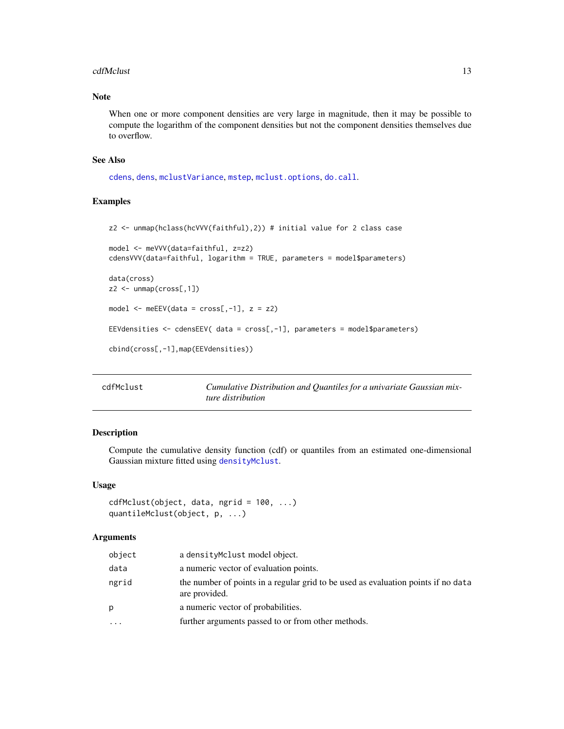## Note

When one or more component densities are very large in magnitude, then it may be possible to compute the logarithm of the component densities but not the component densities themselves due to overflow.

## See Also

cdens, dens, mclustVariance, mstep, mclust.options, do.call.

## Examples

```
z2 <- unmap(hclass(hcVVV(faithful),2)) # initial value for 2 class case

model <- meVVV(data=faithful, z=z2)
cdensVVV(data=faithful, logarithm = TRUE, parameters = model$parameters)

data(cross)
z2 <- unmap(cross[,1])

model <- meEEV(data = cross[,-1], z = z2)

EEVdensities <- cdensEEV( data = cross[,-1], parameters = model$parameters)

cbind(cross[,-1],map(EEVdensities))
```

---

# cdfMclust

*Cumulative Distribution and Quantiles for a univariate Gaussian mixture distribution*

## Description

Compute the cumulative density function (cdf) or quantiles from an estimated one-dimensional Gaussian mixture fitted using densityMclust.

## Usage

```
cdfMclust(object, data, ngrid = 100, ...)
quantileMclust(object, p, ...)
```

## Arguments

| | |
|---|---|
| object | a densityMclust model object. |
| data | a numeric vector of evaluation points. |
| ngrid | the number of points in a regular grid to be used as evaluation points if no data are provided. |
| p | a numeric vector of probabilities. |
| ... | further arguments passed to or from other methods. |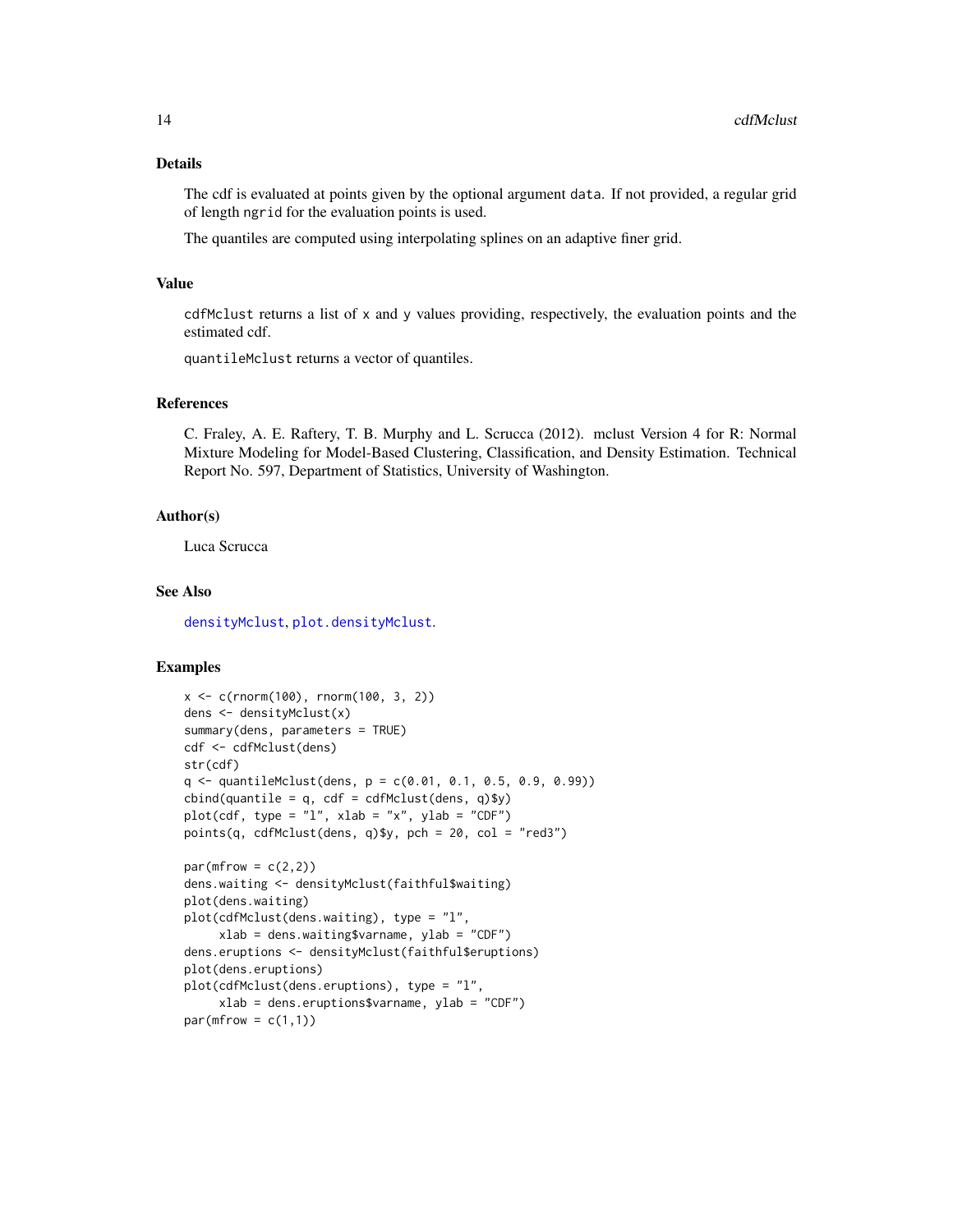## Details

The cdf is evaluated at points given by the optional argument `data`. If not provided, a regular grid of length `ngrid` for the evaluation points is used.

The quantiles are computed using interpolating splines on an adaptive finer grid.

## Value

`cdfMclust` returns a list of `x` and `y` values providing, respectively, the evaluation points and the estimated cdf.

`quantileMclust` returns a vector of quantiles.

## References

C. Fraley, A. E. Raftery, T. B. Murphy and L. Scrucca (2012). mclust Version 4 for R: Normal Mixture Modeling for Model-Based Clustering, Classification, and Density Estimation. Technical Report No. 597, Department of Statistics, University of Washington.

## Author(s)

Luca Scrucca

## See Also

densityMclust, plot.densityMclust.

## Examples

```
x <- c(rnorm(100), rnorm(100, 3, 2))
dens <- densityMclust(x)
summary(dens, parameters = TRUE)
cdf <- cdfMclust(dens)
str(cdf)
q <- quantileMclust(dens, p = c(0.01, 0.1, 0.5, 0.9, 0.99))
cbind(quantile = q, cdf = cdfMclust(dens, q)$y)
plot(cdf, type = "l", xlab = "x", ylab = "CDF")
points(q, cdfMclust(dens, q)$y, pch = 20, col = "red3")

par(mfrow = c(2,2))
dens.waiting <- densityMclust(faithful$waiting)
plot(dens.waiting)
plot(cdfMclust(dens.waiting), type = "l",
     xlab = dens.waiting$varname, ylab = "CDF")
dens.eruptions <- densityMclust(faithful$eruptions)
plot(dens.eruptions)
plot(cdfMclust(dens.eruptions), type = "l",
     xlab = dens.eruptions$varname, ylab = "CDF")
par(mfrow = c(1,1))
```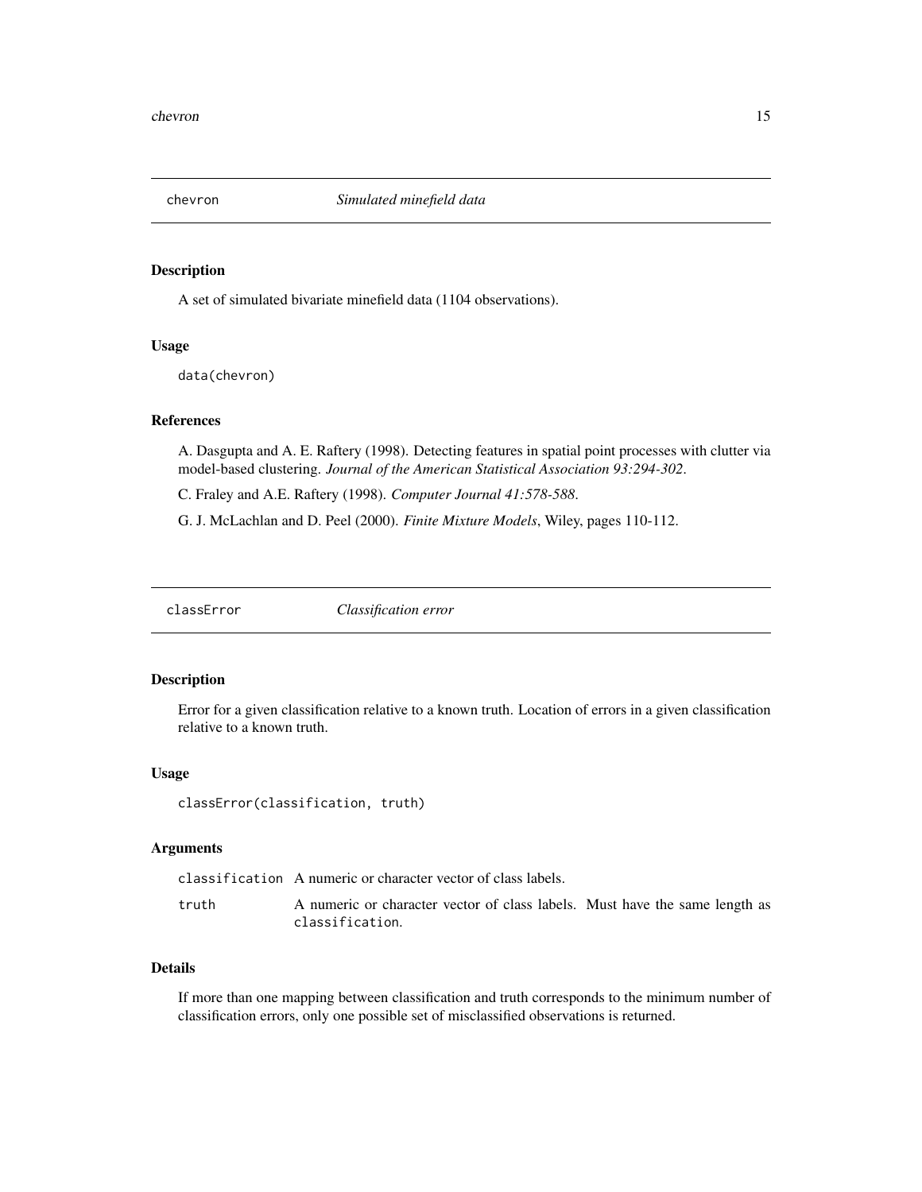## chevron — *Simulated minefield data*

### Description

A set of simulated bivariate minefield data (1104 observations).

### Usage

```
data(chevron)
```

### References

A. Dasgupta and A. E. Raftery (1998). Detecting features in spatial point processes with clutter via model-based clustering. *Journal of the American Statistical Association 93:294-302*.

C. Fraley and A.E. Raftery (1998). *Computer Journal 41:578-588*.

G. J. McLachlan and D. Peel (2000). *Finite Mixture Models*, Wiley, pages 110-112.

## classError — *Classification error*

### Description

Error for a given classification relative to a known truth. Location of errors in a given classification relative to a known truth.

### Usage

```
classError(classification, truth)
```

### Arguments

| | |
|---|---|
| `classification` | A numeric or character vector of class labels. |
| `truth` | A numeric or character vector of class labels. Must have the same length as `classification`. |

### Details

If more than one mapping between classification and truth corresponds to the minimum number of classification errors, only one possible set of misclassified observations is returned.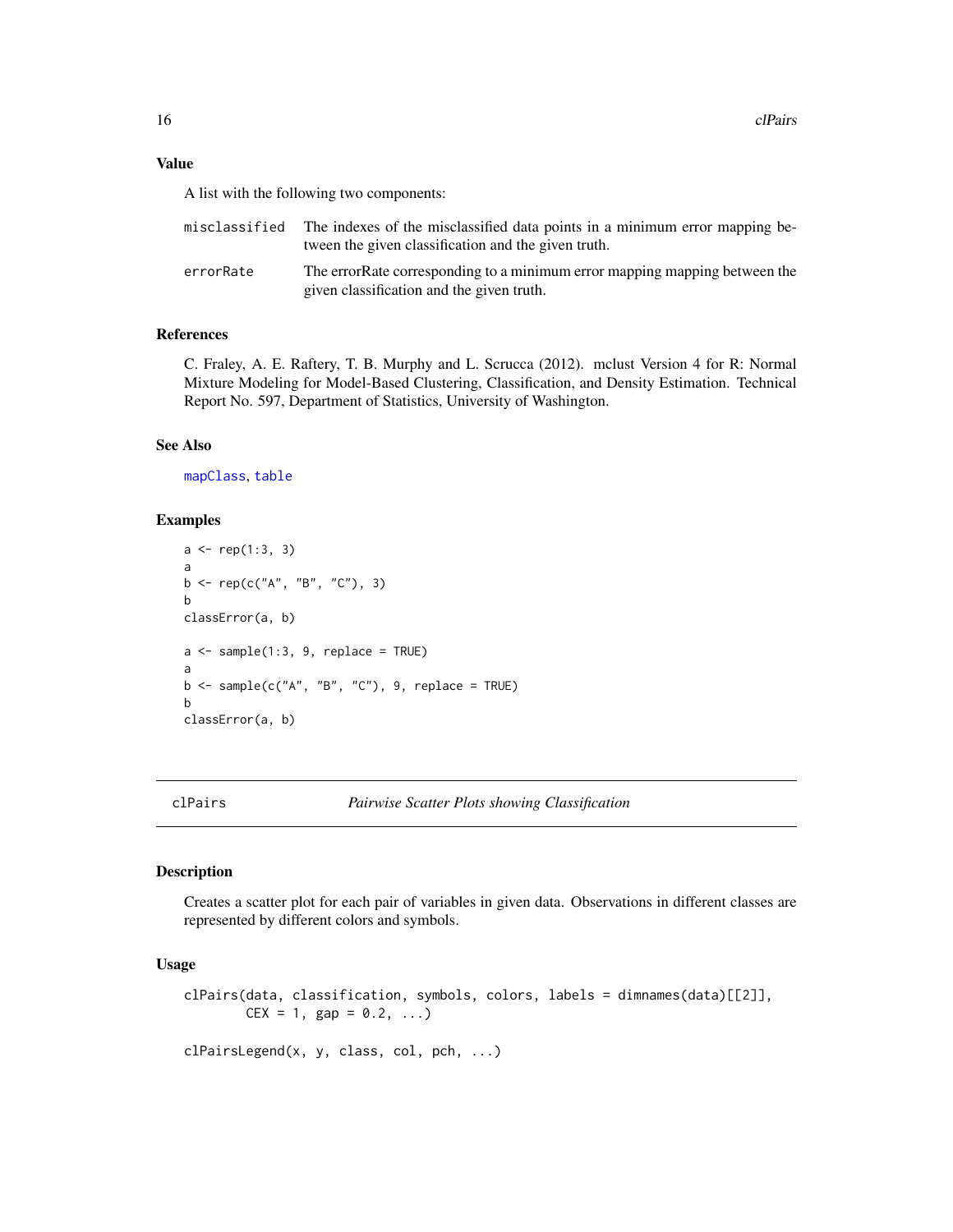## Value

A list with the following two components:

| | |
|---|---|
| misclassified | The indexes of the misclassified data points in a minimum error mapping between the given classification and the given truth. |
| errorRate | The errorRate corresponding to a minimum error mapping mapping between the given classification and the given truth. |

## References

C. Fraley, A. E. Raftery, T. B. Murphy and L. Scrucca (2012). mclust Version 4 for R: Normal Mixture Modeling for Model-Based Clustering, Classification, and Density Estimation. Technical Report No. 597, Department of Statistics, University of Washington.

## See Also

mapClass, table

## Examples

```
a <- rep(1:3, 3)
a
b <- rep(c("A", "B", "C"), 3)
b
classError(a, b)

a <- sample(1:3, 9, replace = TRUE)
a
b <- sample(c("A", "B", "C"), 9, replace = TRUE)
b
classError(a, b)
```

---

# clPairs — *Pairwise Scatter Plots showing Classification*

## Description

Creates a scatter plot for each pair of variables in given data. Observations in different classes are represented by different colors and symbols.

## Usage

```
clPairs(data, classification, symbols, colors, labels = dimnames(data)[[2]],
        CEX = 1, gap = 0.2, ...)

clPairsLegend(x, y, class, col, pch, ...)
```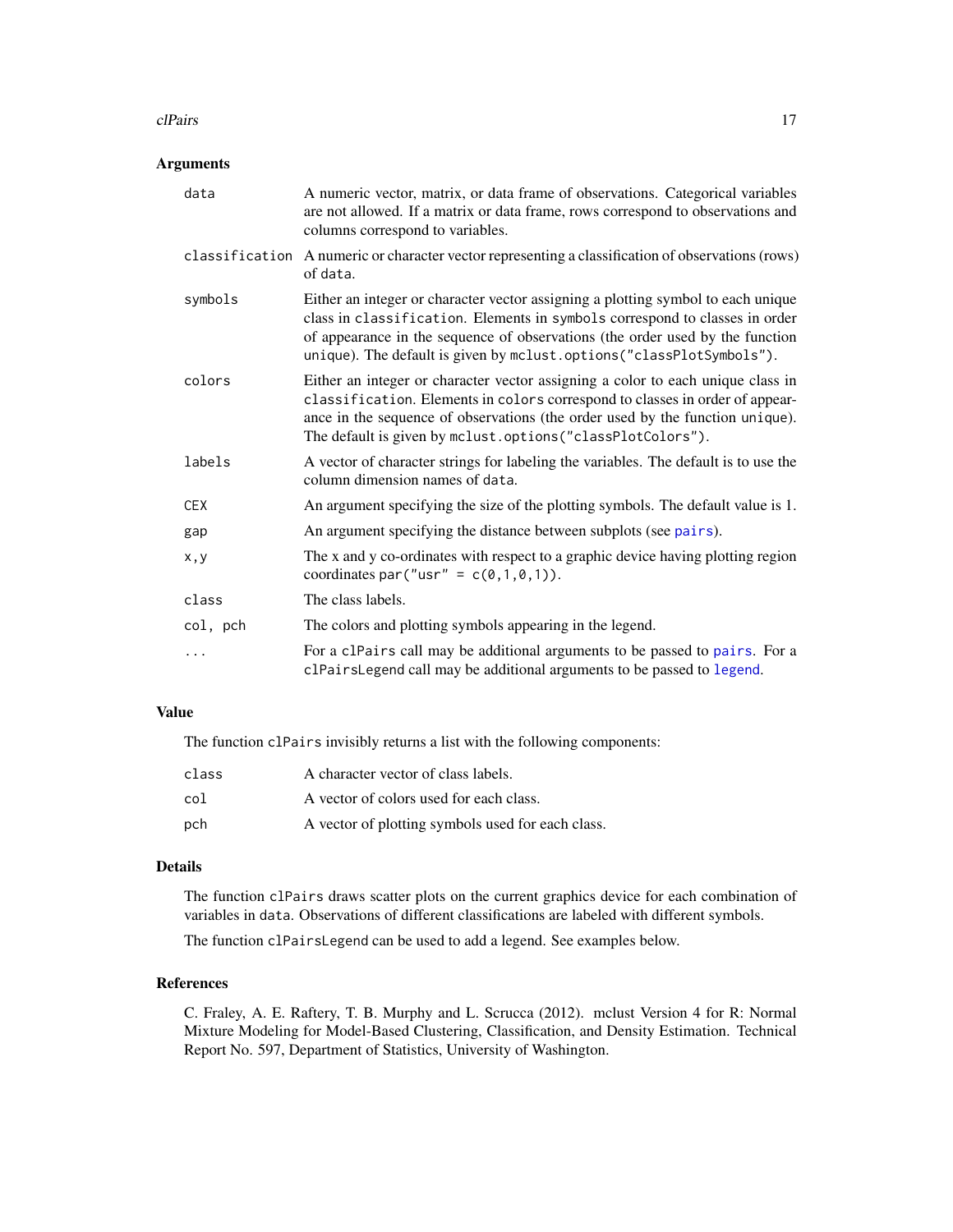## Arguments

| | |
|---|---|
| `data` | A numeric vector, matrix, or data frame of observations. Categorical variables are not allowed. If a matrix or data frame, rows correspond to observations and columns correspond to variables. |
| `classification` | A numeric or character vector representing a classification of observations (rows) of `data`. |
| `symbols` | Either an integer or character vector assigning a plotting symbol to each unique class in `classification`. Elements in `symbols` correspond to classes in order of appearance in the sequence of observations (the order used by the function `unique`). The default is given by `mclust.options("classPlotSymbols")`. |
| `colors` | Either an integer or character vector assigning a color to each unique class in `classification`. Elements in `colors` correspond to classes in order of appearance in the sequence of observations (the order used by the function `unique`). The default is given by `mclust.options("classPlotColors")`. |
| `labels` | A vector of character strings for labeling the variables. The default is to use the column dimension names of `data`. |
| `CEX` | An argument specifying the size of the plotting symbols. The default value is 1. |
| `gap` | An argument specifying the distance between subplots (see `pairs`). |
| `x,y` | The x and y co-ordinates with respect to a graphic device having plotting region coordinates `par("usr" = c(0,1,0,1))`. |
| `class` | The class labels. |
| `col, pch` | The colors and plotting symbols appearing in the legend. |
| `...` | For a `clPairs` call may be additional arguments to be passed to `pairs`. For a `clPairsLegend` call may be additional arguments to be passed to `legend`. |

## Value

The function `clPairs` invisibly returns a list with the following components:

| | |
|---|---|
| `class` | A character vector of class labels. |
| `col` | A vector of colors used for each class. |
| `pch` | A vector of plotting symbols used for each class. |

## Details

The function `clPairs` draws scatter plots on the current graphics device for each combination of variables in `data`. Observations of different classifications are labeled with different symbols.

The function `clPairsLegend` can be used to add a legend. See examples below.

## References

C. Fraley, A. E. Raftery, T. B. Murphy and L. Scrucca (2012). mclust Version 4 for R: Normal Mixture Modeling for Model-Based Clustering, Classification, and Density Estimation. Technical Report No. 597, Department of Statistics, University of Washington.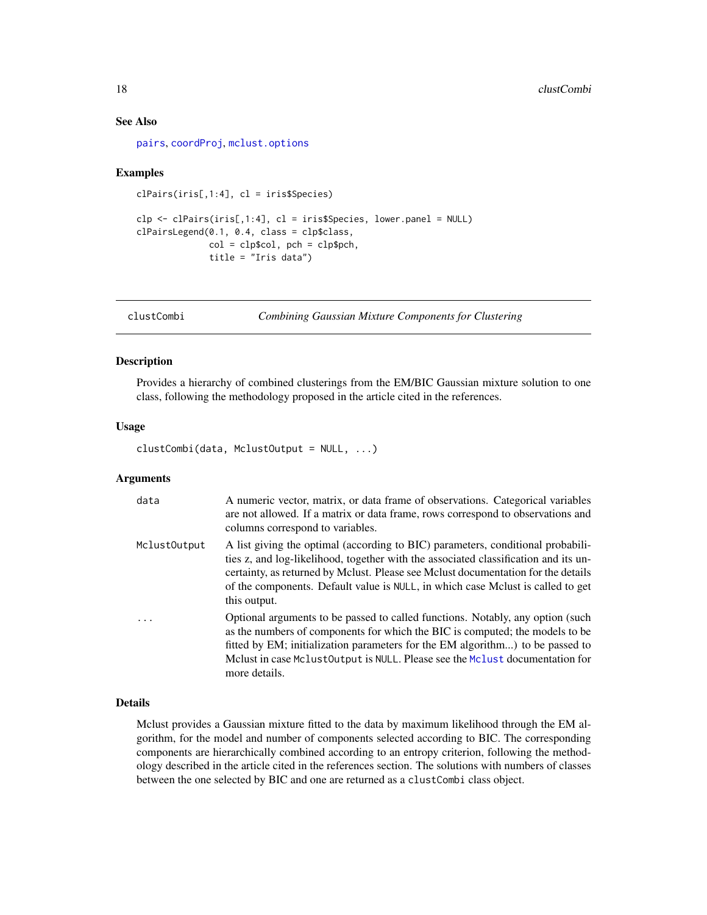### See Also

pairs, coordProj, mclust.options

### Examples

```
clPairs(iris[,1:4], cl = iris$Species)

clp <- clPairs(iris[,1:4], cl = iris$Species, lower.panel = NULL)
clPairsLegend(0.1, 0.4, class = clp$class,
              col = clp$col, pch = clp$pch,
              title = "Iris data")
```

---

## clustCombi — *Combining Gaussian Mixture Components for Clustering*

---

### Description

Provides a hierarchy of combined clusterings from the EM/BIC Gaussian mixture solution to one class, following the methodology proposed in the article cited in the references.

### Usage

```
clustCombi(data, MclustOutput = NULL, ...)
```

### Arguments

| | |
|---|---|
| `data` | A numeric vector, matrix, or data frame of observations. Categorical variables are not allowed. If a matrix or data frame, rows correspond to observations and columns correspond to variables. |
| `MclustOutput` | A list giving the optimal (according to BIC) parameters, conditional probabilities z, and log-likelihood, together with the associated classification and its uncertainty, as returned by Mclust. Please see Mclust documentation for the details of the components. Default value is `NULL`, in which case Mclust is called to get this output. |
| `...` | Optional arguments to be passed to called functions. Notably, any option (such as the numbers of components for which the BIC is computed; the models to be fitted by EM; initialization parameters for the EM algorithm...) to be passed to Mclust in case `MclustOutput` is `NULL`. Please see the `Mclust` documentation for more details. |

### Details

Mclust provides a Gaussian mixture fitted to the data by maximum likelihood through the EM algorithm, for the model and number of components selected according to BIC. The corresponding components are hierarchically combined according to an entropy criterion, following the methodology described in the article cited in the references section. The solutions with numbers of classes between the one selected by BIC and one are returned as a `clustCombi` class object.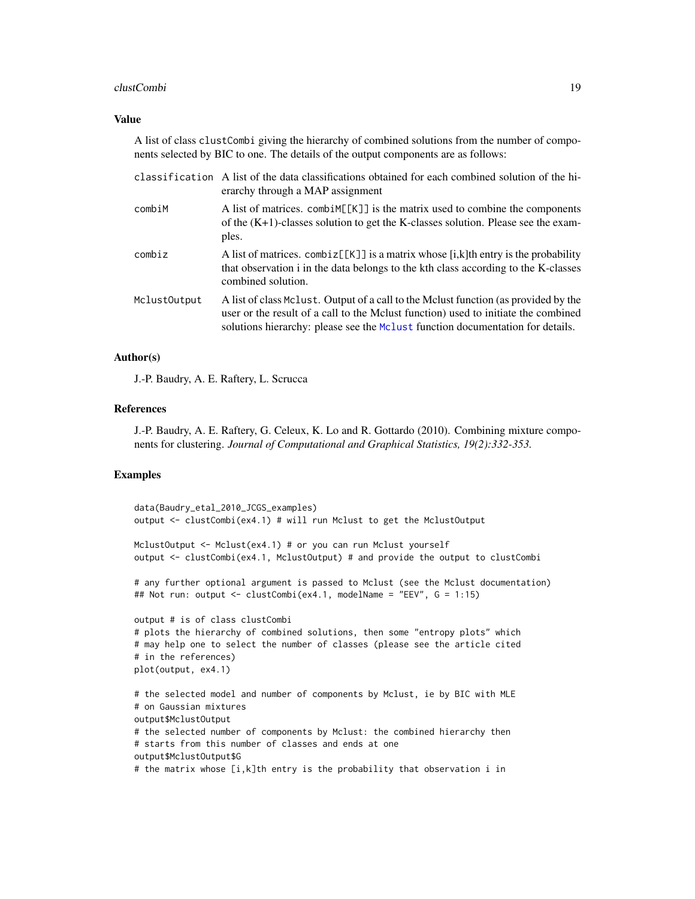### Value

A list of class clustCombi giving the hierarchy of combined solutions from the number of components selected by BIC to one. The details of the output components are as follows:

classification
: A list of the data classifications obtained for each combined solution of the hierarchy through a MAP assignment

combiM
: A list of matrices. combiM[[K]] is the matrix used to combine the components of the (K+1)-classes solution to get the K-classes solution. Please see the examples.

combiz
: A list of matrices. combiz[[K]] is a matrix whose [i,k]th entry is the probability that observation i in the data belongs to the kth class according to the K-classes combined solution.

MclustOutput
: A list of class Mclust. Output of a call to the Mclust function (as provided by the user or the result of a call to the Mclust function) used to initiate the combined solutions hierarchy: please see the Mclust function documentation for details.

### Author(s)

J.-P. Baudry, A. E. Raftery, L. Scrucca

### References

J.-P. Baudry, A. E. Raftery, G. Celeux, K. Lo and R. Gottardo (2010). Combining mixture components for clustering. *Journal of Computational and Graphical Statistics, 19(2):332-353.*

### Examples

```
data(Baudry_etal_2010_JCGS_examples)
output <- clustCombi(ex4.1) # will run Mclust to get the MclustOutput

MclustOutput <- Mclust(ex4.1) # or you can run Mclust yourself
output <- clustCombi(ex4.1, MclustOutput) # and provide the output to clustCombi

# any further optional argument is passed to Mclust (see the Mclust documentation)
## Not run: output <- clustCombi(ex4.1, modelName = "EEV", G = 1:15)

output # is of class clustCombi
# plots the hierarchy of combined solutions, then some "entropy plots" which
# may help one to select the number of classes (please see the article cited
# in the references)
plot(output, ex4.1)

# the selected model and number of components by Mclust, ie by BIC with MLE
# on Gaussian mixtures
output$MclustOutput
# the selected number of components by Mclust: the combined hierarchy then
# starts from this number of classes and ends at one
output$MclustOutput$G
# the matrix whose [i,k]th entry is the probability that observation i in
```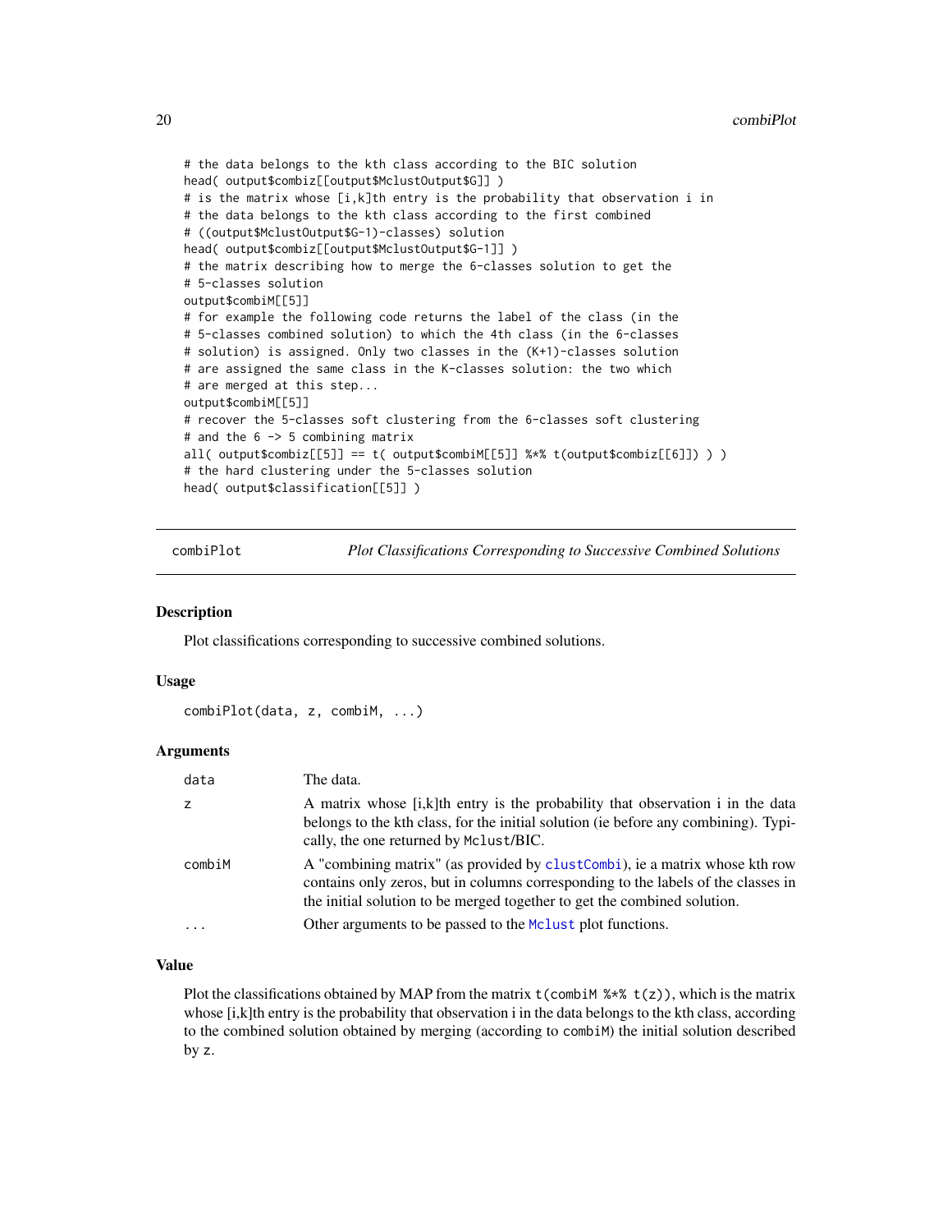```
# the data belongs to the kth class according to the BIC solution
head( output$combiz[[output$MclustOutput$G]] )
# is the matrix whose [i,k]th entry is the probability that observation i in
# the data belongs to the kth class according to the first combined
# ((output$MclustOutput$G-1)-classes) solution
head( output$combiz[[output$MclustOutput$G-1]] )
# the matrix describing how to merge the 6-classes solution to get the
# 5-classes solution
output$combiM[[5]]
# for example the following code returns the label of the class (in the
# 5-classes combined solution) to which the 4th class (in the 6-classes
# solution) is assigned. Only two classes in the (K+1)-classes solution
# are assigned the same class in the K-classes solution: the two which
# are merged at this step...
output$combiM[[5]]
# recover the 5-classes soft clustering from the 6-classes soft clustering
# and the 6 -> 5 combining matrix
all( output$combiz[[5]] == t( output$combiM[[5]] %*% t(output$combiz[[6]]) ) )
# the hard clustering under the 5-classes solution
head( output$classification[[5]] )
```

---

## combiPlot — *Plot Classifications Corresponding to Successive Combined Solutions*

### Description

Plot classifications corresponding to successive combined solutions.

### Usage

```
combiPlot(data, z, combiM, ...)
```

### Arguments

| | |
|---|---|
| `data` | The data. |
| `z` | A matrix whose [i,k]th entry is the probability that observation i in the data belongs to the kth class, for the initial solution (ie before any combining). Typically, the one returned by `Mclust`/BIC. |
| `combiM` | A "combining matrix" (as provided by `clustCombi`), ie a matrix whose kth row contains only zeros, but in columns corresponding to the labels of the classes in the initial solution to be merged together to get the combined solution. |
| `...` | Other arguments to be passed to the `Mclust` plot functions. |

### Value

Plot the classifications obtained by MAP from the matrix `t(combiM %*% t(z))`, which is the matrix whose [i,k]th entry is the probability that observation i in the data belongs to the kth class, according to the combined solution obtained by merging (according to `combiM`) the initial solution described by `z`.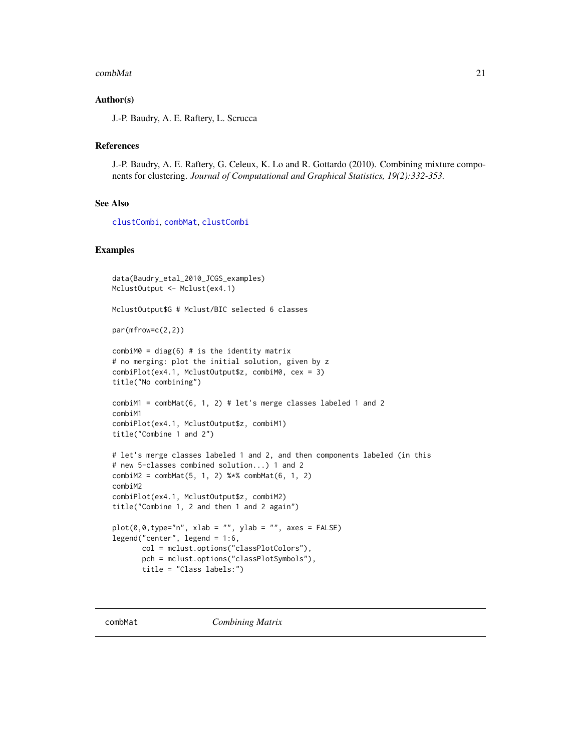### Author(s)

J.-P. Baudry, A. E. Raftery, L. Scrucca

### References

J.-P. Baudry, A. E. Raftery, G. Celeux, K. Lo and R. Gottardo (2010). Combining mixture components for clustering. *Journal of Computational and Graphical Statistics, 19(2):332-353.*

### See Also

clustCombi, combMat, clustCombi

### Examples

```
data(Baudry_etal_2010_JCGS_examples)
MclustOutput <- Mclust(ex4.1)

MclustOutput$G # Mclust/BIC selected 6 classes

par(mfrow=c(2,2))

combiM0 = diag(6) # is the identity matrix
# no merging: plot the initial solution, given by z
combiPlot(ex4.1, MclustOutput$z, combiM0, cex = 3)
title("No combining")

combiM1 = combMat(6, 1, 2) # let's merge classes labeled 1 and 2
combiM1
combiPlot(ex4.1, MclustOutput$z, combiM1)
title("Combine 1 and 2")

# let's merge classes labeled 1 and 2, and then components labeled (in this
# new 5-classes combined solution...) 1 and 2
combiM2 = combMat(5, 1, 2) %*% combMat(6, 1, 2)
combiM2
combiPlot(ex4.1, MclustOutput$z, combiM2)
title("Combine 1, 2 and then 1 and 2 again")

plot(0,0,type="n", xlab = "", ylab = "", axes = FALSE)
legend("center", legend = 1:6,
       col = mclust.options("classPlotColors"),
       pch = mclust.options("classPlotSymbols"),
       title = "Class labels:")
```

---

## combMat — *Combining Matrix*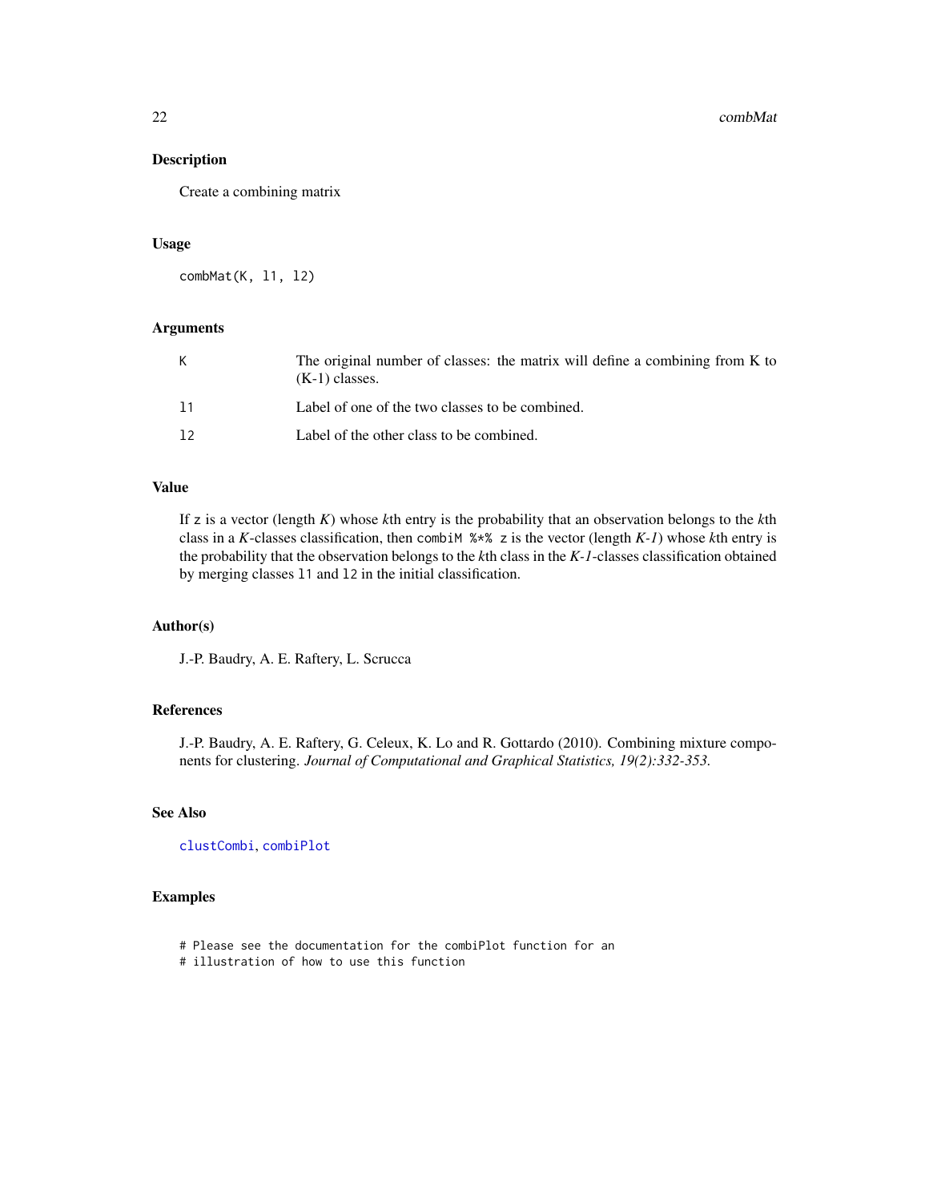## Description

Create a combining matrix

## Usage

```
combMat(K, l1, l2)
```

## Arguments

| | |
|---|---|
| K | The original number of classes: the matrix will define a combining from K to (K-1) classes. |
| l1 | Label of one of the two classes to be combined. |
| l2 | Label of the other class to be combined. |

## Value

If z is a vector (length *K*) whose *k*th entry is the probability that an observation belongs to the *k*th class in a *K*-classes classification, then combiM %*% z is the vector (length *K-1*) whose *k*th entry is the probability that the observation belongs to the *k*th class in the *K-1*-classes classification obtained by merging classes l1 and l2 in the initial classification.

## Author(s)

J.-P. Baudry, A. E. Raftery, L. Scrucca

## References

J.-P. Baudry, A. E. Raftery, G. Celeux, K. Lo and R. Gottardo (2010). Combining mixture components for clustering. *Journal of Computational and Graphical Statistics, 19(2):332-353.*

## See Also

clustCombi, combiPlot

## Examples

```
# Please see the documentation for the combiPlot function for an
# illustration of how to use this function
```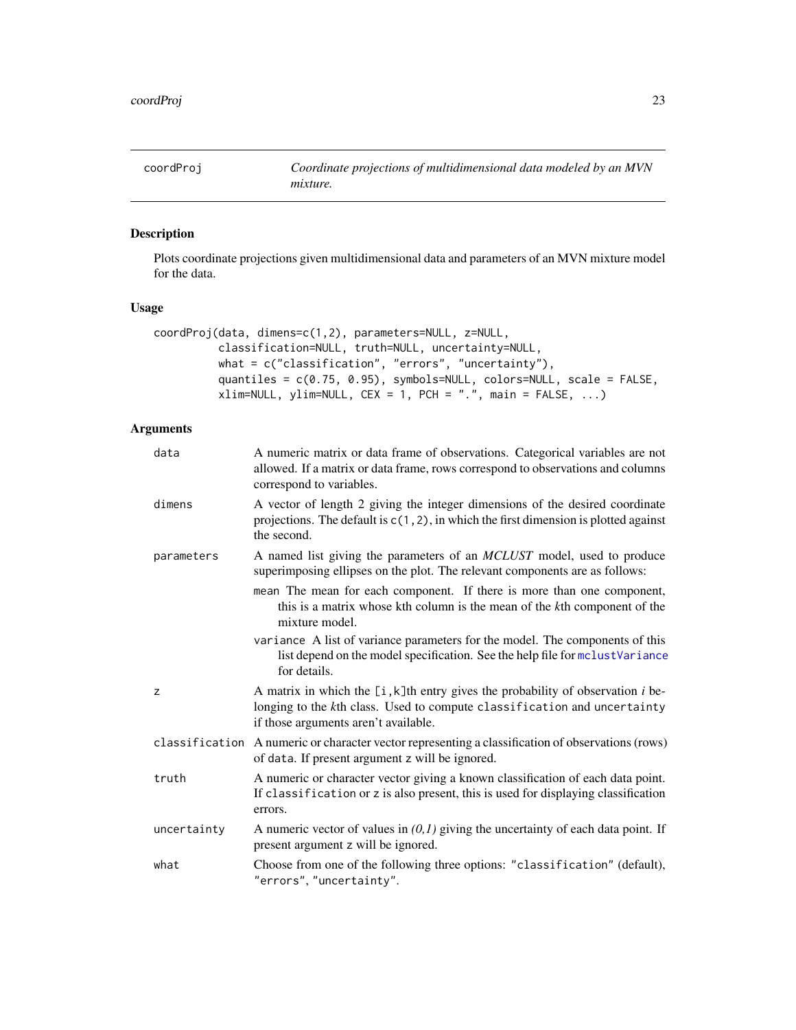## coordProj — *Coordinate projections of multidimensional data modeled by an MVN mixture.*

### Description

Plots coordinate projections given multidimensional data and parameters of an MVN mixture model for the data.

### Usage

```
coordProj(data, dimens=c(1,2), parameters=NULL, z=NULL,
          classification=NULL, truth=NULL, uncertainty=NULL,
          what = c("classification", "errors", "uncertainty"),
          quantiles = c(0.75, 0.95), symbols=NULL, colors=NULL, scale = FALSE,
          xlim=NULL, ylim=NULL, CEX = 1, PCH = ".", main = FALSE, ...)
```

### Arguments

| | |
|---|---|
| `data` | A numeric matrix or data frame of observations. Categorical variables are not allowed. If a matrix or data frame, rows correspond to observations and columns correspond to variables. |
| `dimens` | A vector of length 2 giving the integer dimensions of the desired coordinate projections. The default is `c(1,2)`, in which the first dimension is plotted against the second. |
| `parameters` | A named list giving the parameters of an *MCLUST* model, used to produce superimposing ellipses on the plot. The relevant components are as follows:<br>`mean` The mean for each component. If there is more than one component, this is a matrix whose kth column is the mean of the *k*th component of the mixture model.<br>`variance` A list of variance parameters for the model. The components of this list depend on the model specification. See the help file for `mclustVariance` for details. |
| `z` | A matrix in which the `[i,k]`th entry gives the probability of observation *i* belonging to the *k*th class. Used to compute `classification` and `uncertainty` if those arguments aren't available. |
| `classification` | A numeric or character vector representing a classification of observations (rows) of `data`. If present argument `z` will be ignored. |
| `truth` | A numeric or character vector giving a known classification of each data point. If `classification` or `z` is also present, this is used for displaying classification errors. |
| `uncertainty` | A numeric vector of values in *(0,1)* giving the uncertainty of each data point. If present argument `z` will be ignored. |
| `what` | Choose from one of the following three options: `"classification"` (default), `"errors"`, `"uncertainty"`. |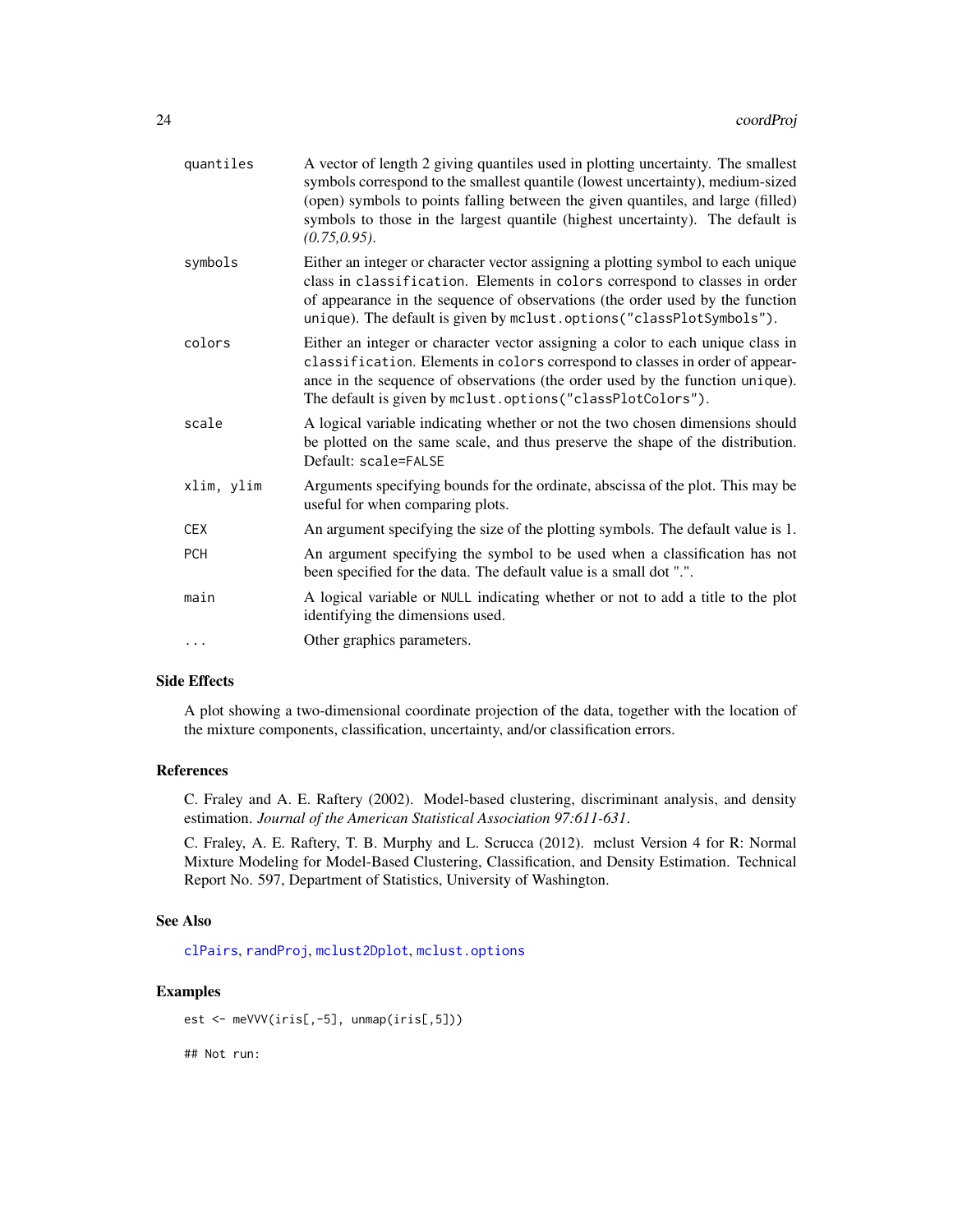| | |
|---|---|
| `quantiles` | A vector of length 2 giving quantiles used in plotting uncertainty. The smallest symbols correspond to the smallest quantile (lowest uncertainty), medium-sized (open) symbols to points falling between the given quantiles, and large (filled) symbols to those in the largest quantile (highest uncertainty). The default is *(0.75,0.95)*. |
| `symbols` | Either an integer or character vector assigning a plotting symbol to each unique class in `classification`. Elements in `colors` correspond to classes in order of appearance in the sequence of observations (the order used by the function `unique`). The default is given by `mclust.options("classPlotSymbols")`. |
| `colors` | Either an integer or character vector assigning a color to each unique class in `classification`. Elements in `colors` correspond to classes in order of appearance in the sequence of observations (the order used by the function `unique`). The default is given by `mclust.options("classPlotColors")`. |
| `scale` | A logical variable indicating whether or not the two chosen dimensions should be plotted on the same scale, and thus preserve the shape of the distribution. Default: `scale=FALSE` |
| `xlim, ylim` | Arguments specifying bounds for the ordinate, abscissa of the plot. This may be useful for when comparing plots. |
| `CEX` | An argument specifying the size of the plotting symbols. The default value is 1. |
| `PCH` | An argument specifying the symbol to be used when a classification has not been specified for the data. The default value is a small dot ".". |
| `main` | A logical variable or `NULL` indicating whether or not to add a title to the plot identifying the dimensions used. |
| `...` | Other graphics parameters. |

### Side Effects

A plot showing a two-dimensional coordinate projection of the data, together with the location of the mixture components, classification, uncertainty, and/or classification errors.

### References

C. Fraley and A. E. Raftery (2002). Model-based clustering, discriminant analysis, and density estimation. *Journal of the American Statistical Association 97:611-631*.

C. Fraley, A. E. Raftery, T. B. Murphy and L. Scrucca (2012). mclust Version 4 for R: Normal Mixture Modeling for Model-Based Clustering, Classification, and Density Estimation. Technical Report No. 597, Department of Statistics, University of Washington.

### See Also

`clPairs`, `randProj`, `mclust2Dplot`, `mclust.options`

### Examples

```
est <- meVVV(iris[,-5], unmap(iris[,5]))

## Not run:
```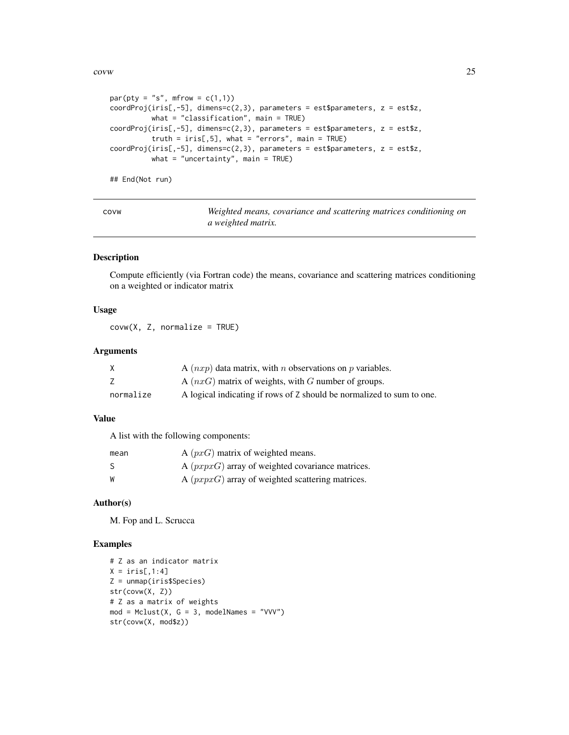```
par(pty = "s", mfrow = c(1,1))
coordProj(iris[,-5], dimens=c(2,3), parameters = est$parameters, z = est$z,
          what = "classification", main = TRUE)
coordProj(iris[,-5], dimens=c(2,3), parameters = est$parameters, z = est$z,
          truth = iris[,5], what = "errors", main = TRUE)
coordProj(iris[,-5], dimens=c(2,3), parameters = est$parameters, z = est$z,
          what = "uncertainty", main = TRUE)

## End(Not run)
```

---

# covw — *Weighted means, covariance and scattering matrices conditioning on a weighted matrix.*

## Description

Compute efficiently (via Fortran code) the means, covariance and scattering matrices conditioning on a weighted or indicator matrix

## Usage

```
covw(X, Z, normalize = TRUE)
```

## Arguments

| | |
|---|---|
| X | A $(nxp)$ data matrix, with $n$ observations on $p$ variables. |
| Z | A $(nxG)$ matrix of weights, with $G$ number of groups. |
| normalize | A logical indicating if rows of Z should be normalized to sum to one. |

## Value

A list with the following components:

| | |
|---|---|
| mean | A $(pxG)$ matrix of weighted means. |
| S | A $(pxpxG)$ array of weighted covariance matrices. |
| W | A $(pxpxG)$ array of weighted scattering matrices. |

## Author(s)

M. Fop and L. Scrucca

## Examples

```
# Z as an indicator matrix
X = iris[,1:4]
Z = unmap(iris$Species)
str(covw(X, Z))
# Z as a matrix of weights
mod = Mclust(X, G = 3, modelNames = "VVV")
str(covw(X, mod$z))
```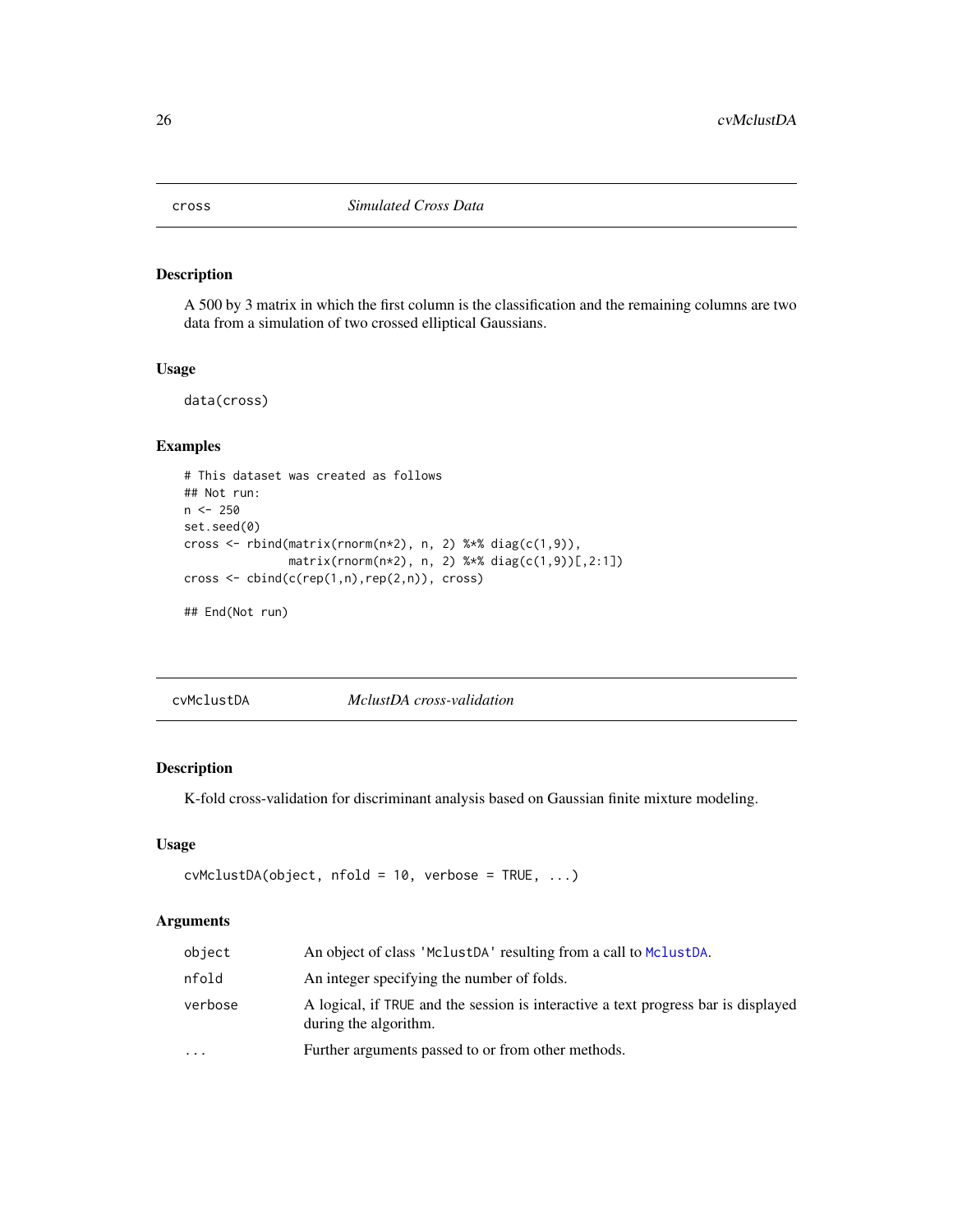## cross — *Simulated Cross Data*

### Description

A 500 by 3 matrix in which the first column is the classification and the remaining columns are two data from a simulation of two crossed elliptical Gaussians.

### Usage

```
data(cross)
```

### Examples

```
# This dataset was created as follows
## Not run:
n <- 250
set.seed(0)
cross <- rbind(matrix(rnorm(n*2), n, 2) %*% diag(c(1,9)),
               matrix(rnorm(n*2), n, 2) %*% diag(c(1,9))[,2:1])
cross <- cbind(c(rep(1,n),rep(2,n)), cross)

## End(Not run)
```

## cvMclustDA — *MclustDA cross-validation*

### Description

K-fold cross-validation for discriminant analysis based on Gaussian finite mixture modeling.

### Usage

```
cvMclustDA(object, nfold = 10, verbose = TRUE, ...)
```

### Arguments

| | |
|---|---|
| `object` | An object of class `'MclustDA'` resulting from a call to `MclustDA`. |
| `nfold` | An integer specifying the number of folds. |
| `verbose` | A logical, if `TRUE` and the session is interactive a text progress bar is displayed during the algorithm. |
| `...` | Further arguments passed to or from other methods. |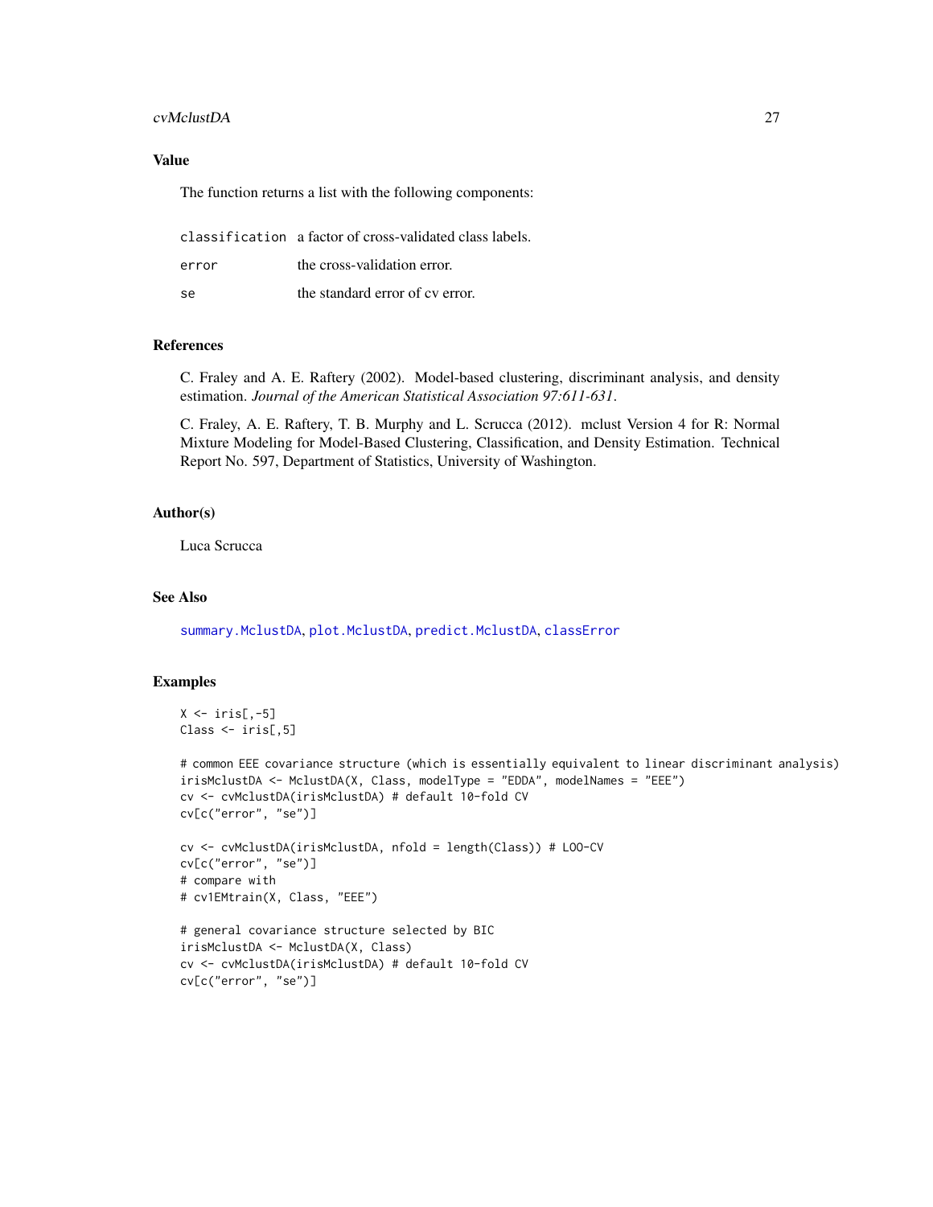## Value

The function returns a list with the following components:

| | |
|---|---|
| `classification` | a factor of cross-validated class labels. |
| `error` | the cross-validation error. |
| `se` | the standard error of cv error. |

## References

C. Fraley and A. E. Raftery (2002). Model-based clustering, discriminant analysis, and density estimation. *Journal of the American Statistical Association 97:611-631*.

C. Fraley, A. E. Raftery, T. B. Murphy and L. Scrucca (2012). mclust Version 4 for R: Normal Mixture Modeling for Model-Based Clustering, Classification, and Density Estimation. Technical Report No. 597, Department of Statistics, University of Washington.

## Author(s)

Luca Scrucca

## See Also

`summary.MclustDA`, `plot.MclustDA`, `predict.MclustDA`, `classError`

## Examples

```
X <- iris[,-5]
Class <- iris[,5]

# common EEE covariance structure (which is essentially equivalent to linear discriminant analysis)
irisMclustDA <- MclustDA(X, Class, modelType = "EDDA", modelNames = "EEE")
cv <- cvMclustDA(irisMclustDA) # default 10-fold CV
cv[c("error", "se")]

cv <- cvMclustDA(irisMclustDA, nfold = length(Class)) # LOO-CV
cv[c("error", "se")]
# compare with
# cv1EMtrain(X, Class, "EEE")

# general covariance structure selected by BIC
irisMclustDA <- MclustDA(X, Class)
cv <- cvMclustDA(irisMclustDA) # default 10-fold CV
cv[c("error", "se")]
```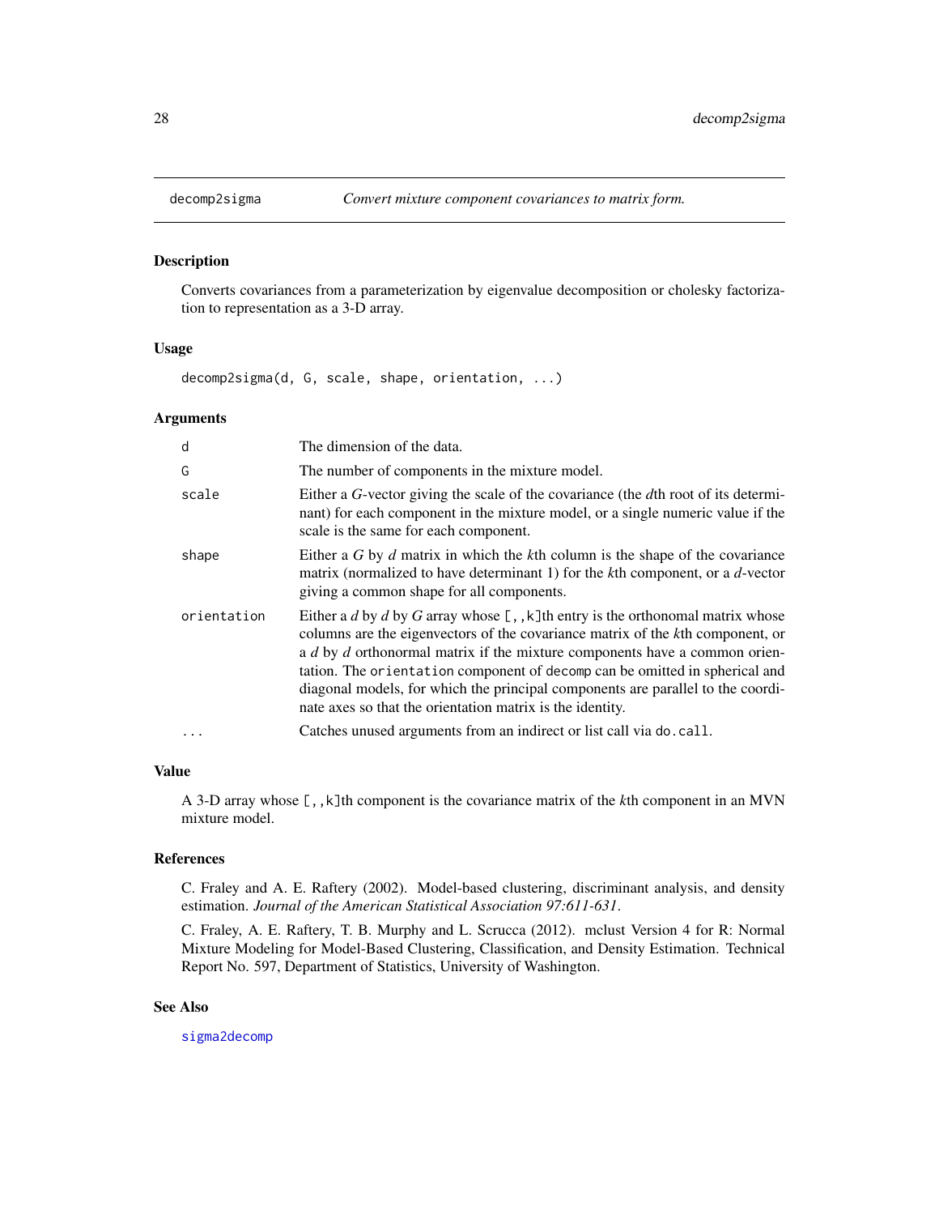## decomp2sigma — *Convert mixture component covariances to matrix form.*

### Description

Converts covariances from a parameterization by eigenvalue decomposition or cholesky factorization to representation as a 3-D array.

### Usage

```
decomp2sigma(d, G, scale, shape, orientation, ...)
```

### Arguments

| Argument | Description |
|---|---|
| `d` | The dimension of the data. |
| `G` | The number of components in the mixture model. |
| `scale` | Either a *G*-vector giving the scale of the covariance (the *d*th root of its determinant) for each component in the mixture model, or a single numeric value if the scale is the same for each component. |
| `shape` | Either a *G* by *d* matrix in which the *k*th column is the shape of the covariance matrix (normalized to have determinant 1) for the *k*th component, or a *d*-vector giving a common shape for all components. |
| `orientation` | Either a *d* by *d* by *G* array whose `[,,k]`th entry is the orthonomal matrix whose columns are the eigenvectors of the covariance matrix of the *k*th component, or a *d* by *d* orthonormal matrix if the mixture components have a common orientation. The `orientation` component of `decomp` can be omitted in spherical and diagonal models, for which the principal components are parallel to the coordinate axes so that the orientation matrix is the identity. |
| `...` | Catches unused arguments from an indirect or list call via `do.call`. |

### Value

A 3-D array whose `[,,k]`th component is the covariance matrix of the *k*th component in an MVN mixture model.

### References

C. Fraley and A. E. Raftery (2002). Model-based clustering, discriminant analysis, and density estimation. *Journal of the American Statistical Association 97:611-631*.

C. Fraley, A. E. Raftery, T. B. Murphy and L. Scrucca (2012). mclust Version 4 for R: Normal Mixture Modeling for Model-Based Clustering, Classification, and Density Estimation. Technical Report No. 597, Department of Statistics, University of Washington.

### See Also

`sigma2decomp`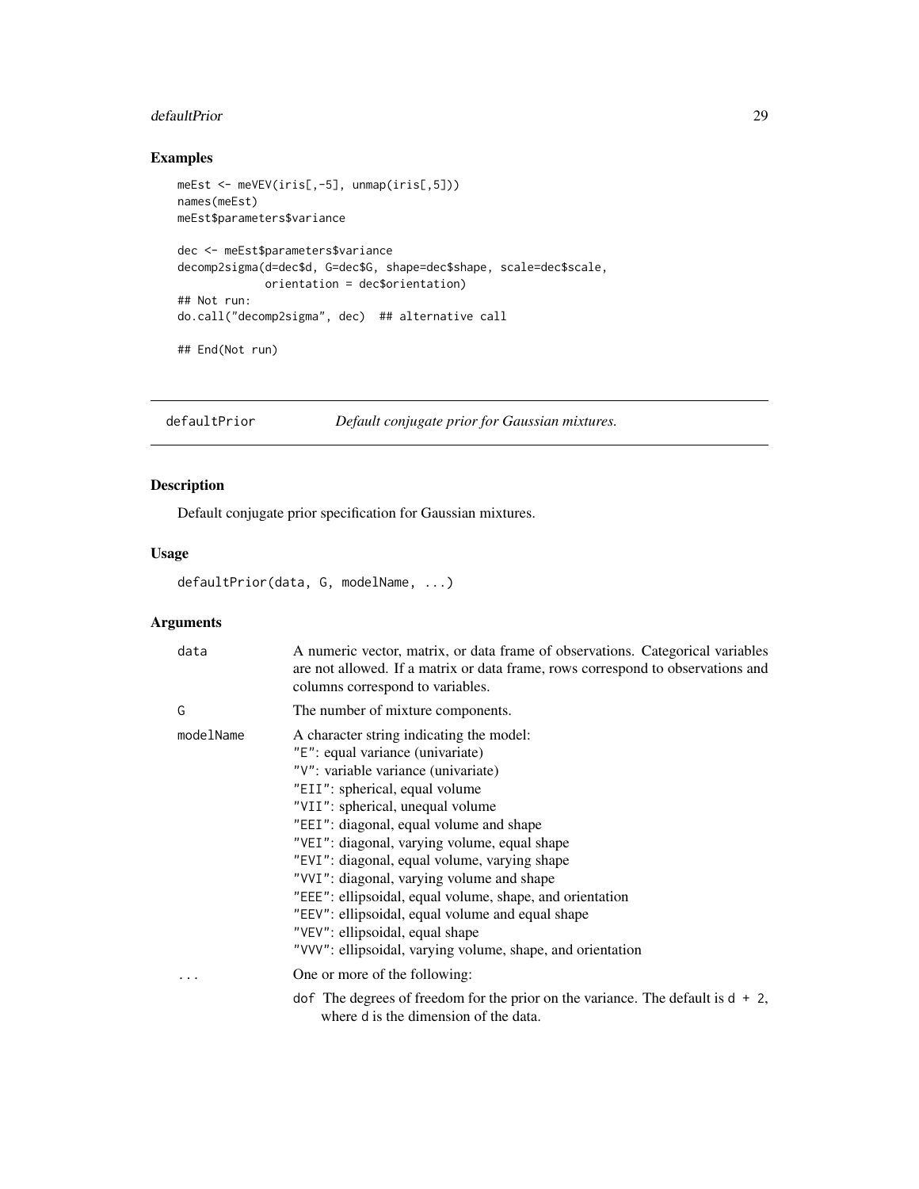## Examples

```
meEst <- meVEV(iris[,-5], unmap(iris[,5]))
names(meEst)
meEst$parameters$variance

dec <- meEst$parameters$variance
decomp2sigma(d=dec$d, G=dec$G, shape=dec$shape, scale=dec$scale,
             orientation = dec$orientation)
## Not run:
do.call("decomp2sigma", dec)  ## alternative call

## End(Not run)
```

---

# defaultPrior — *Default conjugate prior for Gaussian mixtures.*

## Description

Default conjugate prior specification for Gaussian mixtures.

## Usage

```
defaultPrior(data, G, modelName, ...)
```

## Arguments

| | |
|---|---|
| `data` | A numeric vector, matrix, or data frame of observations. Categorical variables are not allowed. If a matrix or data frame, rows correspond to observations and columns correspond to variables. |
| `G` | The number of mixture components. |
| `modelName` | A character string indicating the model:<br>`"E"`: equal variance (univariate)<br>`"V"`: variable variance (univariate)<br>`"EII"`: spherical, equal volume<br>`"VII"`: spherical, unequal volume<br>`"EEI"`: diagonal, equal volume and shape<br>`"VEI"`: diagonal, varying volume, equal shape<br>`"EVI"`: diagonal, equal volume, varying shape<br>`"VVI"`: diagonal, varying volume and shape<br>`"EEE"`: ellipsoidal, equal volume, shape, and orientation<br>`"EEV"`: ellipsoidal, equal volume and equal shape<br>`"VEV"`: ellipsoidal, equal shape<br>`"VVV"`: ellipsoidal, varying volume, shape, and orientation |
| `...` | One or more of the following:<br>`dof` The degrees of freedom for the prior on the variance. The default is `d + 2`, where `d` is the dimension of the data. |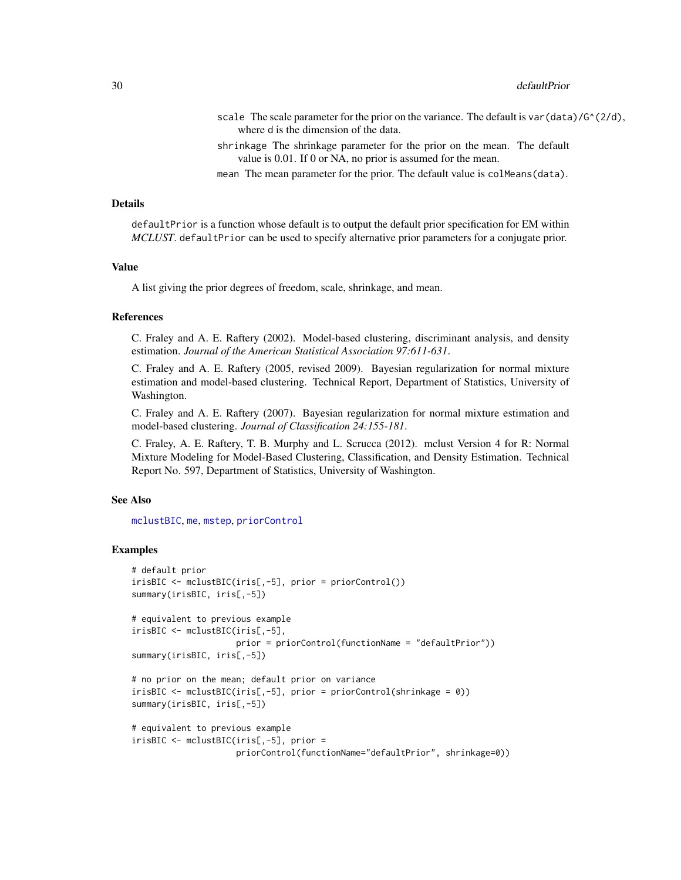scale The scale parameter for the prior on the variance. The default is `var(data)/G^(2/d)`, where `d` is the dimension of the data.

shrinkage The shrinkage parameter for the prior on the mean. The default value is 0.01. If 0 or NA, no prior is assumed for the mean.

mean The mean parameter for the prior. The default value is `colMeans(data)`.

## Details

`defaultPrior` is a function whose default is to output the default prior specification for EM within *MCLUST*. `defaultPrior` can be used to specify alternative prior parameters for a conjugate prior.

## Value

A list giving the prior degrees of freedom, scale, shrinkage, and mean.

## References

C. Fraley and A. E. Raftery (2002). Model-based clustering, discriminant analysis, and density estimation. *Journal of the American Statistical Association 97:611-631*.

C. Fraley and A. E. Raftery (2005, revised 2009). Bayesian regularization for normal mixture estimation and model-based clustering. Technical Report, Department of Statistics, University of Washington.

C. Fraley and A. E. Raftery (2007). Bayesian regularization for normal mixture estimation and model-based clustering. *Journal of Classification 24:155-181*.

C. Fraley, A. E. Raftery, T. B. Murphy and L. Scrucca (2012). mclust Version 4 for R: Normal Mixture Modeling for Model-Based Clustering, Classification, and Density Estimation. Technical Report No. 597, Department of Statistics, University of Washington.

## See Also

mclustBIC, me, mstep, priorControl

## Examples

```
# default prior
irisBIC <- mclustBIC(iris[,-5], prior = priorControl())
summary(irisBIC, iris[,-5])

# equivalent to previous example
irisBIC <- mclustBIC(iris[,-5],
                     prior = priorControl(functionName = "defaultPrior"))
summary(irisBIC, iris[,-5])

# no prior on the mean; default prior on variance
irisBIC <- mclustBIC(iris[,-5], prior = priorControl(shrinkage = 0))
summary(irisBIC, iris[,-5])

# equivalent to previous example
irisBIC <- mclustBIC(iris[,-5], prior =
                     priorControl(functionName="defaultPrior", shrinkage=0))
```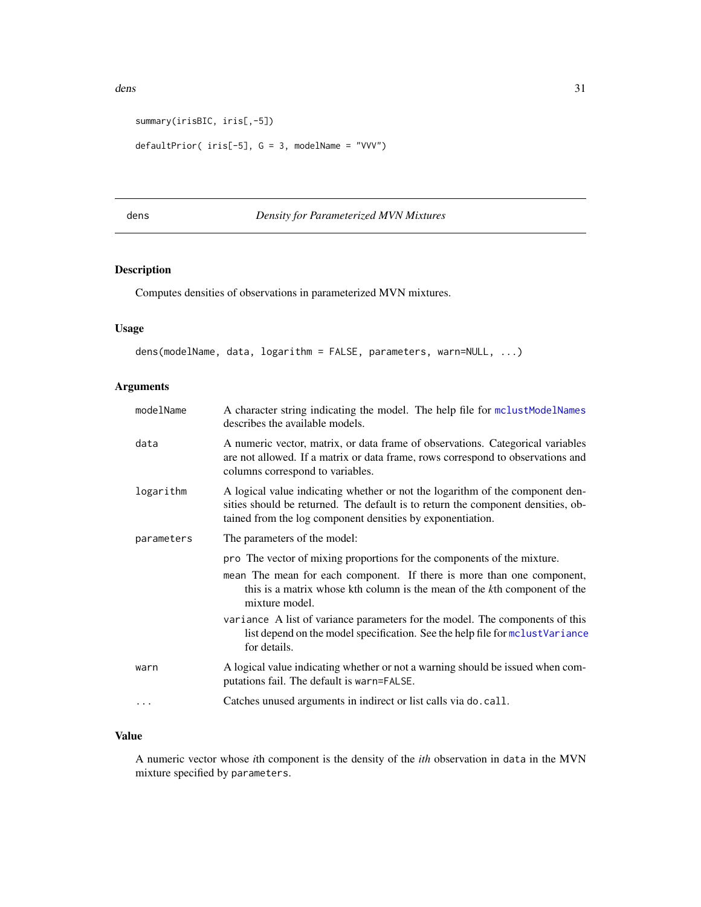```
summary(irisBIC, iris[,-5])

defaultPrior( iris[-5], G = 3, modelName = "VVV")
```

---

## dens — *Density for Parameterized MVN Mixtures*

---

### Description

Computes densities of observations in parameterized MVN mixtures.

### Usage

```
dens(modelName, data, logarithm = FALSE, parameters, warn=NULL, ...)
```

### Arguments

| | |
|---|---|
| `modelName` | A character string indicating the model. The help file for `mclustModelNames` describes the available models. |
| `data` | A numeric vector, matrix, or data frame of observations. Categorical variables are not allowed. If a matrix or data frame, rows correspond to observations and columns correspond to variables. |
| `logarithm` | A logical value indicating whether or not the logarithm of the component densities should be returned. The default is to return the component densities, obtained from the log component densities by exponentiation. |
| `parameters` | The parameters of the model:<br>`pro` The vector of mixing proportions for the components of the mixture.<br>`mean` The mean for each component. If there is more than one component, this is a matrix whose kth column is the mean of the *k*th component of the mixture model.<br>`variance` A list of variance parameters for the model. The components of this list depend on the model specification. See the help file for `mclustVariance` for details. |
| `warn` | A logical value indicating whether or not a warning should be issued when computations fail. The default is `warn=FALSE`. |
| `...` | Catches unused arguments in indirect or list calls via `do.call`. |

### Value

A numeric vector whose *i*th component is the density of the *ith* observation in `data` in the MVN mixture specified by `parameters`.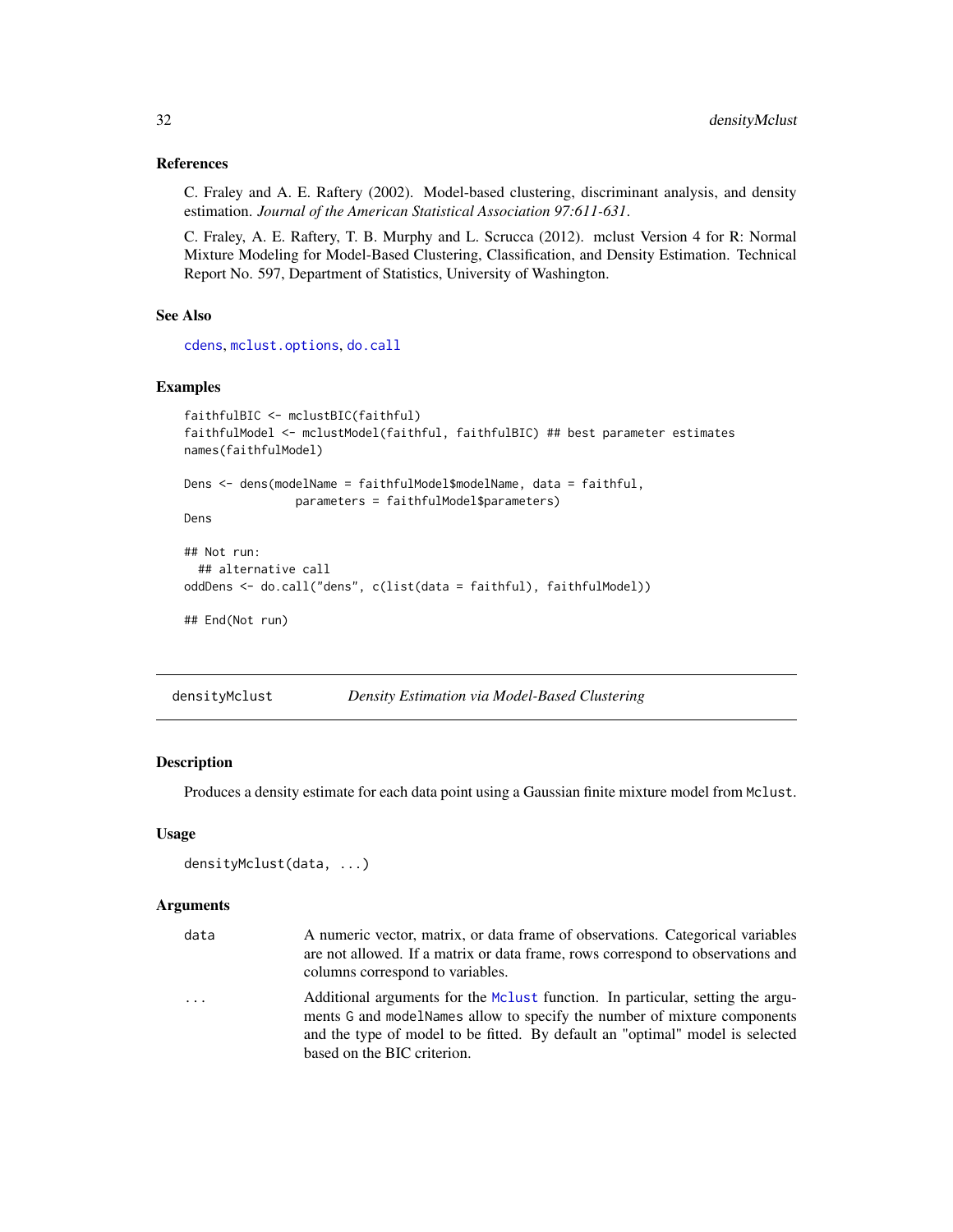### References

C. Fraley and A. E. Raftery (2002). Model-based clustering, discriminant analysis, and density estimation. *Journal of the American Statistical Association 97:611-631*.

C. Fraley, A. E. Raftery, T. B. Murphy and L. Scrucca (2012). mclust Version 4 for R: Normal Mixture Modeling for Model-Based Clustering, Classification, and Density Estimation. Technical Report No. 597, Department of Statistics, University of Washington.

### See Also

`cdens`, `mclust.options`, `do.call`

### Examples

```
faithfulBIC <- mclustBIC(faithful)
faithfulModel <- mclustModel(faithful, faithfulBIC) ## best parameter estimates
names(faithfulModel)

Dens <- dens(modelName = faithfulModel$modelName, data = faithful,
                parameters = faithfulModel$parameters)
Dens

## Not run:
  ## alternative call
oddDens <- do.call("dens", c(list(data = faithful), faithfulModel))

## End(Not run)
```

---

## densityMclust — *Density Estimation via Model-Based Clustering*

---

### Description

Produces a density estimate for each data point using a Gaussian finite mixture model from `Mclust`.

### Usage

```
densityMclust(data, ...)
```

### Arguments

| | |
|---|---|
| `data` | A numeric vector, matrix, or data frame of observations. Categorical variables are not allowed. If a matrix or data frame, rows correspond to observations and columns correspond to variables. |
| `...` | Additional arguments for the `Mclust` function. In particular, setting the arguments `G` and `modelNames` allow to specify the number of mixture components and the type of model to be fitted. By default an "optimal" model is selected based on the BIC criterion. |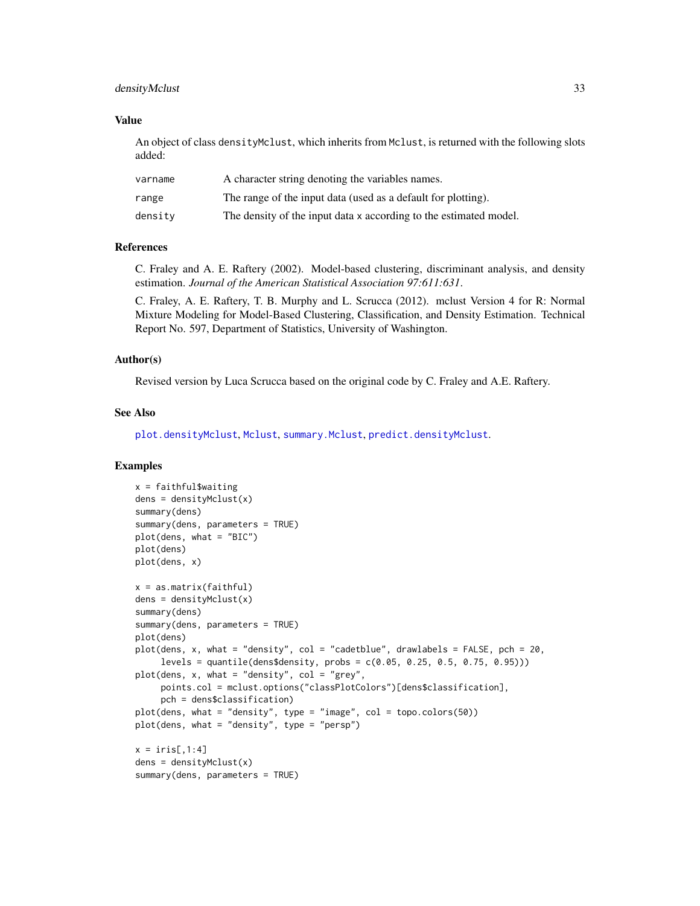## Value

An object of class `densityMclust`, which inherits from `Mclust`, is returned with the following slots added:

| | |
|---|---|
| `varname` | A character string denoting the variables names. |
| `range` | The range of the input data (used as a default for plotting). |
| `density` | The density of the input data x according to the estimated model. |

## References

C. Fraley and A. E. Raftery (2002). Model-based clustering, discriminant analysis, and density estimation. *Journal of the American Statistical Association 97:611:631*.

C. Fraley, A. E. Raftery, T. B. Murphy and L. Scrucca (2012). mclust Version 4 for R: Normal Mixture Modeling for Model-Based Clustering, Classification, and Density Estimation. Technical Report No. 597, Department of Statistics, University of Washington.

## Author(s)

Revised version by Luca Scrucca based on the original code by C. Fraley and A.E. Raftery.

## See Also

`plot.densityMclust`, `Mclust`, `summary.Mclust`, `predict.densityMclust`.

## Examples

```
x = faithful$waiting
dens = densityMclust(x)
summary(dens)
summary(dens, parameters = TRUE)
plot(dens, what = "BIC")
plot(dens)
plot(dens, x)

x = as.matrix(faithful)
dens = densityMclust(x)
summary(dens)
summary(dens, parameters = TRUE)
plot(dens)
plot(dens, x, what = "density", col = "cadetblue", drawlabels = FALSE, pch = 20,
     levels = quantile(dens$density, probs = c(0.05, 0.25, 0.5, 0.75, 0.95)))
plot(dens, x, what = "density", col = "grey",
     points.col = mclust.options("classPlotColors")[dens$classification],
     pch = dens$classification)
plot(dens, what = "density", type = "image", col = topo.colors(50))
plot(dens, what = "density", type = "persp")

x = iris[,1:4]
dens = densityMclust(x)
summary(dens, parameters = TRUE)
```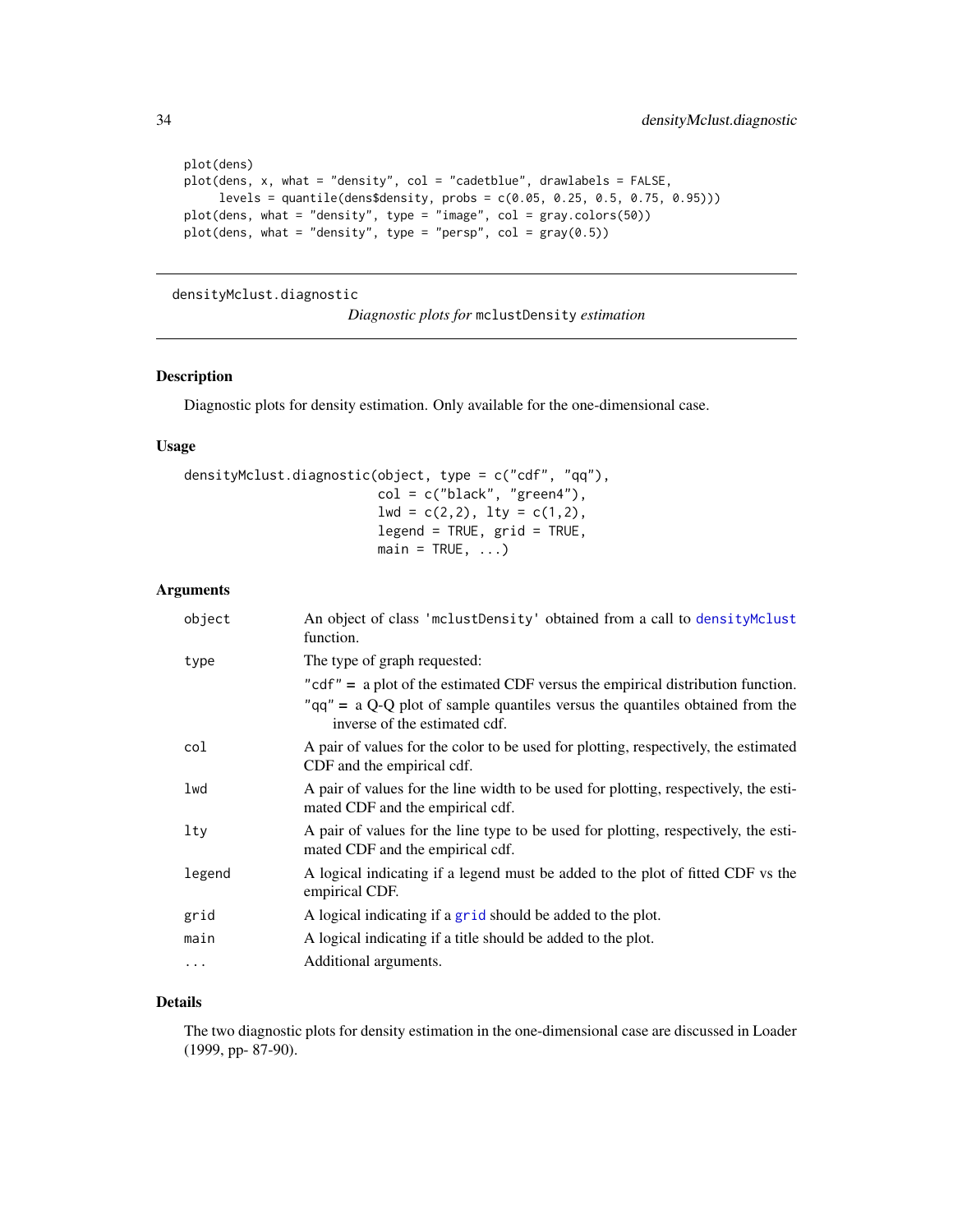```
plot(dens)
plot(dens, x, what = "density", col = "cadetblue", drawlabels = FALSE,
     levels = quantile(dens$density, probs = c(0.05, 0.25, 0.5, 0.75, 0.95)))
plot(dens, what = "density", type = "image", col = gray.colors(50))
plot(dens, what = "density", type = "persp", col = gray(0.5))
```

---

densityMclust.diagnostic

*Diagnostic plots for* `mclustDensity` *estimation*

---

### Description

Diagnostic plots for density estimation. Only available for the one-dimensional case.

### Usage

```
densityMclust.diagnostic(object, type = c("cdf", "qq"),
                         col = c("black", "green4"),
                         lwd = c(2,2), lty = c(1,2),
                         legend = TRUE, grid = TRUE,
                         main = TRUE, ...)
```

### Arguments

| | |
|---|---|
| `object` | An object of class 'mclustDensity' obtained from a call to `densityMclust` function. |
| `type` | The type of graph requested:<br>`"cdf"` = a plot of the estimated CDF versus the empirical distribution function.<br>`"qq"` = a Q-Q plot of sample quantiles versus the quantiles obtained from the inverse of the estimated cdf. |
| `col` | A pair of values for the color to be used for plotting, respectively, the estimated CDF and the empirical cdf. |
| `lwd` | A pair of values for the line width to be used for plotting, respectively, the estimated CDF and the empirical cdf. |
| `lty` | A pair of values for the line type to be used for plotting, respectively, the estimated CDF and the empirical cdf. |
| `legend` | A logical indicating if a legend must be added to the plot of fitted CDF vs the empirical CDF. |
| `grid` | A logical indicating if a `grid` should be added to the plot. |
| `main` | A logical indicating if a title should be added to the plot. |
| `...` | Additional arguments. |

### Details

The two diagnostic plots for density estimation in the one-dimensional case are discussed in Loader (1999, pp- 87-90).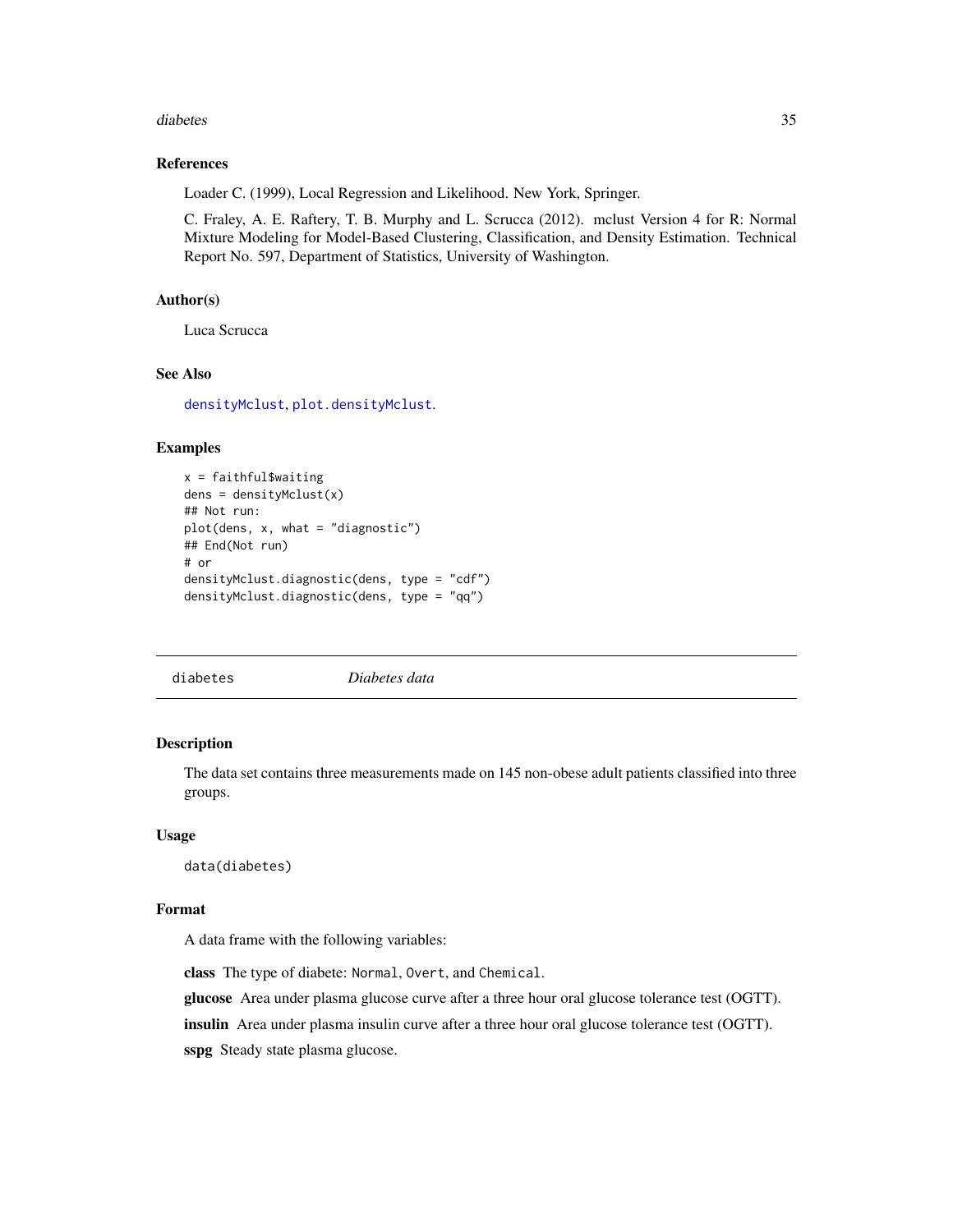### References

Loader C. (1999), Local Regression and Likelihood. New York, Springer.

C. Fraley, A. E. Raftery, T. B. Murphy and L. Scrucca (2012). mclust Version 4 for R: Normal Mixture Modeling for Model-Based Clustering, Classification, and Density Estimation. Technical Report No. 597, Department of Statistics, University of Washington.

### Author(s)

Luca Scrucca

### See Also

`densityMclust`, `plot.densityMclust`.

### Examples

```
x = faithful$waiting
dens = densityMclust(x)
## Not run:
plot(dens, x, what = "diagnostic")
## End(Not run)
# or
densityMclust.diagnostic(dens, type = "cdf")
densityMclust.diagnostic(dens, type = "qq")
```

---

## diabetes *Diabetes data*

---

### Description

The data set contains three measurements made on 145 non-obese adult patients classified into three groups.

### Usage

```
data(diabetes)
```

### Format

A data frame with the following variables:

**class** The type of diabete: `Normal`, `Overt`, and `Chemical`.

**glucose** Area under plasma glucose curve after a three hour oral glucose tolerance test (OGTT).

**insulin** Area under plasma insulin curve after a three hour oral glucose tolerance test (OGTT).

**sspg** Steady state plasma glucose.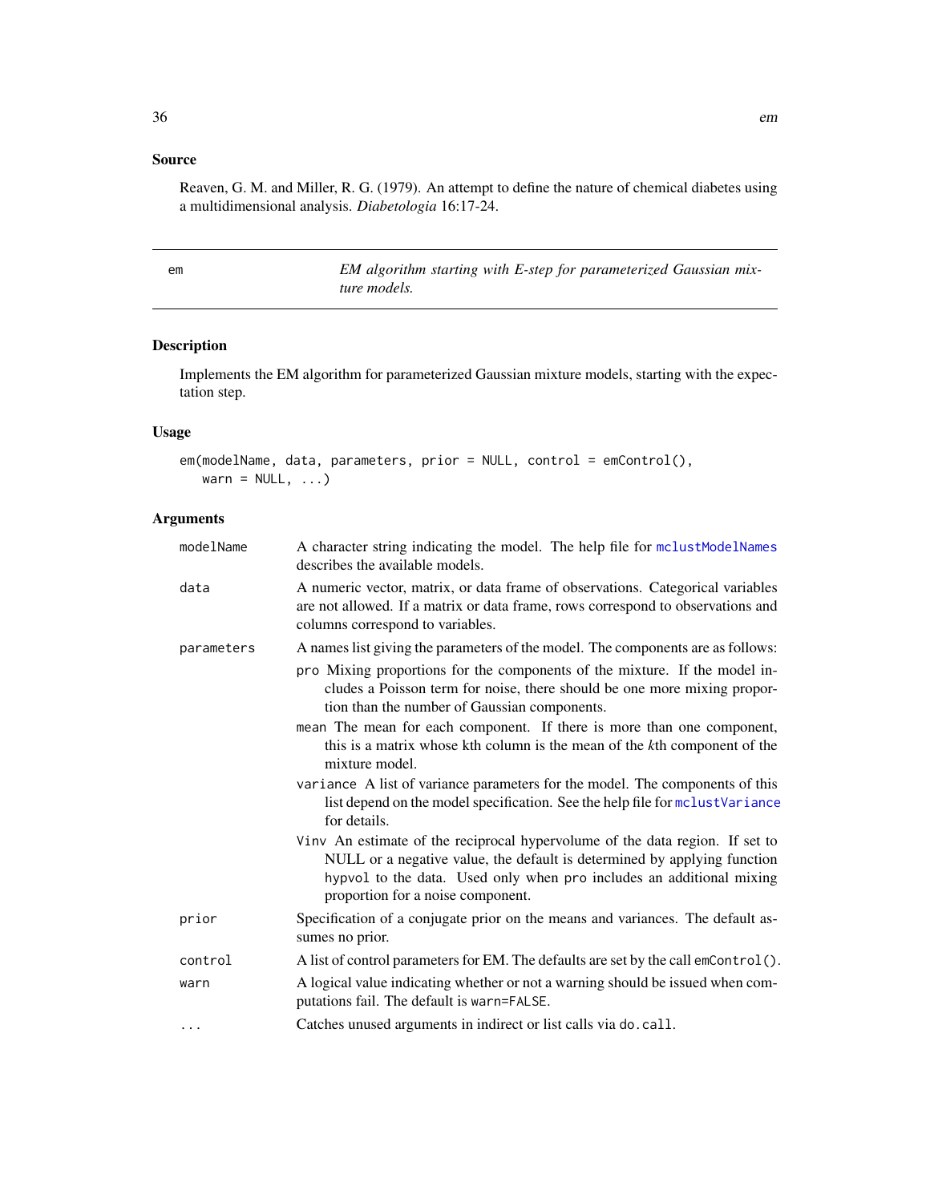## Source

Reaven, G. M. and Miller, R. G. (1979). An attempt to define the nature of chemical diabetes using a multidimensional analysis. *Diabetologia* 16:17-24.

---

# em — *EM algorithm starting with E-step for parameterized Gaussian mixture models.*

---

## Description

Implements the EM algorithm for parameterized Gaussian mixture models, starting with the expectation step.

## Usage

```
em(modelName, data, parameters, prior = NULL, control = emControl(),
   warn = NULL, ...)
```

## Arguments

`modelName` A character string indicating the model. The help file for `mclustModelNames` describes the available models.

`data` A numeric vector, matrix, or data frame of observations. Categorical variables are not allowed. If a matrix or data frame, rows correspond to observations and columns correspond to variables.

`parameters` A names list giving the parameters of the model. The components are as follows:

- `pro` Mixing proportions for the components of the mixture. If the model includes a Poisson term for noise, there should be one more mixing proportion than the number of Gaussian components.
- `mean` The mean for each component. If there is more than one component, this is a matrix whose kth column is the mean of the *k*th component of the mixture model.
- `variance` A list of variance parameters for the model. The components of this list depend on the model specification. See the help file for `mclustVariance` for details.
- `Vinv` An estimate of the reciprocal hypervolume of the data region. If set to NULL or a negative value, the default is determined by applying function `hypvol` to the data. Used only when `pro` includes an additional mixing proportion for a noise component.

`prior` Specification of a conjugate prior on the means and variances. The default assumes no prior.

`control` A list of control parameters for EM. The defaults are set by the call `emControl()`.

`warn` A logical value indicating whether or not a warning should be issued when computations fail. The default is `warn=FALSE`.

`...` Catches unused arguments in indirect or list calls via `do.call`.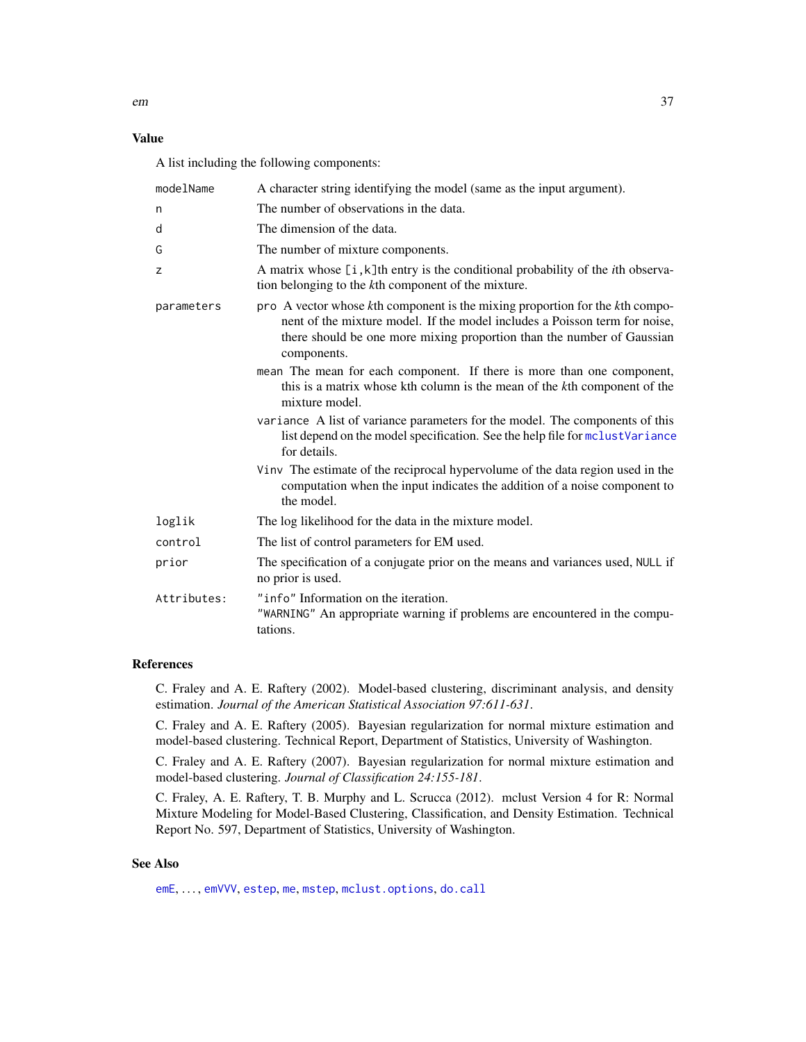## Value

A list including the following components:

| | |
|---|---|
| `modelName` | A character string identifying the model (same as the input argument). |
| `n` | The number of observations in the data. |
| `d` | The dimension of the data. |
| `G` | The number of mixture components. |
| `z` | A matrix whose `[i,k]`th entry is the conditional probability of the *i*th observation belonging to the *k*th component of the mixture. |
| `parameters` | `pro` A vector whose *k*th component is the mixing proportion for the *k*th component of the mixture model. If the model includes a Poisson term for noise, there should be one more mixing proportion than the number of Gaussian components.<br>`mean` The mean for each component. If there is more than one component, this is a matrix whose kth column is the mean of the *k*th component of the mixture model.<br>`variance` A list of variance parameters for the model. The components of this list depend on the model specification. See the help file for `mclustVariance` for details.<br>`Vinv` The estimate of the reciprocal hypervolume of the data region used in the computation when the input indicates the addition of a noise component to the model. |
| `loglik` | The log likelihood for the data in the mixture model. |
| `control` | The list of control parameters for EM used. |
| `prior` | The specification of a conjugate prior on the means and variances used, `NULL` if no prior is used. |
| `Attributes:` | `"info"` Information on the iteration.<br>`"WARNING"` An appropriate warning if problems are encountered in the computations. |

## References

C. Fraley and A. E. Raftery (2002). Model-based clustering, discriminant analysis, and density estimation. *Journal of the American Statistical Association 97:611-631*.

C. Fraley and A. E. Raftery (2005). Bayesian regularization for normal mixture estimation and model-based clustering. Technical Report, Department of Statistics, University of Washington.

C. Fraley and A. E. Raftery (2007). Bayesian regularization for normal mixture estimation and model-based clustering. *Journal of Classification 24:155-181*.

C. Fraley, A. E. Raftery, T. B. Murphy and L. Scrucca (2012). mclust Version 4 for R: Normal Mixture Modeling for Model-Based Clustering, Classification, and Density Estimation. Technical Report No. 597, Department of Statistics, University of Washington.

## See Also

`emE`, ..., `emVVV`, `estep`, `me`, `mstep`, `mclust.options`, `do.call`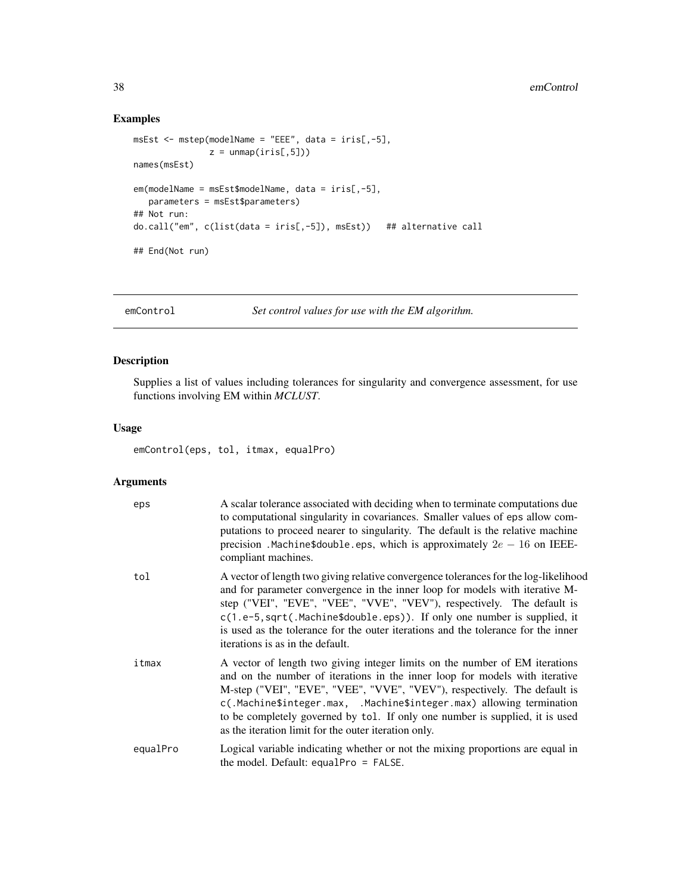## Examples

```
msEst <- mstep(modelName = "EEE", data = iris[,-5],
               z = unmap(iris[,5]))
names(msEst)

em(modelName = msEst$modelName, data = iris[,-5],
   parameters = msEst$parameters)
## Not run:
do.call("em", c(list(data = iris[,-5]), msEst))   ## alternative call

## End(Not run)
```

---

emControl — *Set control values for use with the EM algorithm.*

---

## Description

Supplies a list of values including tolerances for singularity and convergence assessment, for use functions involving EM within *MCLUST*.

## Usage

```
emControl(eps, tol, itmax, equalPro)
```

## Arguments

| | |
|---|---|
| eps | A scalar tolerance associated with deciding when to terminate computations due to computational singularity in covariances. Smaller values of eps allow computations to proceed nearer to singularity. The default is the relative machine precision .Machine$double.eps, which is approximately $2e-16$ on IEEE-compliant machines. |
| tol | A vector of length two giving relative convergence tolerances for the log-likelihood and for parameter convergence in the inner loop for models with iterative M-step ("VEI", "EVE", "VEE", "VVE", "VEV"), respectively. The default is c(1.e-5,sqrt(.Machine$double.eps)). If only one number is supplied, it is used as the tolerance for the outer iterations and the tolerance for the inner iterations is as in the default. |
| itmax | A vector of length two giving integer limits on the number of EM iterations and on the number of iterations in the inner loop for models with iterative M-step ("VEI", "EVE", "VEE", "VVE", "VEV"), respectively. The default is c(.Machine$integer.max, .Machine$integer.max) allowing termination to be completely governed by tol. If only one number is supplied, it is used as the iteration limit for the outer iteration only. |
| equalPro | Logical variable indicating whether or not the mixing proportions are equal in the model. Default: equalPro = FALSE. |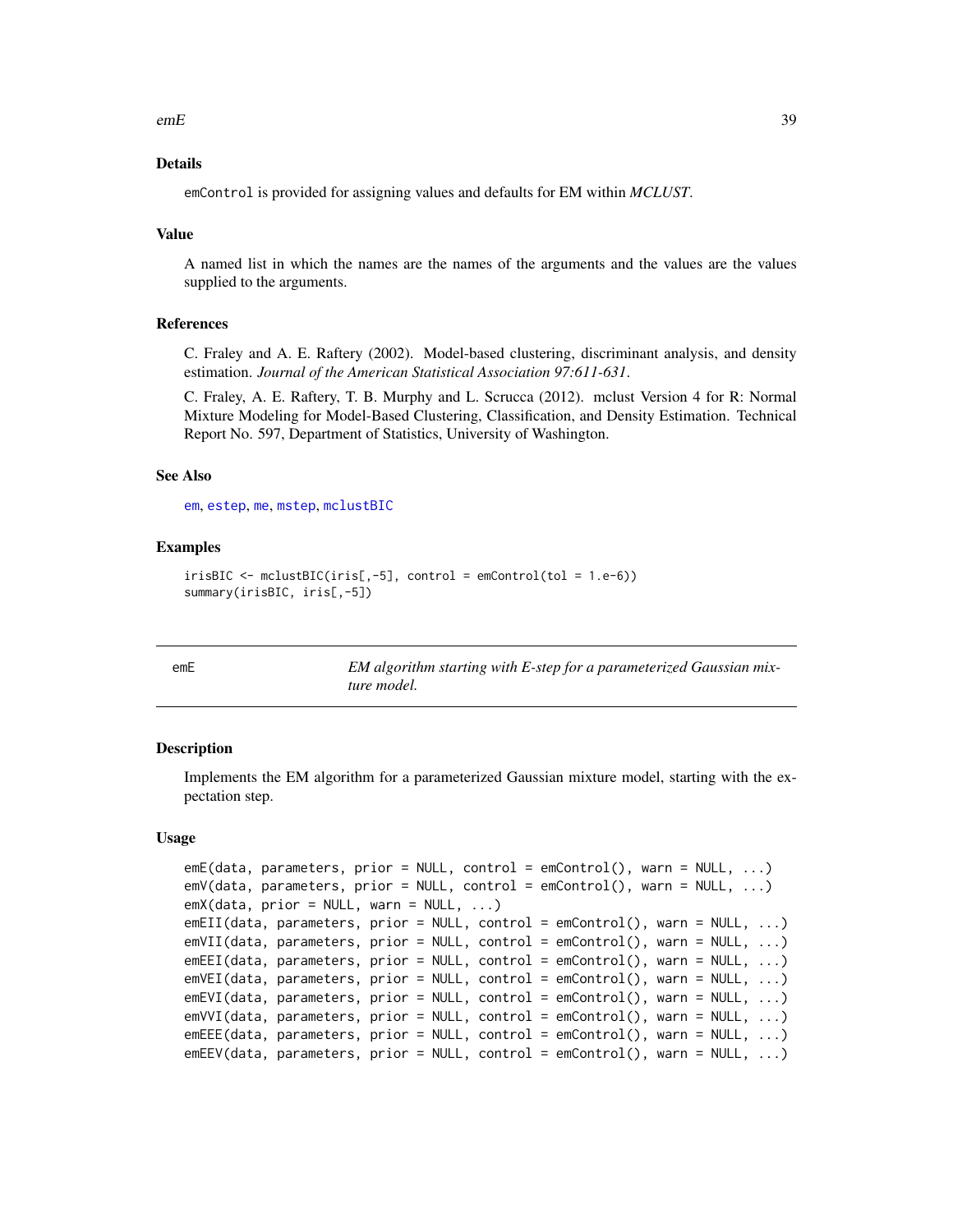### Details

emControl is provided for assigning values and defaults for EM within *MCLUST*.

### Value

A named list in which the names are the names of the arguments and the values are the values supplied to the arguments.

### References

C. Fraley and A. E. Raftery (2002). Model-based clustering, discriminant analysis, and density estimation. *Journal of the American Statistical Association 97:611-631*.

C. Fraley, A. E. Raftery, T. B. Murphy and L. Scrucca (2012). mclust Version 4 for R: Normal Mixture Modeling for Model-Based Clustering, Classification, and Density Estimation. Technical Report No. 597, Department of Statistics, University of Washington.

### See Also

em, estep, me, mstep, mclustBIC

### Examples

```
irisBIC <- mclustBIC(iris[,-5], control = emControl(tol = 1.e-6))
summary(irisBIC, iris[,-5])
```

---

## emE — *EM algorithm starting with E-step for a parameterized Gaussian mixture model.*

### Description

Implements the EM algorithm for a parameterized Gaussian mixture model, starting with the expectation step.

### Usage

```
emE(data, parameters, prior = NULL, control = emControl(), warn = NULL, ...)
emV(data, parameters, prior = NULL, control = emControl(), warn = NULL, ...)
emX(data, prior = NULL, warn = NULL, ...)
emEII(data, parameters, prior = NULL, control = emControl(), warn = NULL, ...)
emVII(data, parameters, prior = NULL, control = emControl(), warn = NULL, ...)
emEEI(data, parameters, prior = NULL, control = emControl(), warn = NULL, ...)
emVEI(data, parameters, prior = NULL, control = emControl(), warn = NULL, ...)
emEVI(data, parameters, prior = NULL, control = emControl(), warn = NULL, ...)
emVVI(data, parameters, prior = NULL, control = emControl(), warn = NULL, ...)
emEEE(data, parameters, prior = NULL, control = emControl(), warn = NULL, ...)
emEEV(data, parameters, prior = NULL, control = emControl(), warn = NULL, ...)
```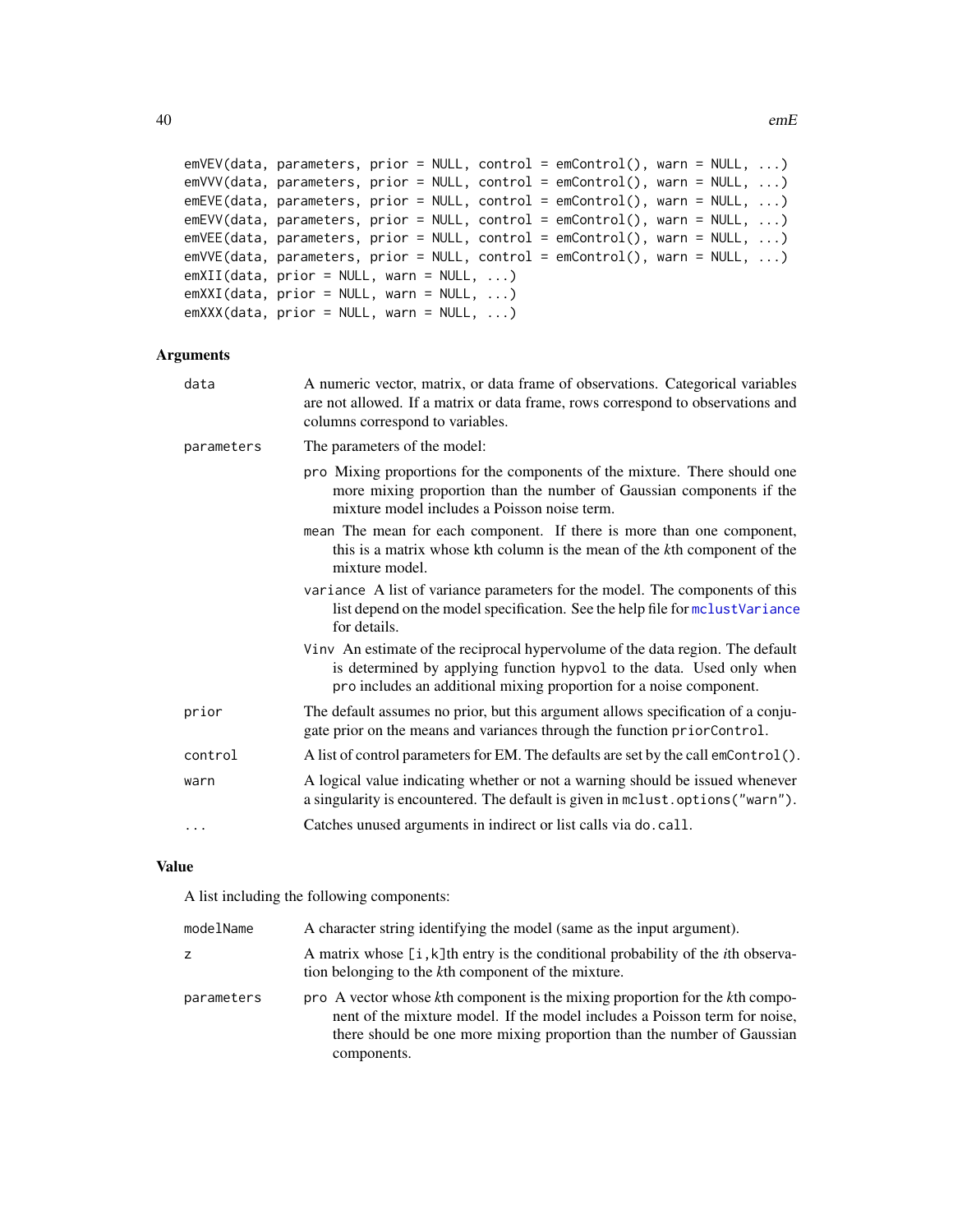```
emVEV(data, parameters, prior = NULL, control = emControl(), warn = NULL, ...)
emVVV(data, parameters, prior = NULL, control = emControl(), warn = NULL, ...)
emEVE(data, parameters, prior = NULL, control = emControl(), warn = NULL, ...)
emEVV(data, parameters, prior = NULL, control = emControl(), warn = NULL, ...)
emVEE(data, parameters, prior = NULL, control = emControl(), warn = NULL, ...)
emVVE(data, parameters, prior = NULL, control = emControl(), warn = NULL, ...)
emXII(data, prior = NULL, warn = NULL, ...)
emXXI(data, prior = NULL, warn = NULL, ...)
emXXX(data, prior = NULL, warn = NULL, ...)
```

## Arguments

`data` A numeric vector, matrix, or data frame of observations. Categorical variables are not allowed. If a matrix or data frame, rows correspond to observations and columns correspond to variables.

`parameters` The parameters of the model:

- `pro` Mixing proportions for the components of the mixture. There should one more mixing proportion than the number of Gaussian components if the mixture model includes a Poisson noise term.
- `mean` The mean for each component. If there is more than one component, this is a matrix whose kth column is the mean of the *k*th component of the mixture model.
- `variance` A list of variance parameters for the model. The components of this list depend on the model specification. See the help file for `mclustVariance` for details.
- `Vinv` An estimate of the reciprocal hypervolume of the data region. The default is determined by applying function `hypvol` to the data. Used only when `pro` includes an additional mixing proportion for a noise component.

`prior` The default assumes no prior, but this argument allows specification of a conjugate prior on the means and variances through the function `priorControl`.

`control` A list of control parameters for EM. The defaults are set by the call `emControl()`.

`warn` A logical value indicating whether or not a warning should be issued whenever a singularity is encountered. The default is given in `mclust.options("warn")`.

`...` Catches unused arguments in indirect or list calls via `do.call`.

## Value

A list including the following components:

`modelName` A character string identifying the model (same as the input argument).

`z` A matrix whose `[i,k]`th entry is the conditional probability of the *i*th observation belonging to the *k*th component of the mixture.

`parameters`

- `pro` A vector whose *k*th component is the mixing proportion for the *k*th component of the mixture model. If the model includes a Poisson term for noise, there should be one more mixing proportion than the number of Gaussian components.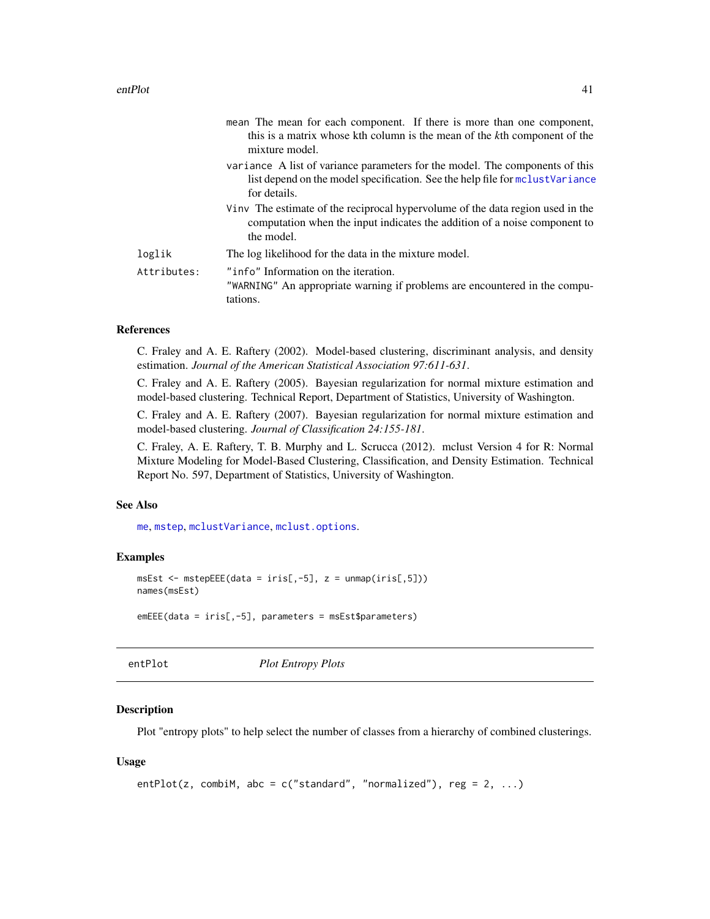mean The mean for each component. If there is more than one component, this is a matrix whose kth column is the mean of the *k*th component of the mixture model.

variance A list of variance parameters for the model. The components of this list depend on the model specification. See the help file for `mclustVariance` for details.

Vinv The estimate of the reciprocal hypervolume of the data region used in the computation when the input indicates the addition of a noise component to the model.

loglik The log likelihood for the data in the mixture model.

Attributes: "info" Information on the iteration.
"WARNING" An appropriate warning if problems are encountered in the computations.

### References

C. Fraley and A. E. Raftery (2002). Model-based clustering, discriminant analysis, and density estimation. *Journal of the American Statistical Association 97:611-631*.

C. Fraley and A. E. Raftery (2005). Bayesian regularization for normal mixture estimation and model-based clustering. Technical Report, Department of Statistics, University of Washington.

C. Fraley and A. E. Raftery (2007). Bayesian regularization for normal mixture estimation and model-based clustering. *Journal of Classification 24:155-181*.

C. Fraley, A. E. Raftery, T. B. Murphy and L. Scrucca (2012). mclust Version 4 for R: Normal Mixture Modeling for Model-Based Clustering, Classification, and Density Estimation. Technical Report No. 597, Department of Statistics, University of Washington.

### See Also

`me`, `mstep`, `mclustVariance`, `mclust.options`.

### Examples

```
msEst <- mstepEEE(data = iris[,-5], z = unmap(iris[,5]))
names(msEst)

emEEE(data = iris[,-5], parameters = msEst$parameters)
```

---

## entPlot *Plot Entropy Plots*

### Description

Plot "entropy plots" to help select the number of classes from a hierarchy of combined clusterings.

### Usage

```
entPlot(z, combiM, abc = c("standard", "normalized"), reg = 2, ...)
```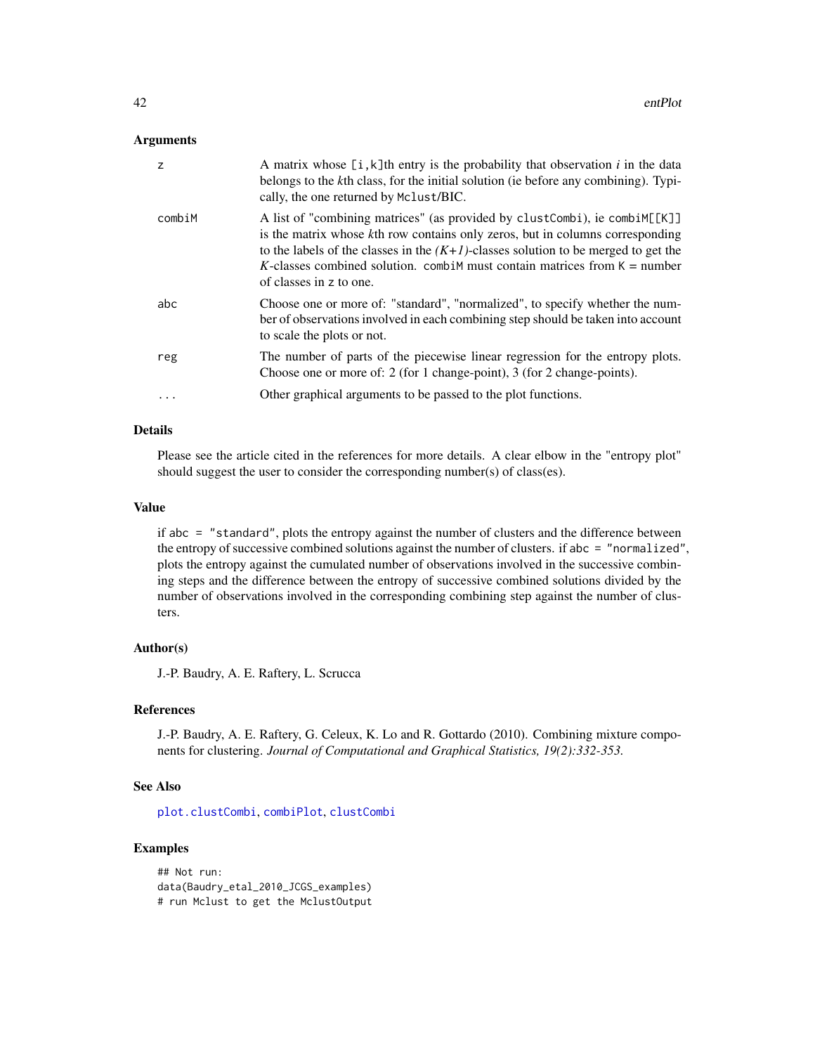### Arguments

| | |
|---|---|
| z | A matrix whose [i,k]th entry is the probability that observation *i* in the data belongs to the *k*th class, for the initial solution (ie before any combining). Typically, the one returned by Mclust/BIC. |
| combiM | A list of "combining matrices" (as provided by clustCombi), ie combiM[[K]] is the matrix whose *k*th row contains only zeros, but in columns corresponding to the labels of the classes in the *(K+1)*-classes solution to be merged to get the *K*-classes combined solution. combiM must contain matrices from K = number of classes in z to one. |
| abc | Choose one or more of: "standard", "normalized", to specify whether the number of observations involved in each combining step should be taken into account to scale the plots or not. |
| reg | The number of parts of the piecewise linear regression for the entropy plots. Choose one or more of: 2 (for 1 change-point), 3 (for 2 change-points). |
| ... | Other graphical arguments to be passed to the plot functions. |

### Details

Please see the article cited in the references for more details. A clear elbow in the "entropy plot" should suggest the user to consider the corresponding number(s) of class(es).

### Value

if abc = "standard", plots the entropy against the number of clusters and the difference between the entropy of successive combined solutions against the number of clusters. if abc = "normalized", plots the entropy against the cumulated number of observations involved in the successive combining steps and the difference between the entropy of successive combined solutions divided by the number of observations involved in the corresponding combining step against the number of clusters.

### Author(s)

J.-P. Baudry, A. E. Raftery, L. Scrucca

### References

J.-P. Baudry, A. E. Raftery, G. Celeux, K. Lo and R. Gottardo (2010). Combining mixture components for clustering. *Journal of Computational and Graphical Statistics, 19(2):332-353.*

### See Also

plot.clustCombi, combiPlot, clustCombi

### Examples

```
## Not run:
data(Baudry_etal_2010_JCGS_examples)
# run Mclust to get the MclustOutput
```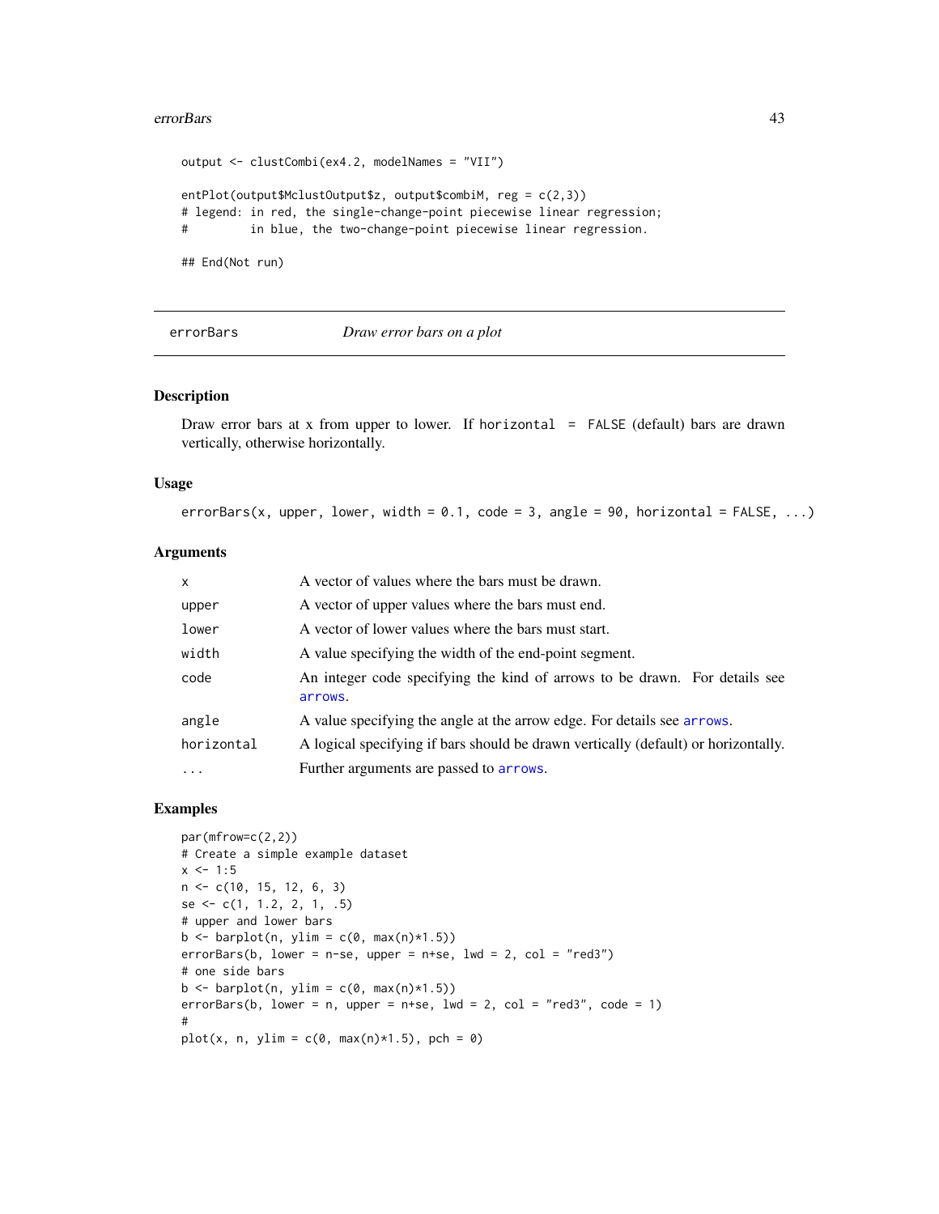```
output <- clustCombi(ex4.2, modelNames = "VII")

entPlot(output$MclustOutput$z, output$combiM, reg = c(2,3))
# legend: in red, the single-change-point piecewise linear regression;
#         in blue, the two-change-point piecewise linear regression.

## End(Not run)
```

---

## errorBars — *Draw error bars on a plot*

---

### Description

Draw error bars at x from upper to lower. If `horizontal = FALSE` (default) bars are drawn vertically, otherwise horizontally.

### Usage

```
errorBars(x, upper, lower, width = 0.1, code = 3, angle = 90, horizontal = FALSE, ...)
```

### Arguments

| | |
|---|---|
| `x` | A vector of values where the bars must be drawn. |
| `upper` | A vector of upper values where the bars must end. |
| `lower` | A vector of lower values where the bars must start. |
| `width` | A value specifying the width of the end-point segment. |
| `code` | An integer code specifying the kind of arrows to be drawn. For details see `arrows`. |
| `angle` | A value specifying the angle at the arrow edge. For details see `arrows`. |
| `horizontal` | A logical specifying if bars should be drawn vertically (default) or horizontally. |
| `...` | Further arguments are passed to `arrows`. |

### Examples

```
par(mfrow=c(2,2))
# Create a simple example dataset
x <- 1:5
n <- c(10, 15, 12, 6, 3)
se <- c(1, 1.2, 2, 1, .5)
# upper and lower bars
b <- barplot(n, ylim = c(0, max(n)*1.5))
errorBars(b, lower = n-se, upper = n+se, lwd = 2, col = "red3")
# one side bars
b <- barplot(n, ylim = c(0, max(n)*1.5))
errorBars(b, lower = n, upper = n+se, lwd = 2, col = "red3", code = 1)
#
plot(x, n, ylim = c(0, max(n)*1.5), pch = 0)
```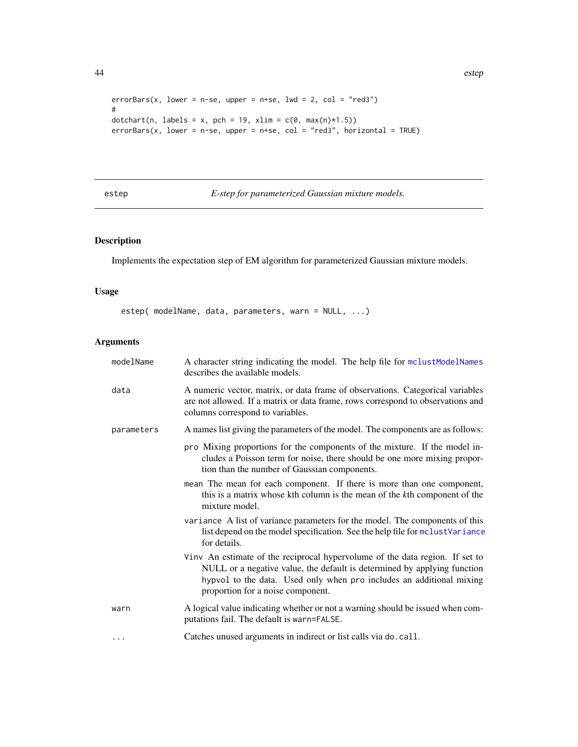```
errorBars(x, lower = n-se, upper = n+se, lwd = 2, col = "red3")
#
dotchart(n, labels = x, pch = 19, xlim = c(0, max(n)*1.5))
errorBars(x, lower = n-se, upper = n+se, col = "red3", horizontal = TRUE)
```

---

## estep — *E-step for parameterized Gaussian mixture models.*

---

### Description

Implements the expectation step of EM algorithm for parameterized Gaussian mixture models.

### Usage

```
estep( modelName, data, parameters, warn = NULL, ...)
```

### Arguments

| | |
|---|---|
| modelName | A character string indicating the model. The help file for mclustModelNames describes the available models. |
| data | A numeric vector, matrix, or data frame of observations. Categorical variables are not allowed. If a matrix or data frame, rows correspond to observations and columns correspond to variables. |
| parameters | A names list giving the parameters of the model. The components are as follows:<br>pro Mixing proportions for the components of the mixture. If the model includes a Poisson term for noise, there should be one more mixing proportion than the number of Gaussian components.<br>mean The mean for each component. If there is more than one component, this is a matrix whose kth column is the mean of the *k*th component of the mixture model.<br>variance A list of variance parameters for the model. The components of this list depend on the model specification. See the help file for mclustVariance for details.<br>Vinv An estimate of the reciprocal hypervolume of the data region. If set to NULL or a negative value, the default is determined by applying function hypvol to the data. Used only when pro includes an additional mixing proportion for a noise component. |
| warn | A logical value indicating whether or not a warning should be issued when computations fail. The default is warn=FALSE. |
| ... | Catches unused arguments in indirect or list calls via do.call. |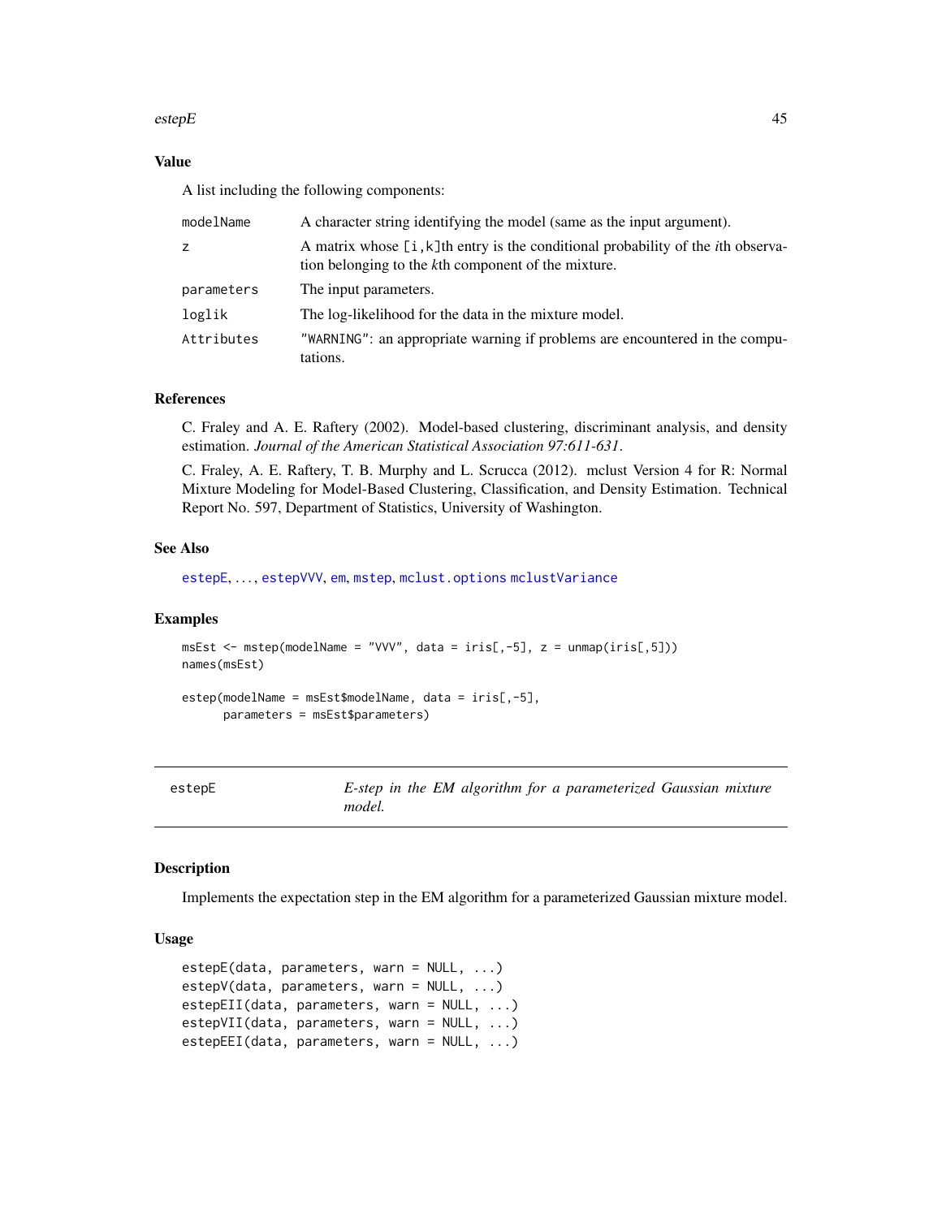### Value

A list including the following components:

| | |
|---|---|
| `modelName` | A character string identifying the model (same as the input argument). |
| `z` | A matrix whose `[i,k]`th entry is the conditional probability of the *i*th observation belonging to the *k*th component of the mixture. |
| `parameters` | The input parameters. |
| `loglik` | The log-likelihood for the data in the mixture model. |
| `Attributes` | `"WARNING"`: an appropriate warning if problems are encountered in the computations. |

### References

C. Fraley and A. E. Raftery (2002). Model-based clustering, discriminant analysis, and density estimation. *Journal of the American Statistical Association 97:611-631*.

C. Fraley, A. E. Raftery, T. B. Murphy and L. Scrucca (2012). mclust Version 4 for R: Normal Mixture Modeling for Model-Based Clustering, Classification, and Density Estimation. Technical Report No. 597, Department of Statistics, University of Washington.

### See Also

`estepE`, . . . , `estepVVV`, `em`, `mstep`, `mclust.options` `mclustVariance`

### Examples

```
msEst <- mstep(modelName = "VVV", data = iris[,-5], z = unmap(iris[,5]))
names(msEst)

estep(modelName = msEst$modelName, data = iris[,-5],
      parameters = msEst$parameters)
```

---

## estepE — *E-step in the EM algorithm for a parameterized Gaussian mixture model.*

---

### Description

Implements the expectation step in the EM algorithm for a parameterized Gaussian mixture model.

### Usage

```
estepE(data, parameters, warn = NULL, ...)
estepV(data, parameters, warn = NULL, ...)
estepEII(data, parameters, warn = NULL, ...)
estepVII(data, parameters, warn = NULL, ...)
estepEEI(data, parameters, warn = NULL, ...)
```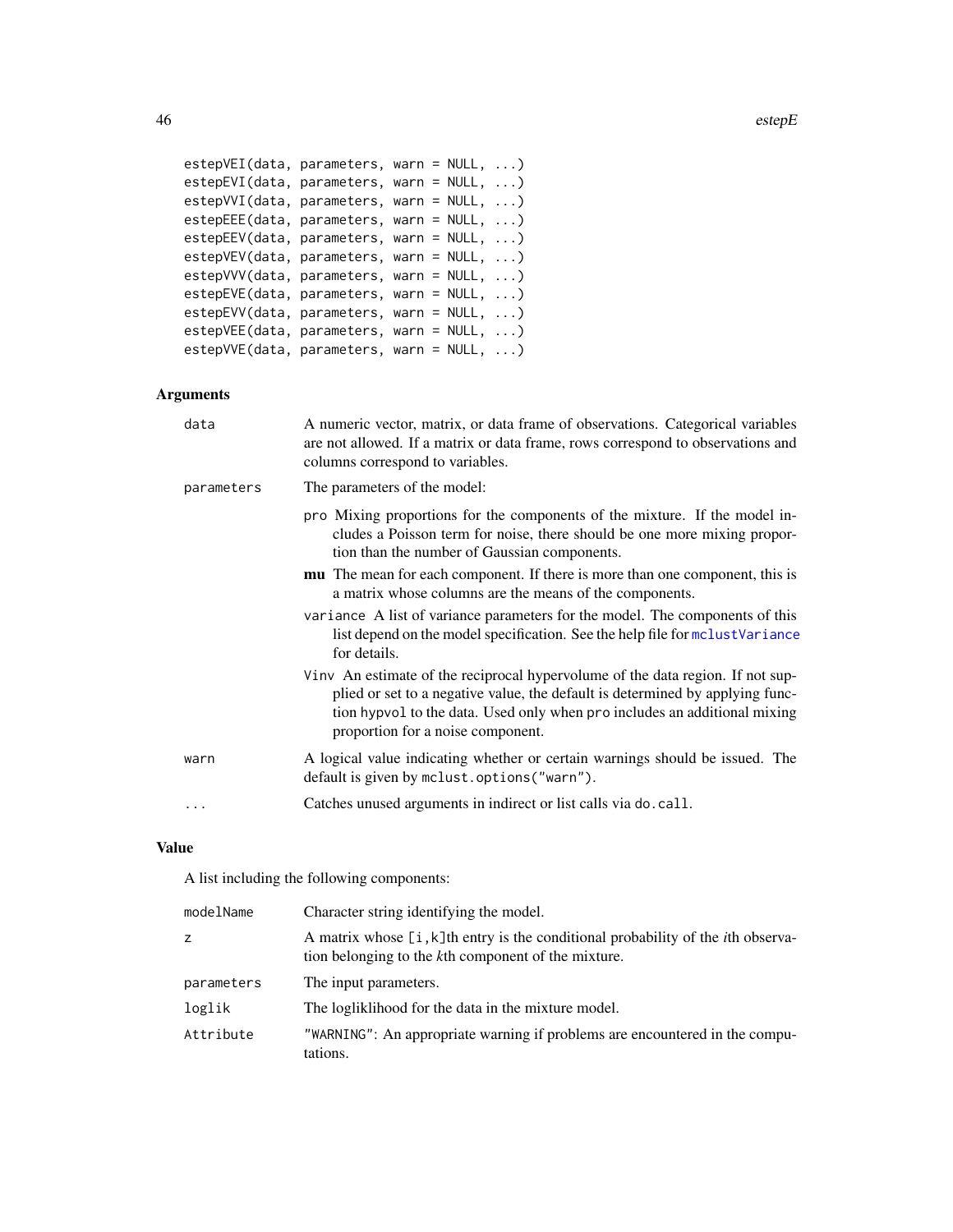```
estepVEI(data, parameters, warn = NULL, ...)
estepEVI(data, parameters, warn = NULL, ...)
estepVVI(data, parameters, warn = NULL, ...)
estepEEE(data, parameters, warn = NULL, ...)
estepEEV(data, parameters, warn = NULL, ...)
estepVEV(data, parameters, warn = NULL, ...)
estepVVV(data, parameters, warn = NULL, ...)
estepEVE(data, parameters, warn = NULL, ...)
estepEVV(data, parameters, warn = NULL, ...)
estepVEE(data, parameters, warn = NULL, ...)
estepVVE(data, parameters, warn = NULL, ...)
```

## Arguments

| | |
|---|---|
| `data` | A numeric vector, matrix, or data frame of observations. Categorical variables are not allowed. If a matrix or data frame, rows correspond to observations and columns correspond to variables. |
| `parameters` | The parameters of the model:<br>`pro` Mixing proportions for the components of the mixture. If the model includes a Poisson term for noise, there should be one more mixing proportion than the number of Gaussian components.<br>**mu** The mean for each component. If there is more than one component, this is a matrix whose columns are the means of the components.<br>`variance` A list of variance parameters for the model. The components of this list depend on the model specification. See the help file for `mclustVariance` for details.<br>`Vinv` An estimate of the reciprocal hypervolume of the data region. If not supplied or set to a negative value, the default is determined by applying function `hypvol` to the data. Used only when `pro` includes an additional mixing proportion for a noise component. |
| `warn` | A logical value indicating whether or certain warnings should be issued. The default is given by `mclust.options("warn")`. |
| `...` | Catches unused arguments in indirect or list calls via `do.call`. |

## Value

A list including the following components:

| | |
|---|---|
| `modelName` | Character string identifying the model. |
| `z` | A matrix whose `[i,k]`th entry is the conditional probability of the *i*th observation belonging to the *k*th component of the mixture. |
| `parameters` | The input parameters. |
| `loglik` | The logliklihood for the data in the mixture model. |
| `Attribute` | `"WARNING"`: An appropriate warning if problems are encountered in the computations. |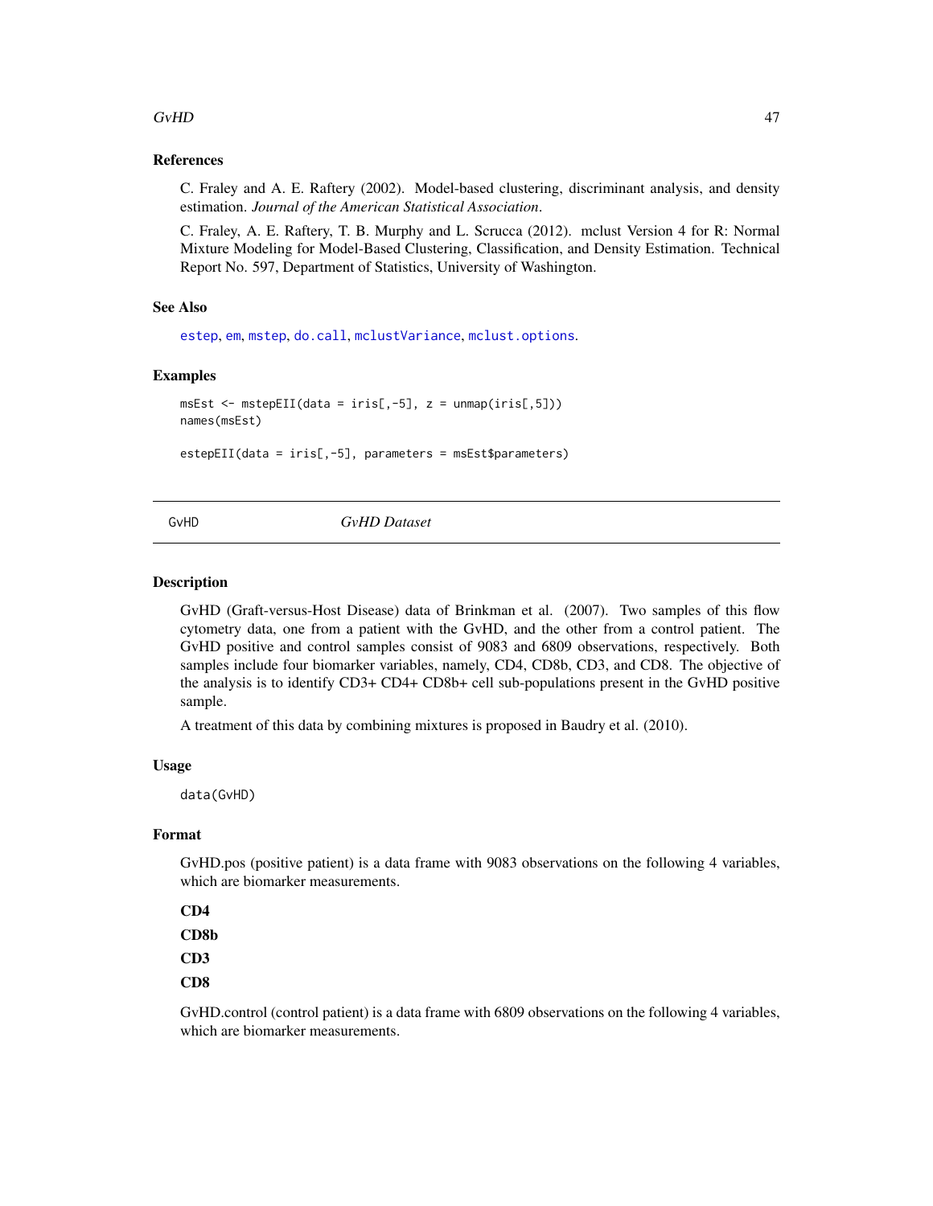### References

C. Fraley and A. E. Raftery (2002). Model-based clustering, discriminant analysis, and density estimation. *Journal of the American Statistical Association*.

C. Fraley, A. E. Raftery, T. B. Murphy and L. Scrucca (2012). mclust Version 4 for R: Normal Mixture Modeling for Model-Based Clustering, Classification, and Density Estimation. Technical Report No. 597, Department of Statistics, University of Washington.

### See Also

`estep`, `em`, `mstep`, `do.call`, `mclustVariance`, `mclust.options`.

### Examples

```
msEst <- mstepEII(data = iris[,-5], z = unmap(iris[,5]))
names(msEst)

estepEII(data = iris[,-5], parameters = msEst$parameters)
```

---

## GvHD *GvHD Dataset*

---

### Description

GvHD (Graft-versus-Host Disease) data of Brinkman et al. (2007). Two samples of this flow cytometry data, one from a patient with the GvHD, and the other from a control patient. The GvHD positive and control samples consist of 9083 and 6809 observations, respectively. Both samples include four biomarker variables, namely, CD4, CD8b, CD3, and CD8. The objective of the analysis is to identify CD3+ CD4+ CD8b+ cell sub-populations present in the GvHD positive sample.

A treatment of this data by combining mixtures is proposed in Baudry et al. (2010).

### Usage

```
data(GvHD)
```

### Format

GvHD.pos (positive patient) is a data frame with 9083 observations on the following 4 variables, which are biomarker measurements.

**CD4**

**CD8b**

**CD3**

**CD8**

GvHD.control (control patient) is a data frame with 6809 observations on the following 4 variables, which are biomarker measurements.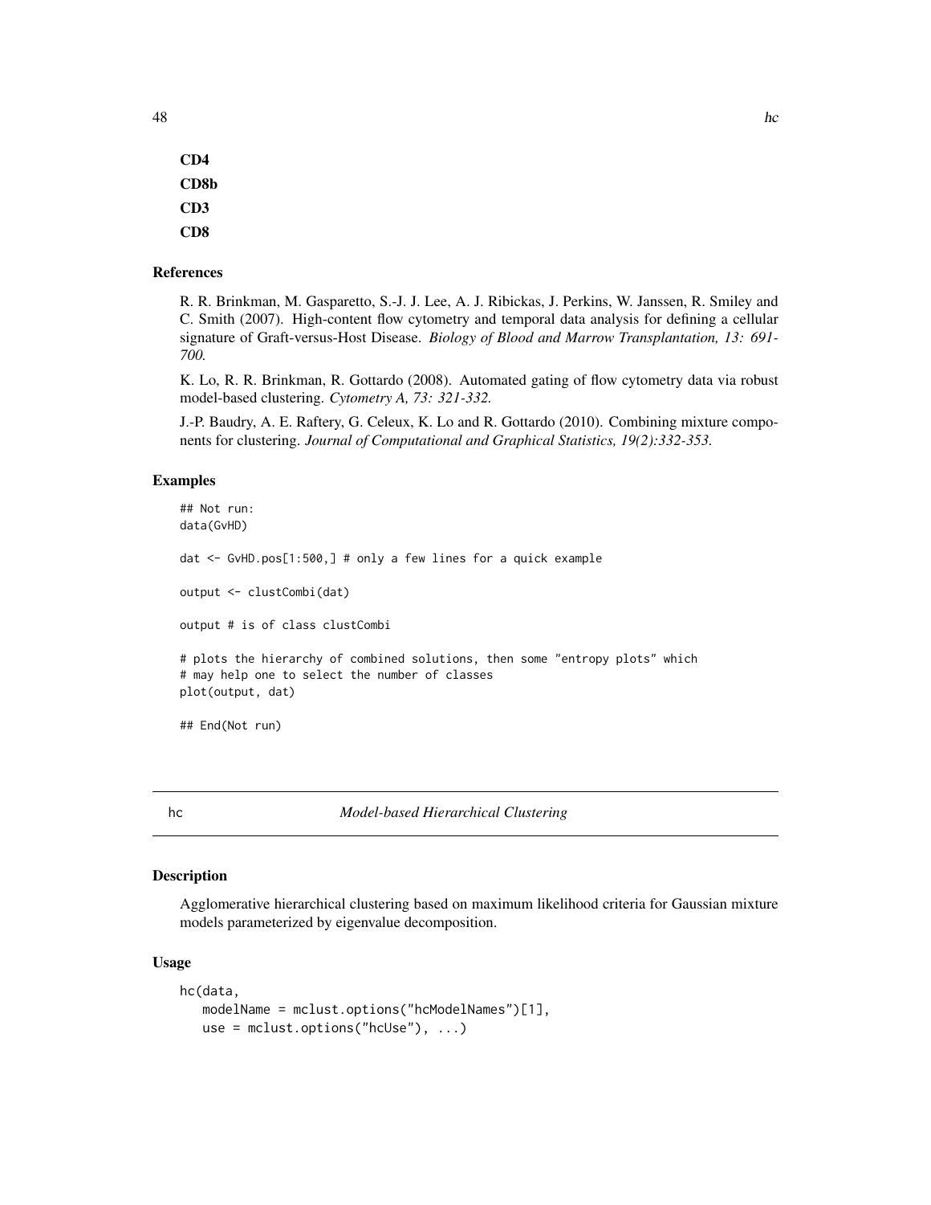**CD4**

**CD8b**

**CD3**

**CD8**

### References

R. R. Brinkman, M. Gasparetto, S.-J. J. Lee, A. J. Ribickas, J. Perkins, W. Janssen, R. Smiley and C. Smith (2007). High-content flow cytometry and temporal data analysis for defining a cellular signature of Graft-versus-Host Disease. *Biology of Blood and Marrow Transplantation, 13: 691-700.*

K. Lo, R. R. Brinkman, R. Gottardo (2008). Automated gating of flow cytometry data via robust model-based clustering. *Cytometry A, 73: 321-332.*

J.-P. Baudry, A. E. Raftery, G. Celeux, K. Lo and R. Gottardo (2010). Combining mixture components for clustering. *Journal of Computational and Graphical Statistics, 19(2):332-353.*

### Examples

```
## Not run:
data(GvHD)

dat <- GvHD.pos[1:500,] # only a few lines for a quick example

output <- clustCombi(dat)

output # is of class clustCombi

# plots the hierarchy of combined solutions, then some "entropy plots" which
# may help one to select the number of classes
plot(output, dat)

## End(Not run)
```

---

## hc — *Model-based Hierarchical Clustering*

### Description

Agglomerative hierarchical clustering based on maximum likelihood criteria for Gaussian mixture models parameterized by eigenvalue decomposition.

### Usage

```
hc(data,
   modelName = mclust.options("hcModelNames")[1],
   use = mclust.options("hcUse"), ...)
```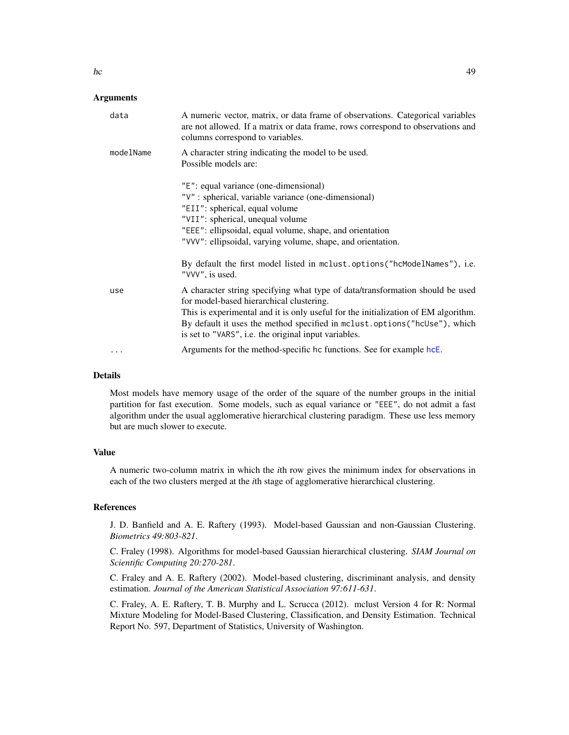## Arguments

`data` A numeric vector, matrix, or data frame of observations. Categorical variables are not allowed. If a matrix or data frame, rows correspond to observations and columns correspond to variables.

`modelName` A character string indicating the model to be used.
Possible models are:

`"E"`: equal variance (one-dimensional)
`"V"` : spherical, variable variance (one-dimensional)
`"EII"`: spherical, equal volume
`"VII"`: spherical, unequal volume
`"EEE"`: ellipsoidal, equal volume, shape, and orientation
`"VVV"`: ellipsoidal, varying volume, shape, and orientation.

By default the first model listed in `mclust.options("hcModelNames")`, i.e. `"VVV"`, is used.

`use` A character string specifying what type of data/transformation should be used for model-based hierarchical clustering.
This is experimental and it is only useful for the initialization of EM algorithm. By default it uses the method specified in `mclust.options("hcUse")`, which is set to `"VARS"`, i.e. the original input variables.

`...` Arguments for the method-specific `hc` functions. See for example `hcE`.

## Details

Most models have memory usage of the order of the square of the number groups in the initial partition for fast execution. Some models, such as equal variance or `"EEE"`, do not admit a fast algorithm under the usual agglomerative hierarchical clustering paradigm. These use less memory but are much slower to execute.

## Value

A numeric two-column matrix in which the *i*th row gives the minimum index for observations in each of the two clusters merged at the *i*th stage of agglomerative hierarchical clustering.

## References

J. D. Banfield and A. E. Raftery (1993). Model-based Gaussian and non-Gaussian Clustering. *Biometrics 49:803-821*.

C. Fraley (1998). Algorithms for model-based Gaussian hierarchical clustering. *SIAM Journal on Scientific Computing 20:270-281*.

C. Fraley and A. E. Raftery (2002). Model-based clustering, discriminant analysis, and density estimation. *Journal of the American Statistical Association 97:611-631*.

C. Fraley, A. E. Raftery, T. B. Murphy and L. Scrucca (2012). mclust Version 4 for R: Normal Mixture Modeling for Model-Based Clustering, Classification, and Density Estimation. Technical Report No. 597, Department of Statistics, University of Washington.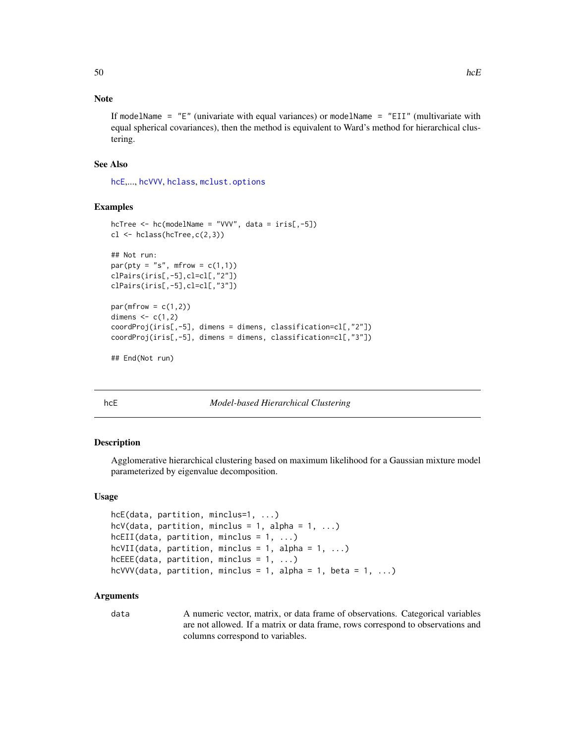### Note

If `modelName = "E"` (univariate with equal variances) or `modelName = "EII"` (multivariate with equal spherical covariances), then the method is equivalent to Ward's method for hierarchical clustering.

### See Also

`hcE`,..., `hcVVV`, `hclass`, `mclust.options`

### Examples

```
hcTree <- hc(modelName = "VVV", data = iris[,-5])
cl <- hclass(hcTree,c(2,3))

## Not run:
par(pty = "s", mfrow = c(1,1))
clPairs(iris[,-5],cl=cl[,"2"])
clPairs(iris[,-5],cl=cl[,"3"])

par(mfrow = c(1,2))
dimens <- c(1,2)
coordProj(iris[,-5], dimens = dimens, classification=cl[,"2"])
coordProj(iris[,-5], dimens = dimens, classification=cl[,"3"])

## End(Not run)
```

---

## hcE — *Model-based Hierarchical Clustering*

---

### Description

Agglomerative hierarchical clustering based on maximum likelihood for a Gaussian mixture model parameterized by eigenvalue decomposition.

### Usage

```
hcE(data, partition, minclus=1, ...)
hcV(data, partition, minclus = 1, alpha = 1, ...)
hcEII(data, partition, minclus = 1, ...)
hcVII(data, partition, minclus = 1, alpha = 1, ...)
hcEEE(data, partition, minclus = 1, ...)
hcVVV(data, partition, minclus = 1, alpha = 1, beta = 1, ...)
```

### Arguments

`data` A numeric vector, matrix, or data frame of observations. Categorical variables are not allowed. If a matrix or data frame, rows correspond to observations and columns correspond to variables.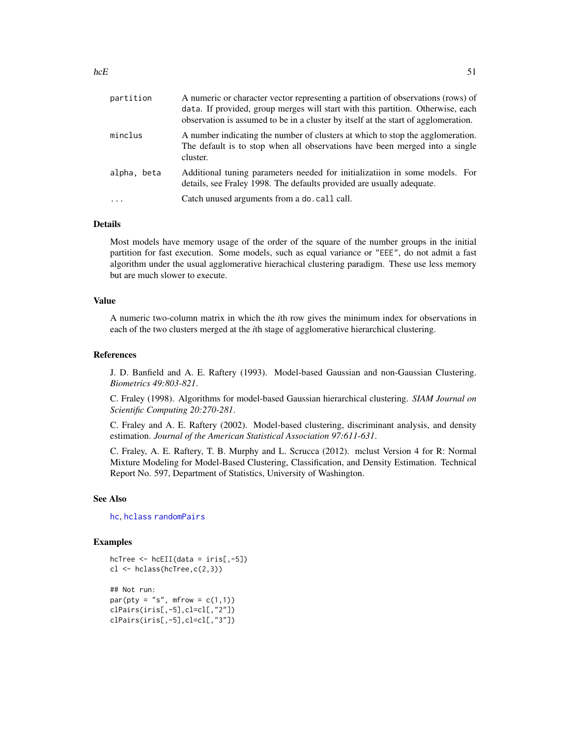| | |
|---|---|
| `partition` | A numeric or character vector representing a partition of observations (rows) of `data`. If provided, group merges will start with this partition. Otherwise, each observation is assumed to be in a cluster by itself at the start of agglomeration. |
| `minclus` | A number indicating the number of clusters at which to stop the agglomeration. The default is to stop when all observations have been merged into a single cluster. |
| `alpha, beta` | Additional tuning parameters needed for initializatiion in some models. For details, see Fraley 1998. The defaults provided are usually adequate. |
| `...` | Catch unused arguments from a `do.call` call. |

### Details

Most models have memory usage of the order of the square of the number groups in the initial partition for fast execution. Some models, such as equal variance or `"EEE"`, do not admit a fast algorithm under the usual agglomerative hierachical clustering paradigm. These use less memory but are much slower to execute.

### Value

A numeric two-column matrix in which the *i*th row gives the minimum index for observations in each of the two clusters merged at the *i*th stage of agglomerative hierarchical clustering.

### References

J. D. Banfield and A. E. Raftery (1993). Model-based Gaussian and non-Gaussian Clustering. *Biometrics 49:803-821*.

C. Fraley (1998). Algorithms for model-based Gaussian hierarchical clustering. *SIAM Journal on Scientific Computing 20:270-281*.

C. Fraley and A. E. Raftery (2002). Model-based clustering, discriminant analysis, and density estimation. *Journal of the American Statistical Association 97:611-631*.

C. Fraley, A. E. Raftery, T. B. Murphy and L. Scrucca (2012). mclust Version 4 for R: Normal Mixture Modeling for Model-Based Clustering, Classification, and Density Estimation. Technical Report No. 597, Department of Statistics, University of Washington.

### See Also

`hc`, `hclass` `randomPairs`

### Examples

```
hcTree <- hcEII(data = iris[,-5])
cl <- hclass(hcTree,c(2,3))

## Not run:
par(pty = "s", mfrow = c(1,1))
clPairs(iris[,-5],cl=cl[,"2"])
clPairs(iris[,-5],cl=cl[,"3"])
```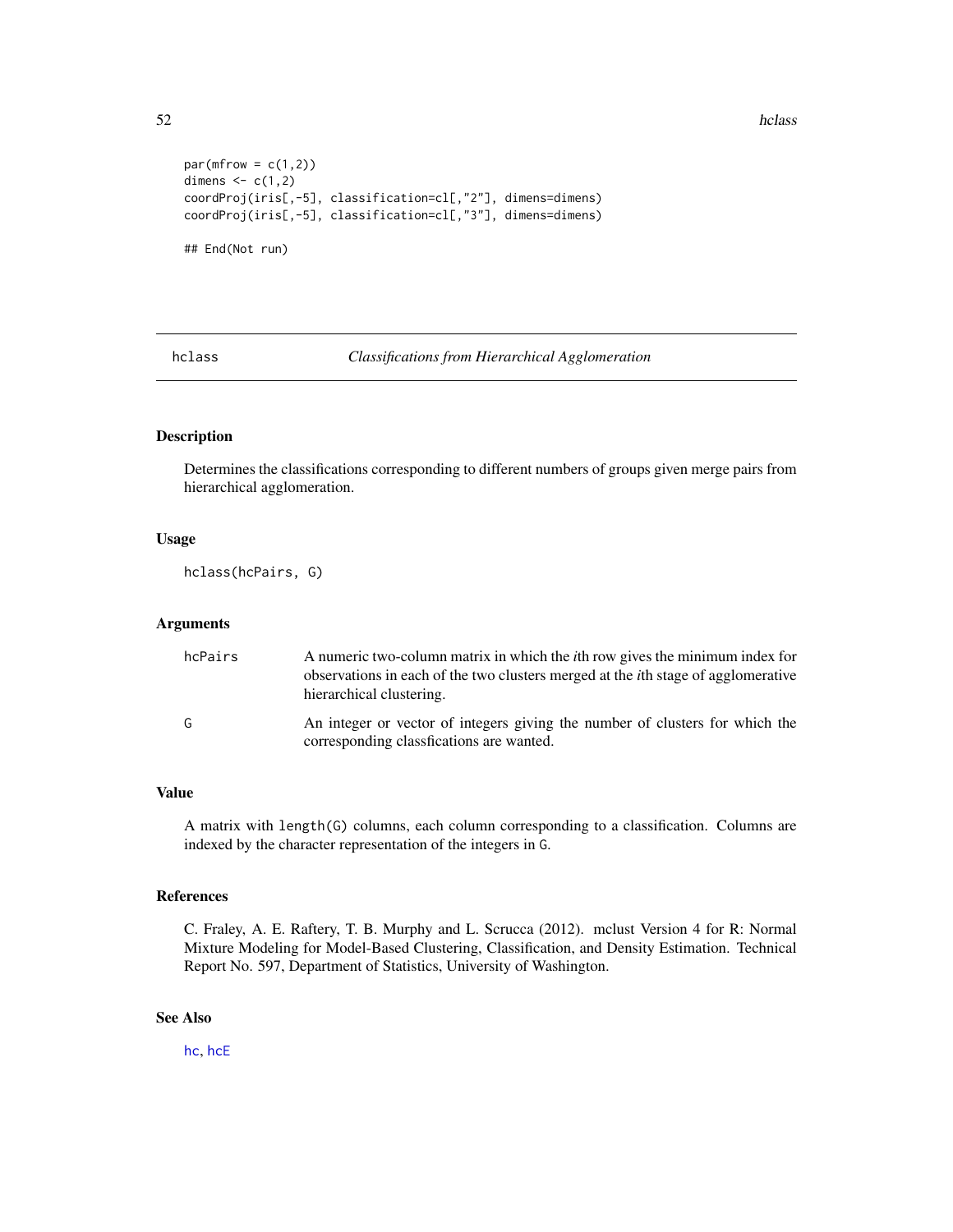```
par(mfrow = c(1,2))
dimens <- c(1,2)
coordProj(iris[,-5], classification=cl[,"2"], dimens=dimens)
coordProj(iris[,-5], classification=cl[,"3"], dimens=dimens)

## End(Not run)
```

## hclass — *Classifications from Hierarchical Agglomeration*

### Description

Determines the classifications corresponding to different numbers of groups given merge pairs from hierarchical agglomeration.

### Usage

```
hclass(hcPairs, G)
```

### Arguments

| | |
|---|---|
| `hcPairs` | A numeric two-column matrix in which the *i*th row gives the minimum index for observations in each of the two clusters merged at the *i*th stage of agglomerative hierarchical clustering. |
| `G` | An integer or vector of integers giving the number of clusters for which the corresponding classfications are wanted. |

### Value

A matrix with `length(G)` columns, each column corresponding to a classification. Columns are indexed by the character representation of the integers in `G`.

### References

C. Fraley, A. E. Raftery, T. B. Murphy and L. Scrucca (2012). mclust Version 4 for R: Normal Mixture Modeling for Model-Based Clustering, Classification, and Density Estimation. Technical Report No. 597, Department of Statistics, University of Washington.

### See Also

`hc`, `hcE`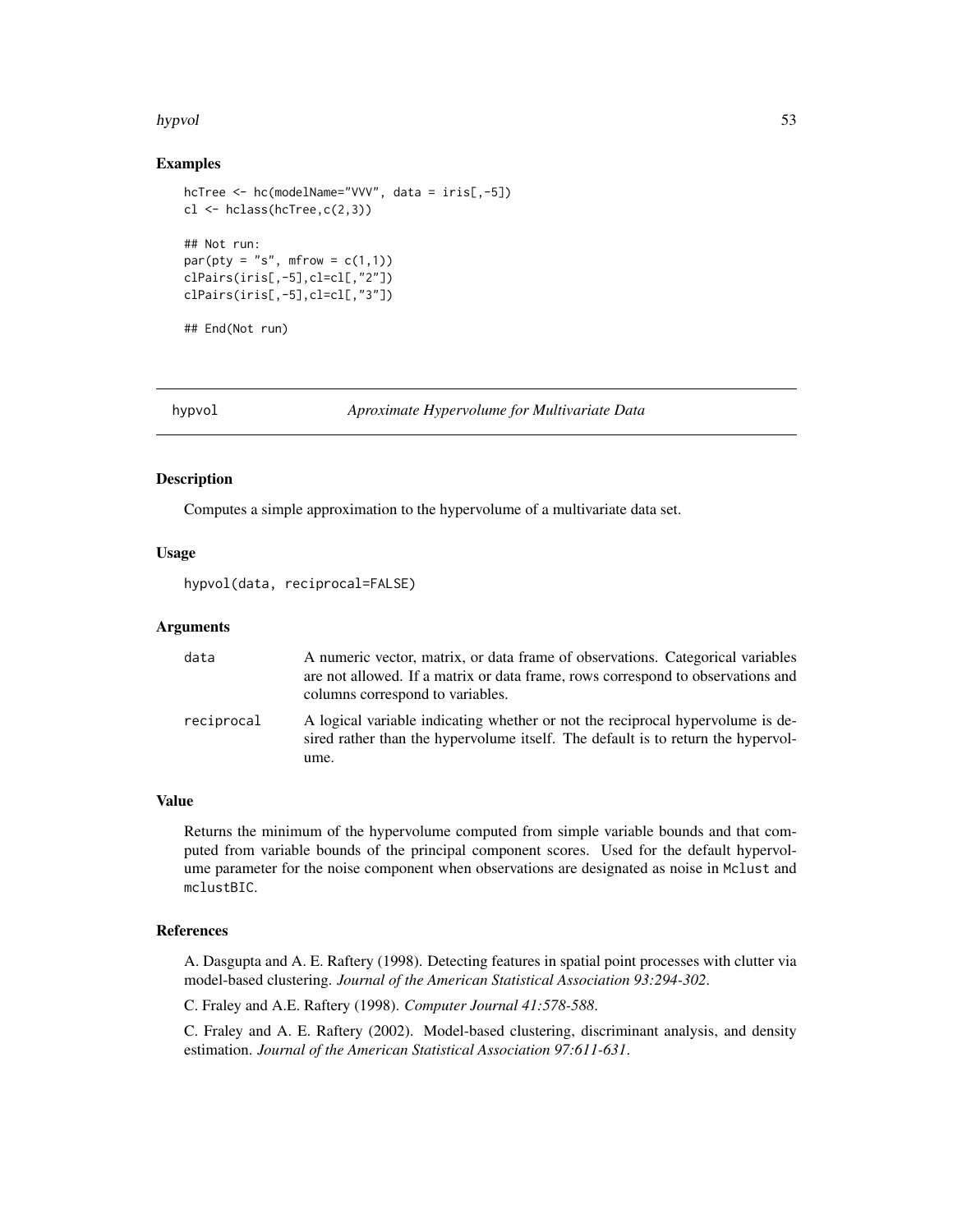### Examples

```
hcTree <- hc(modelName="VVV", data = iris[,-5])
cl <- hclass(hcTree,c(2,3))

## Not run:
par(pty = "s", mfrow = c(1,1))
clPairs(iris[,-5],cl=cl[,"2"])
clPairs(iris[,-5],cl=cl[,"3"])

## End(Not run)
```

---

## hypvol — *Aproximate Hypervolume for Multivariate Data*

---

### Description

Computes a simple approximation to the hypervolume of a multivariate data set.

### Usage

```
hypvol(data, reciprocal=FALSE)
```

### Arguments

| | |
|---|---|
| `data` | A numeric vector, matrix, or data frame of observations. Categorical variables are not allowed. If a matrix or data frame, rows correspond to observations and columns correspond to variables. |
| `reciprocal` | A logical variable indicating whether or not the reciprocal hypervolume is desired rather than the hypervolume itself. The default is to return the hypervolume. |

### Value

Returns the minimum of the hypervolume computed from simple variable bounds and that computed from variable bounds of the principal component scores. Used for the default hypervolume parameter for the noise component when observations are designated as noise in `Mclust` and `mclustBIC`.

### References

A. Dasgupta and A. E. Raftery (1998). Detecting features in spatial point processes with clutter via model-based clustering. *Journal of the American Statistical Association 93:294-302*.

C. Fraley and A.E. Raftery (1998). *Computer Journal 41:578-588*.

C. Fraley and A. E. Raftery (2002). Model-based clustering, discriminant analysis, and density estimation. *Journal of the American Statistical Association 97:611-631*.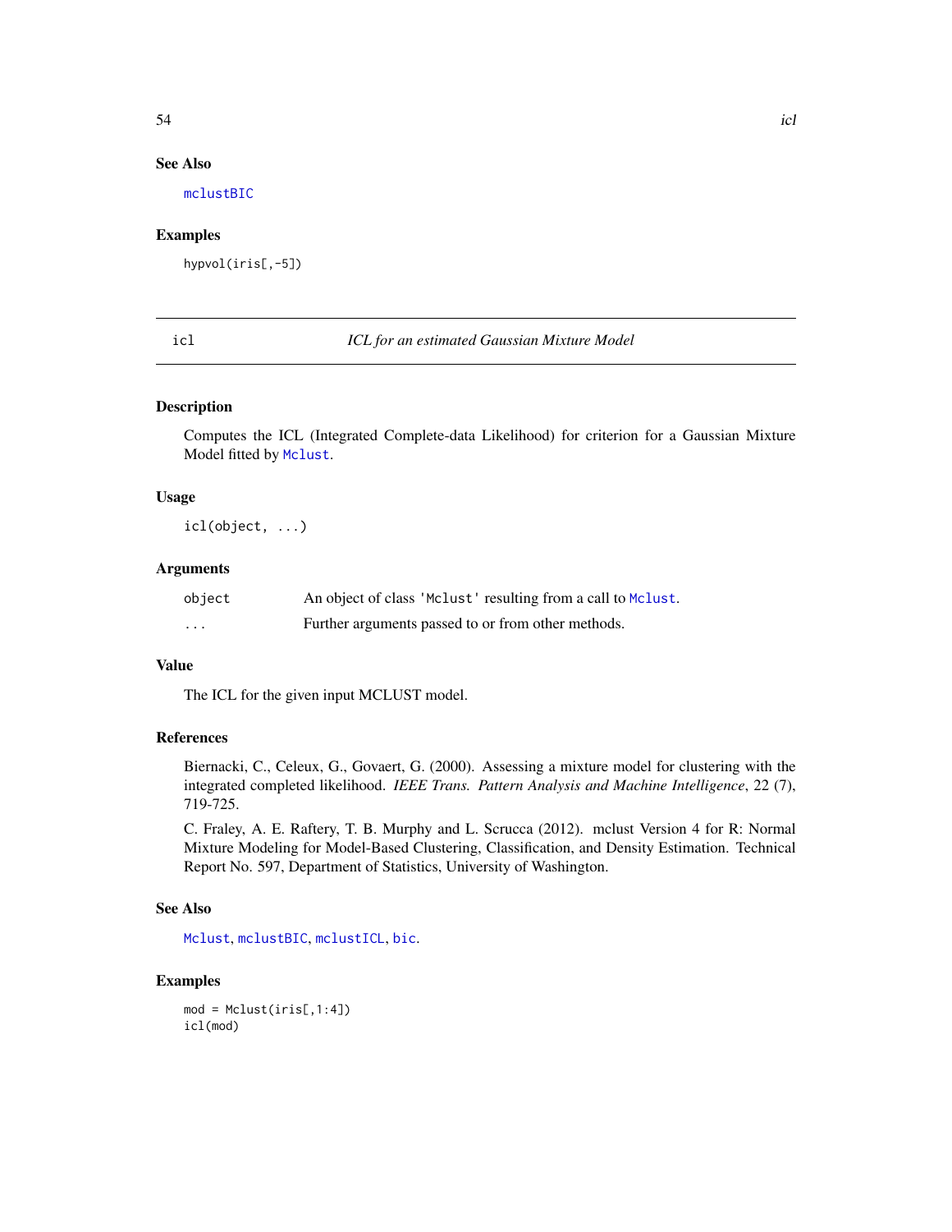### See Also

mclustBIC

### Examples

```
hypvol(iris[,-5])
```

---

## icl — *ICL for an estimated Gaussian Mixture Model*

### Description

Computes the ICL (Integrated Complete-data Likelihood) for criterion for a Gaussian Mixture Model fitted by Mclust.

### Usage

```
icl(object, ...)
```

### Arguments

| | |
|---|---|
| object | An object of class 'Mclust' resulting from a call to Mclust. |
| ... | Further arguments passed to or from other methods. |

### Value

The ICL for the given input MCLUST model.

### References

Biernacki, C., Celeux, G., Govaert, G. (2000). Assessing a mixture model for clustering with the integrated completed likelihood. *IEEE Trans. Pattern Analysis and Machine Intelligence*, 22 (7), 719-725.

C. Fraley, A. E. Raftery, T. B. Murphy and L. Scrucca (2012). mclust Version 4 for R: Normal Mixture Modeling for Model-Based Clustering, Classification, and Density Estimation. Technical Report No. 597, Department of Statistics, University of Washington.

### See Also

Mclust, mclustBIC, mclustICL, bic.

### Examples

```
mod = Mclust(iris[,1:4])
icl(mod)
```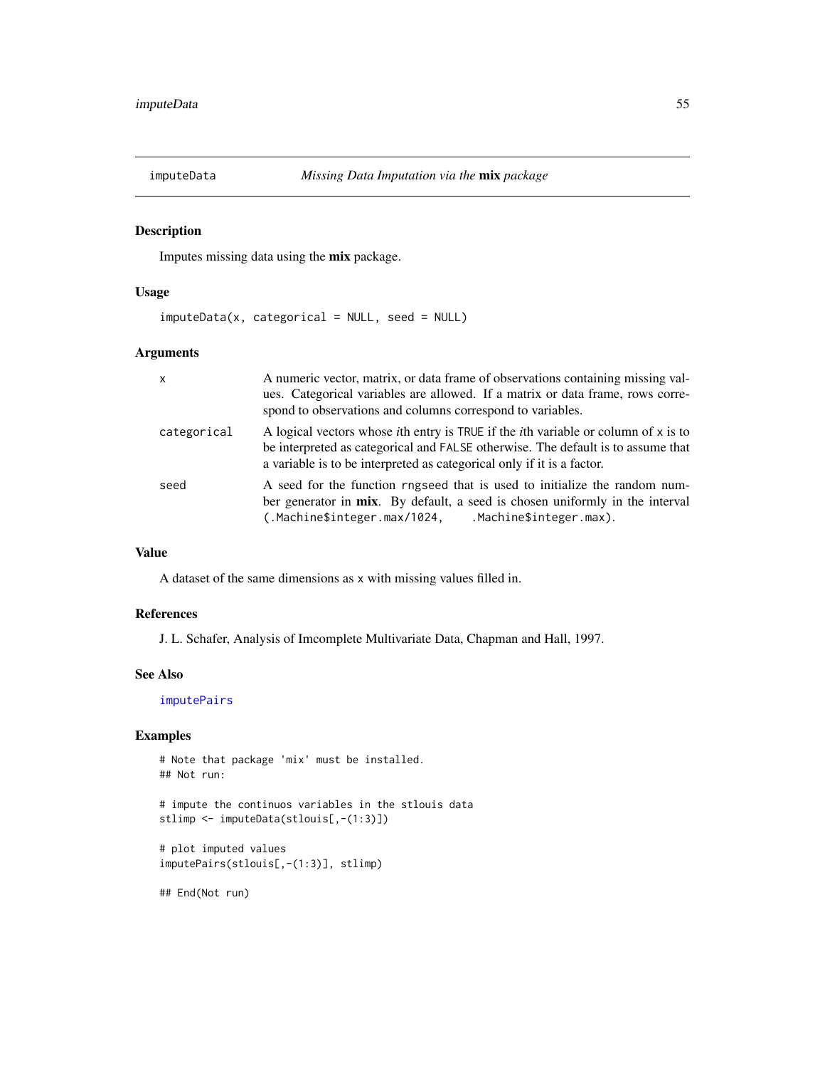## imputeData — *Missing Data Imputation via the* **mix** *package*

### Description

Imputes missing data using the **mix** package.

### Usage

```
imputeData(x, categorical = NULL, seed = NULL)
```

### Arguments

| | |
|---|---|
| `x` | A numeric vector, matrix, or data frame of observations containing missing values. Categorical variables are allowed. If a matrix or data frame, rows correspond to observations and columns correspond to variables. |
| `categorical` | A logical vectors whose *i*th entry is `TRUE` if the *i*th variable or column of `x` is to be interpreted as categorical and `FALSE` otherwise. The default is to assume that a variable is to be interpreted as categorical only if it is a factor. |
| `seed` | A seed for the function `rngseed` that is used to initialize the random number generator in **mix**. By default, a seed is chosen uniformly in the interval `(.Machine$integer.max/1024, .Machine$integer.max)`. |

### Value

A dataset of the same dimensions as `x` with missing values filled in.

### References

J. L. Schafer, Analysis of Imcomplete Multivariate Data, Chapman and Hall, 1997.

### See Also

`imputePairs`

### Examples

```
# Note that package 'mix' must be installed.
## Not run:

# impute the continuos variables in the stlouis data
stlimp <- imputeData(stlouis[,-(1:3)])

# plot imputed values
imputePairs(stlouis[,-(1:3)], stlimp)

## End(Not run)
```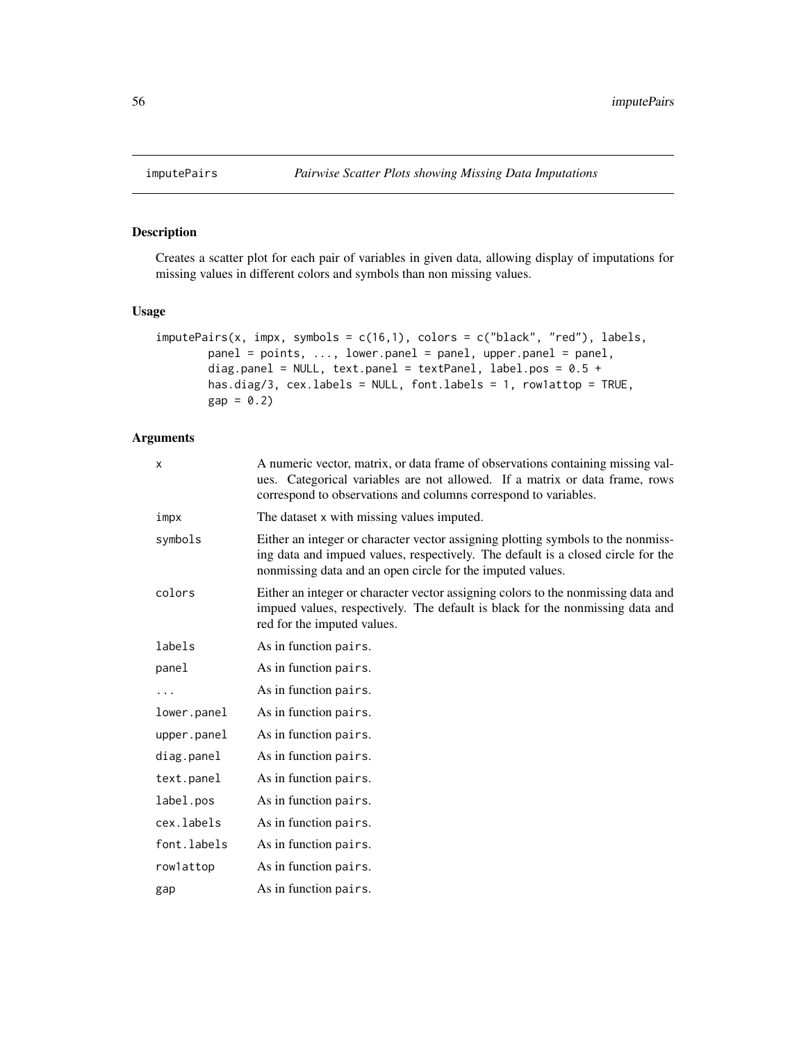# imputePairs — *Pairwise Scatter Plots showing Missing Data Imputations*

## Description

Creates a scatter plot for each pair of variables in given data, allowing display of imputations for missing values in different colors and symbols than non missing values.

## Usage

```
imputePairs(x, impx, symbols = c(16,1), colors = c("black", "red"), labels,
        panel = points, ..., lower.panel = panel, upper.panel = panel,
        diag.panel = NULL, text.panel = textPanel, label.pos = 0.5 +
        has.diag/3, cex.labels = NULL, font.labels = 1, row1attop = TRUE,
        gap = 0.2)
```

## Arguments

| | |
|---|---|
| `x` | A numeric vector, matrix, or data frame of observations containing missing values. Categorical variables are not allowed. If a matrix or data frame, rows correspond to observations and columns correspond to variables. |
| `impx` | The dataset `x` with missing values imputed. |
| `symbols` | Either an integer or character vector assigning plotting symbols to the nonmissing data and impued values, respectively. The default is a closed circle for the nonmissing data and an open circle for the imputed values. |
| `colors` | Either an integer or character vector assigning colors to the nonmissing data and impued values, respectively. The default is black for the nonmissing data and red for the imputed values. |
| `labels` | As in function `pairs`. |
| `panel` | As in function `pairs`. |
| `...` | As in function `pairs`. |
| `lower.panel` | As in function `pairs`. |
| `upper.panel` | As in function `pairs`. |
| `diag.panel` | As in function `pairs`. |
| `text.panel` | As in function `pairs`. |
| `label.pos` | As in function `pairs`. |
| `cex.labels` | As in function `pairs`. |
| `font.labels` | As in function `pairs`. |
| `row1attop` | As in function `pairs`. |
| `gap` | As in function `pairs`. |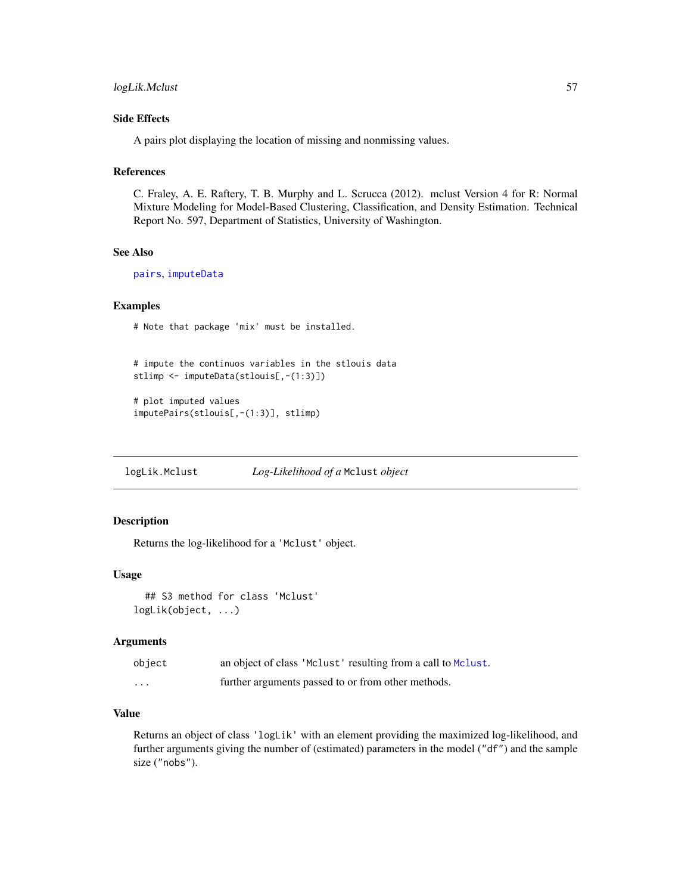### Side Effects

A pairs plot displaying the location of missing and nonmissing values.

### References

C. Fraley, A. E. Raftery, T. B. Murphy and L. Scrucca (2012). mclust Version 4 for R: Normal Mixture Modeling for Model-Based Clustering, Classification, and Density Estimation. Technical Report No. 597, Department of Statistics, University of Washington.

### See Also

pairs, imputeData

### Examples

```
# Note that package 'mix' must be installed.


# impute the continuos variables in the stlouis data
stlimp <- imputeData(stlouis[,-(1:3)])

# plot imputed values
imputePairs(stlouis[,-(1:3)], stlimp)
```

---

## logLik.Mclust — *Log-Likelihood of a* `Mclust` *object*

---

### Description

Returns the log-likelihood for a 'Mclust' object.

### Usage

```
  ## S3 method for class 'Mclust'
logLik(object, ...)
```

### Arguments

| | |
|---|---|
| object | an object of class 'Mclust' resulting from a call to Mclust. |
| ... | further arguments passed to or from other methods. |

### Value

Returns an object of class 'logLik' with an element providing the maximized log-likelihood, and further arguments giving the number of (estimated) parameters in the model ("df") and the sample size ("nobs").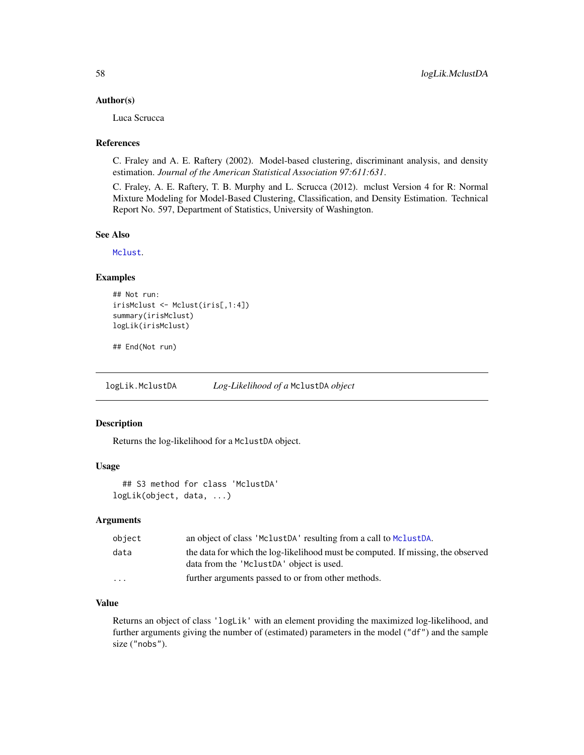### Author(s)

Luca Scrucca

### References

C. Fraley and A. E. Raftery (2002). Model-based clustering, discriminant analysis, and density estimation. *Journal of the American Statistical Association 97:611:631*.

C. Fraley, A. E. Raftery, T. B. Murphy and L. Scrucca (2012). mclust Version 4 for R: Normal Mixture Modeling for Model-Based Clustering, Classification, and Density Estimation. Technical Report No. 597, Department of Statistics, University of Washington.

### See Also

`Mclust`.

### Examples

```
## Not run:
irisMclust <- Mclust(iris[,1:4])
summary(irisMclust)
logLik(irisMclust)

## End(Not run)
```

---

## logLik.MclustDA — *Log-Likelihood of a* `MclustDA` *object*

---

### Description

Returns the log-likelihood for a `MclustDA` object.

### Usage

```
  ## S3 method for class 'MclustDA'
logLik(object, data, ...)
```

### Arguments

| | |
|---|---|
| `object` | an object of class `'MclustDA'` resulting from a call to `MclustDA`. |
| `data` | the data for which the log-likelihood must be computed. If missing, the observed data from the `'MclustDA'` object is used. |
| `...` | further arguments passed to or from other methods. |

### Value

Returns an object of class `'logLik'` with an element providing the maximized log-likelihood, and further arguments giving the number of (estimated) parameters in the model (`"df"`) and the sample size (`"nobs"`).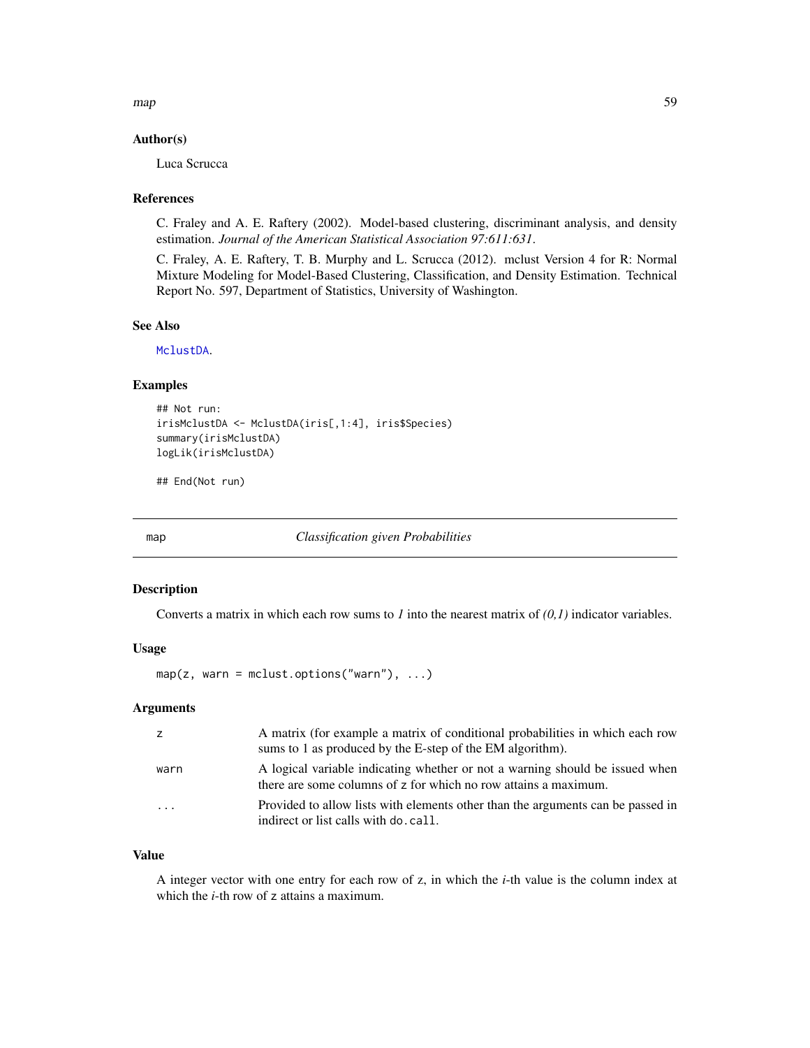### Author(s)

Luca Scrucca

### References

C. Fraley and A. E. Raftery (2002). Model-based clustering, discriminant analysis, and density estimation. *Journal of the American Statistical Association 97:611:631*.

C. Fraley, A. E. Raftery, T. B. Murphy and L. Scrucca (2012). mclust Version 4 for R: Normal Mixture Modeling for Model-Based Clustering, Classification, and Density Estimation. Technical Report No. 597, Department of Statistics, University of Washington.

### See Also

`MclustDA`.

### Examples

```
## Not run:
irisMclustDA <- MclustDA(iris[,1:4], iris$Species)
summary(irisMclustDA)
logLik(irisMclustDA)

## End(Not run)
```

---

## map — *Classification given Probabilities*

### Description

Converts a matrix in which each row sums to *1* into the nearest matrix of *(0,1)* indicator variables.

### Usage

```
map(z, warn = mclust.options("warn"), ...)
```

### Arguments

| | |
|---|---|
| `z` | A matrix (for example a matrix of conditional probabilities in which each row sums to 1 as produced by the E-step of the EM algorithm). |
| `warn` | A logical variable indicating whether or not a warning should be issued when there are some columns of `z` for which no row attains a maximum. |
| `...` | Provided to allow lists with elements other than the arguments can be passed in indirect or list calls with `do.call`. |

### Value

A integer vector with one entry for each row of z, in which the *i*-th value is the column index at which the *i*-th row of `z` attains a maximum.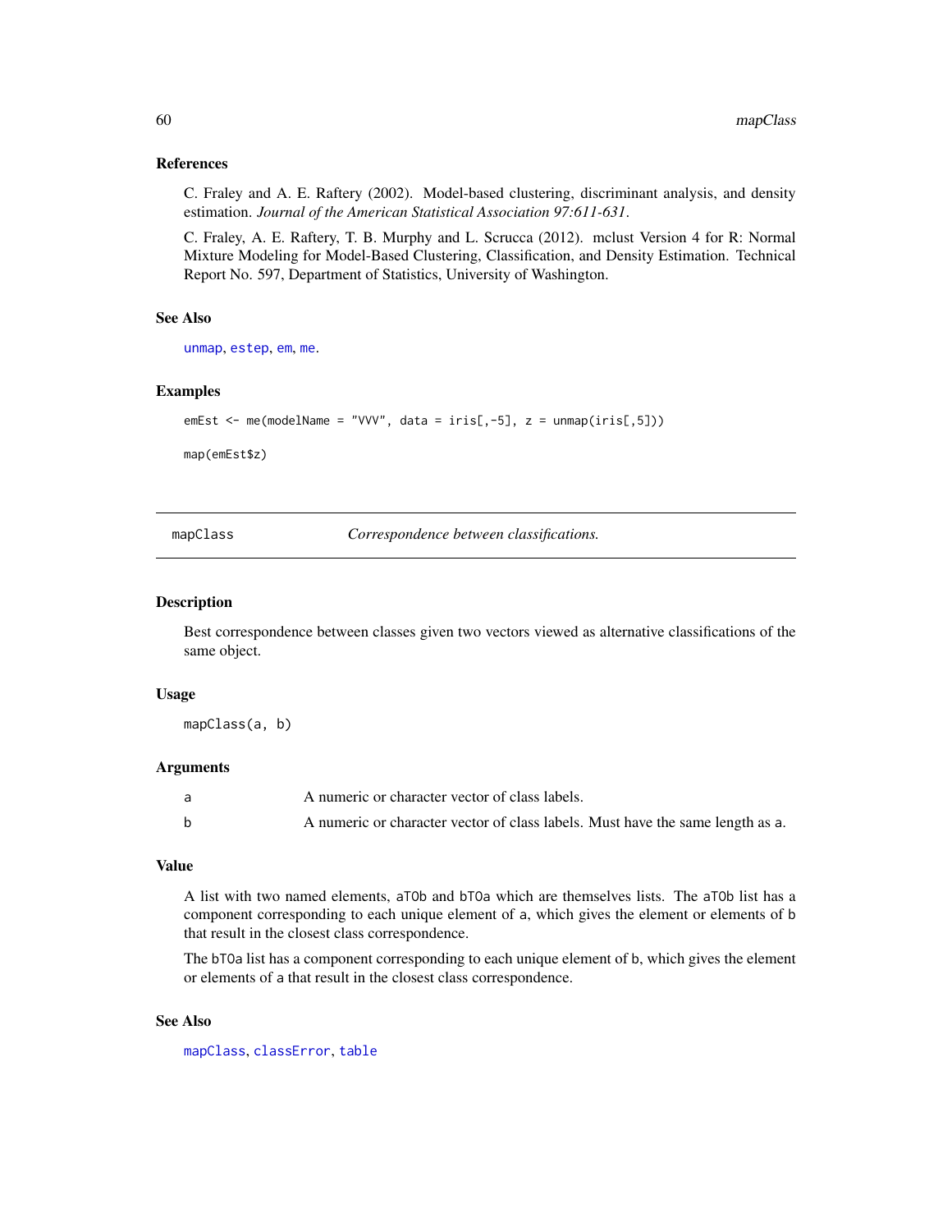### References

C. Fraley and A. E. Raftery (2002). Model-based clustering, discriminant analysis, and density estimation. *Journal of the American Statistical Association 97:611-631*.

C. Fraley, A. E. Raftery, T. B. Murphy and L. Scrucca (2012). mclust Version 4 for R: Normal Mixture Modeling for Model-Based Clustering, Classification, and Density Estimation. Technical Report No. 597, Department of Statistics, University of Washington.

### See Also

`unmap`, `estep`, `em`, `me`.

### Examples

```
emEst <- me(modelName = "VVV", data = iris[,-5], z = unmap(iris[,5]))

map(emEst$z)
```

---

## mapClass    *Correspondence between classifications.*

---

### Description

Best correspondence between classes given two vectors viewed as alternative classifications of the same object.

### Usage

```
mapClass(a, b)
```

### Arguments

| | |
|---|---|
| a | A numeric or character vector of class labels. |
| b | A numeric or character vector of class labels. Must have the same length as a. |

### Value

A list with two named elements, `aTOb` and `bTOa` which are themselves lists. The `aTOb` list has a component corresponding to each unique element of `a`, which gives the element or elements of `b` that result in the closest class correspondence.

The `bTOa` list has a component corresponding to each unique element of `b`, which gives the element or elements of `a` that result in the closest class correspondence.

### See Also

`mapClass`, `classError`, `table`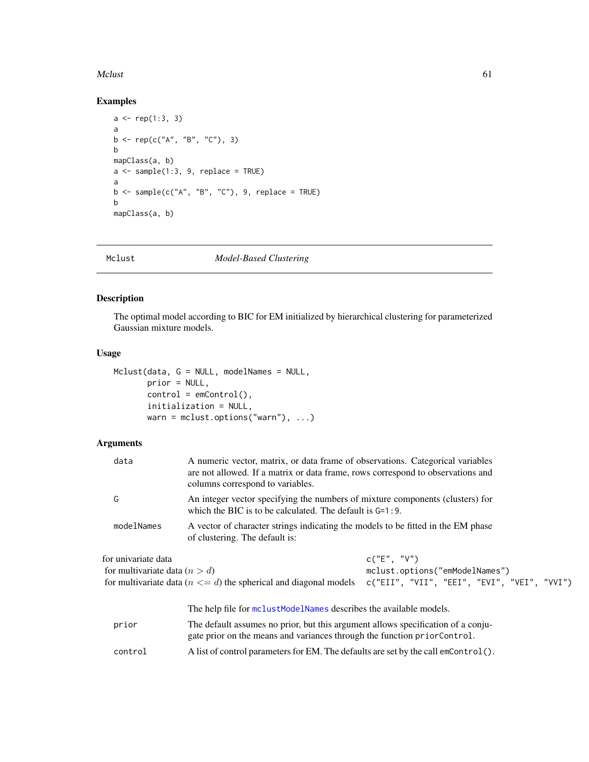## Examples

```
a <- rep(1:3, 3)
a
b <- rep(c("A", "B", "C"), 3)
b
mapClass(a, b)
a <- sample(1:3, 9, replace = TRUE)
a
b <- sample(c("A", "B", "C"), 9, replace = TRUE)
b
mapClass(a, b)
```

---

# Mclust *Model-Based Clustering*

---

## Description

The optimal model according to BIC for EM initialized by hierarchical clustering for parameterized Gaussian mixture models.

## Usage

```
Mclust(data, G = NULL, modelNames = NULL,
       prior = NULL,
       control = emControl(),
       initialization = NULL,
       warn = mclust.options("warn"), ...)
```

## Arguments

`data` A numeric vector, matrix, or data frame of observations. Categorical variables are not allowed. If a matrix or data frame, rows correspond to observations and columns correspond to variables.

`G` An integer vector specifying the numbers of mixture components (clusters) for which the BIC is to be calculated. The default is `G=1:9`.

`modelNames` A vector of character strings indicating the models to be fitted in the EM phase of clustering. The default is:

| | |
|---|---|
| for univariate data | `c("E", "V")` |
| for multivariate data ($n > d$) | `mclust.options("emModelNames")` |
| for multivariate data ($n <= d$) the spherical and diagonal models | `c("EII", "VII", "EEI", "EVI", "VEI", "VVI")` |

The help file for `mclustModelNames` describes the available models.

`prior` The default assumes no prior, but this argument allows specification of a conjugate prior on the means and variances through the function `priorControl`.

`control` A list of control parameters for EM. The defaults are set by the call `emControl()`.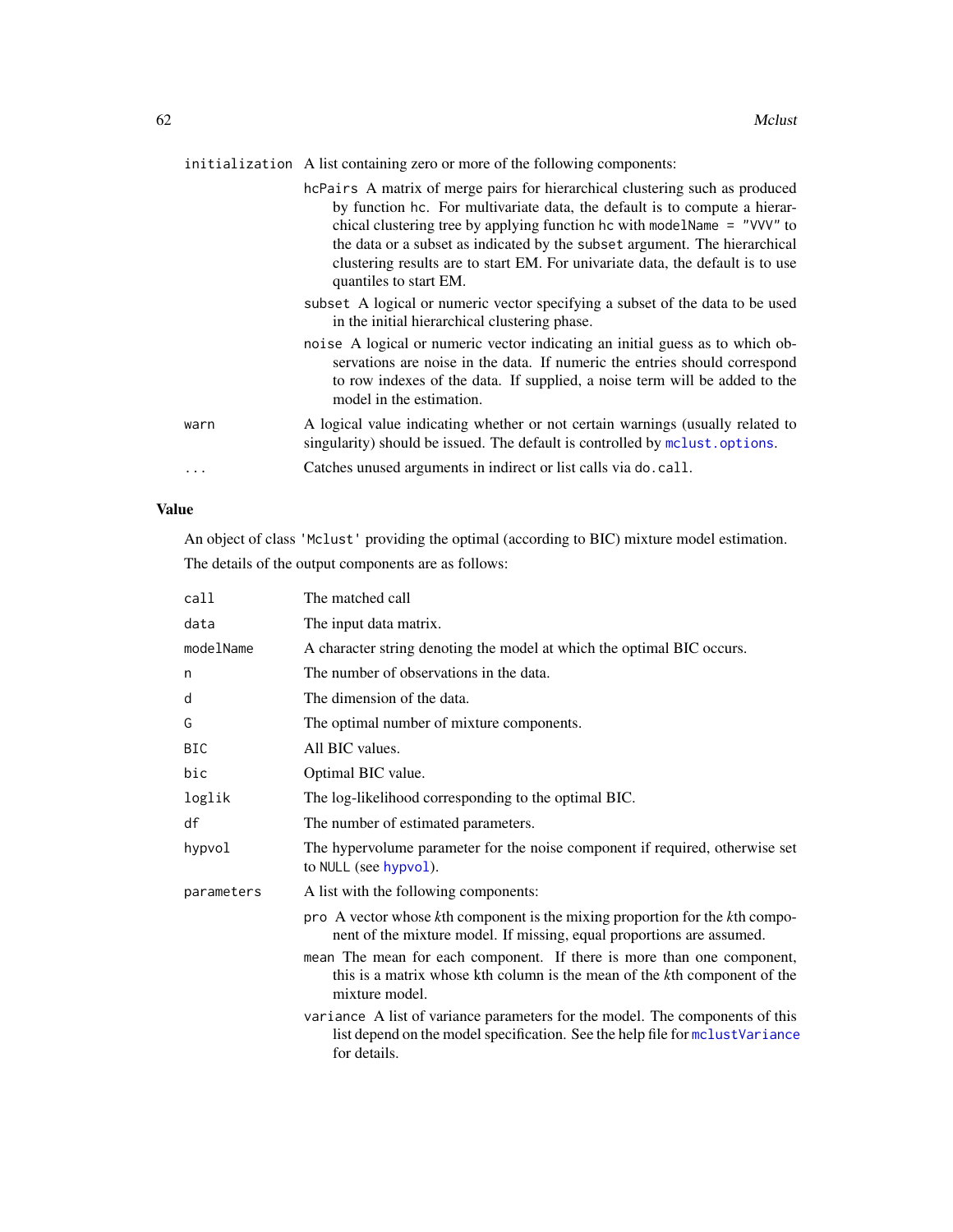`initialization` A list containing zero or more of the following components:

- `hcPairs` A matrix of merge pairs for hierarchical clustering such as produced by function `hc`. For multivariate data, the default is to compute a hierarchical clustering tree by applying function `hc` with `modelName = "VVV"` to the data or a subset as indicated by the `subset` argument. The hierarchical clustering results are to start EM. For univariate data, the default is to use quantiles to start EM.
- `subset` A logical or numeric vector specifying a subset of the data to be used in the initial hierarchical clustering phase.
- `noise` A logical or numeric vector indicating an initial guess as to which observations are noise in the data. If numeric the entries should correspond to row indexes of the data. If supplied, a noise term will be added to the model in the estimation.

`warn` A logical value indicating whether or not certain warnings (usually related to singularity) should be issued. The default is controlled by `mclust.options`.

`...` Catches unused arguments in indirect or list calls via `do.call`.

## Value

An object of class `'Mclust'` providing the optimal (according to BIC) mixture model estimation.

The details of the output components are as follows:

| | |
|---|---|
| `call` | The matched call |
| `data` | The input data matrix. |
| `modelName` | A character string denoting the model at which the optimal BIC occurs. |
| `n` | The number of observations in the data. |
| `d` | The dimension of the data. |
| `G` | The optimal number of mixture components. |
| `BIC` | All BIC values. |
| `bic` | Optimal BIC value. |
| `loglik` | The log-likelihood corresponding to the optimal BIC. |
| `df` | The number of estimated parameters. |
| `hypvol` | The hypervolume parameter for the noise component if required, otherwise set to `NULL` (see `hypvol`). |
| `parameters` | A list with the following components: |

- `pro` A vector whose *k*th component is the mixing proportion for the *k*th component of the mixture model. If missing, equal proportions are assumed.
- `mean` The mean for each component. If there is more than one component, this is a matrix whose kth column is the mean of the *k*th component of the mixture model.
- `variance` A list of variance parameters for the model. The components of this list depend on the model specification. See the help file for `mclustVariance` for details.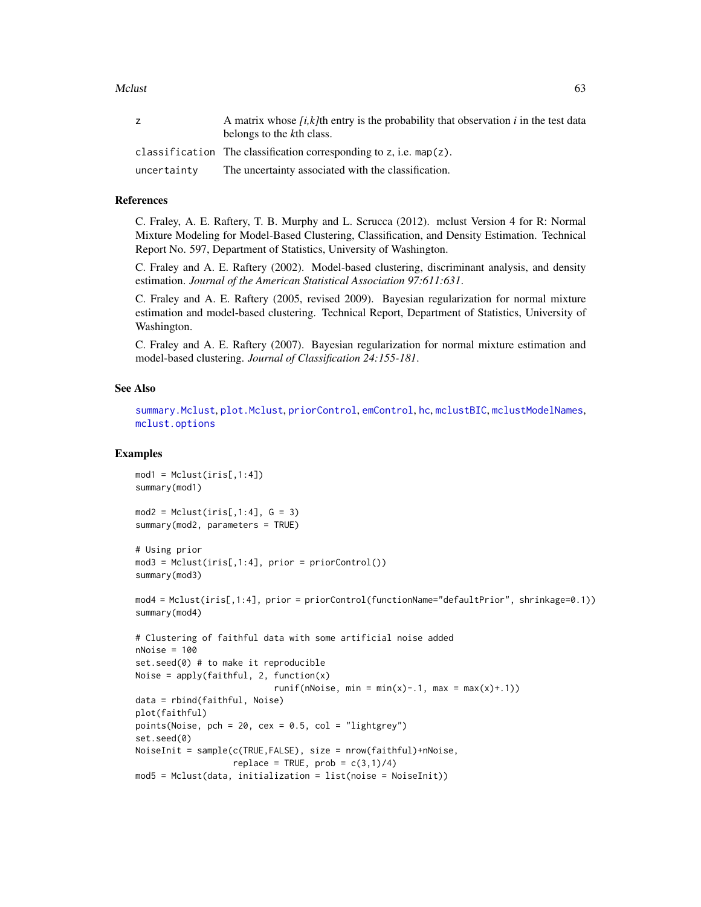| | |
|---|---|
| z | A matrix whose *[i,k]*th entry is the probability that observation *i* in the test data belongs to the *k*th class. |
| classification | The classification corresponding to z, i.e. map(z). |
| uncertainty | The uncertainty associated with the classification. |

## References

C. Fraley, A. E. Raftery, T. B. Murphy and L. Scrucca (2012). mclust Version 4 for R: Normal Mixture Modeling for Model-Based Clustering, Classification, and Density Estimation. Technical Report No. 597, Department of Statistics, University of Washington.

C. Fraley and A. E. Raftery (2002). Model-based clustering, discriminant analysis, and density estimation. *Journal of the American Statistical Association 97:611:631*.

C. Fraley and A. E. Raftery (2005, revised 2009). Bayesian regularization for normal mixture estimation and model-based clustering. Technical Report, Department of Statistics, University of Washington.

C. Fraley and A. E. Raftery (2007). Bayesian regularization for normal mixture estimation and model-based clustering. *Journal of Classification 24:155-181*.

## See Also

summary.Mclust, plot.Mclust, priorControl, emControl, hc, mclustBIC, mclustModelNames, mclust.options

## Examples

```
mod1 = Mclust(iris[,1:4])
summary(mod1)

mod2 = Mclust(iris[,1:4], G = 3)
summary(mod2, parameters = TRUE)

# Using prior
mod3 = Mclust(iris[,1:4], prior = priorControl())
summary(mod3)

mod4 = Mclust(iris[,1:4], prior = priorControl(functionName="defaultPrior", shrinkage=0.1))
summary(mod4)

# Clustering of faithful data with some artificial noise added
nNoise = 100
set.seed(0) # to make it reproducible
Noise = apply(faithful, 2, function(x)
                          runif(nNoise, min = min(x)-.1, max = max(x)+.1))
data = rbind(faithful, Noise)
plot(faithful)
points(Noise, pch = 20, cex = 0.5, col = "lightgrey")
set.seed(0)
NoiseInit = sample(c(TRUE,FALSE), size = nrow(faithful)+nNoise,
                   replace = TRUE, prob = c(3,1)/4)
mod5 = Mclust(data, initialization = list(noise = NoiseInit))
```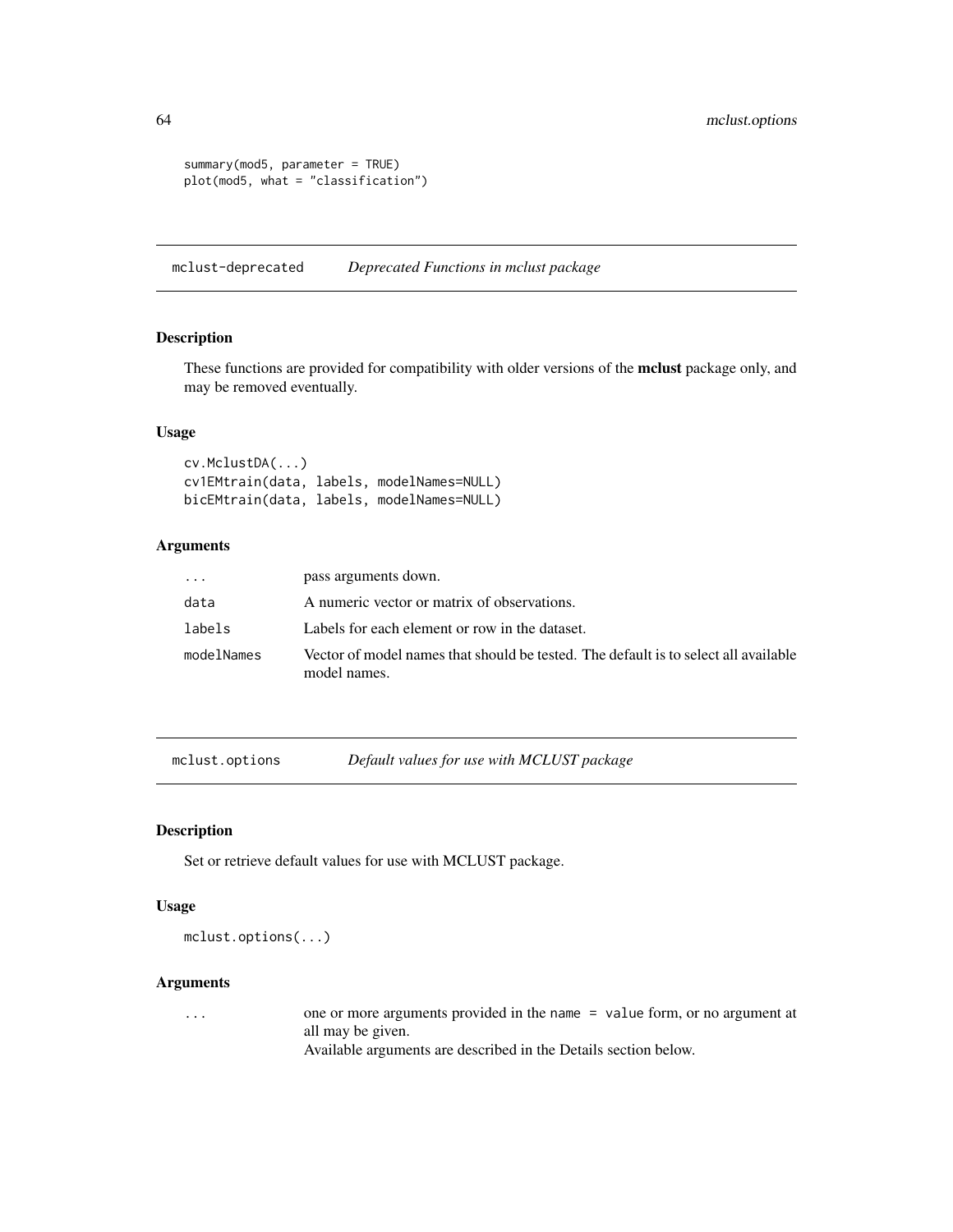```
summary(mod5, parameter = TRUE)
plot(mod5, what = "classification")
```

## mclust-deprecated — *Deprecated Functions in mclust package*

### Description

These functions are provided for compatibility with older versions of the **mclust** package only, and may be removed eventually.

### Usage

```
cv.MclustDA(...)
cv1EMtrain(data, labels, modelNames=NULL)
bicEMtrain(data, labels, modelNames=NULL)
```

### Arguments

| | |
|---|---|
| `...` | pass arguments down. |
| `data` | A numeric vector or matrix of observations. |
| `labels` | Labels for each element or row in the dataset. |
| `modelNames` | Vector of model names that should be tested. The default is to select all available model names. |

## mclust.options — *Default values for use with MCLUST package*

### Description

Set or retrieve default values for use with MCLUST package.

### Usage

```
mclust.options(...)
```

### Arguments

| | |
|---|---|
| `...` | one or more arguments provided in the `name = value` form, or no argument at all may be given. Available arguments are described in the Details section below. |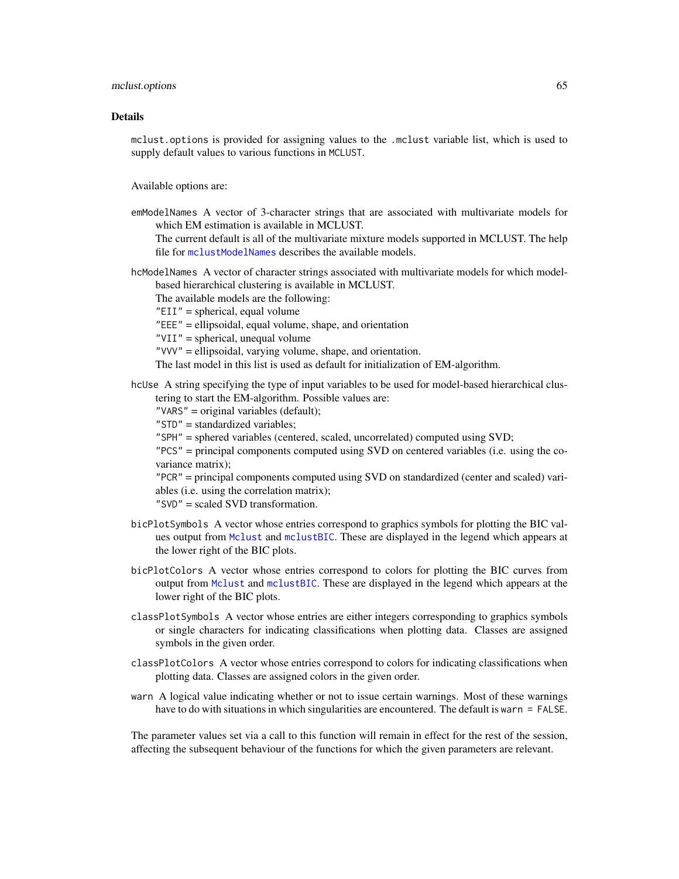### Details

`mclust.options` is provided for assigning values to the `.mclust` variable list, which is used to supply default values to various functions in `MCLUST`.

Available options are:

`emModelNames` A vector of 3-character strings that are associated with multivariate models for which EM estimation is available in MCLUST.
The current default is all of the multivariate mixture models supported in MCLUST. The help file for `mclustModelNames` describes the available models.

`hcModelNames` A vector of character strings associated with multivariate models for which model-based hierarchical clustering is available in MCLUST.
The available models are the following:
`"EII"` = spherical, equal volume
`"EEE"` = ellipsoidal, equal volume, shape, and orientation
`"VII"` = spherical, unequal volume
`"VVV"` = ellipsoidal, varying volume, shape, and orientation.
The last model in this list is used as default for initialization of EM-algorithm.

`hcUse` A string specifying the type of input variables to be used for model-based hierarchical clustering to start the EM-algorithm. Possible values are:
`"VARS"` = original variables (default);
`"STD"` = standardized variables;
`"SPH"` = sphered variables (centered, scaled, uncorrelated) computed using SVD;
`"PCS"` = principal components computed using SVD on centered variables (i.e. using the covariance matrix);
`"PCR"` = principal components computed using SVD on standardized (center and scaled) variables (i.e. using the correlation matrix);
`"SVD"` = scaled SVD transformation.

`bicPlotSymbols` A vector whose entries correspond to graphics symbols for plotting the BIC values output from `Mclust` and `mclustBIC`. These are displayed in the legend which appears at the lower right of the BIC plots.

`bicPlotColors` A vector whose entries correspond to colors for plotting the BIC curves from output from `Mclust` and `mclustBIC`. These are displayed in the legend which appears at the lower right of the BIC plots.

`classPlotSymbols` A vector whose entries are either integers corresponding to graphics symbols or single characters for indicating classifications when plotting data. Classes are assigned symbols in the given order.

`classPlotColors` A vector whose entries correspond to colors for indicating classifications when plotting data. Classes are assigned colors in the given order.

`warn` A logical value indicating whether or not to issue certain warnings. Most of these warnings have to do with situations in which singularities are encountered. The default is `warn = FALSE`.

The parameter values set via a call to this function will remain in effect for the rest of the session, affecting the subsequent behaviour of the functions for which the given parameters are relevant.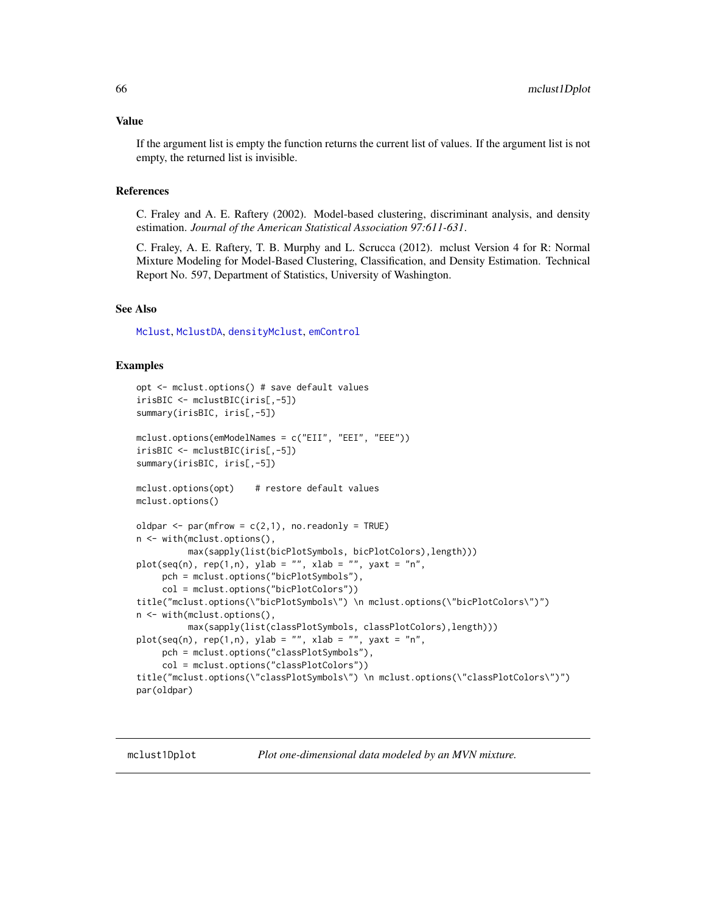## Value

If the argument list is empty the function returns the current list of values. If the argument list is not empty, the returned list is invisible.

## References

C. Fraley and A. E. Raftery (2002). Model-based clustering, discriminant analysis, and density estimation. *Journal of the American Statistical Association 97:611-631*.

C. Fraley, A. E. Raftery, T. B. Murphy and L. Scrucca (2012). mclust Version 4 for R: Normal Mixture Modeling for Model-Based Clustering, Classification, and Density Estimation. Technical Report No. 597, Department of Statistics, University of Washington.

## See Also

Mclust, MclustDA, densityMclust, emControl

## Examples

```
opt <- mclust.options() # save default values
irisBIC <- mclustBIC(iris[,-5])
summary(irisBIC, iris[,-5])

mclust.options(emModelNames = c("EII", "EEI", "EEE"))
irisBIC <- mclustBIC(iris[,-5])
summary(irisBIC, iris[,-5])

mclust.options(opt)    # restore default values
mclust.options()

oldpar <- par(mfrow = c(2,1), no.readonly = TRUE)
n <- with(mclust.options(),
          max(sapply(list(bicPlotSymbols, bicPlotColors),length)))
plot(seq(n), rep(1,n), ylab = "", xlab = "", yaxt = "n",
     pch = mclust.options("bicPlotSymbols"),
     col = mclust.options("bicPlotColors"))
title("mclust.options(\"bicPlotSymbols\") \n mclust.options(\"bicPlotColors\")")
n <- with(mclust.options(),
          max(sapply(list(classPlotSymbols, classPlotColors),length)))
plot(seq(n), rep(1,n), ylab = "", xlab = "", yaxt = "n",
     pch = mclust.options("classPlotSymbols"),
     col = mclust.options("classPlotColors"))
title("mclust.options(\"classPlotSymbols\") \n mclust.options(\"classPlotColors\")")
par(oldpar)
```

# mclust1Dplot *Plot one-dimensional data modeled by an MVN mixture.*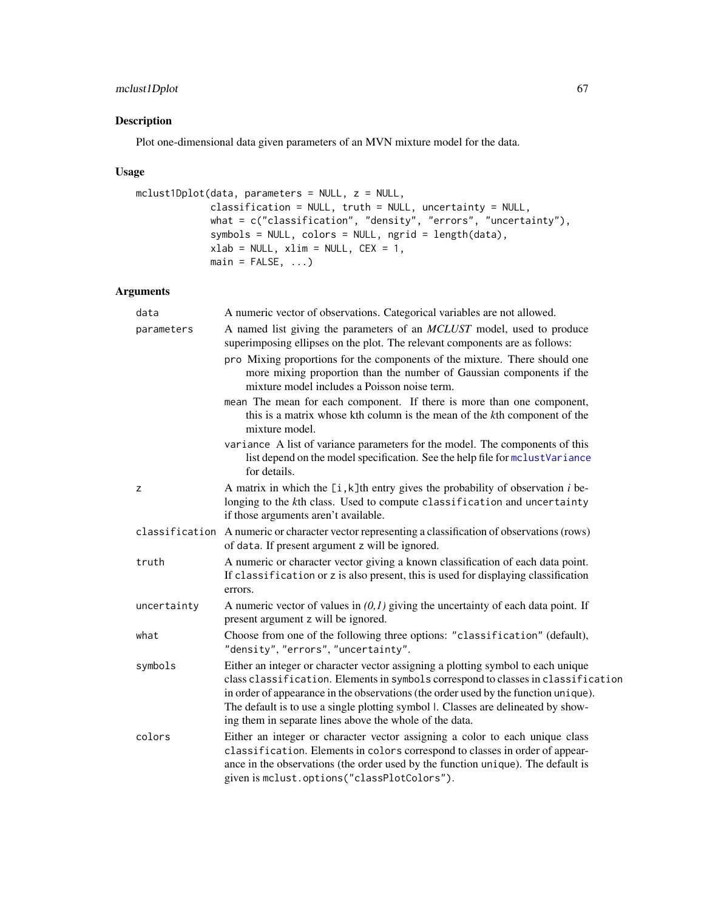## Description

Plot one-dimensional data given parameters of an MVN mixture model for the data.

## Usage

```
mclust1Dplot(data, parameters = NULL, z = NULL,
             classification = NULL, truth = NULL, uncertainty = NULL,
             what = c("classification", "density", "errors", "uncertainty"),
             symbols = NULL, colors = NULL, ngrid = length(data),
             xlab = NULL, xlim = NULL, CEX = 1,
             main = FALSE, ...)
```

## Arguments

| | |
|---|---|
| `data` | A numeric vector of observations. Categorical variables are not allowed. |
| `parameters` | A named list giving the parameters of an *MCLUST* model, used to produce superimposing ellipses on the plot. The relevant components are as follows:<br>`pro` Mixing proportions for the components of the mixture. There should one more mixing proportion than the number of Gaussian components if the mixture model includes a Poisson noise term.<br>`mean` The mean for each component. If there is more than one component, this is a matrix whose kth column is the mean of the *k*th component of the mixture model.<br>`variance` A list of variance parameters for the model. The components of this list depend on the model specification. See the help file for `mclustVariance` for details. |
| `z` | A matrix in which the `[i,k]`th entry gives the probability of observation *i* belonging to the *k*th class. Used to compute `classification` and `uncertainty` if those arguments aren't available. |
| `classification` | A numeric or character vector representing a classification of observations (rows) of `data`. If present argument `z` will be ignored. |
| `truth` | A numeric or character vector giving a known classification of each data point. If `classification` or `z` is also present, this is used for displaying classification errors. |
| `uncertainty` | A numeric vector of values in *(0,1)* giving the uncertainty of each data point. If present argument `z` will be ignored. |
| `what` | Choose from one of the following three options: `"classification"` (default), `"density"`, `"errors"`, `"uncertainty"`. |
| `symbols` | Either an integer or character vector assigning a plotting symbol to each unique class `classification`. Elements in `symbols` correspond to classes in `classification` in order of appearance in the observations (the order used by the function `unique`). The default is to use a single plotting symbol \|. Classes are delineated by showing them in separate lines above the whole of the data. |
| `colors` | Either an integer or character vector assigning a color to each unique class `classification`. Elements in `colors` correspond to classes in order of appearance in the observations (the order used by the function `unique`). The default is given is `mclust.options("classPlotColors")`. |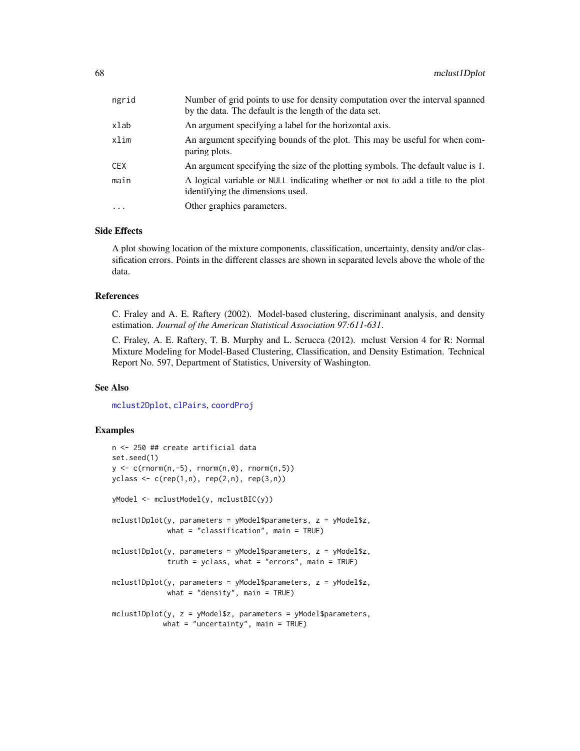| | |
|---|---|
| ngrid | Number of grid points to use for density computation over the interval spanned by the data. The default is the length of the data set. |
| xlab | An argument specifying a label for the horizontal axis. |
| xlim | An argument specifying bounds of the plot. This may be useful for when comparing plots. |
| CEX | An argument specifying the size of the plotting symbols. The default value is 1. |
| main | A logical variable or NULL indicating whether or not to add a title to the plot identifying the dimensions used. |
| ... | Other graphics parameters. |

## Side Effects

A plot showing location of the mixture components, classification, uncertainty, density and/or classification errors. Points in the different classes are shown in separated levels above the whole of the data.

## References

C. Fraley and A. E. Raftery (2002). Model-based clustering, discriminant analysis, and density estimation. *Journal of the American Statistical Association 97:611-631*.

C. Fraley, A. E. Raftery, T. B. Murphy and L. Scrucca (2012). mclust Version 4 for R: Normal Mixture Modeling for Model-Based Clustering, Classification, and Density Estimation. Technical Report No. 597, Department of Statistics, University of Washington.

## See Also

mclust2Dplot, clPairs, coordProj

## Examples

```
n <- 250 ## create artificial data
set.seed(1)
y <- c(rnorm(n,-5), rnorm(n,0), rnorm(n,5))
yclass <- c(rep(1,n), rep(2,n), rep(3,n))

yModel <- mclustModel(y, mclustBIC(y))

mclust1Dplot(y, parameters = yModel$parameters, z = yModel$z,
             what = "classification", main = TRUE)

mclust1Dplot(y, parameters = yModel$parameters, z = yModel$z,
             truth = yclass, what = "errors", main = TRUE)

mclust1Dplot(y, parameters = yModel$parameters, z = yModel$z,
             what = "density", main = TRUE)

mclust1Dplot(y, z = yModel$z, parameters = yModel$parameters,
            what = "uncertainty", main = TRUE)
```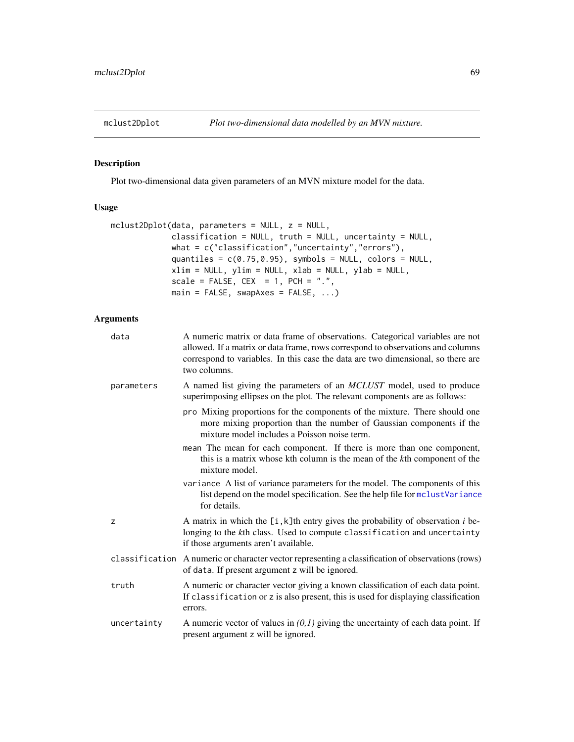mclust2Dplot    *Plot two-dimensional data modelled by an MVN mixture.*

## Description

Plot two-dimensional data given parameters of an MVN mixture model for the data.

## Usage

```
mclust2Dplot(data, parameters = NULL, z = NULL,
             classification = NULL, truth = NULL, uncertainty = NULL,
             what = c("classification","uncertainty","errors"),
             quantiles = c(0.75,0.95), symbols = NULL, colors = NULL,
             xlim = NULL, ylim = NULL, xlab = NULL, ylab = NULL,
             scale = FALSE, CEX  = 1, PCH = ".",
             main = FALSE, swapAxes = FALSE, ...)
```

## Arguments

`data` A numeric matrix or data frame of observations. Categorical variables are not allowed. If a matrix or data frame, rows correspond to observations and columns correspond to variables. In this case the data are two dimensional, so there are two columns.

`parameters` A named list giving the parameters of an *MCLUST* model, used to produce superimposing ellipses on the plot. The relevant components are as follows:

- `pro` Mixing proportions for the components of the mixture. There should one more mixing proportion than the number of Gaussian components if the mixture model includes a Poisson noise term.
- `mean` The mean for each component. If there is more than one component, this is a matrix whose kth column is the mean of the *k*th component of the mixture model.
- `variance` A list of variance parameters for the model. The components of this list depend on the model specification. See the help file for `mclustVariance` for details.

`z` A matrix in which the `[i,k]`th entry gives the probability of observation *i* belonging to the *k*th class. Used to compute `classification` and `uncertainty` if those arguments aren't available.

`classification` A numeric or character vector representing a classification of observations (rows) of `data`. If present argument `z` will be ignored.

`truth` A numeric or character vector giving a known classification of each data point. If `classification` or `z` is also present, this is used for displaying classification errors.

`uncertainty` A numeric vector of values in *(0,1)* giving the uncertainty of each data point. If present argument `z` will be ignored.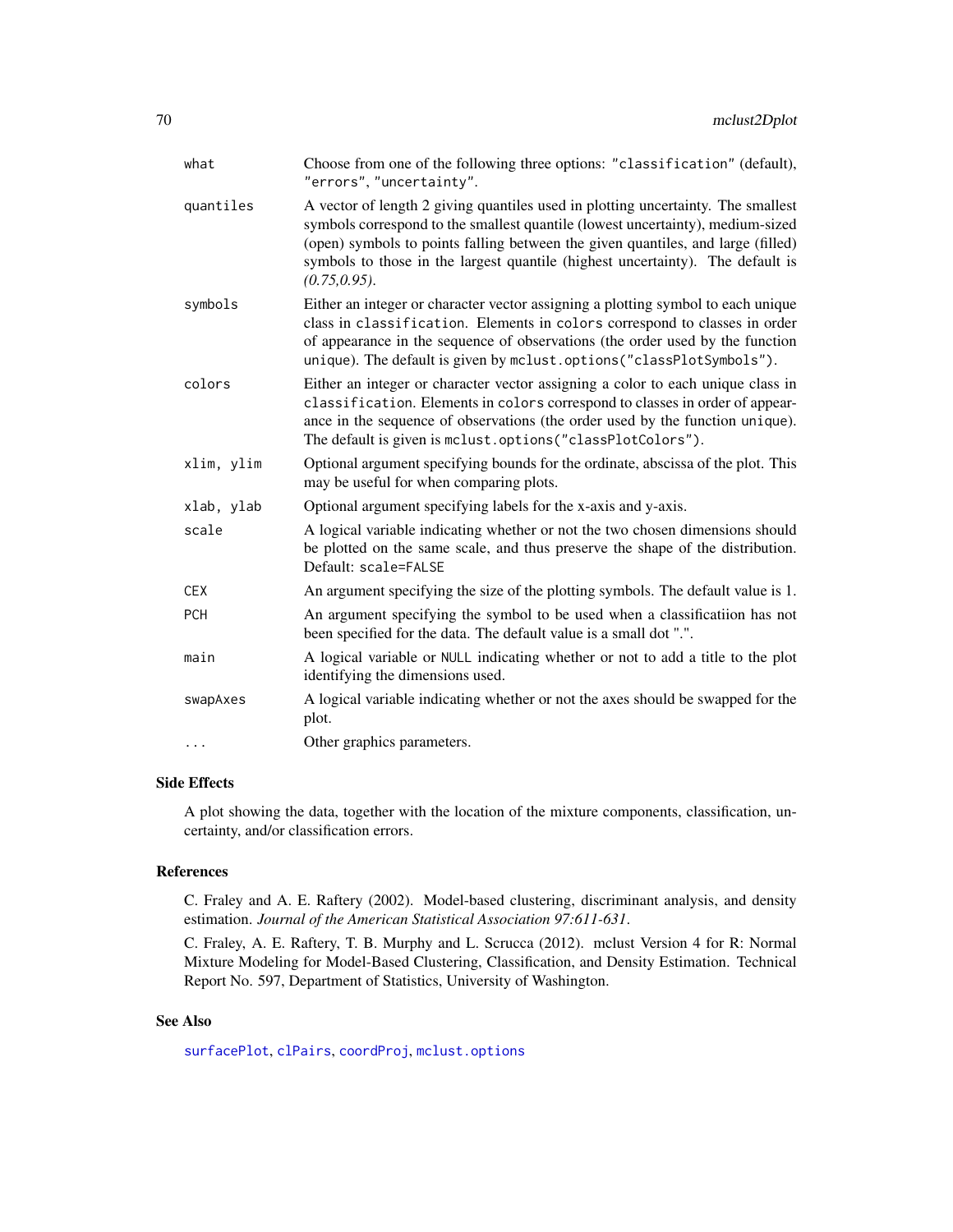| | |
|---|---|
| what | Choose from one of the following three options: "classification" (default), "errors", "uncertainty". |
| quantiles | A vector of length 2 giving quantiles used in plotting uncertainty. The smallest symbols correspond to the smallest quantile (lowest uncertainty), medium-sized (open) symbols to points falling between the given quantiles, and large (filled) symbols to those in the largest quantile (highest uncertainty). The default is *(0.75,0.95)*. |
| symbols | Either an integer or character vector assigning a plotting symbol to each unique class in classification. Elements in colors correspond to classes in order of appearance in the sequence of observations (the order used by the function unique). The default is given by mclust.options("classPlotSymbols"). |
| colors | Either an integer or character vector assigning a color to each unique class in classification. Elements in colors correspond to classes in order of appearance in the sequence of observations (the order used by the function unique). The default is given is mclust.options("classPlotColors"). |
| xlim, ylim | Optional argument specifying bounds for the ordinate, abscissa of the plot. This may be useful for when comparing plots. |
| xlab, ylab | Optional argument specifying labels for the x-axis and y-axis. |
| scale | A logical variable indicating whether or not the two chosen dimensions should be plotted on the same scale, and thus preserve the shape of the distribution. Default: scale=FALSE |
| CEX | An argument specifying the size of the plotting symbols. The default value is 1. |
| PCH | An argument specifying the symbol to be used when a classificatiion has not been specified for the data. The default value is a small dot ".". |
| main | A logical variable or NULL indicating whether or not to add a title to the plot identifying the dimensions used. |
| swapAxes | A logical variable indicating whether or not the axes should be swapped for the plot. |
| ... | Other graphics parameters. |

## Side Effects

A plot showing the data, together with the location of the mixture components, classification, uncertainty, and/or classification errors.

## References

C. Fraley and A. E. Raftery (2002). Model-based clustering, discriminant analysis, and density estimation. *Journal of the American Statistical Association 97:611-631*.

C. Fraley, A. E. Raftery, T. B. Murphy and L. Scrucca (2012). mclust Version 4 for R: Normal Mixture Modeling for Model-Based Clustering, Classification, and Density Estimation. Technical Report No. 597, Department of Statistics, University of Washington.

## See Also

surfacePlot, clPairs, coordProj, mclust.options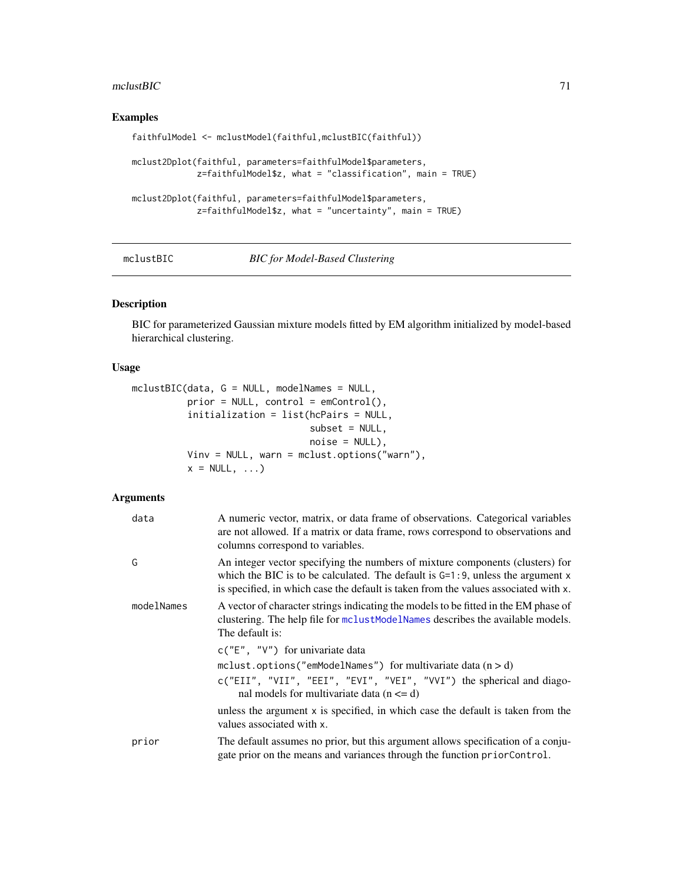## Examples

```
faithfulModel <- mclustModel(faithful,mclustBIC(faithful))

mclust2Dplot(faithful, parameters=faithfulModel$parameters,
             z=faithfulModel$z, what = "classification", main = TRUE)

mclust2Dplot(faithful, parameters=faithfulModel$parameters,
             z=faithfulModel$z, what = "uncertainty", main = TRUE)
```

---

# mclustBIC — *BIC for Model-Based Clustering*

## Description

BIC for parameterized Gaussian mixture models fitted by EM algorithm initialized by model-based hierarchical clustering.

## Usage

```
mclustBIC(data, G = NULL, modelNames = NULL,
          prior = NULL, control = emControl(),
          initialization = list(hcPairs = NULL,
                                subset = NULL,
                                noise = NULL),
          Vinv = NULL, warn = mclust.options("warn"),
          x = NULL, ...)
```

## Arguments

`data` — A numeric vector, matrix, or data frame of observations. Categorical variables are not allowed. If a matrix or data frame, rows correspond to observations and columns correspond to variables.

`G` — An integer vector specifying the numbers of mixture components (clusters) for which the BIC is to be calculated. The default is `G=1:9`, unless the argument `x` is specified, in which case the default is taken from the values associated with `x`.

`modelNames` — A vector of character strings indicating the models to be fitted in the EM phase of clustering. The help file for `mclustModelNames` describes the available models. The default is:

- `c("E", "V")` for univariate data
- `mclust.options("emModelNames")` for multivariate data (n > d)
- `c("EII", "VII", "EEI", "EVI", "VEI", "VVI")` the spherical and diagonal models for multivariate data (n <= d)

unless the argument `x` is specified, in which case the default is taken from the values associated with `x`.

`prior` — The default assumes no prior, but this argument allows specification of a conjugate prior on the means and variances through the function `priorControl`.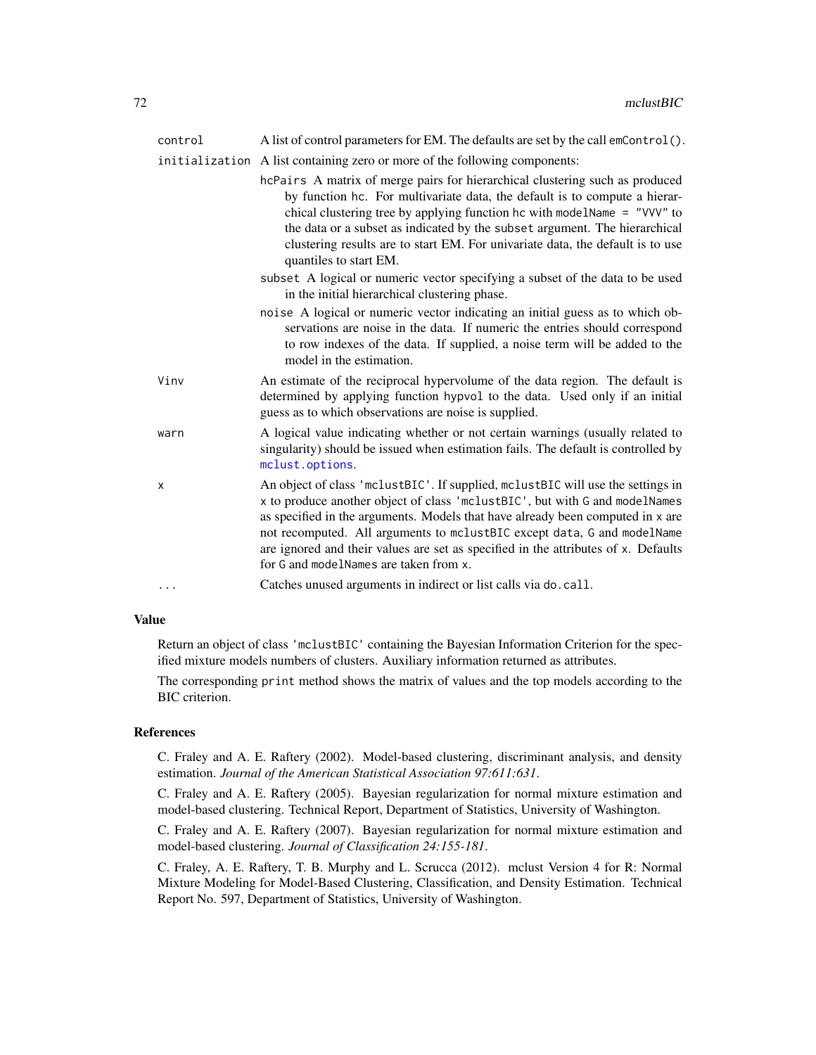**control** A list of control parameters for EM. The defaults are set by the call `emControl()`.

**initialization** A list containing zero or more of the following components:

- `hcPairs` A matrix of merge pairs for hierarchical clustering such as produced by function `hc`. For multivariate data, the default is to compute a hierarchical clustering tree by applying function `hc` with `modelName = "VVV"` to the data or a subset as indicated by the `subset` argument. The hierarchical clustering results are to start EM. For univariate data, the default is to use quantiles to start EM.
- `subset` A logical or numeric vector specifying a subset of the data to be used in the initial hierarchical clustering phase.
- `noise` A logical or numeric vector indicating an initial guess as to which observations are noise in the data. If numeric the entries should correspond to row indexes of the data. If supplied, a noise term will be added to the model in the estimation.

**Vinv** An estimate of the reciprocal hypervolume of the data region. The default is determined by applying function `hypvol` to the data. Used only if an initial guess as to which observations are noise is supplied.

**warn** A logical value indicating whether or not certain warnings (usually related to singularity) should be issued when estimation fails. The default is controlled by `mclust.options`.

**x** An object of class `'mclustBIC'`. If supplied, `mclustBIC` will use the settings in `x` to produce another object of class `'mclustBIC'`, but with `G` and `modelNames` as specified in the arguments. Models that have already been computed in `x` are not recomputed. All arguments to `mclustBIC` except `data`, `G` and `modelName` are ignored and their values are set as specified in the attributes of `x`. Defaults for `G` and `modelNames` are taken from `x`.

**...** Catches unused arguments in indirect or list calls via `do.call`.

## Value

Return an object of class `'mclustBIC'` containing the Bayesian Information Criterion for the specified mixture models numbers of clusters. Auxiliary information returned as attributes.

The corresponding `print` method shows the matrix of values and the top models according to the BIC criterion.

## References

C. Fraley and A. E. Raftery (2002). Model-based clustering, discriminant analysis, and density estimation. *Journal of the American Statistical Association 97:611:631*.

C. Fraley and A. E. Raftery (2005). Bayesian regularization for normal mixture estimation and model-based clustering. Technical Report, Department of Statistics, University of Washington.

C. Fraley and A. E. Raftery (2007). Bayesian regularization for normal mixture estimation and model-based clustering. *Journal of Classification 24:155-181*.

C. Fraley, A. E. Raftery, T. B. Murphy and L. Scrucca (2012). mclust Version 4 for R: Normal Mixture Modeling for Model-Based Clustering, Classification, and Density Estimation. Technical Report No. 597, Department of Statistics, University of Washington.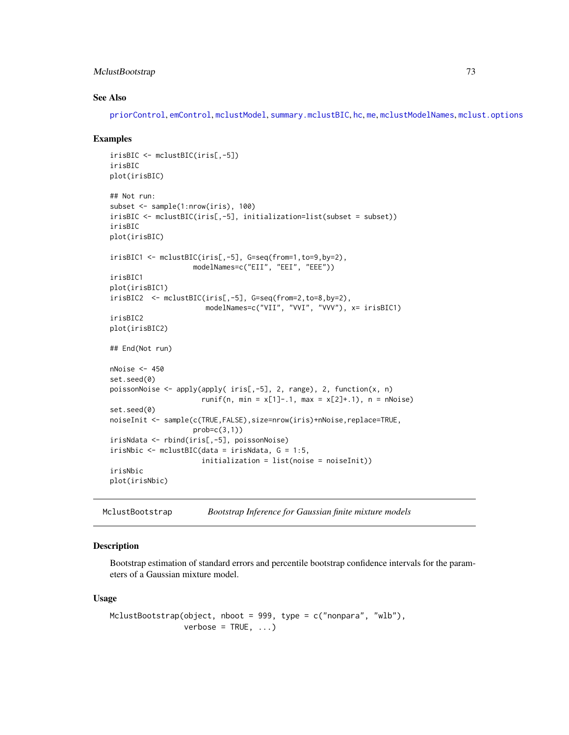### See Also

priorControl, emControl, mclustModel, summary.mclustBIC, hc, me, mclustModelNames, mclust.options

### Examples

```
irisBIC <- mclustBIC(iris[,-5])
irisBIC
plot(irisBIC)

## Not run:
subset <- sample(1:nrow(iris), 100)
irisBIC <- mclustBIC(iris[,-5], initialization=list(subset = subset))
irisBIC
plot(irisBIC)

irisBIC1 <- mclustBIC(iris[,-5], G=seq(from=1,to=9,by=2),
                    modelNames=c("EII", "EEI", "EEE"))
irisBIC1
plot(irisBIC1)
irisBIC2  <- mclustBIC(iris[,-5], G=seq(from=2,to=8,by=2),
                       modelNames=c("VII", "VVI", "VVV"), x= irisBIC1)
irisBIC2
plot(irisBIC2)

## End(Not run)

nNoise <- 450
set.seed(0)
poissonNoise <- apply(apply( iris[,-5], 2, range), 2, function(x, n)
                      runif(n, min = x[1]-.1, max = x[2]+.1), n = nNoise)
set.seed(0)
noiseInit <- sample(c(TRUE,FALSE),size=nrow(iris)+nNoise,replace=TRUE,
                    prob=c(3,1))
irisNdata <- rbind(iris[,-5], poissonNoise)
irisNbic <- mclustBIC(data = irisNdata, G = 1:5,
                      initialization = list(noise = noiseInit))
irisNbic
plot(irisNbic)
```

---

## MclustBootstrap    *Bootstrap Inference for Gaussian finite mixture models*

### Description

Bootstrap estimation of standard errors and percentile bootstrap confidence intervals for the parameters of a Gaussian mixture model.

### Usage

```
MclustBootstrap(object, nboot = 999, type = c("nonpara", "wlb"),
                verbose = TRUE, ...)
```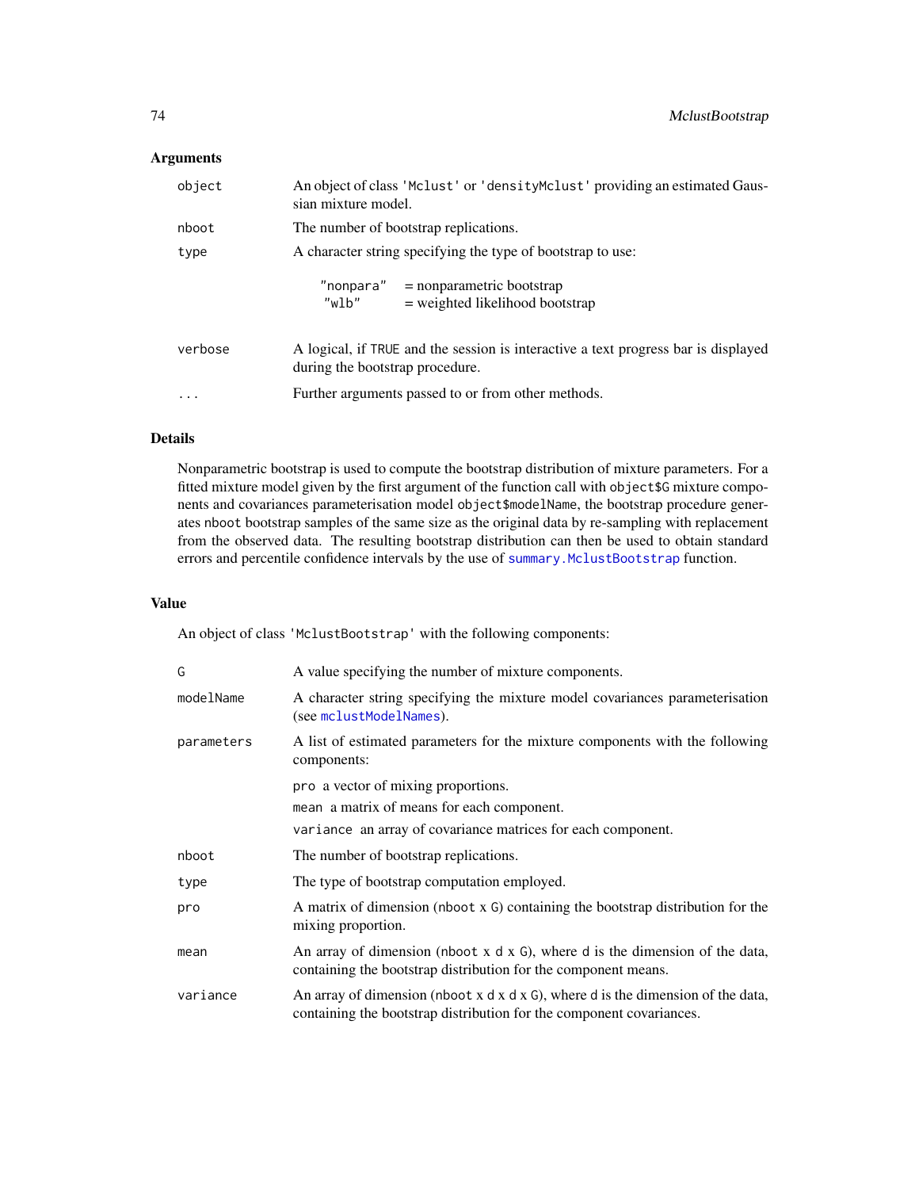## Arguments

| | |
|---|---|
| `object` | An object of class `'Mclust'` or `'densityMclust'` providing an estimated Gaussian mixture model. |
| `nboot` | The number of bootstrap replications. |
| `type` | A character string specifying the type of bootstrap to use: <br> `"nonpara"` = nonparametric bootstrap <br> `"wlb"` = weighted likelihood bootstrap |
| `verbose` | A logical, if `TRUE` and the session is interactive a text progress bar is displayed during the bootstrap procedure. |
| `...` | Further arguments passed to or from other methods. |

## Details

Nonparametric bootstrap is used to compute the bootstrap distribution of mixture parameters. For a fitted mixture model given by the first argument of the function call with `object$G` mixture components and covariances parameterisation model `object$modelName`, the bootstrap procedure generates `nboot` bootstrap samples of the same size as the original data by re-sampling with replacement from the observed data. The resulting bootstrap distribution can then be used to obtain standard errors and percentile confidence intervals by the use of `summary.MclustBootstrap` function.

## Value

An object of class `'MclustBootstrap'` with the following components:

| | |
|---|---|
| `G` | A value specifying the number of mixture components. |
| `modelName` | A character string specifying the mixture model covariances parameterisation (see `mclustModelNames`). |
| `parameters` | A list of estimated parameters for the mixture components with the following components: <br> `pro` a vector of mixing proportions. <br> `mean` a matrix of means for each component. <br> `variance` an array of covariance matrices for each component. |
| `nboot` | The number of bootstrap replications. |
| `type` | The type of bootstrap computation employed. |
| `pro` | A matrix of dimension (`nboot x G`) containing the bootstrap distribution for the mixing proportion. |
| `mean` | An array of dimension (`nboot x d x G`), where `d` is the dimension of the data, containing the bootstrap distribution for the component means. |
| `variance` | An array of dimension (`nboot x d x d x G`), where `d` is the dimension of the data, containing the bootstrap distribution for the component covariances. |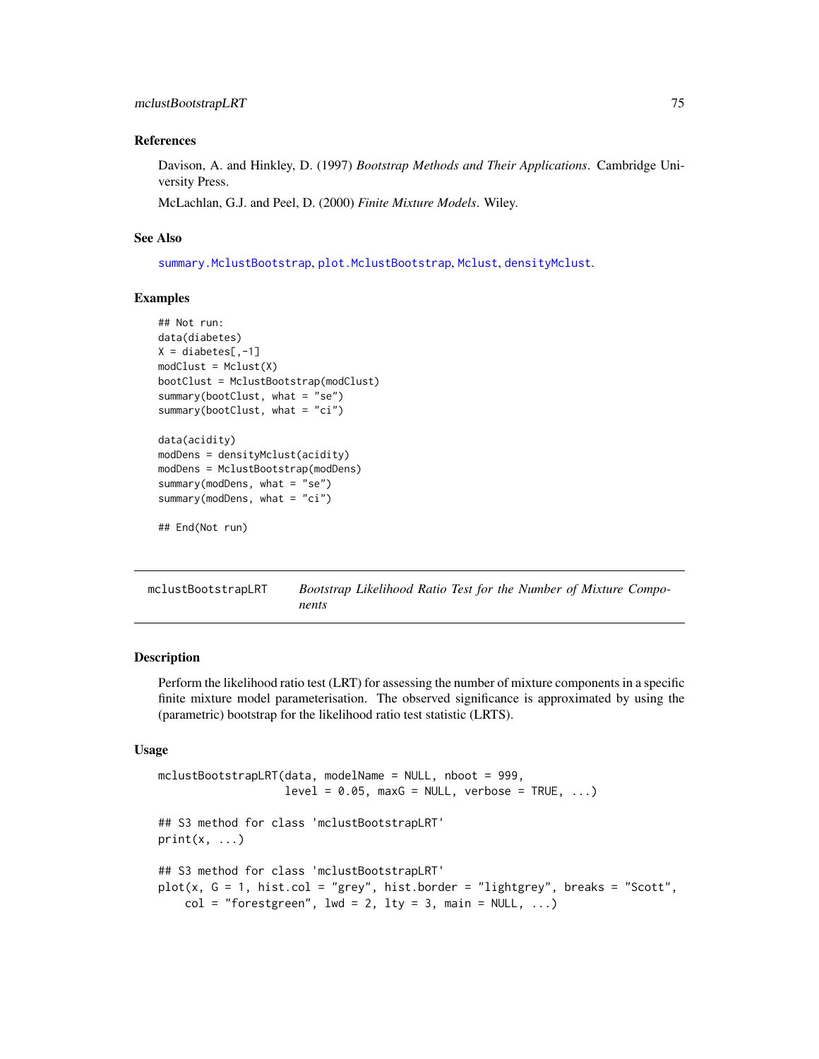### References

Davison, A. and Hinkley, D. (1997) *Bootstrap Methods and Their Applications*. Cambridge University Press.

McLachlan, G.J. and Peel, D. (2000) *Finite Mixture Models*. Wiley.

### See Also

summary.MclustBootstrap, plot.MclustBootstrap, Mclust, densityMclust.

### Examples

```
## Not run:
data(diabetes)
X = diabetes[,-1]
modClust = Mclust(X)
bootClust = MclustBootstrap(modClust)
summary(bootClust, what = "se")
summary(bootClust, what = "ci")

data(acidity)
modDens = densityMclust(acidity)
modDens = MclustBootstrap(modDens)
summary(modDens, what = "se")
summary(modDens, what = "ci")

## End(Not run)
```

---

## mclustBootstrapLRT — *Bootstrap Likelihood Ratio Test for the Number of Mixture Components*

---

### Description

Perform the likelihood ratio test (LRT) for assessing the number of mixture components in a specific finite mixture model parameterisation. The observed significance is approximated by using the (parametric) bootstrap for the likelihood ratio test statistic (LRTS).

### Usage

```
mclustBootstrapLRT(data, modelName = NULL, nboot = 999,
                   level = 0.05, maxG = NULL, verbose = TRUE, ...)

## S3 method for class 'mclustBootstrapLRT'
print(x, ...)

## S3 method for class 'mclustBootstrapLRT'
plot(x, G = 1, hist.col = "grey", hist.border = "lightgrey", breaks = "Scott",
    col = "forestgreen", lwd = 2, lty = 3, main = NULL, ...)
```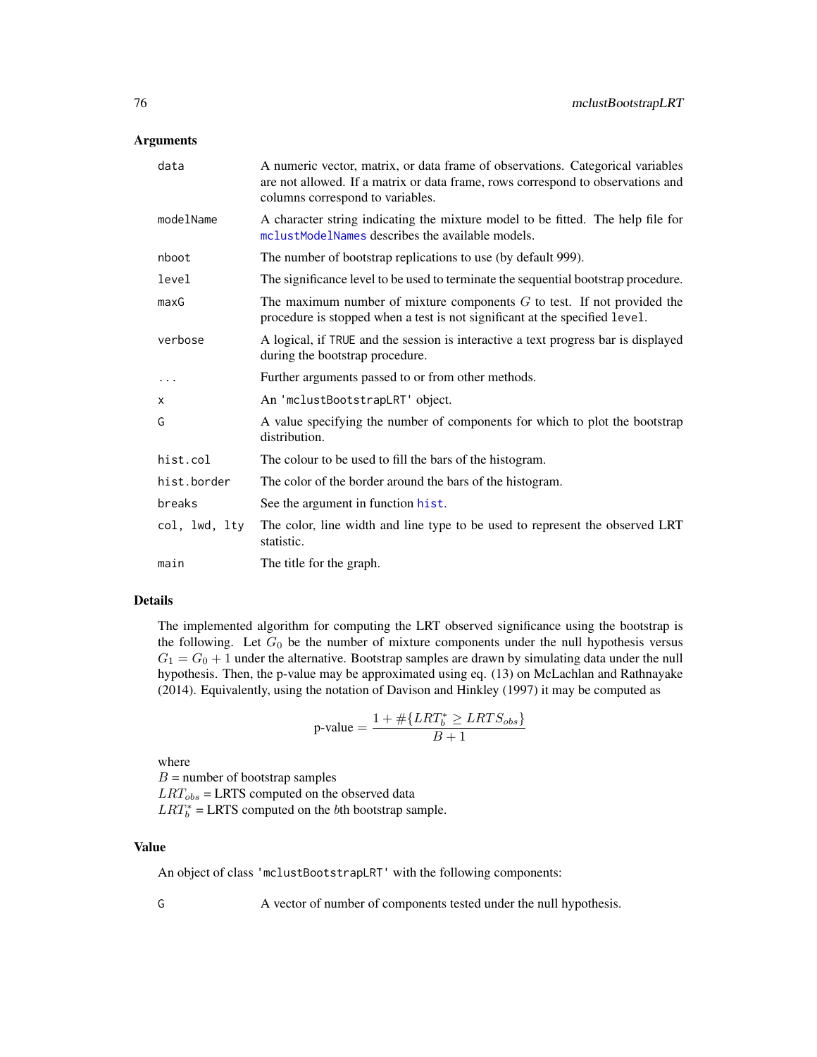## Arguments

| | |
|---|---|
| `data` | A numeric vector, matrix, or data frame of observations. Categorical variables are not allowed. If a matrix or data frame, rows correspond to observations and columns correspond to variables. |
| `modelName` | A character string indicating the mixture model to be fitted. The help file for `mclustModelNames` describes the available models. |
| `nboot` | The number of bootstrap replications to use (by default 999). |
| `level` | The significance level to be used to terminate the sequential bootstrap procedure. |
| `maxG` | The maximum number of mixture components $G$ to test. If not provided the procedure is stopped when a test is not significant at the specified `level`. |
| `verbose` | A logical, if `TRUE` and the session is interactive a text progress bar is displayed during the bootstrap procedure. |
| `...` | Further arguments passed to or from other methods. |
| `x` | An `'mclustBootstrapLRT'` object. |
| `G` | A value specifying the number of components for which to plot the bootstrap distribution. |
| `hist.col` | The colour to be used to fill the bars of the histogram. |
| `hist.border` | The color of the border around the bars of the histogram. |
| `breaks` | See the argument in function `hist`. |
| `col, lwd, lty` | The color, line width and line type to be used to represent the observed LRT statistic. |
| `main` | The title for the graph. |

## Details

The implemented algorithm for computing the LRT observed significance using the bootstrap is the following. Let $G_0$ be the number of mixture components under the null hypothesis versus $G_1 = G_0 + 1$ under the alternative. Bootstrap samples are drawn by simulating data under the null hypothesis. Then, the p-value may be approximated using eq. (13) on McLachlan and Rathnayake (2014). Equivalently, using the notation of Davison and Hinkley (1997) it may be computed as

$$\text{p-value} = \frac{1 + \#\{LRT^*_b \geq LRTS_{obs}\}}{B+1}$$

where
$B$ = number of bootstrap samples
$LRT_{obs}$ = LRTS computed on the observed data
$LRT^*_b$ = LRTS computed on the $b$th bootstrap sample.

## Value

An object of class `'mclustBootstrapLRT'` with the following components:

| | |
|---|---|
| `G` | A vector of number of components tested under the null hypothesis. |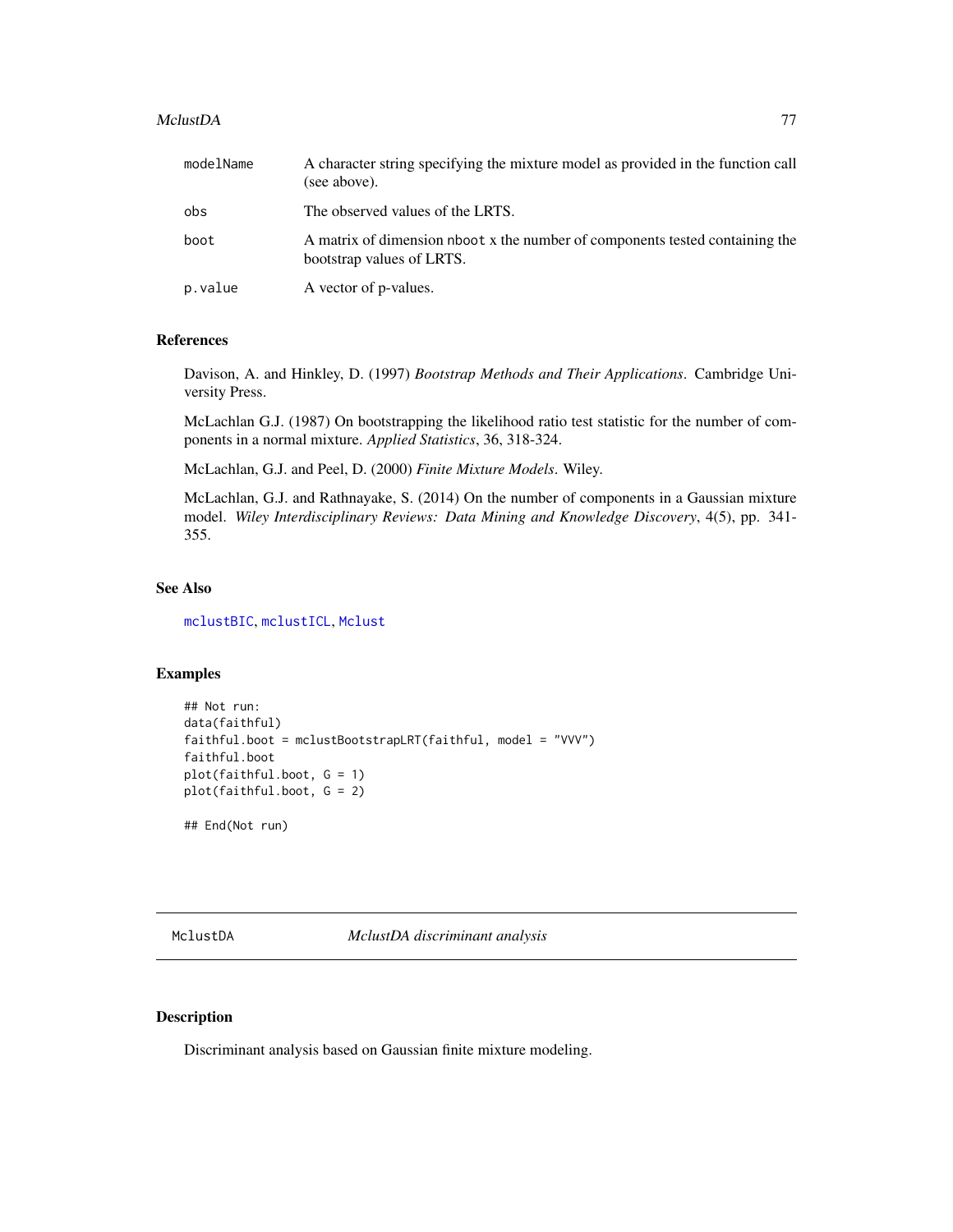| | |
|---|---|
| modelName | A character string specifying the mixture model as provided in the function call (see above). |
| obs | The observed values of the LRTS. |
| boot | A matrix of dimension nboot x the number of components tested containing the bootstrap values of LRTS. |
| p.value | A vector of p-values. |

## References

Davison, A. and Hinkley, D. (1997) *Bootstrap Methods and Their Applications*. Cambridge University Press.

McLachlan G.J. (1987) On bootstrapping the likelihood ratio test statistic for the number of components in a normal mixture. *Applied Statistics*, 36, 318-324.

McLachlan, G.J. and Peel, D. (2000) *Finite Mixture Models*. Wiley.

McLachlan, G.J. and Rathnayake, S. (2014) On the number of components in a Gaussian mixture model. *Wiley Interdisciplinary Reviews: Data Mining and Knowledge Discovery*, 4(5), pp. 341-355.

## See Also

mclustBIC, mclustICL, Mclust

## Examples

```
## Not run:
data(faithful)
faithful.boot = mclustBootstrapLRT(faithful, model = "VVV")
faithful.boot
plot(faithful.boot, G = 1)
plot(faithful.boot, G = 2)

## End(Not run)
```

---

# MclustDA — *MclustDA discriminant analysis*

## Description

Discriminant analysis based on Gaussian finite mixture modeling.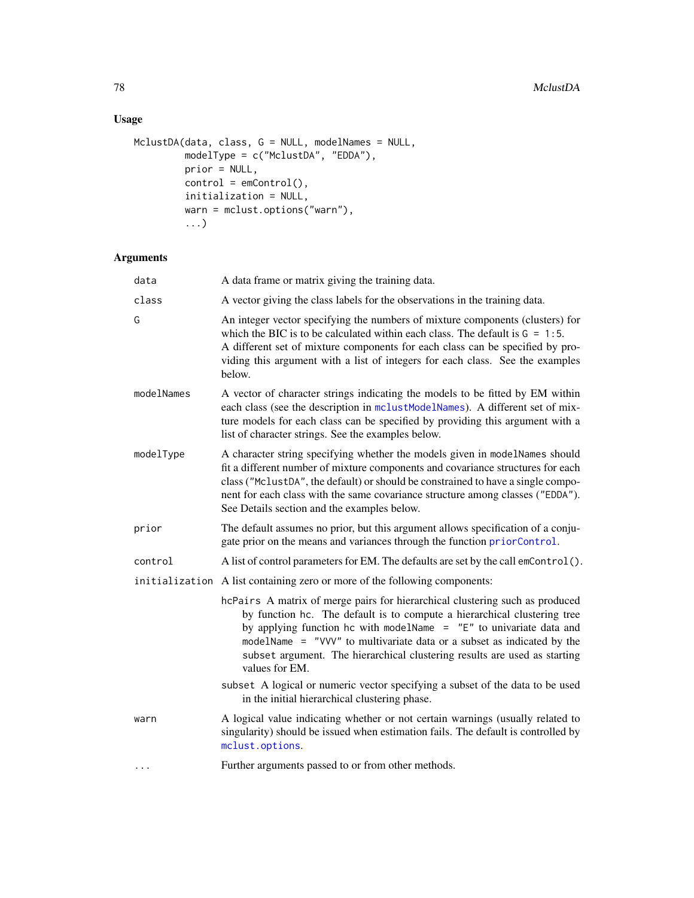## Usage

```
MclustDA(data, class, G = NULL, modelNames = NULL,
         modelType = c("MclustDA", "EDDA"),
         prior = NULL,
         control = emControl(),
         initialization = NULL,
         warn = mclust.options("warn"),
         ...)
```

## Arguments

`data` A data frame or matrix giving the training data.

`class` A vector giving the class labels for the observations in the training data.

`G` An integer vector specifying the numbers of mixture components (clusters) for which the BIC is to be calculated within each class. The default is `G = 1:5`. A different set of mixture components for each class can be specified by providing this argument with a list of integers for each class. See the examples below.

`modelNames` A vector of character strings indicating the models to be fitted by EM within each class (see the description in `mclustModelNames`). A different set of mixture models for each class can be specified by providing this argument with a list of character strings. See the examples below.

`modelType` A character string specifying whether the models given in `modelNames` should fit a different number of mixture components and covariance structures for each class (`"MclustDA"`, the default) or should be constrained to have a single component for each class with the same covariance structure among classes (`"EDDA"`). See Details section and the examples below.

`prior` The default assumes no prior, but this argument allows specification of a conjugate prior on the means and variances through the function `priorControl`.

`control` A list of control parameters for EM. The defaults are set by the call `emControl()`.

`initialization` A list containing zero or more of the following components:

- `hcPairs` A matrix of merge pairs for hierarchical clustering such as produced by function `hc`. The default is to compute a hierarchical clustering tree by applying function `hc` with `modelName = "E"` to univariate data and `modelName = "VVV"` to multivariate data or a subset as indicated by the `subset` argument. The hierarchical clustering results are used as starting values for EM.
- `subset` A logical or numeric vector specifying a subset of the data to be used in the initial hierarchical clustering phase.

`warn` A logical value indicating whether or not certain warnings (usually related to singularity) should be issued when estimation fails. The default is controlled by `mclust.options`.

`...` Further arguments passed to or from other methods.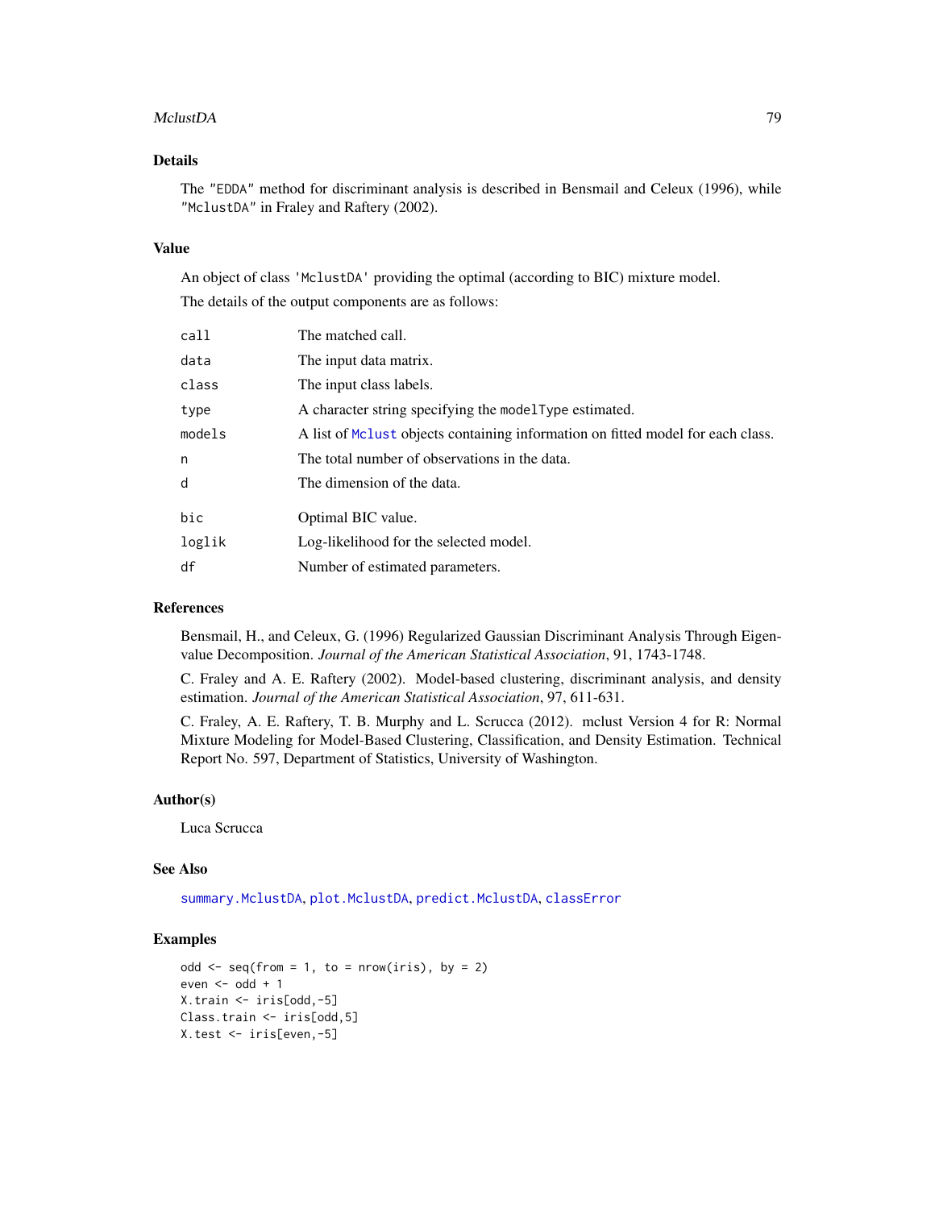## Details

The "EDDA" method for discriminant analysis is described in Bensmail and Celeux (1996), while "MclustDA" in Fraley and Raftery (2002).

## Value

An object of class 'MclustDA' providing the optimal (according to BIC) mixture model.

The details of the output components are as follows:

| | |
|---|---|
| call | The matched call. |
| data | The input data matrix. |
| class | The input class labels. |
| type | A character string specifying the modelType estimated. |
| models | A list of Mclust objects containing information on fitted model for each class. |
| n | The total number of observations in the data. |
| d | The dimension of the data. |
| bic | Optimal BIC value. |
| loglik | Log-likelihood for the selected model. |
| df | Number of estimated parameters. |

## References

Bensmail, H., and Celeux, G. (1996) Regularized Gaussian Discriminant Analysis Through Eigenvalue Decomposition. *Journal of the American Statistical Association*, 91, 1743-1748.

C. Fraley and A. E. Raftery (2002). Model-based clustering, discriminant analysis, and density estimation. *Journal of the American Statistical Association*, 97, 611-631.

C. Fraley, A. E. Raftery, T. B. Murphy and L. Scrucca (2012). mclust Version 4 for R: Normal Mixture Modeling for Model-Based Clustering, Classification, and Density Estimation. Technical Report No. 597, Department of Statistics, University of Washington.

## Author(s)

Luca Scrucca

## See Also

summary.MclustDA, plot.MclustDA, predict.MclustDA, classError

## Examples

```
odd <- seq(from = 1, to = nrow(iris), by = 2)
even <- odd + 1
X.train <- iris[odd,-5]
Class.train <- iris[odd,5]
X.test <- iris[even,-5]
```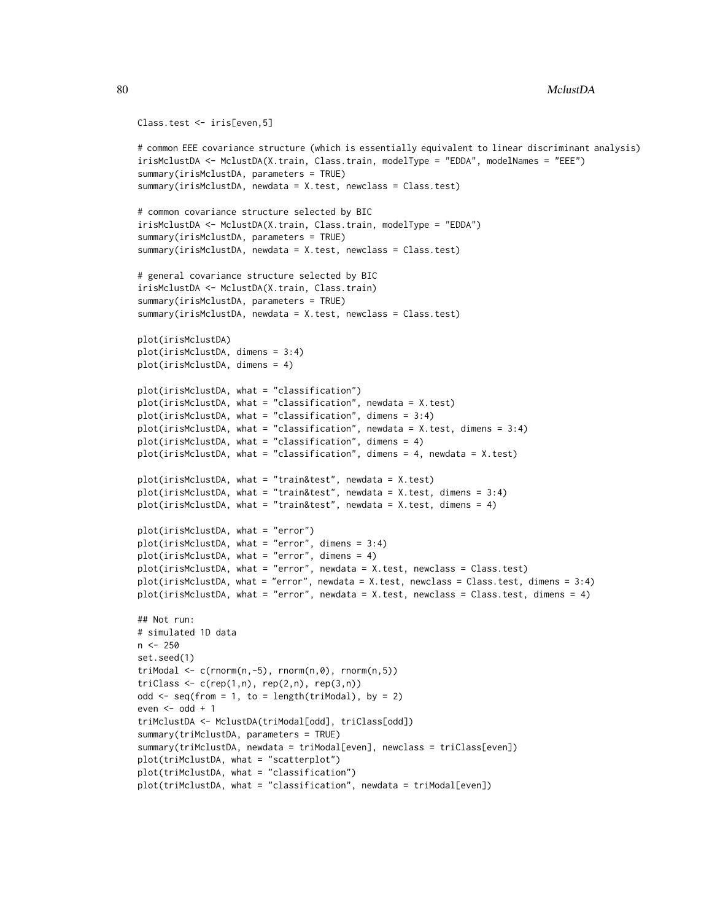```
Class.test <- iris[even,5]

# common EEE covariance structure (which is essentially equivalent to linear discriminant analysis)
irisMclustDA <- MclustDA(X.train, Class.train, modelType = "EDDA", modelNames = "EEE")
summary(irisMclustDA, parameters = TRUE)
summary(irisMclustDA, newdata = X.test, newclass = Class.test)

# common covariance structure selected by BIC
irisMclustDA <- MclustDA(X.train, Class.train, modelType = "EDDA")
summary(irisMclustDA, parameters = TRUE)
summary(irisMclustDA, newdata = X.test, newclass = Class.test)

# general covariance structure selected by BIC
irisMclustDA <- MclustDA(X.train, Class.train)
summary(irisMclustDA, parameters = TRUE)
summary(irisMclustDA, newdata = X.test, newclass = Class.test)

plot(irisMclustDA)
plot(irisMclustDA, dimens = 3:4)
plot(irisMclustDA, dimens = 4)

plot(irisMclustDA, what = "classification")
plot(irisMclustDA, what = "classification", newdata = X.test)
plot(irisMclustDA, what = "classification", dimens = 3:4)
plot(irisMclustDA, what = "classification", newdata = X.test, dimens = 3:4)
plot(irisMclustDA, what = "classification", dimens = 4)
plot(irisMclustDA, what = "classification", dimens = 4, newdata = X.test)

plot(irisMclustDA, what = "train&test", newdata = X.test)
plot(irisMclustDA, what = "train&test", newdata = X.test, dimens = 3:4)
plot(irisMclustDA, what = "train&test", newdata = X.test, dimens = 4)

plot(irisMclustDA, what = "error")
plot(irisMclustDA, what = "error", dimens = 3:4)
plot(irisMclustDA, what = "error", dimens = 4)
plot(irisMclustDA, what = "error", newdata = X.test, newclass = Class.test)
plot(irisMclustDA, what = "error", newdata = X.test, newclass = Class.test, dimens = 3:4)
plot(irisMclustDA, what = "error", newdata = X.test, newclass = Class.test, dimens = 4)

## Not run:
# simulated 1D data
n <- 250
set.seed(1)
triModal <- c(rnorm(n,-5), rnorm(n,0), rnorm(n,5))
triClass <- c(rep(1,n), rep(2,n), rep(3,n))
odd <- seq(from = 1, to = length(triModal), by = 2)
even <- odd + 1
triMclustDA <- MclustDA(triModal[odd], triClass[odd])
summary(triMclustDA, parameters = TRUE)
summary(triMclustDA, newdata = triModal[even], newclass = triClass[even])
plot(triMclustDA, what = "scatterplot")
plot(triMclustDA, what = "classification")
plot(triMclustDA, what = "classification", newdata = triModal[even])
```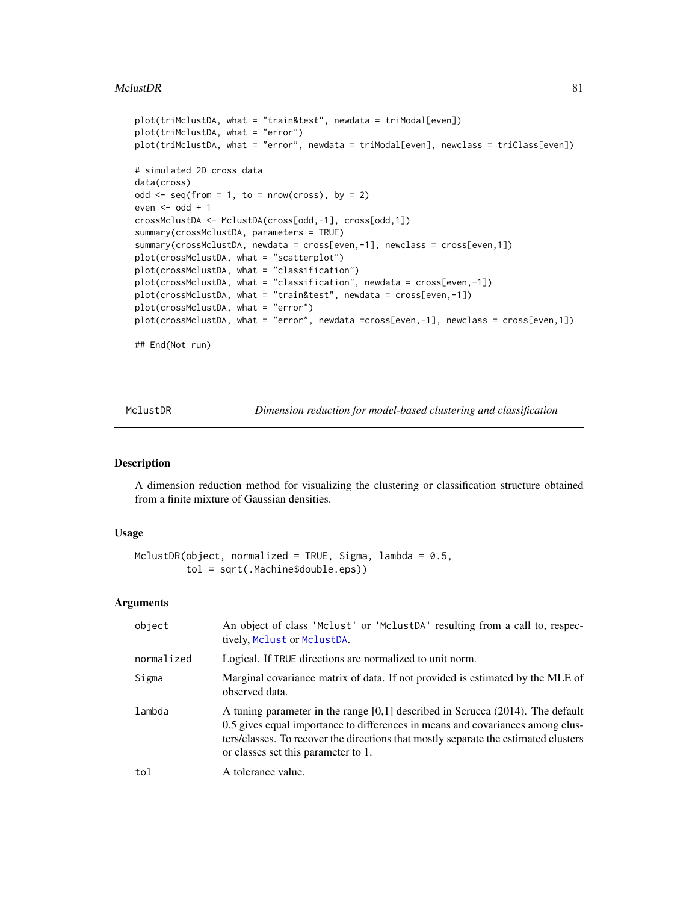```
plot(triMclustDA, what = "train&test", newdata = triModal[even])
plot(triMclustDA, what = "error")
plot(triMclustDA, what = "error", newdata = triModal[even], newclass = triClass[even])

# simulated 2D cross data
data(cross)
odd <- seq(from = 1, to = nrow(cross), by = 2)
even <- odd + 1
crossMclustDA <- MclustDA(cross[odd,-1], cross[odd,1])
summary(crossMclustDA, parameters = TRUE)
summary(crossMclustDA, newdata = cross[even,-1], newclass = cross[even,1])
plot(crossMclustDA, what = "scatterplot")
plot(crossMclustDA, what = "classification")
plot(crossMclustDA, what = "classification", newdata = cross[even,-1])
plot(crossMclustDA, what = "train&test", newdata = cross[even,-1])
plot(crossMclustDA, what = "error")
plot(crossMclustDA, what = "error", newdata =cross[even,-1], newclass = cross[even,1])

## End(Not run)
```

# MclustDR — *Dimension reduction for model-based clustering and classification*

## Description

A dimension reduction method for visualizing the clustering or classification structure obtained from a finite mixture of Gaussian densities.

## Usage

```
MclustDR(object, normalized = TRUE, Sigma, lambda = 0.5,
         tol = sqrt(.Machine$double.eps))
```

## Arguments

| | |
|---|---|
| `object` | An object of class 'Mclust' or 'MclustDA' resulting from a call to, respectively, `Mclust` or `MclustDA`. |
| `normalized` | Logical. If TRUE directions are normalized to unit norm. |
| `Sigma` | Marginal covariance matrix of data. If not provided is estimated by the MLE of observed data. |
| `lambda` | A tuning parameter in the range [0,1] described in Scrucca (2014). The default 0.5 gives equal importance to differences in means and covariances among clusters/classes. To recover the directions that mostly separate the estimated clusters or classes set this parameter to 1. |
| `tol` | A tolerance value. |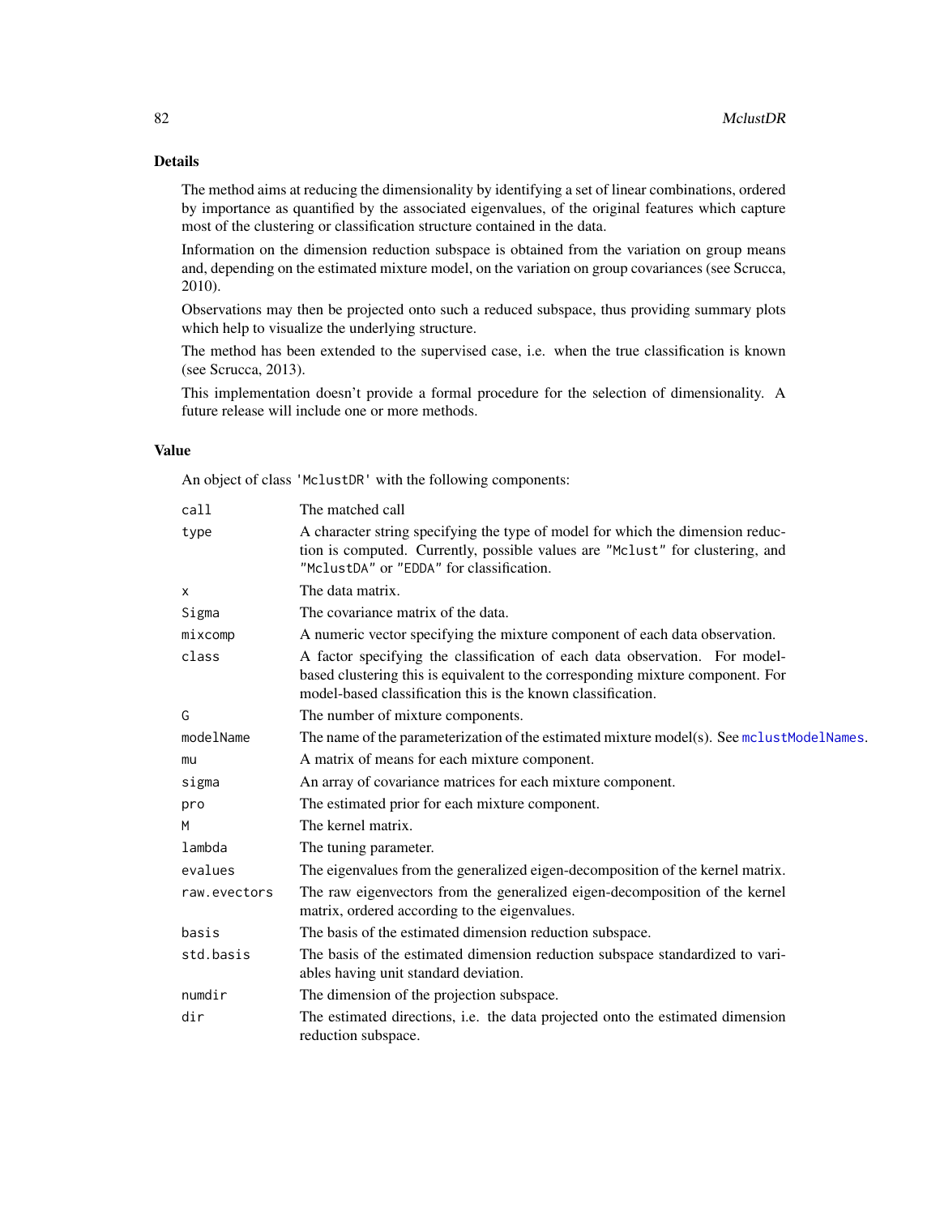## Details

The method aims at reducing the dimensionality by identifying a set of linear combinations, ordered by importance as quantified by the associated eigenvalues, of the original features which capture most of the clustering or classification structure contained in the data.

Information on the dimension reduction subspace is obtained from the variation on group means and, depending on the estimated mixture model, on the variation on group covariances (see Scrucca, 2010).

Observations may then be projected onto such a reduced subspace, thus providing summary plots which help to visualize the underlying structure.

The method has been extended to the supervised case, i.e. when the true classification is known (see Scrucca, 2013).

This implementation doesn't provide a formal procedure for the selection of dimensionality. A future release will include one or more methods.

## Value

An object of class 'MclustDR' with the following components:

| | |
|---|---|
| `call` | The matched call |
| `type` | A character string specifying the type of model for which the dimension reduction is computed. Currently, possible values are "Mclust" for clustering, and "MclustDA" or "EDDA" for classification. |
| `x` | The data matrix. |
| `Sigma` | The covariance matrix of the data. |
| `mixcomp` | A numeric vector specifying the mixture component of each data observation. |
| `class` | A factor specifying the classification of each data observation. For model-based clustering this is equivalent to the corresponding mixture component. For model-based classification this is the known classification. |
| `G` | The number of mixture components. |
| `modelName` | The name of the parameterization of the estimated mixture model(s). See mclustModelNames. |
| `mu` | A matrix of means for each mixture component. |
| `sigma` | An array of covariance matrices for each mixture component. |
| `pro` | The estimated prior for each mixture component. |
| `M` | The kernel matrix. |
| `lambda` | The tuning parameter. |
| `evalues` | The eigenvalues from the generalized eigen-decomposition of the kernel matrix. |
| `raw.evectors` | The raw eigenvectors from the generalized eigen-decomposition of the kernel matrix, ordered according to the eigenvalues. |
| `basis` | The basis of the estimated dimension reduction subspace. |
| `std.basis` | The basis of the estimated dimension reduction subspace standardized to variables having unit standard deviation. |
| `numdir` | The dimension of the projection subspace. |
| `dir` | The estimated directions, i.e. the data projected onto the estimated dimension reduction subspace. |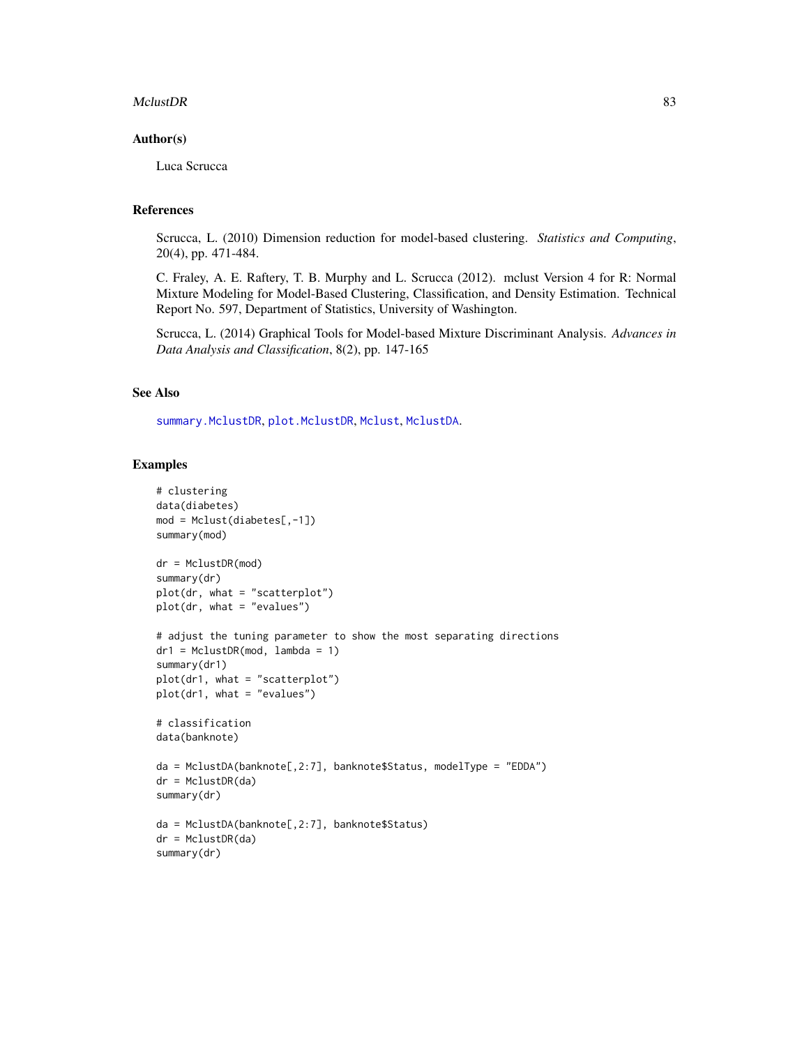## Author(s)

Luca Scrucca

## References

Scrucca, L. (2010) Dimension reduction for model-based clustering. *Statistics and Computing*, 20(4), pp. 471-484.

C. Fraley, A. E. Raftery, T. B. Murphy and L. Scrucca (2012). mclust Version 4 for R: Normal Mixture Modeling for Model-Based Clustering, Classification, and Density Estimation. Technical Report No. 597, Department of Statistics, University of Washington.

Scrucca, L. (2014) Graphical Tools for Model-based Mixture Discriminant Analysis. *Advances in Data Analysis and Classification*, 8(2), pp. 147-165

## See Also

summary.MclustDR, plot.MclustDR, Mclust, MclustDA.

## Examples

```
# clustering
data(diabetes)
mod = Mclust(diabetes[,-1])
summary(mod)

dr = MclustDR(mod)
summary(dr)
plot(dr, what = "scatterplot")
plot(dr, what = "evalues")

# adjust the tuning parameter to show the most separating directions
dr1 = MclustDR(mod, lambda = 1)
summary(dr1)
plot(dr1, what = "scatterplot")
plot(dr1, what = "evalues")

# classification
data(banknote)

da = MclustDA(banknote[,2:7], banknote$Status, modelType = "EDDA")
dr = MclustDR(da)
summary(dr)

da = MclustDA(banknote[,2:7], banknote$Status)
dr = MclustDR(da)
summary(dr)
```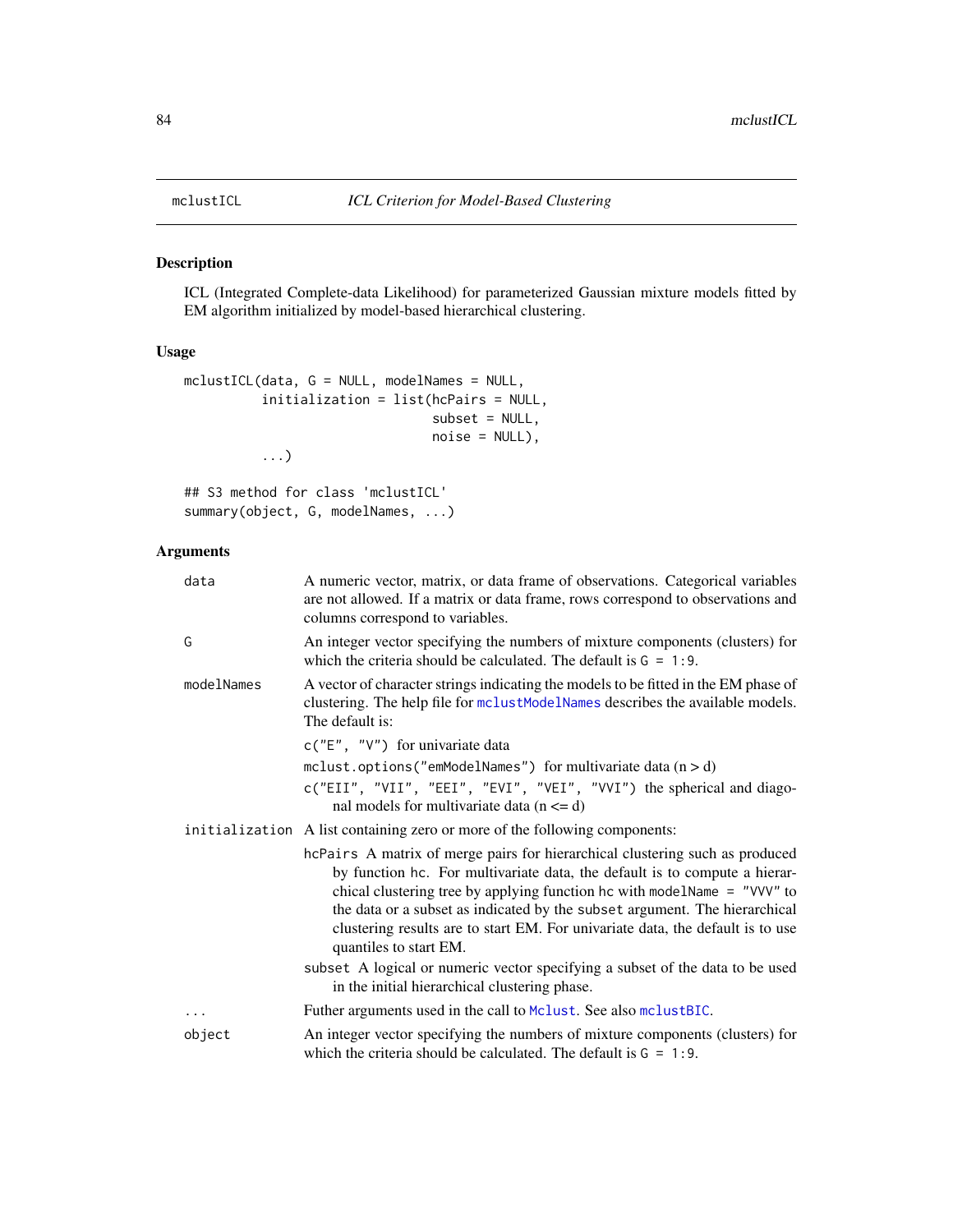## mclustICL — *ICL Criterion for Model-Based Clustering*

### Description

ICL (Integrated Complete-data Likelihood) for parameterized Gaussian mixture models fitted by EM algorithm initialized by model-based hierarchical clustering.

### Usage

```
mclustICL(data, G = NULL, modelNames = NULL,
          initialization = list(hcPairs = NULL,
                                subset = NULL,
                                noise = NULL),
          ...)

## S3 method for class 'mclustICL'
summary(object, G, modelNames, ...)
```

### Arguments

`data` — A numeric vector, matrix, or data frame of observations. Categorical variables are not allowed. If a matrix or data frame, rows correspond to observations and columns correspond to variables.

`G` — An integer vector specifying the numbers of mixture components (clusters) for which the criteria should be calculated. The default is `G = 1:9`.

`modelNames` — A vector of character strings indicating the models to be fitted in the EM phase of clustering. The help file for `mclustModelNames` describes the available models. The default is:

- `c("E", "V")` for univariate data
- `mclust.options("emModelNames")` for multivariate data ($n > d$)
- `c("EII", "VII", "EEI", "EVI", "VEI", "VVI")` the spherical and diagonal models for multivariate data ($n <= d$)

`initialization` — A list containing zero or more of the following components:

- `hcPairs` A matrix of merge pairs for hierarchical clustering such as produced by function `hc`. For multivariate data, the default is to compute a hierarchical clustering tree by applying function `hc` with `modelName = "VVV"` to the data or a subset as indicated by the `subset` argument. The hierarchical clustering results are to start EM. For univariate data, the default is to use quantiles to start EM.
- `subset` A logical or numeric vector specifying a subset of the data to be used in the initial hierarchical clustering phase.

`...` — Futher arguments used in the call to `Mclust`. See also `mclustBIC`.

`object` — An integer vector specifying the numbers of mixture components (clusters) for which the criteria should be calculated. The default is `G = 1:9`.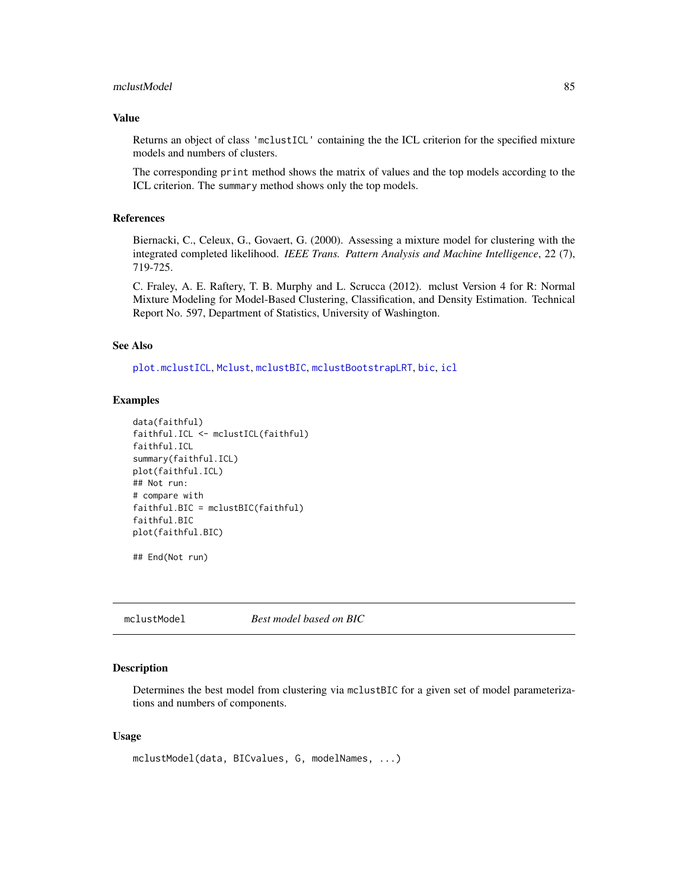## Value

Returns an object of class 'mclustICL' containing the the ICL criterion for the specified mixture models and numbers of clusters.

The corresponding `print` method shows the matrix of values and the top models according to the ICL criterion. The `summary` method shows only the top models.

## References

Biernacki, C., Celeux, G., Govaert, G. (2000). Assessing a mixture model for clustering with the integrated completed likelihood. *IEEE Trans. Pattern Analysis and Machine Intelligence*, 22 (7), 719-725.

C. Fraley, A. E. Raftery, T. B. Murphy and L. Scrucca (2012). mclust Version 4 for R: Normal Mixture Modeling for Model-Based Clustering, Classification, and Density Estimation. Technical Report No. 597, Department of Statistics, University of Washington.

## See Also

`plot.mclustICL`, `Mclust`, `mclustBIC`, `mclustBootstrapLRT`, `bic`, `icl`

## Examples

```
data(faithful)
faithful.ICL <- mclustICL(faithful)
faithful.ICL
summary(faithful.ICL)
plot(faithful.ICL)
## Not run:
# compare with
faithful.BIC = mclustBIC(faithful)
faithful.BIC
plot(faithful.BIC)

## End(Not run)
```

---

# mclustModel *Best model based on BIC*

## Description

Determines the best model from clustering via `mclustBIC` for a given set of model parameterizations and numbers of components.

## Usage

```
mclustModel(data, BICvalues, G, modelNames, ...)
```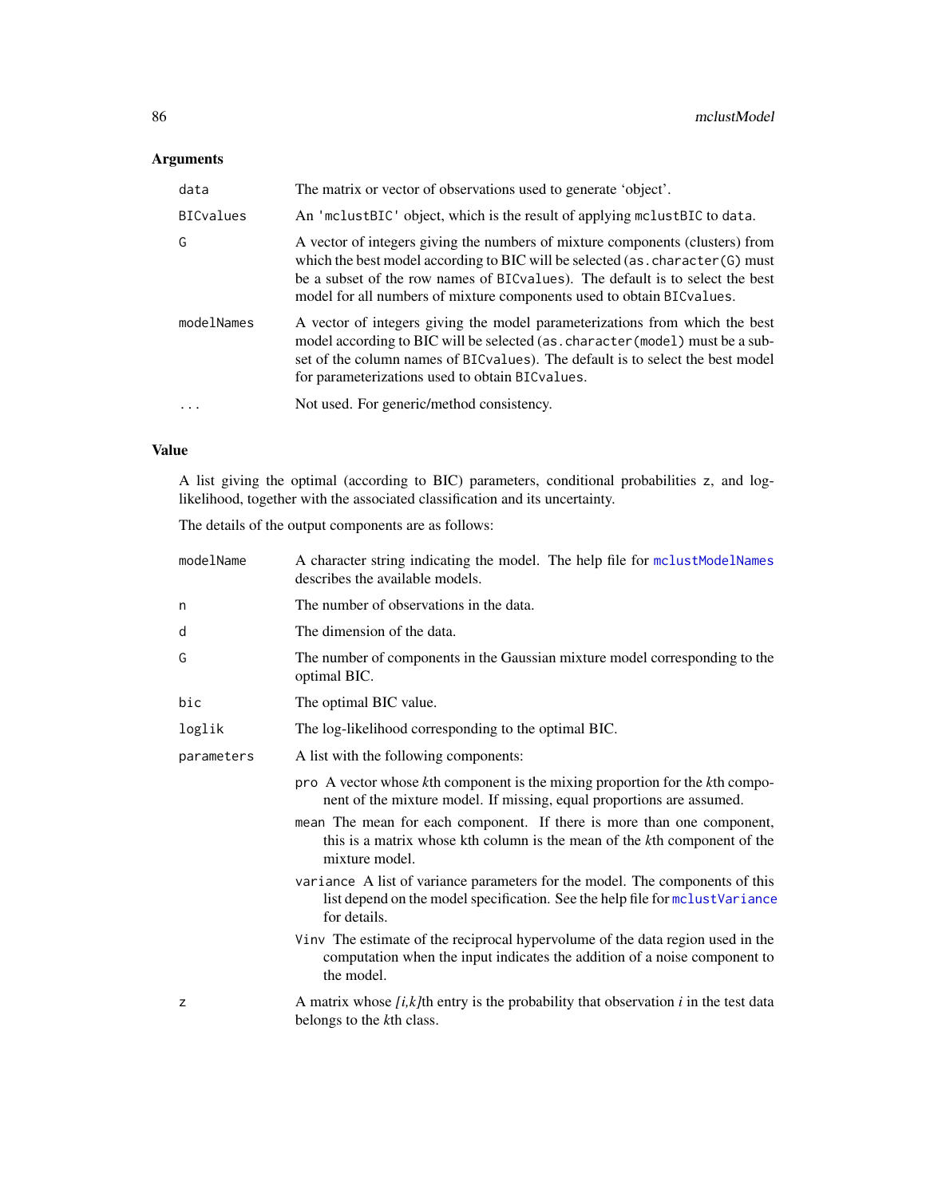## Arguments

| | |
|---|---|
| `data` | The matrix or vector of observations used to generate 'object'. |
| `BICvalues` | An `'mclustBIC'` object, which is the result of applying `mclustBIC` to `data`. |
| `G` | A vector of integers giving the numbers of mixture components (clusters) from which the best model according to BIC will be selected (`as.character(G)` must be a subset of the row names of `BICvalues`). The default is to select the best model for all numbers of mixture components used to obtain `BICvalues`. |
| `modelNames` | A vector of integers giving the model parameterizations from which the best model according to BIC will be selected (`as.character(model)` must be a subset of the column names of `BICvalues`). The default is to select the best model for parameterizations used to obtain `BICvalues`. |
| `...` | Not used. For generic/method consistency. |

## Value

A list giving the optimal (according to BIC) parameters, conditional probabilities `z`, and log-likelihood, together with the associated classification and its uncertainty.

The details of the output components are as follows:

`modelName`
: A character string indicating the model. The help file for `mclustModelNames` describes the available models.

`n`
: The number of observations in the data.

`d`
: The dimension of the data.

`G`
: The number of components in the Gaussian mixture model corresponding to the optimal BIC.

`bic`
: The optimal BIC value.

`loglik`
: The log-likelihood corresponding to the optimal BIC.

`parameters`
: A list with the following components:

  - `pro` A vector whose *k*th component is the mixing proportion for the *k*th component of the mixture model. If missing, equal proportions are assumed.
  - `mean` The mean for each component. If there is more than one component, this is a matrix whose kth column is the mean of the *k*th component of the mixture model.
  - `variance` A list of variance parameters for the model. The components of this list depend on the model specification. See the help file for `mclustVariance` for details.
  - `Vinv` The estimate of the reciprocal hypervolume of the data region used in the computation when the input indicates the addition of a noise component to the model.

`z`
: A matrix whose *[i,k]*th entry is the probability that observation *i* in the test data belongs to the *k*th class.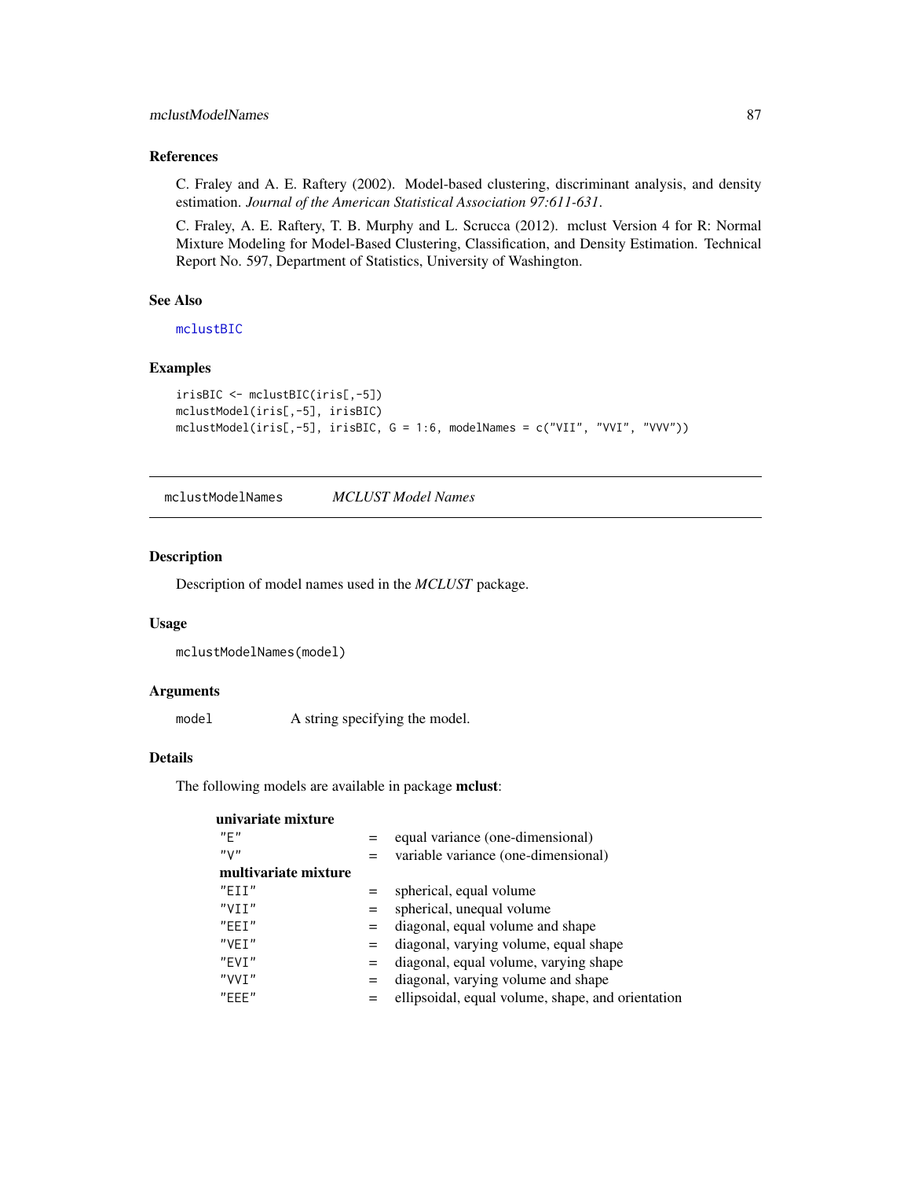### References

C. Fraley and A. E. Raftery (2002). Model-based clustering, discriminant analysis, and density estimation. *Journal of the American Statistical Association 97:611-631*.

C. Fraley, A. E. Raftery, T. B. Murphy and L. Scrucca (2012). mclust Version 4 for R: Normal Mixture Modeling for Model-Based Clustering, Classification, and Density Estimation. Technical Report No. 597, Department of Statistics, University of Washington.

### See Also

mclustBIC

### Examples

```
irisBIC <- mclustBIC(iris[,-5])
mclustModel(iris[,-5], irisBIC)
mclustModel(iris[,-5], irisBIC, G = 1:6, modelNames = c("VII", "VVI", "VVV"))
```

---

## mclustModelNames — *MCLUST Model Names*

### Description

Description of model names used in the *MCLUST* package.

### Usage

```
mclustModelNames(model)
```

### Arguments

| | |
|---|---|
| model | A string specifying the model. |

### Details

The following models are available in package **mclust**:

| **univariate mixture** | | |
|---|---|---|
| "E" | = | equal variance (one-dimensional) |
| "V" | = | variable variance (one-dimensional) |
| **multivariate mixture** | | |
| "EII" | = | spherical, equal volume |
| "VII" | = | spherical, unequal volume |
| "EEI" | = | diagonal, equal volume and shape |
| "VEI" | = | diagonal, varying volume, equal shape |
| "EVI" | = | diagonal, equal volume, varying shape |
| "VVI" | = | diagonal, varying volume and shape |
| "EEE" | = | ellipsoidal, equal volume, shape, and orientation |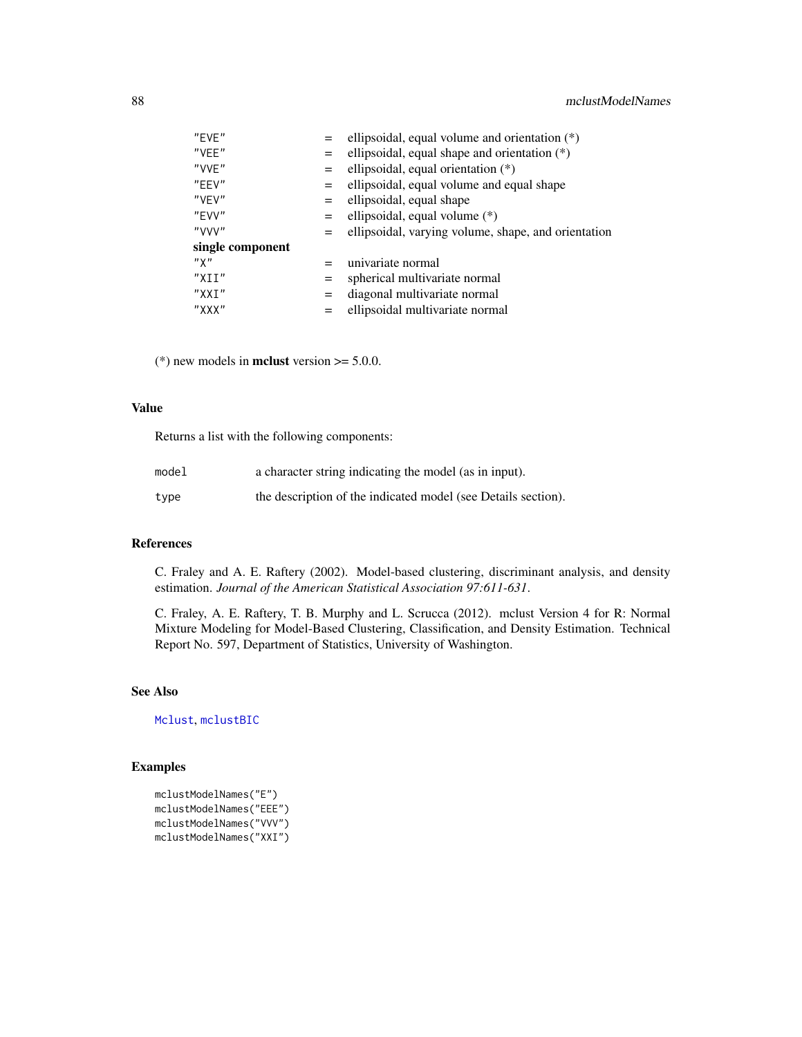| | | |
|---|---|---|
| "EVE" | = | ellipsoidal, equal volume and orientation (*) |
| "VEE" | = | ellipsoidal, equal shape and orientation (*) |
| "VVE" | = | ellipsoidal, equal orientation (*) |
| "EEV" | = | ellipsoidal, equal volume and equal shape |
| "VEV" | = | ellipsoidal, equal shape |
| "EVV" | = | ellipsoidal, equal volume (*) |
| "VVV" | = | ellipsoidal, varying volume, shape, and orientation |
| **single component** | | |
| "X" | = | univariate normal |
| "XII" | = | spherical multivariate normal |
| "XXI" | = | diagonal multivariate normal |
| "XXX" | = | ellipsoidal multivariate normal |

(*) new models in **mclust** version >= 5.0.0.

## Value

Returns a list with the following components:

| | |
|---|---|
| `model` | a character string indicating the model (as in input). |
| `type` | the description of the indicated model (see Details section). |

## References

C. Fraley and A. E. Raftery (2002). Model-based clustering, discriminant analysis, and density estimation. *Journal of the American Statistical Association 97:611-631*.

C. Fraley, A. E. Raftery, T. B. Murphy and L. Scrucca (2012). mclust Version 4 for R: Normal Mixture Modeling for Model-Based Clustering, Classification, and Density Estimation. Technical Report No. 597, Department of Statistics, University of Washington.

## See Also

Mclust, mclustBIC

## Examples

```
mclustModelNames("E")
mclustModelNames("EEE")
mclustModelNames("VVV")
mclustModelNames("XXI")
```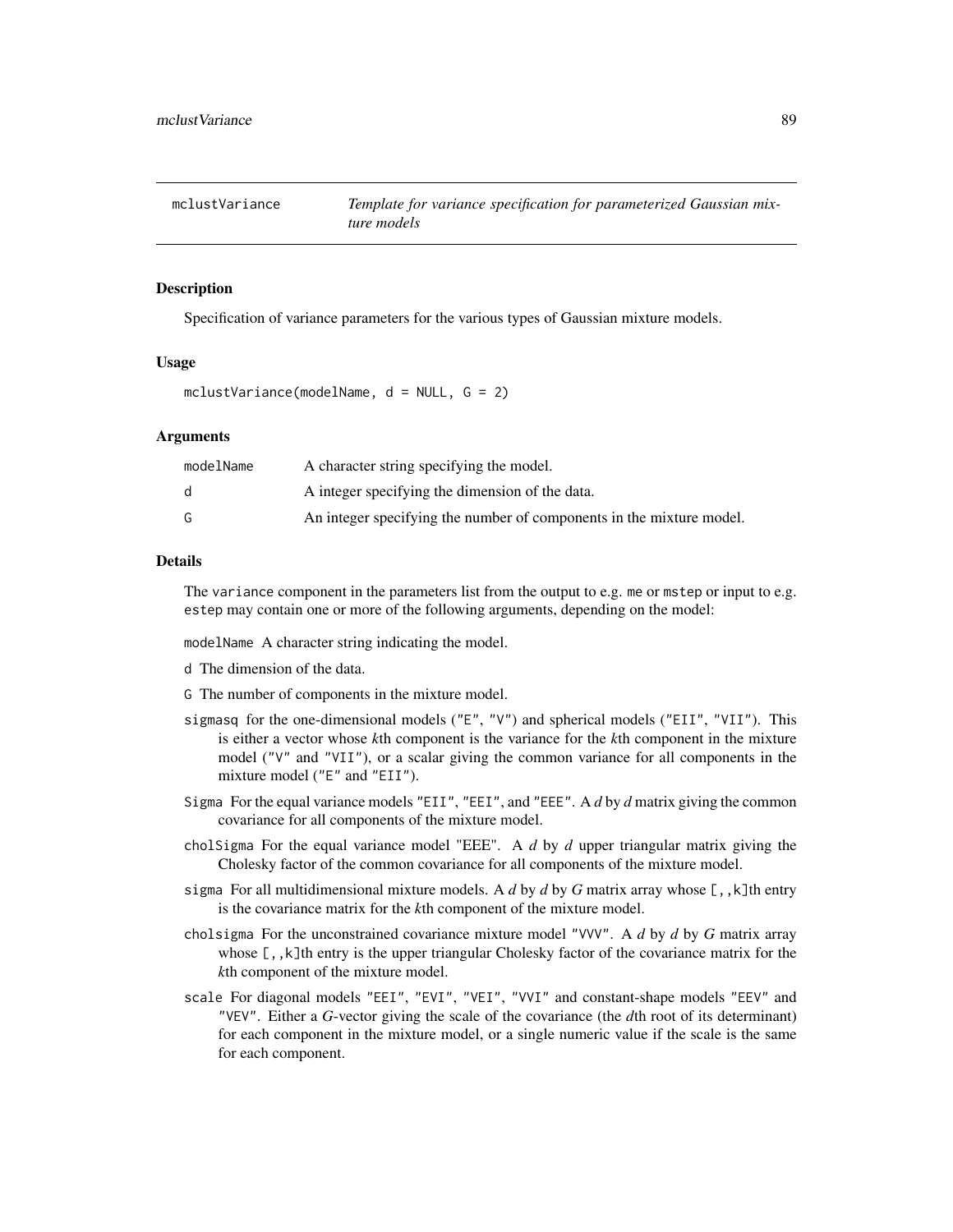## mclustVariance — *Template for variance specification for parameterized Gaussian mixture models*

### Description

Specification of variance parameters for the various types of Gaussian mixture models.

### Usage

```
mclustVariance(modelName, d = NULL, G = 2)
```

### Arguments

| | |
|---|---|
| modelName | A character string specifying the model. |
| d | A integer specifying the dimension of the data. |
| G | An integer specifying the number of components in the mixture model. |

### Details

The `variance` component in the parameters list from the output to e.g. `me` or `mstep` or input to e.g. `estep` may contain one or more of the following arguments, depending on the model:

`modelName` A character string indicating the model.

`d` The dimension of the data.

`G` The number of components in the mixture model.

`sigmasq` for the one-dimensional models (`"E"`, `"V"`) and spherical models (`"EII"`, `"VII"`). This is either a vector whose *k*th component is the variance for the *k*th component in the mixture model (`"V"` and `"VII"`), or a scalar giving the common variance for all components in the mixture model (`"E"` and `"EII"`).

`Sigma` For the equal variance models `"EII"`, `"EEI"`, and `"EEE"`. A *d* by *d* matrix giving the common covariance for all components of the mixture model.

`cholSigma` For the equal variance model "EEE". A *d* by *d* upper triangular matrix giving the Cholesky factor of the common covariance for all components of the mixture model.

`sigma` For all multidimensional mixture models. A *d* by *d* by *G* matrix array whose `[,,k]`th entry is the covariance matrix for the *k*th component of the mixture model.

`cholsigma` For the unconstrained covariance mixture model `"VVV"`. A *d* by *d* by *G* matrix array whose `[,,k]`th entry is the upper triangular Cholesky factor of the covariance matrix for the *k*th component of the mixture model.

`scale` For diagonal models `"EEI"`, `"EVI"`, `"VEI"`, `"VVI"` and constant-shape models `"EEV"` and `"VEV"`. Either a *G*-vector giving the scale of the covariance (the *d*th root of its determinant) for each component in the mixture model, or a single numeric value if the scale is the same for each component.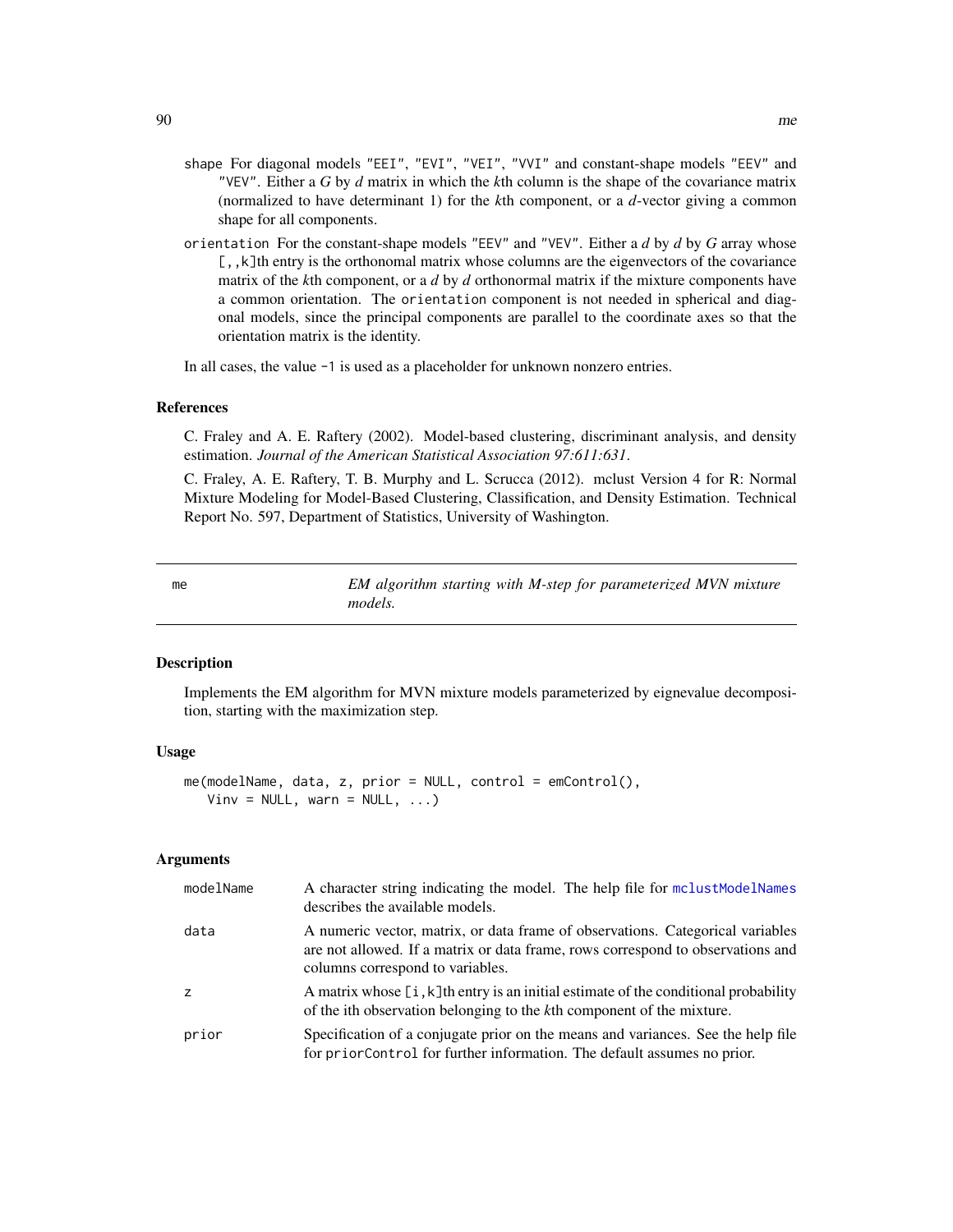shape For diagonal models "EEI", "EVI", "VEI", "VVI" and constant-shape models "EEV" and "VEV". Either a $G$ by $d$ matrix in which the $k$th column is the shape of the covariance matrix (normalized to have determinant 1) for the $k$th component, or a $d$-vector giving a common shape for all components.

orientation For the constant-shape models "EEV" and "VEV". Either a $d$ by $d$ by $G$ array whose [,,k]th entry is the orthonomal matrix whose columns are the eigenvectors of the covariance matrix of the $k$th component, or a $d$ by $d$ orthonormal matrix if the mixture components have a common orientation. The orientation component is not needed in spherical and diagonal models, since the principal components are parallel to the coordinate axes so that the orientation matrix is the identity.

In all cases, the value -1 is used as a placeholder for unknown nonzero entries.

## References

C. Fraley and A. E. Raftery (2002). Model-based clustering, discriminant analysis, and density estimation. *Journal of the American Statistical Association 97:611:631*.

C. Fraley, A. E. Raftery, T. B. Murphy and L. Scrucca (2012). mclust Version 4 for R: Normal Mixture Modeling for Model-Based Clustering, Classification, and Density Estimation. Technical Report No. 597, Department of Statistics, University of Washington.

---

# me — *EM algorithm starting with M-step for parameterized MVN mixture models.*

## Description

Implements the EM algorithm for MVN mixture models parameterized by eignevalue decomposition, starting with the maximization step.

## Usage

```
me(modelName, data, z, prior = NULL, control = emControl(),
   Vinv = NULL, warn = NULL, ...)
```

## Arguments

| | |
|---|---|
| modelName | A character string indicating the model. The help file for mclustModelNames describes the available models. |
| data | A numeric vector, matrix, or data frame of observations. Categorical variables are not allowed. If a matrix or data frame, rows correspond to observations and columns correspond to variables. |
| z | A matrix whose [i,k]th entry is an initial estimate of the conditional probability of the ith observation belonging to the $k$th component of the mixture. |
| prior | Specification of a conjugate prior on the means and variances. See the help file for priorControl for further information. The default assumes no prior. |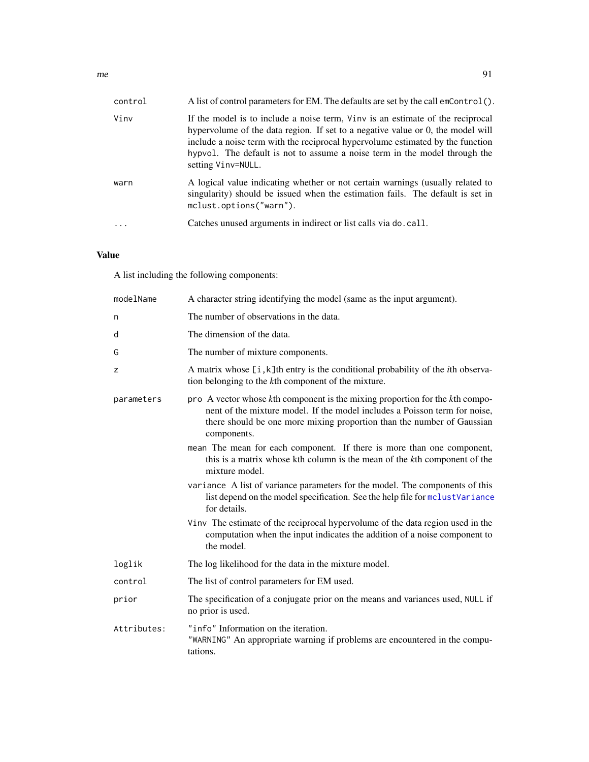| | |
|---|---|
| `control` | A list of control parameters for EM. The defaults are set by the call `emControl()`. |
| `Vinv` | If the model is to include a noise term, `Vinv` is an estimate of the reciprocal hypervolume of the data region. If set to a negative value or 0, the model will include a noise term with the reciprocal hypervolume estimated by the function `hypvol`. The default is not to assume a noise term in the model through the setting `Vinv=NULL`. |
| `warn` | A logical value indicating whether or not certain warnings (usually related to singularity) should be issued when the estimation fails. The default is set in `mclust.options("warn")`. |
| `...` | Catches unused arguments in indirect or list calls via `do.call`. |

## Value

A list including the following components:

| | |
|---|---|
| `modelName` | A character string identifying the model (same as the input argument). |
| `n` | The number of observations in the data. |
| `d` | The dimension of the data. |
| `G` | The number of mixture components. |
| `z` | A matrix whose `[i,k]`th entry is the conditional probability of the *i*th observation belonging to the *k*th component of the mixture. |
| `parameters` | `pro` A vector whose *k*th component is the mixing proportion for the *k*th component of the mixture model. If the model includes a Poisson term for noise, there should be one more mixing proportion than the number of Gaussian components.<br>`mean` The mean for each component. If there is more than one component, this is a matrix whose kth column is the mean of the *k*th component of the mixture model.<br>`variance` A list of variance parameters for the model. The components of this list depend on the model specification. See the help file for `mclustVariance` for details.<br>`Vinv` The estimate of the reciprocal hypervolume of the data region used in the computation when the input indicates the addition of a noise component to the model. |
| `loglik` | The log likelihood for the data in the mixture model. |
| `control` | The list of control parameters for EM used. |
| `prior` | The specification of a conjugate prior on the means and variances used, `NULL` if no prior is used. |
| `Attributes:` | `"info"` Information on the iteration.<br>`"WARNING"` An appropriate warning if problems are encountered in the computations. |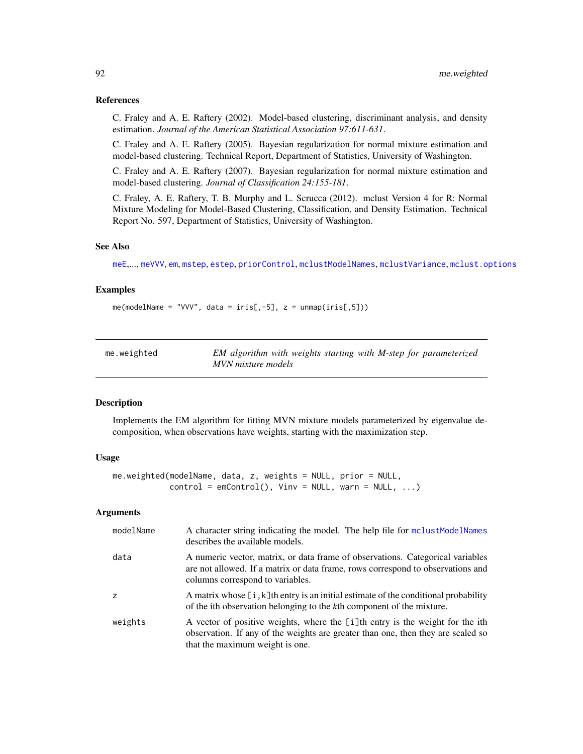### References

C. Fraley and A. E. Raftery (2002). Model-based clustering, discriminant analysis, and density estimation. *Journal of the American Statistical Association 97:611-631*.

C. Fraley and A. E. Raftery (2005). Bayesian regularization for normal mixture estimation and model-based clustering. Technical Report, Department of Statistics, University of Washington.

C. Fraley and A. E. Raftery (2007). Bayesian regularization for normal mixture estimation and model-based clustering. *Journal of Classification 24:155-181*.

C. Fraley, A. E. Raftery, T. B. Murphy and L. Scrucca (2012). mclust Version 4 for R: Normal Mixture Modeling for Model-Based Clustering, Classification, and Density Estimation. Technical Report No. 597, Department of Statistics, University of Washington.

### See Also

meE,..., meVVV, em, mstep, estep, priorControl, mclustModelNames, mclustVariance, mclust.options

### Examples

```
me(modelName = "VVV", data = iris[,-5], z = unmap(iris[,5]))
```

---

## me.weighted — *EM algorithm with weights starting with M-step for parameterized MVN mixture models*

---

### Description

Implements the EM algorithm for fitting MVN mixture models parameterized by eigenvalue decomposition, when observations have weights, starting with the maximization step.

### Usage

```
me.weighted(modelName, data, z, weights = NULL, prior = NULL,
            control = emControl(), Vinv = NULL, warn = NULL, ...)
```

### Arguments

| | |
|---|---|
| modelName | A character string indicating the model. The help file for mclustModelNames describes the available models. |
| data | A numeric vector, matrix, or data frame of observations. Categorical variables are not allowed. If a matrix or data frame, rows correspond to observations and columns correspond to variables. |
| z | A matrix whose [i,k]th entry is an initial estimate of the conditional probability of the ith observation belonging to the *k*th component of the mixture. |
| weights | A vector of positive weights, where the [i]th entry is the weight for the ith observation. If any of the weights are greater than one, then they are scaled so that the maximum weight is one. |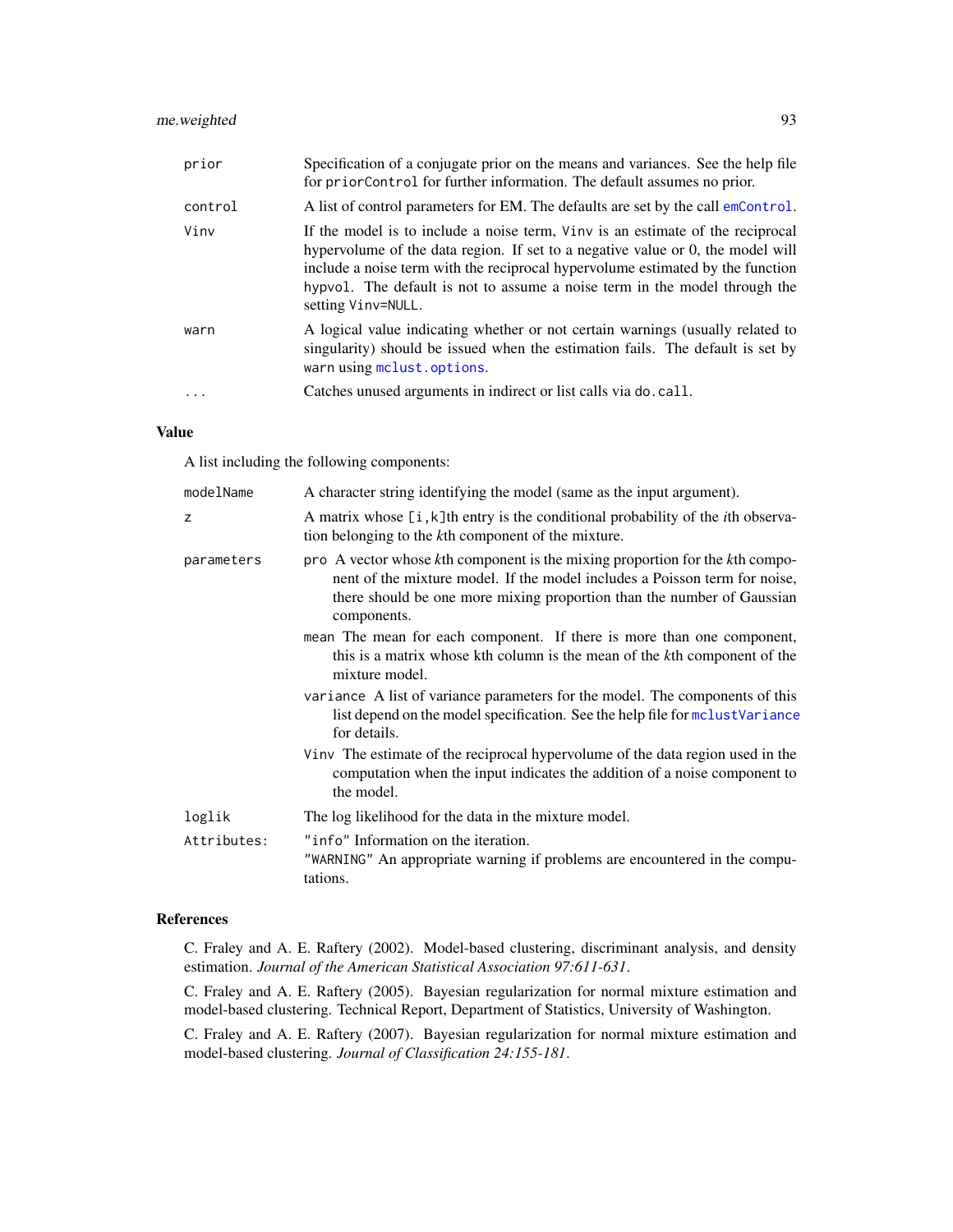| | |
|---|---|
| `prior` | Specification of a conjugate prior on the means and variances. See the help file for `priorControl` for further information. The default assumes no prior. |
| `control` | A list of control parameters for EM. The defaults are set by the call `emControl`. |
| `Vinv` | If the model is to include a noise term, `Vinv` is an estimate of the reciprocal hypervolume of the data region. If set to a negative value or 0, the model will include a noise term with the reciprocal hypervolume estimated by the function `hypvol`. The default is not to assume a noise term in the model through the setting `Vinv=NULL`. |
| `warn` | A logical value indicating whether or not certain warnings (usually related to singularity) should be issued when the estimation fails. The default is set by `warn` using `mclust.options`. |
| `...` | Catches unused arguments in indirect or list calls via `do.call`. |

## Value

A list including the following components:

| | |
|---|---|
| `modelName` | A character string identifying the model (same as the input argument). |
| `z` | A matrix whose `[i,k]`th entry is the conditional probability of the *i*th observation belonging to the *k*th component of the mixture. |
| `parameters` | `pro` A vector whose *k*th component is the mixing proportion for the *k*th component of the mixture model. If the model includes a Poisson term for noise, there should be one more mixing proportion than the number of Gaussian components.<br><br>`mean` The mean for each component. If there is more than one component, this is a matrix whose kth column is the mean of the *k*th component of the mixture model.<br><br>`variance` A list of variance parameters for the model. The components of this list depend on the model specification. See the help file for `mclustVariance` for details.<br><br>`Vinv` The estimate of the reciprocal hypervolume of the data region used in the computation when the input indicates the addition of a noise component to the model. |
| `loglik` | The log likelihood for the data in the mixture model. |
| `Attributes:` | `"info"` Information on the iteration.<br>`"WARNING"` An appropriate warning if problems are encountered in the computations. |

## References

C. Fraley and A. E. Raftery (2002). Model-based clustering, discriminant analysis, and density estimation. *Journal of the American Statistical Association 97:611-631*.

C. Fraley and A. E. Raftery (2005). Bayesian regularization for normal mixture estimation and model-based clustering. Technical Report, Department of Statistics, University of Washington.

C. Fraley and A. E. Raftery (2007). Bayesian regularization for normal mixture estimation and model-based clustering. *Journal of Classification 24:155-181*.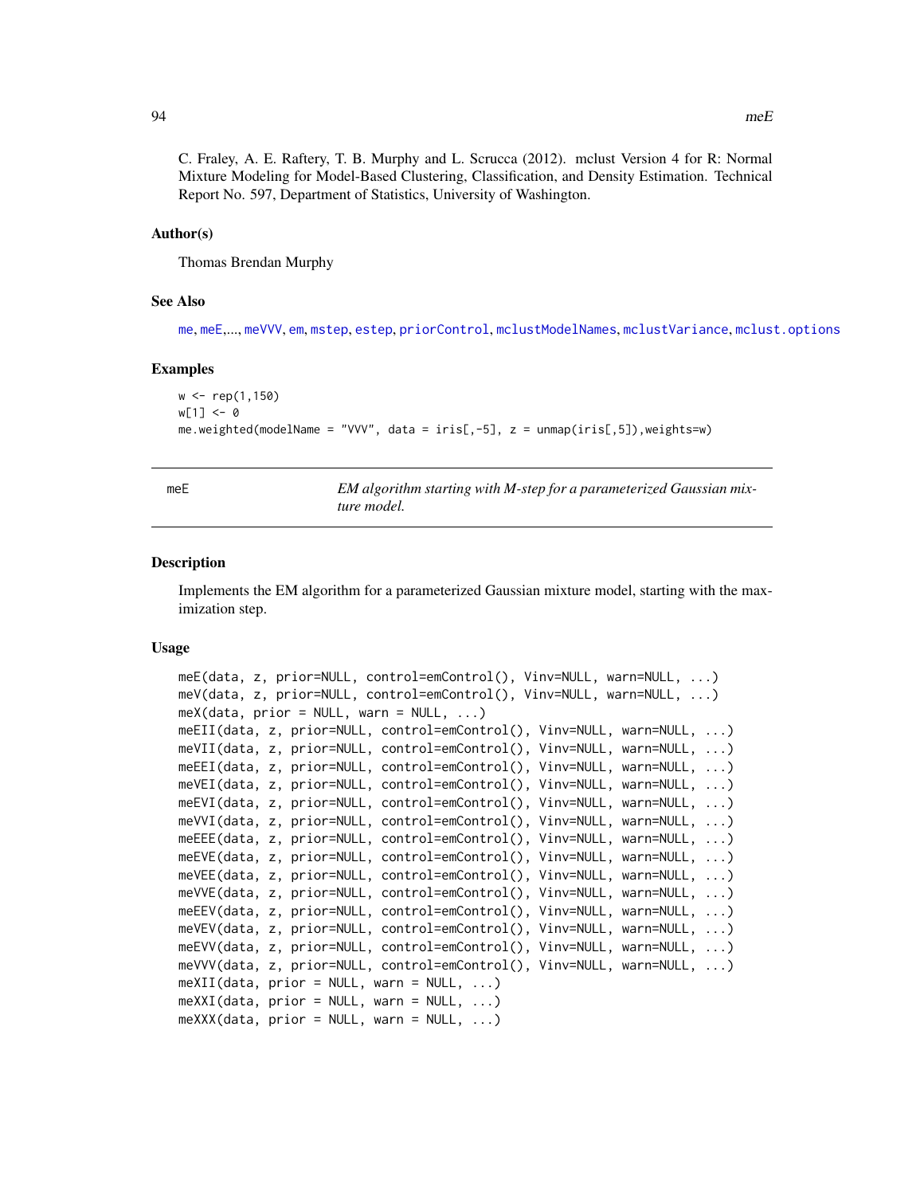C. Fraley, A. E. Raftery, T. B. Murphy and L. Scrucca (2012). mclust Version 4 for R: Normal Mixture Modeling for Model-Based Clustering, Classification, and Density Estimation. Technical Report No. 597, Department of Statistics, University of Washington.

### Author(s)

Thomas Brendan Murphy

### See Also

me, meE,..., meVVV, em, mstep, estep, priorControl, mclustModelNames, mclustVariance, mclust.options

### Examples

```
w <- rep(1,150)
w[1] <- 0
me.weighted(modelName = "VVV", data = iris[,-5], z = unmap(iris[,5]),weights=w)
```

---

## meE — *EM algorithm starting with M-step for a parameterized Gaussian mixture model.*

---

### Description

Implements the EM algorithm for a parameterized Gaussian mixture model, starting with the maximization step.

### Usage

```
meE(data, z, prior=NULL, control=emControl(), Vinv=NULL, warn=NULL, ...)
meV(data, z, prior=NULL, control=emControl(), Vinv=NULL, warn=NULL, ...)
meX(data, prior = NULL, warn = NULL, ...)
meEII(data, z, prior=NULL, control=emControl(), Vinv=NULL, warn=NULL, ...)
meVII(data, z, prior=NULL, control=emControl(), Vinv=NULL, warn=NULL, ...)
meEEI(data, z, prior=NULL, control=emControl(), Vinv=NULL, warn=NULL, ...)
meVEI(data, z, prior=NULL, control=emControl(), Vinv=NULL, warn=NULL, ...)
meEVI(data, z, prior=NULL, control=emControl(), Vinv=NULL, warn=NULL, ...)
meVVI(data, z, prior=NULL, control=emControl(), Vinv=NULL, warn=NULL, ...)
meEEE(data, z, prior=NULL, control=emControl(), Vinv=NULL, warn=NULL, ...)
meEVE(data, z, prior=NULL, control=emControl(), Vinv=NULL, warn=NULL, ...)
meVEE(data, z, prior=NULL, control=emControl(), Vinv=NULL, warn=NULL, ...)
meVVE(data, z, prior=NULL, control=emControl(), Vinv=NULL, warn=NULL, ...)
meEEV(data, z, prior=NULL, control=emControl(), Vinv=NULL, warn=NULL, ...)
meVEV(data, z, prior=NULL, control=emControl(), Vinv=NULL, warn=NULL, ...)
meEVV(data, z, prior=NULL, control=emControl(), Vinv=NULL, warn=NULL, ...)
meVVV(data, z, prior=NULL, control=emControl(), Vinv=NULL, warn=NULL, ...)
meXII(data, prior = NULL, warn = NULL, ...)
meXXI(data, prior = NULL, warn = NULL, ...)
meXXX(data, prior = NULL, warn = NULL, ...)
```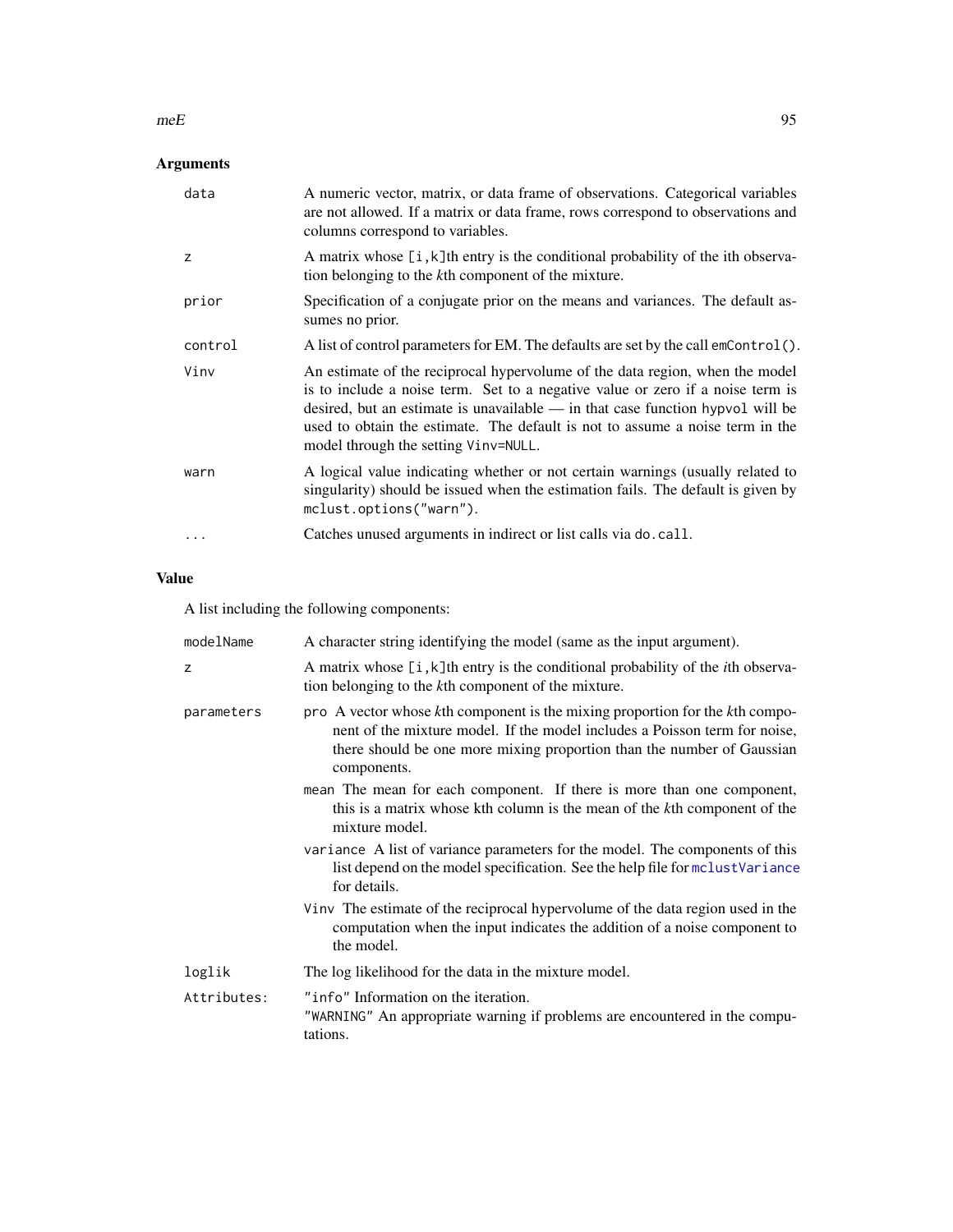## Arguments

| | |
|---|---|
| `data` | A numeric vector, matrix, or data frame of observations. Categorical variables are not allowed. If a matrix or data frame, rows correspond to observations and columns correspond to variables. |
| `z` | A matrix whose `[i,k]`th entry is the conditional probability of the ith observation belonging to the *k*th component of the mixture. |
| `prior` | Specification of a conjugate prior on the means and variances. The default assumes no prior. |
| `control` | A list of control parameters for EM. The defaults are set by the call `emControl()`. |
| `Vinv` | An estimate of the reciprocal hypervolume of the data region, when the model is to include a noise term. Set to a negative value or zero if a noise term is desired, but an estimate is unavailable — in that case function `hypvol` will be used to obtain the estimate. The default is not to assume a noise term in the model through the setting `Vinv=NULL`. |
| `warn` | A logical value indicating whether or not certain warnings (usually related to singularity) should be issued when the estimation fails. The default is given by `mclust.options("warn")`. |
| `...` | Catches unused arguments in indirect or list calls via `do.call`. |

## Value

A list including the following components:

| | |
|---|---|
| `modelName` | A character string identifying the model (same as the input argument). |
| `z` | A matrix whose `[i,k]`th entry is the conditional probability of the *i*th observation belonging to the *k*th component of the mixture. |
| `parameters` | `pro` A vector whose *k*th component is the mixing proportion for the *k*th component of the mixture model. If the model includes a Poisson term for noise, there should be one more mixing proportion than the number of Gaussian components.<br>`mean` The mean for each component. If there is more than one component, this is a matrix whose kth column is the mean of the *k*th component of the mixture model.<br>`variance` A list of variance parameters for the model. The components of this list depend on the model specification. See the help file for `mclustVariance` for details.<br>`Vinv` The estimate of the reciprocal hypervolume of the data region used in the computation when the input indicates the addition of a noise component to the model. |
| `loglik` | The log likelihood for the data in the mixture model. |
| `Attributes:` | `"info"` Information on the iteration.<br>`"WARNING"` An appropriate warning if problems are encountered in the computations. |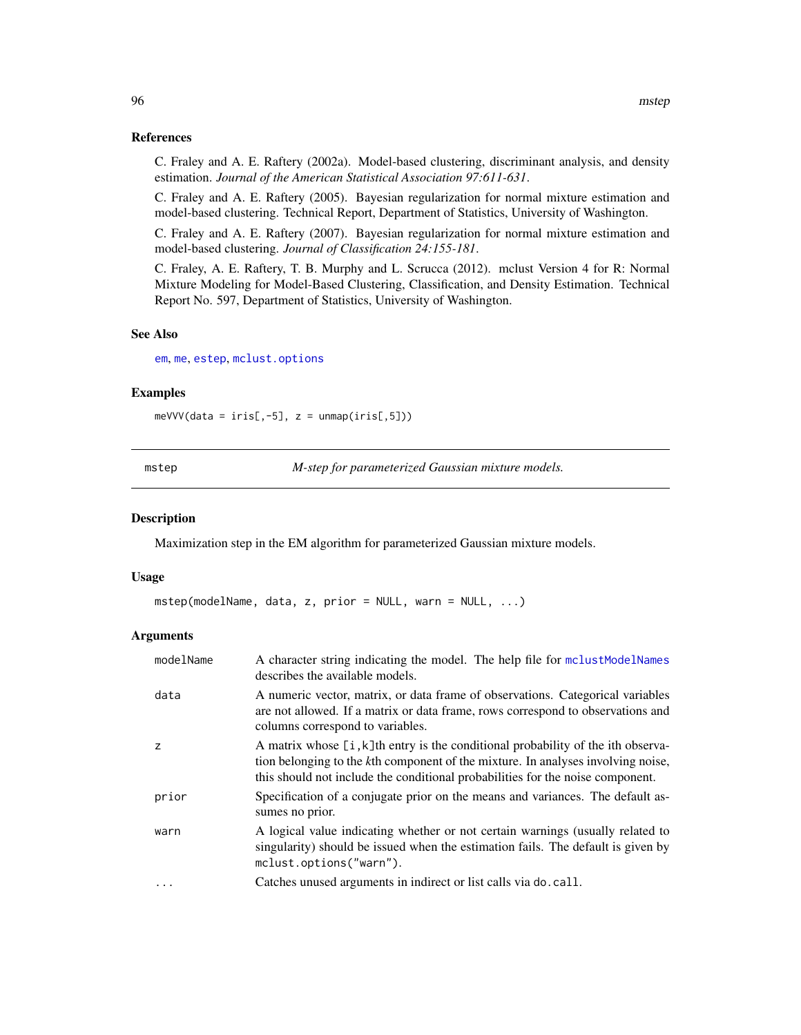### References

C. Fraley and A. E. Raftery (2002a). Model-based clustering, discriminant analysis, and density estimation. *Journal of the American Statistical Association 97:611-631*.

C. Fraley and A. E. Raftery (2005). Bayesian regularization for normal mixture estimation and model-based clustering. Technical Report, Department of Statistics, University of Washington.

C. Fraley and A. E. Raftery (2007). Bayesian regularization for normal mixture estimation and model-based clustering. *Journal of Classification 24:155-181*.

C. Fraley, A. E. Raftery, T. B. Murphy and L. Scrucca (2012). mclust Version 4 for R: Normal Mixture Modeling for Model-Based Clustering, Classification, and Density Estimation. Technical Report No. 597, Department of Statistics, University of Washington.

### See Also

`em`, `me`, `estep`, `mclust.options`

### Examples

```
meVVV(data = iris[,-5], z = unmap(iris[,5]))
```

---

## mstep — *M-step for parameterized Gaussian mixture models.*

### Description

Maximization step in the EM algorithm for parameterized Gaussian mixture models.

### Usage

```
mstep(modelName, data, z, prior = NULL, warn = NULL, ...)
```

### Arguments

| | |
|---|---|
| `modelName` | A character string indicating the model. The help file for `mclustModelNames` describes the available models. |
| `data` | A numeric vector, matrix, or data frame of observations. Categorical variables are not allowed. If a matrix or data frame, rows correspond to observations and columns correspond to variables. |
| `z` | A matrix whose `[i,k]`th entry is the conditional probability of the ith observation belonging to the *k*th component of the mixture. In analyses involving noise, this should not include the conditional probabilities for the noise component. |
| `prior` | Specification of a conjugate prior on the means and variances. The default assumes no prior. |
| `warn` | A logical value indicating whether or not certain warnings (usually related to singularity) should be issued when the estimation fails. The default is given by `mclust.options("warn")`. |
| `...` | Catches unused arguments in indirect or list calls via `do.call`. |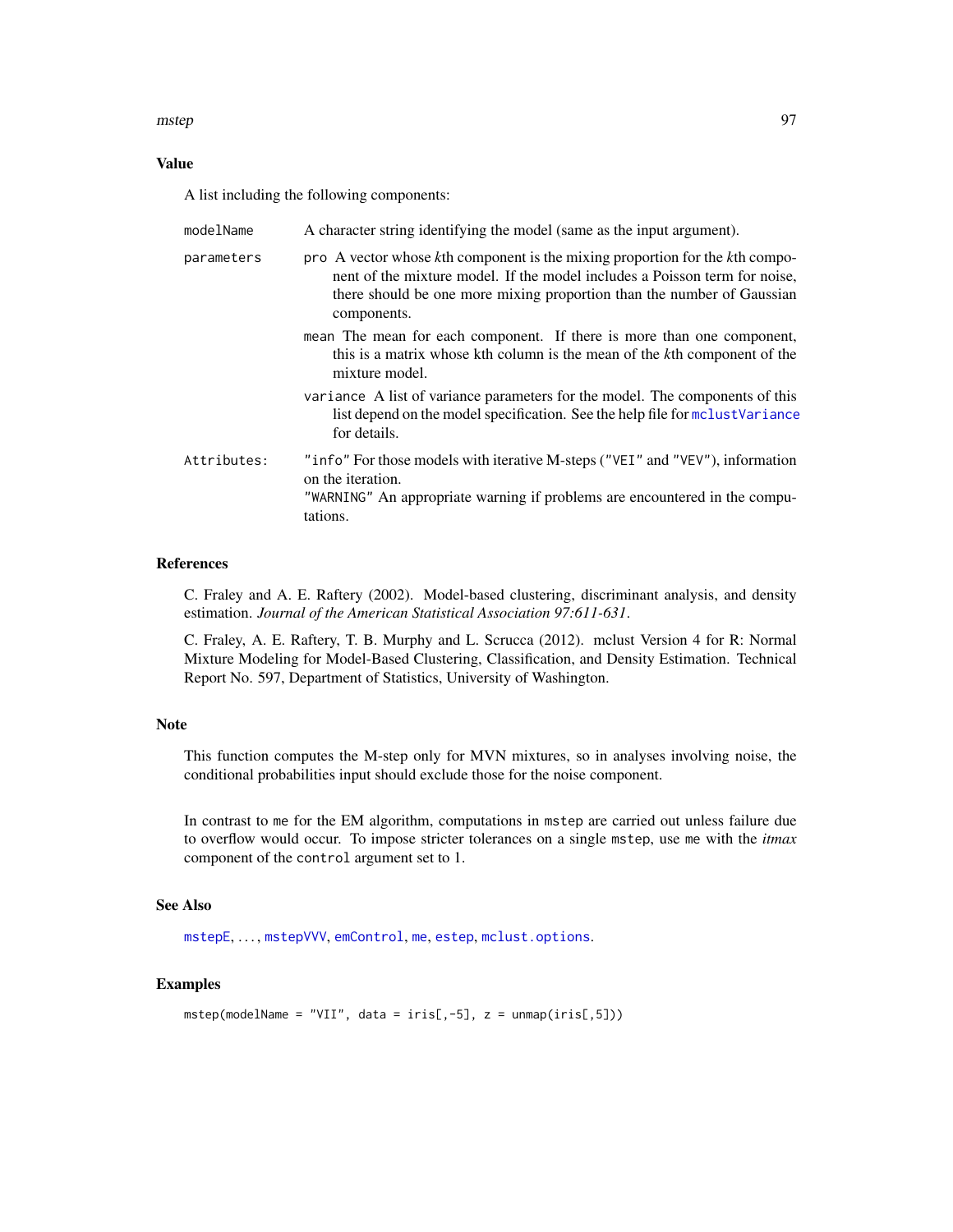## Value

A list including the following components:

- `modelName` A character string identifying the model (same as the input argument).
- `parameters`
  - `pro` A vector whose *k*th component is the mixing proportion for the *k*th component of the mixture model. If the model includes a Poisson term for noise, there should be one more mixing proportion than the number of Gaussian components.
  - `mean` The mean for each component. If there is more than one component, this is a matrix whose kth column is the mean of the *k*th component of the mixture model.
  - `variance` A list of variance parameters for the model. The components of this list depend on the model specification. See the help file for `mclustVariance` for details.
- `Attributes:` `"info"` For those models with iterative M-steps (`"VEI"` and `"VEV"`), information on the iteration.
  `"WARNING"` An appropriate warning if problems are encountered in the computations.

## References

C. Fraley and A. E. Raftery (2002). Model-based clustering, discriminant analysis, and density estimation. *Journal of the American Statistical Association 97:611-631*.

C. Fraley, A. E. Raftery, T. B. Murphy and L. Scrucca (2012). mclust Version 4 for R: Normal Mixture Modeling for Model-Based Clustering, Classification, and Density Estimation. Technical Report No. 597, Department of Statistics, University of Washington.

## Note

This function computes the M-step only for MVN mixtures, so in analyses involving noise, the conditional probabilities input should exclude those for the noise component.

In contrast to `me` for the EM algorithm, computations in `mstep` are carried out unless failure due to overflow would occur. To impose stricter tolerances on a single `mstep`, use `me` with the *itmax* component of the `control` argument set to 1.

## See Also

`mstepE`, ..., `mstepVVV`, `emControl`, `me`, `estep`, `mclust.options`.

## Examples

```
mstep(modelName = "VII", data = iris[,-5], z = unmap(iris[,5]))
```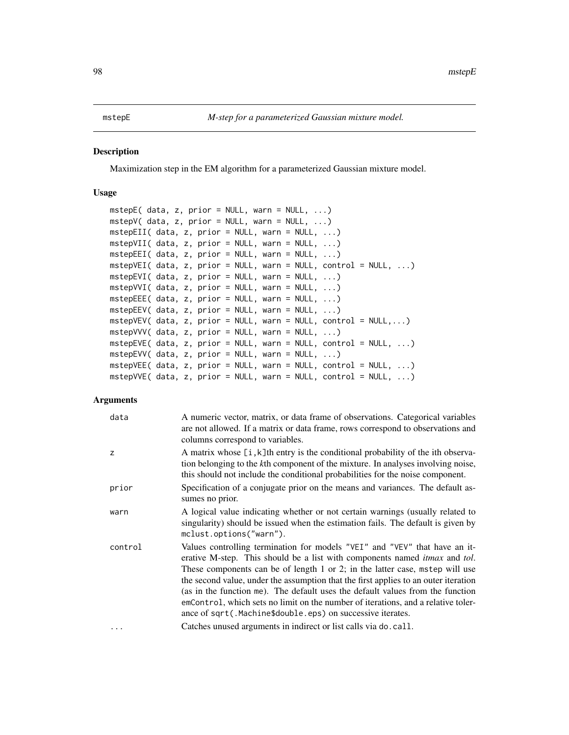mstepE *M-step for a parameterized Gaussian mixture model.*

## Description

Maximization step in the EM algorithm for a parameterized Gaussian mixture model.

## Usage

```
mstepE( data, z, prior = NULL, warn = NULL, ...)
mstepV( data, z, prior = NULL, warn = NULL, ...)
mstepEII( data, z, prior = NULL, warn = NULL, ...)
mstepVII( data, z, prior = NULL, warn = NULL, ...)
mstepEEI( data, z, prior = NULL, warn = NULL, ...)
mstepVEI( data, z, prior = NULL, warn = NULL, control = NULL, ...)
mstepEVI( data, z, prior = NULL, warn = NULL, ...)
mstepVVI( data, z, prior = NULL, warn = NULL, ...)
mstepEEE( data, z, prior = NULL, warn = NULL, ...)
mstepEEV( data, z, prior = NULL, warn = NULL, ...)
mstepVEV( data, z, prior = NULL, warn = NULL, control = NULL,...)
mstepVVV( data, z, prior = NULL, warn = NULL, ...)
mstepEVE( data, z, prior = NULL, warn = NULL, control = NULL, ...)
mstepEVV( data, z, prior = NULL, warn = NULL, ...)
mstepVEE( data, z, prior = NULL, warn = NULL, control = NULL, ...)
mstepVVE( data, z, prior = NULL, warn = NULL, control = NULL, ...)
```

## Arguments

| | |
|---|---|
| data | A numeric vector, matrix, or data frame of observations. Categorical variables are not allowed. If a matrix or data frame, rows correspond to observations and columns correspond to variables. |
| z | A matrix whose [i,k]th entry is the conditional probability of the ith observation belonging to the *k*th component of the mixture. In analyses involving noise, this should not include the conditional probabilities for the noise component. |
| prior | Specification of a conjugate prior on the means and variances. The default assumes no prior. |
| warn | A logical value indicating whether or not certain warnings (usually related to singularity) should be issued when the estimation fails. The default is given by mclust.options("warn"). |
| control | Values controlling termination for models "VEI" and "VEV" that have an iterative M-step. This should be a list with components named *itmax* and *tol*. These components can be of length 1 or 2; in the latter case, mstep will use the second value, under the assumption that the first applies to an outer iteration (as in the function me). The default uses the default values from the function emControl, which sets no limit on the number of iterations, and a relative tolerance of sqrt(.Machine$double.eps) on successive iterates. |
| ... | Catches unused arguments in indirect or list calls via do.call. |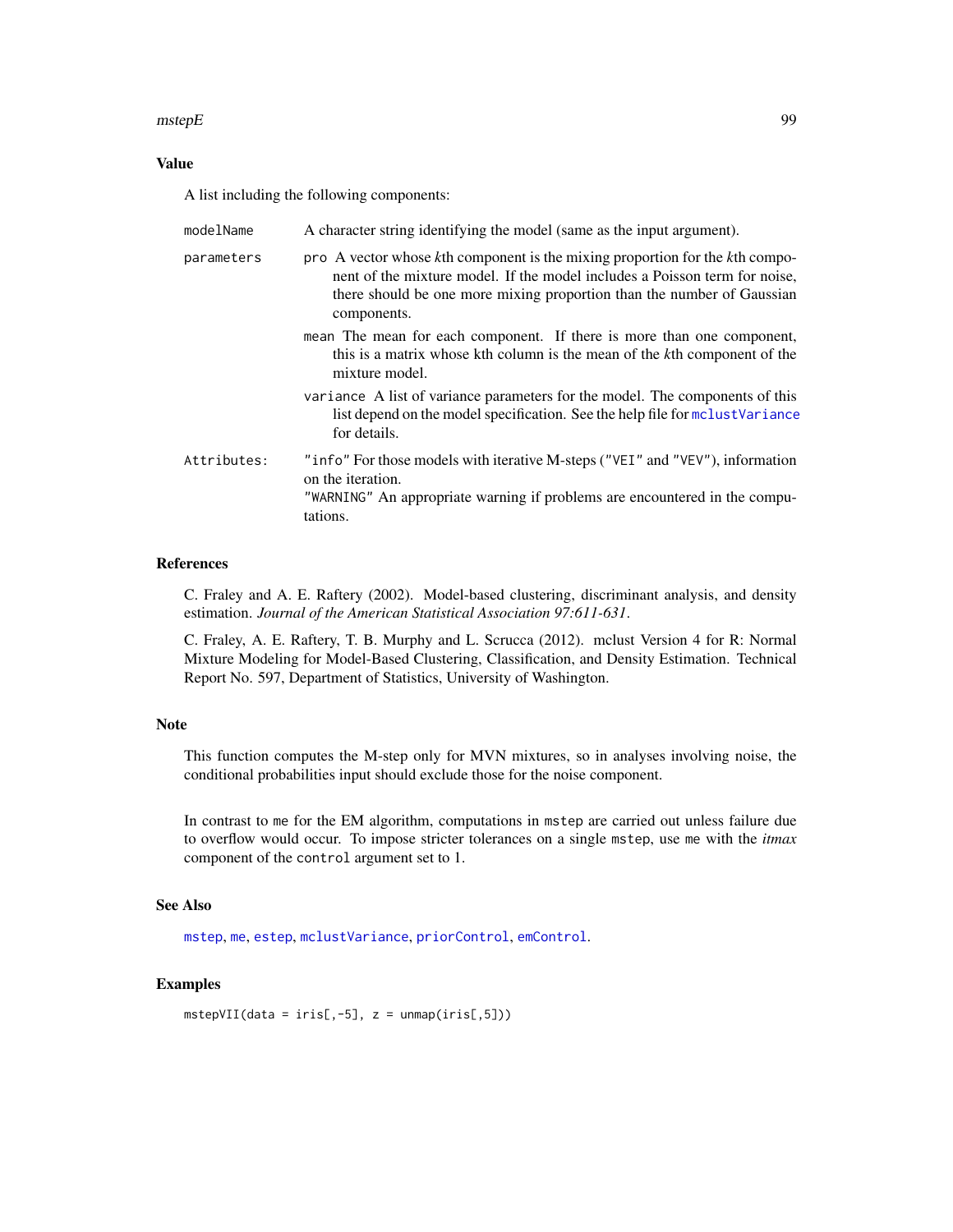## Value

A list including the following components:

`modelName` A character string identifying the model (same as the input argument).

`parameters`

- `pro` A vector whose *k*th component is the mixing proportion for the *k*th component of the mixture model. If the model includes a Poisson term for noise, there should be one more mixing proportion than the number of Gaussian components.
- `mean` The mean for each component. If there is more than one component, this is a matrix whose kth column is the mean of the *k*th component of the mixture model.
- `variance` A list of variance parameters for the model. The components of this list depend on the model specification. See the help file for `mclustVariance` for details.

`Attributes:` `"info"` For those models with iterative M-steps (`"VEI"` and `"VEV"`), information on the iteration.
`"WARNING"` An appropriate warning if problems are encountered in the computations.

## References

C. Fraley and A. E. Raftery (2002). Model-based clustering, discriminant analysis, and density estimation. *Journal of the American Statistical Association 97:611-631*.

C. Fraley, A. E. Raftery, T. B. Murphy and L. Scrucca (2012). mclust Version 4 for R: Normal Mixture Modeling for Model-Based Clustering, Classification, and Density Estimation. Technical Report No. 597, Department of Statistics, University of Washington.

## Note

This function computes the M-step only for MVN mixtures, so in analyses involving noise, the conditional probabilities input should exclude those for the noise component.

In contrast to `me` for the EM algorithm, computations in `mstep` are carried out unless failure due to overflow would occur. To impose stricter tolerances on a single `mstep`, use `me` with the *itmax* component of the `control` argument set to 1.

## See Also

`mstep`, `me`, `estep`, `mclustVariance`, `priorControl`, `emControl`.

## Examples

```
mstepVII(data = iris[,-5], z = unmap(iris[,5]))
```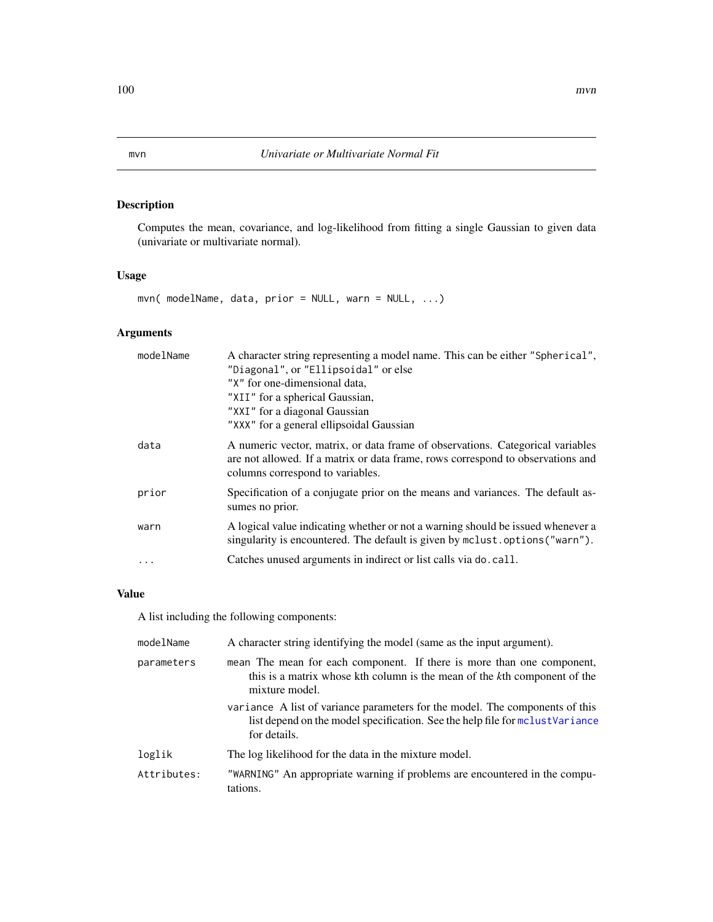## mvn *Univariate or Multivariate Normal Fit*

### Description

Computes the mean, covariance, and log-likelihood from fitting a single Gaussian to given data (univariate or multivariate normal).

### Usage

```
mvn( modelName, data, prior = NULL, warn = NULL, ...)
```

### Arguments

| | |
|---|---|
| `modelName` | A character string representing a model name. This can be either `"Spherical"`, `"Diagonal"`, or `"Ellipsoidal"` or else<br>`"X"` for one-dimensional data,<br>`"XII"` for a spherical Gaussian,<br>`"XXI"` for a diagonal Gaussian<br>`"XXX"` for a general ellipsoidal Gaussian |
| `data` | A numeric vector, matrix, or data frame of observations. Categorical variables are not allowed. If a matrix or data frame, rows correspond to observations and columns correspond to variables. |
| `prior` | Specification of a conjugate prior on the means and variances. The default assumes no prior. |
| `warn` | A logical value indicating whether or not a warning should be issued whenever a singularity is encountered. The default is given by `mclust.options("warn")`. |
| `...` | Catches unused arguments in indirect or list calls via `do.call`. |

### Value

A list including the following components:

| | |
|---|---|
| `modelName` | A character string identifying the model (same as the input argument). |
| `parameters` | `mean` The mean for each component. If there is more than one component, this is a matrix whose kth column is the mean of the *k*th component of the mixture model.<br>`variance` A list of variance parameters for the model. The components of this list depend on the model specification. See the help file for `mclustVariance` for details. |
| `loglik` | The log likelihood for the data in the mixture model. |
| `Attributes:` | `"WARNING"` An appropriate warning if problems are encountered in the computations. |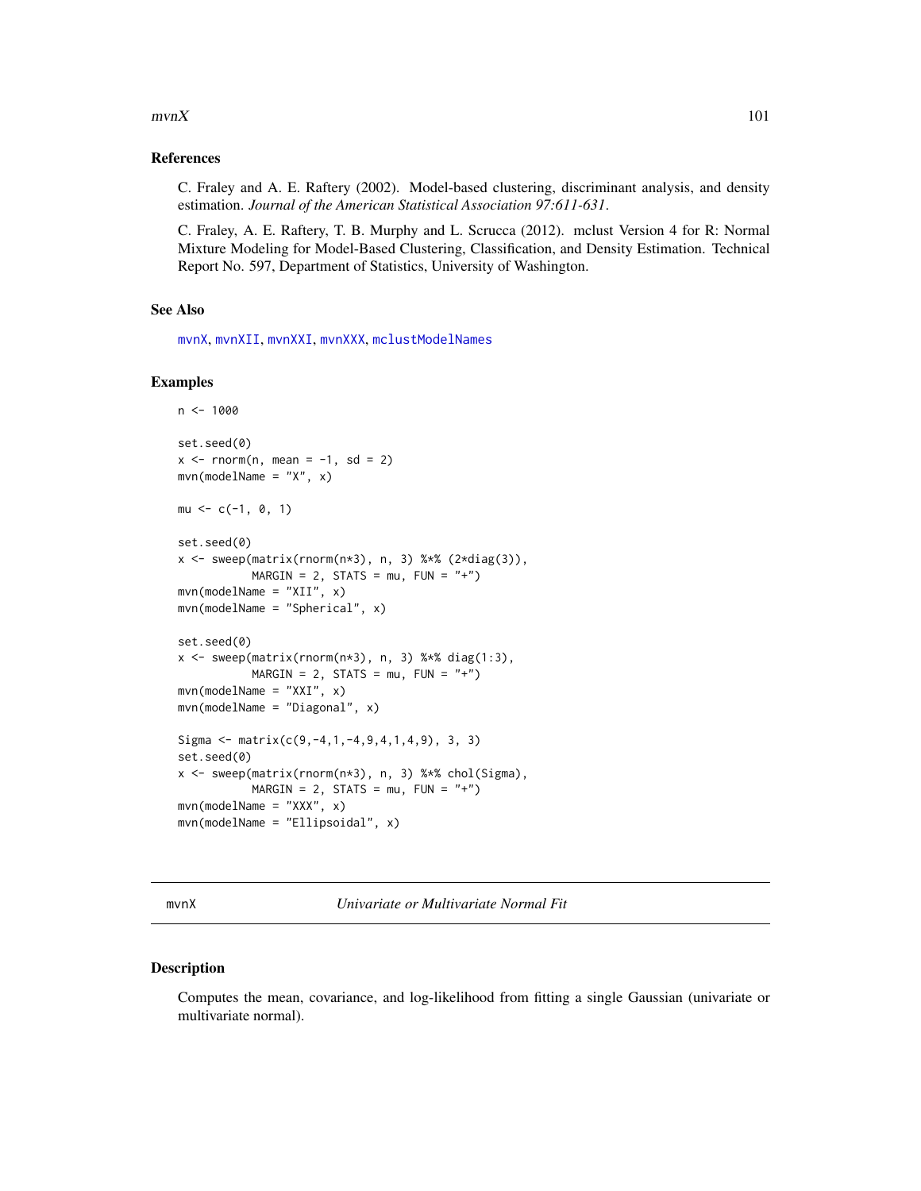## References

C. Fraley and A. E. Raftery (2002). Model-based clustering, discriminant analysis, and density estimation. *Journal of the American Statistical Association 97:611-631*.

C. Fraley, A. E. Raftery, T. B. Murphy and L. Scrucca (2012). mclust Version 4 for R: Normal Mixture Modeling for Model-Based Clustering, Classification, and Density Estimation. Technical Report No. 597, Department of Statistics, University of Washington.

## See Also

mvnX, mvnXII, mvnXXI, mvnXXX, mclustModelNames

## Examples

```
n <- 1000

set.seed(0)
x <- rnorm(n, mean = -1, sd = 2)
mvn(modelName = "X", x)

mu <- c(-1, 0, 1)

set.seed(0)
x <- sweep(matrix(rnorm(n*3), n, 3) %*% (2*diag(3)),
           MARGIN = 2, STATS = mu, FUN = "+")
mvn(modelName = "XII", x)
mvn(modelName = "Spherical", x)

set.seed(0)
x <- sweep(matrix(rnorm(n*3), n, 3) %*% diag(1:3),
           MARGIN = 2, STATS = mu, FUN = "+")
mvn(modelName = "XXI", x)
mvn(modelName = "Diagonal", x)

Sigma <- matrix(c(9,-4,1,-4,9,4,1,4,9), 3, 3)
set.seed(0)
x <- sweep(matrix(rnorm(n*3), n, 3) %*% chol(Sigma),
           MARGIN = 2, STATS = mu, FUN = "+")
mvn(modelName = "XXX", x)
mvn(modelName = "Ellipsoidal", x)
```

---

# mvnX — *Univariate or Multivariate Normal Fit*

## Description

Computes the mean, covariance, and log-likelihood from fitting a single Gaussian (univariate or multivariate normal).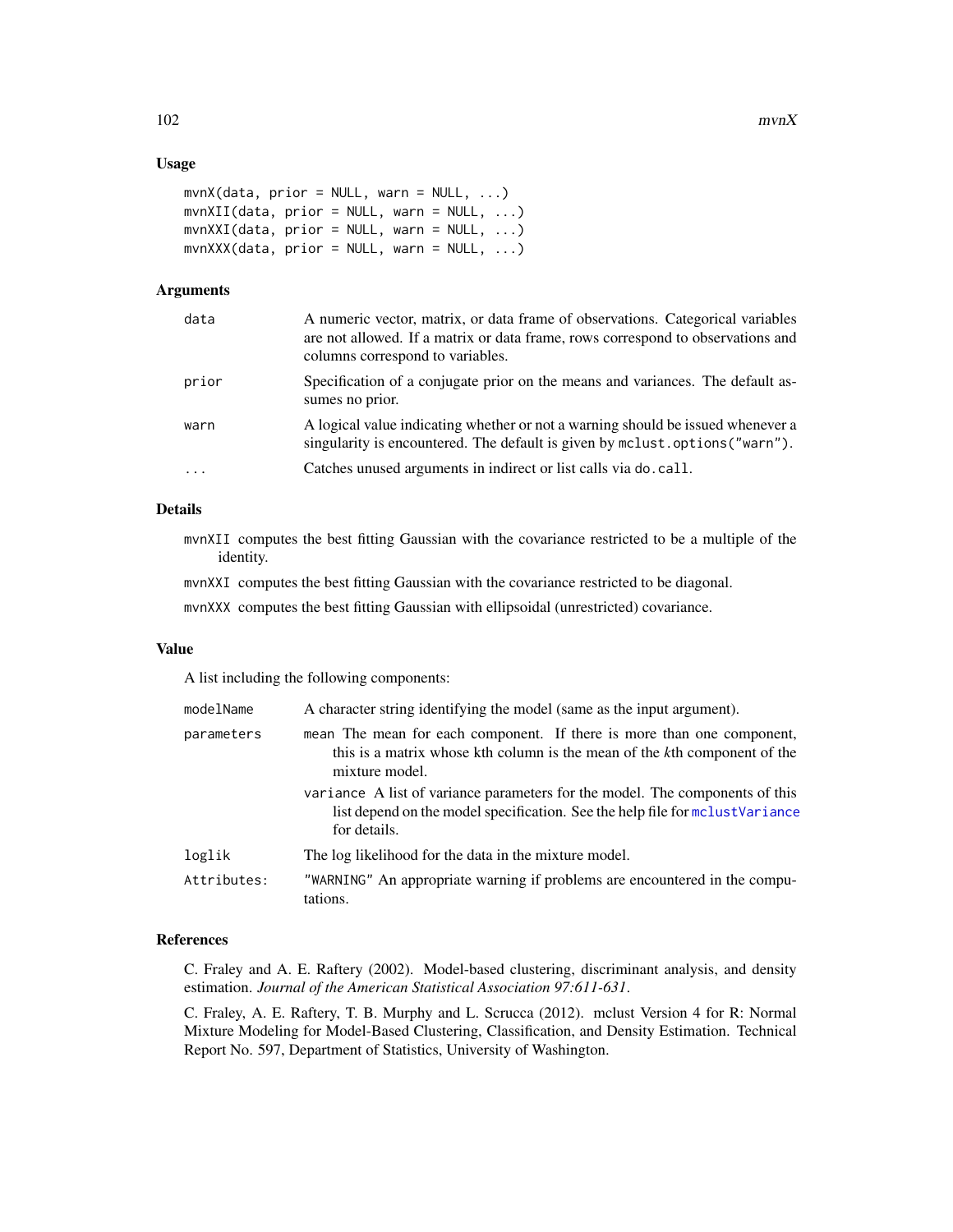## Usage

```
mvnX(data, prior = NULL, warn = NULL, ...)
mvnXII(data, prior = NULL, warn = NULL, ...)
mvnXXI(data, prior = NULL, warn = NULL, ...)
mvnXXX(data, prior = NULL, warn = NULL, ...)
```

## Arguments

| | |
|---|---|
| `data` | A numeric vector, matrix, or data frame of observations. Categorical variables are not allowed. If a matrix or data frame, rows correspond to observations and columns correspond to variables. |
| `prior` | Specification of a conjugate prior on the means and variances. The default assumes no prior. |
| `warn` | A logical value indicating whether or not a warning should be issued whenever a singularity is encountered. The default is given by `mclust.options("warn")`. |
| `...` | Catches unused arguments in indirect or list calls via `do.call`. |

## Details

`mvnXII` computes the best fitting Gaussian with the covariance restricted to be a multiple of the identity.

`mvnXXI` computes the best fitting Gaussian with the covariance restricted to be diagonal.

`mvnXXX` computes the best fitting Gaussian with ellipsoidal (unrestricted) covariance.

## Value

A list including the following components:

| | |
|---|---|
| `modelName` | A character string identifying the model (same as the input argument). |
| `parameters` | `mean` The mean for each component. If there is more than one component, this is a matrix whose kth column is the mean of the *k*th component of the mixture model.<br>`variance` A list of variance parameters for the model. The components of this list depend on the model specification. See the help file for `mclustVariance` for details. |
| `loglik` | The log likelihood for the data in the mixture model. |
| `Attributes:` | `"WARNING"` An appropriate warning if problems are encountered in the computations. |

## References

C. Fraley and A. E. Raftery (2002). Model-based clustering, discriminant analysis, and density estimation. *Journal of the American Statistical Association 97:611-631*.

C. Fraley, A. E. Raftery, T. B. Murphy and L. Scrucca (2012). mclust Version 4 for R: Normal Mixture Modeling for Model-Based Clustering, Classification, and Density Estimation. Technical Report No. 597, Department of Statistics, University of Washington.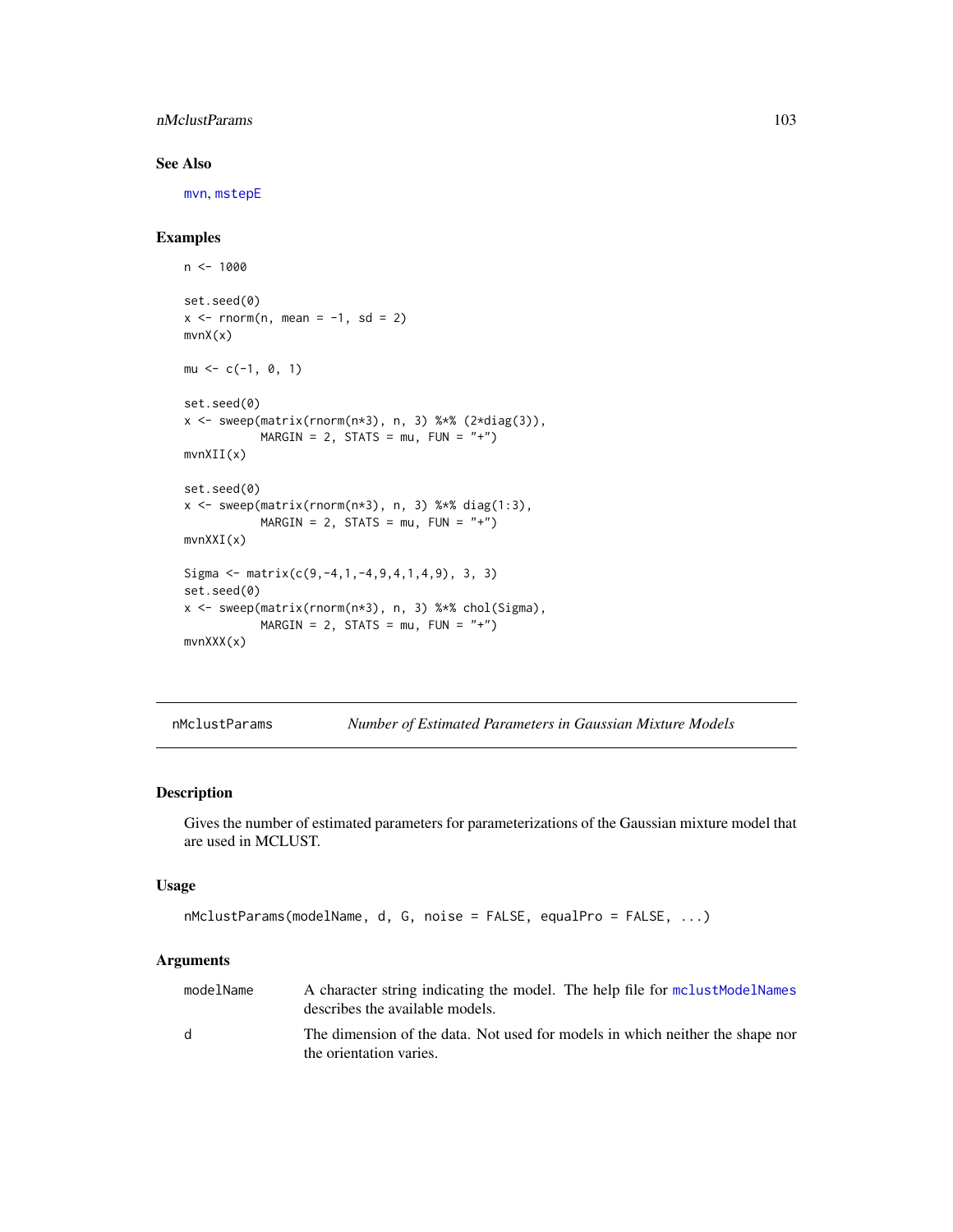## See Also

mvn, mstepE

## Examples

```
n <- 1000

set.seed(0)
x <- rnorm(n, mean = -1, sd = 2)
mvnX(x)

mu <- c(-1, 0, 1)

set.seed(0)
x <- sweep(matrix(rnorm(n*3), n, 3) %*% (2*diag(3)),
           MARGIN = 2, STATS = mu, FUN = "+")
mvnXII(x)

set.seed(0)
x <- sweep(matrix(rnorm(n*3), n, 3) %*% diag(1:3),
           MARGIN = 2, STATS = mu, FUN = "+")
mvnXXI(x)

Sigma <- matrix(c(9,-4,1,-4,9,4,1,4,9), 3, 3)
set.seed(0)
x <- sweep(matrix(rnorm(n*3), n, 3) %*% chol(Sigma),
           MARGIN = 2, STATS = mu, FUN = "+")
mvnXXX(x)
```

---

# nMclustParams — *Number of Estimated Parameters in Gaussian Mixture Models*

## Description

Gives the number of estimated parameters for parameterizations of the Gaussian mixture model that are used in MCLUST.

## Usage

```
nMclustParams(modelName, d, G, noise = FALSE, equalPro = FALSE, ...)
```

## Arguments

| | |
|---|---|
| modelName | A character string indicating the model. The help file for mclustModelNames describes the available models. |
| d | The dimension of the data. Not used for models in which neither the shape nor the orientation varies. |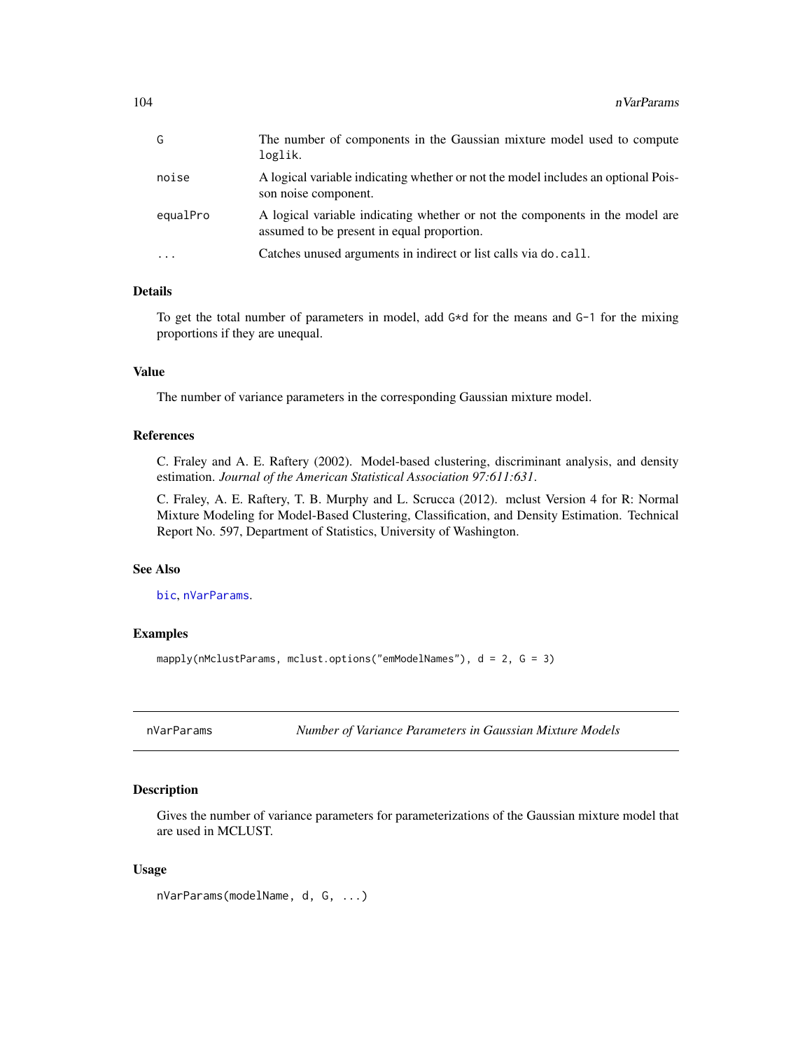| | |
|---|---|
| G | The number of components in the Gaussian mixture model used to compute loglik. |
| noise | A logical variable indicating whether or not the model includes an optional Poisson noise component. |
| equalPro | A logical variable indicating whether or not the components in the model are assumed to be present in equal proportion. |
| ... | Catches unused arguments in indirect or list calls via do.call. |

### Details

To get the total number of parameters in model, add G*d for the means and G-1 for the mixing proportions if they are unequal.

### Value

The number of variance parameters in the corresponding Gaussian mixture model.

### References

C. Fraley and A. E. Raftery (2002). Model-based clustering, discriminant analysis, and density estimation. *Journal of the American Statistical Association 97:611:631*.

C. Fraley, A. E. Raftery, T. B. Murphy and L. Scrucca (2012). mclust Version 4 for R: Normal Mixture Modeling for Model-Based Clustering, Classification, and Density Estimation. Technical Report No. 597, Department of Statistics, University of Washington.

### See Also

bic, nVarParams.

### Examples

```
mapply(nMclustParams, mclust.options("emModelNames"), d = 2, G = 3)
```

---

## nVarParams — *Number of Variance Parameters in Gaussian Mixture Models*

### Description

Gives the number of variance parameters for parameterizations of the Gaussian mixture model that are used in MCLUST.

### Usage

```
nVarParams(modelName, d, G, ...)
```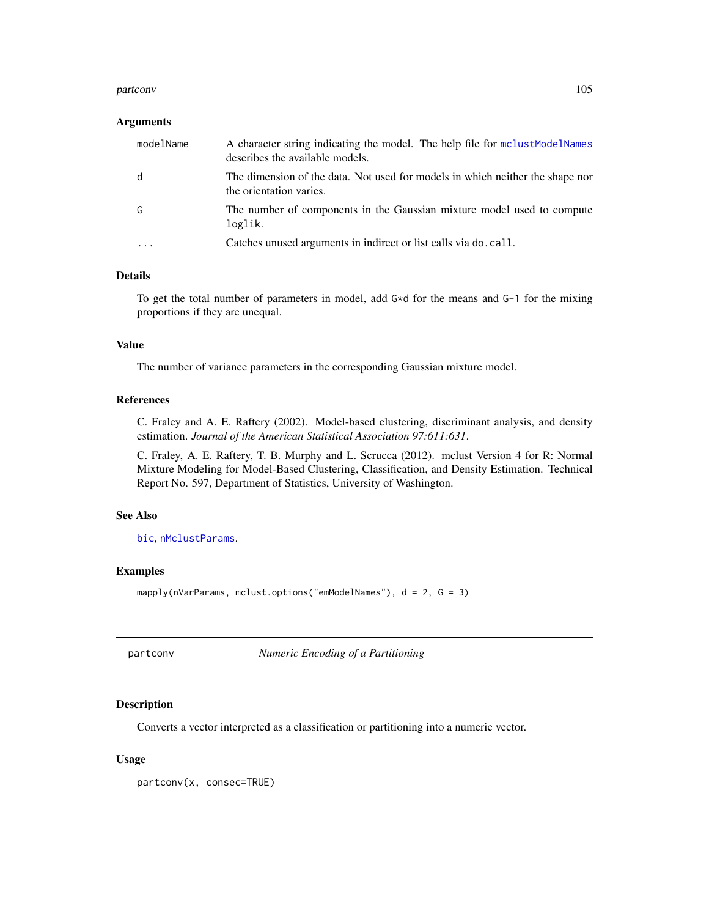### Arguments

| | |
|---|---|
| modelName | A character string indicating the model. The help file for mclustModelNames describes the available models. |
| d | The dimension of the data. Not used for models in which neither the shape nor the orientation varies. |
| G | The number of components in the Gaussian mixture model used to compute loglik. |
| ... | Catches unused arguments in indirect or list calls via do.call. |

### Details

To get the total number of parameters in model, add G*d for the means and G-1 for the mixing proportions if they are unequal.

### Value

The number of variance parameters in the corresponding Gaussian mixture model.

### References

C. Fraley and A. E. Raftery (2002). Model-based clustering, discriminant analysis, and density estimation. *Journal of the American Statistical Association 97:611:631*.

C. Fraley, A. E. Raftery, T. B. Murphy and L. Scrucca (2012). mclust Version 4 for R: Normal Mixture Modeling for Model-Based Clustering, Classification, and Density Estimation. Technical Report No. 597, Department of Statistics, University of Washington.

### See Also

bic, nMclustParams.

### Examples

```
mapply(nVarParams, mclust.options("emModelNames"), d = 2, G = 3)
```

---

## partconv — *Numeric Encoding of a Partitioning*

### Description

Converts a vector interpreted as a classification or partitioning into a numeric vector.

### Usage

```
partconv(x, consec=TRUE)
```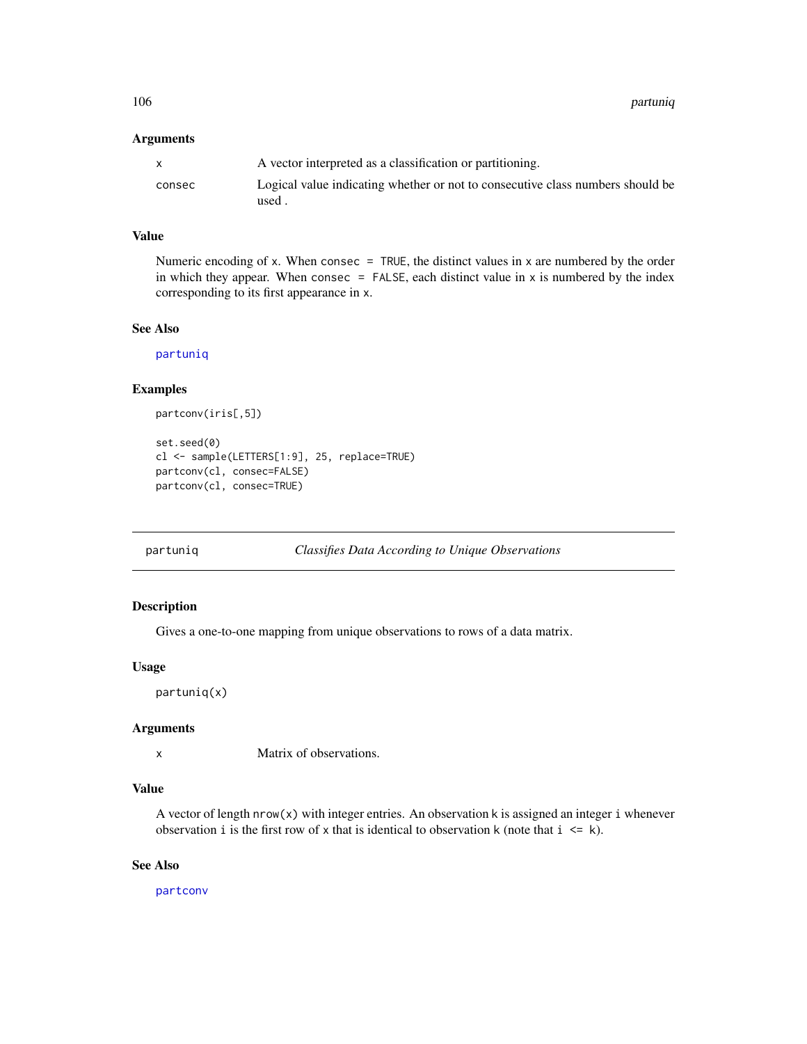### Arguments

| | |
|---|---|
| x | A vector interpreted as a classification or partitioning. |
| consec | Logical value indicating whether or not to consecutive class numbers should be used . |

### Value

Numeric encoding of x. When `consec = TRUE`, the distinct values in x are numbered by the order in which they appear. When `consec = FALSE`, each distinct value in x is numbered by the index corresponding to its first appearance in x.

### See Also

partuniq

### Examples

```
partconv(iris[,5])

set.seed(0)
cl <- sample(LETTERS[1:9], 25, replace=TRUE)
partconv(cl, consec=FALSE)
partconv(cl, consec=TRUE)
```

---

## partuniq — *Classifies Data According to Unique Observations*

---

### Description

Gives a one-to-one mapping from unique observations to rows of a data matrix.

### Usage

```
partuniq(x)
```

### Arguments

| | |
|---|---|
| x | Matrix of observations. |

### Value

A vector of length `nrow(x)` with integer entries. An observation k is assigned an integer i whenever observation i is the first row of x that is identical to observation k (note that `i <= k`).

### See Also

partconv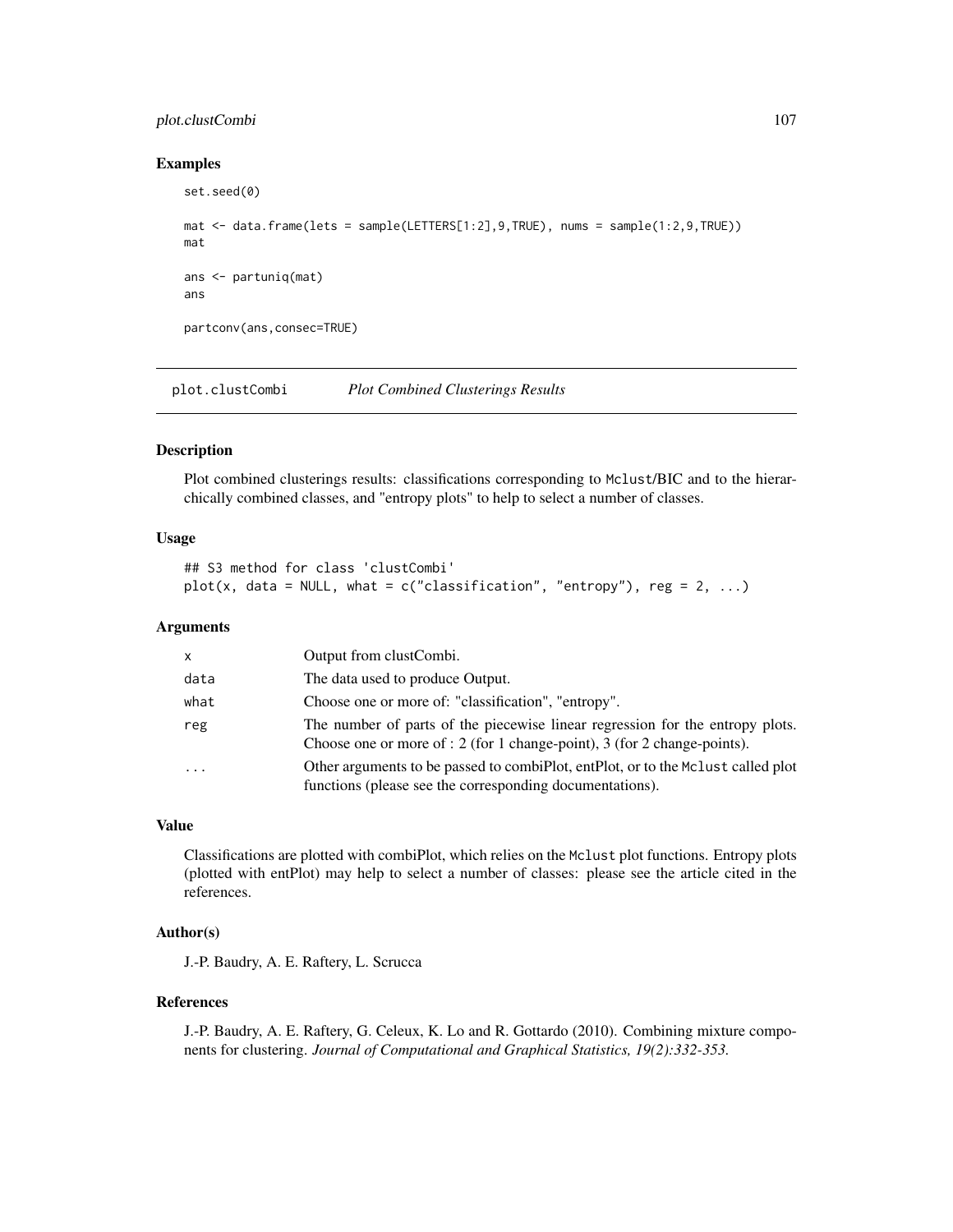### Examples

```
set.seed(0)

mat <- data.frame(lets = sample(LETTERS[1:2],9,TRUE), nums = sample(1:2,9,TRUE))
mat

ans <- partuniq(mat)
ans

partconv(ans,consec=TRUE)
```

---

## plot.clustCombi *Plot Combined Clusterings Results*

---

### Description

Plot combined clusterings results: classifications corresponding to Mclust/BIC and to the hierarchically combined classes, and "entropy plots" to help to select a number of classes.

### Usage

```
## S3 method for class 'clustCombi'
plot(x, data = NULL, what = c("classification", "entropy"), reg = 2, ...)
```

### Arguments

| | |
|---|---|
| x | Output from clustCombi. |
| data | The data used to produce Output. |
| what | Choose one or more of: "classification", "entropy". |
| reg | The number of parts of the piecewise linear regression for the entropy plots. Choose one or more of : 2 (for 1 change-point), 3 (for 2 change-points). |
| ... | Other arguments to be passed to combiPlot, entPlot, or to the Mclust called plot functions (please see the corresponding documentations). |

### Value

Classifications are plotted with combiPlot, which relies on the Mclust plot functions. Entropy plots (plotted with entPlot) may help to select a number of classes: please see the article cited in the references.

### Author(s)

J.-P. Baudry, A. E. Raftery, L. Scrucca

### References

J.-P. Baudry, A. E. Raftery, G. Celeux, K. Lo and R. Gottardo (2010). Combining mixture components for clustering. *Journal of Computational and Graphical Statistics, 19(2):332-353.*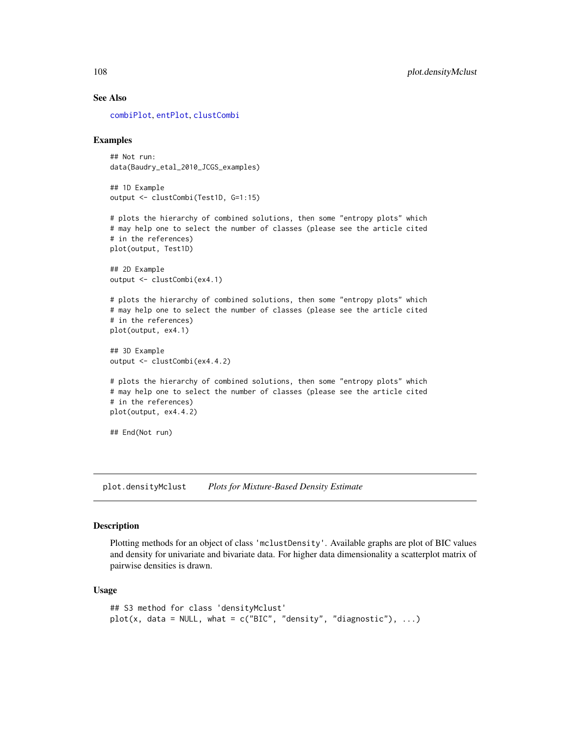### See Also

combiPlot, entPlot, clustCombi

### Examples

```
## Not run:
data(Baudry_etal_2010_JCGS_examples)

## 1D Example
output <- clustCombi(Test1D, G=1:15)

# plots the hierarchy of combined solutions, then some "entropy plots" which
# may help one to select the number of classes (please see the article cited
# in the references)
plot(output, Test1D)

## 2D Example
output <- clustCombi(ex4.1)

# plots the hierarchy of combined solutions, then some "entropy plots" which
# may help one to select the number of classes (please see the article cited
# in the references)
plot(output, ex4.1)

## 3D Example
output <- clustCombi(ex4.4.2)

# plots the hierarchy of combined solutions, then some "entropy plots" which
# may help one to select the number of classes (please see the article cited
# in the references)
plot(output, ex4.4.2)

## End(Not run)
```

---

## plot.densityMclust *Plots for Mixture-Based Density Estimate*

### Description

Plotting methods for an object of class 'mclustDensity'. Available graphs are plot of BIC values and density for univariate and bivariate data. For higher data dimensionality a scatterplot matrix of pairwise densities is drawn.

### Usage

```
## S3 method for class 'densityMclust'
plot(x, data = NULL, what = c("BIC", "density", "diagnostic"), ...)
```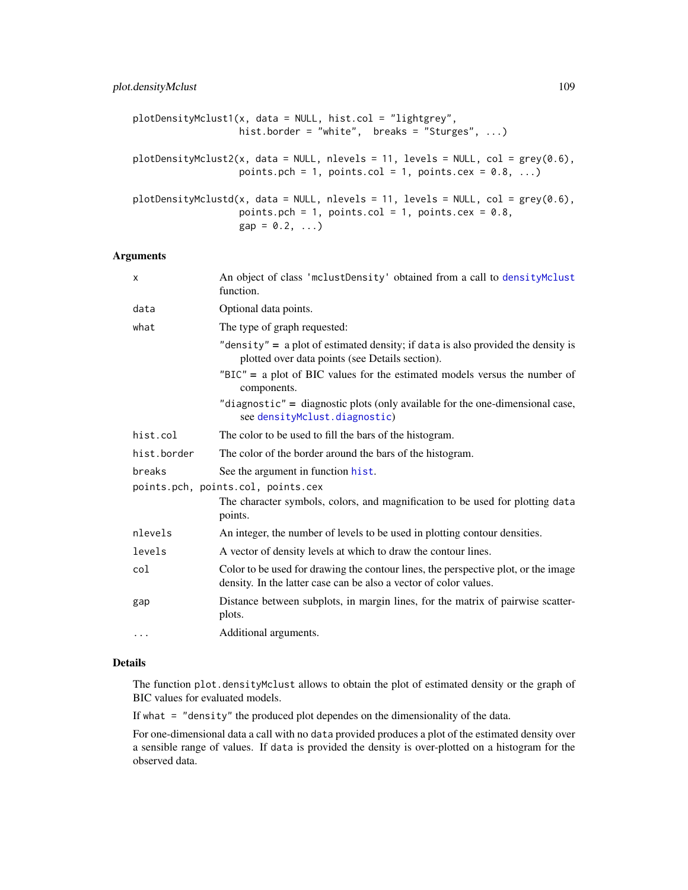```
plotDensityMclust1(x, data = NULL, hist.col = "lightgrey",
                   hist.border = "white",  breaks = "Sturges", ...)

plotDensityMclust2(x, data = NULL, nlevels = 11, levels = NULL, col = grey(0.6),
                   points.pch = 1, points.col = 1, points.cex = 0.8, ...)

plotDensityMclustd(x, data = NULL, nlevels = 11, levels = NULL, col = grey(0.6),
                   points.pch = 1, points.col = 1, points.cex = 0.8,
                   gap = 0.2, ...)
```

## Arguments

`x` An object of class 'mclustDensity' obtained from a call to `densityMclust` function.

`data` Optional data points.

`what` The type of graph requested:

- `"density"` = a plot of estimated density; if `data` is also provided the density is plotted over data points (see Details section).
- `"BIC"` = a plot of BIC values for the estimated models versus the number of components.
- `"diagnostic"` = diagnostic plots (only available for the one-dimensional case, see `densityMclust.diagnostic`)

`hist.col` The color to be used to fill the bars of the histogram.

`hist.border` The color of the border around the bars of the histogram.

`breaks` See the argument in function `hist`.

`points.pch, points.col, points.cex` The character symbols, colors, and magnification to be used for plotting `data` points.

`nlevels` An integer, the number of levels to be used in plotting contour densities.

`levels` A vector of density levels at which to draw the contour lines.

`col` Color to be used for drawing the contour lines, the perspective plot, or the image density. In the latter case can be also a vector of color values.

`gap` Distance between subplots, in margin lines, for the matrix of pairwise scatterplots.

`...` Additional arguments.

## Details

The function `plot.densityMclust` allows to obtain the plot of estimated density or the graph of BIC values for evaluated models.

If `what = "density"` the produced plot dependes on the dimensionality of the data.

For one-dimensional data a call with no `data` provided produces a plot of the estimated density over a sensible range of values. If `data` is provided the density is over-plotted on a histogram for the observed data.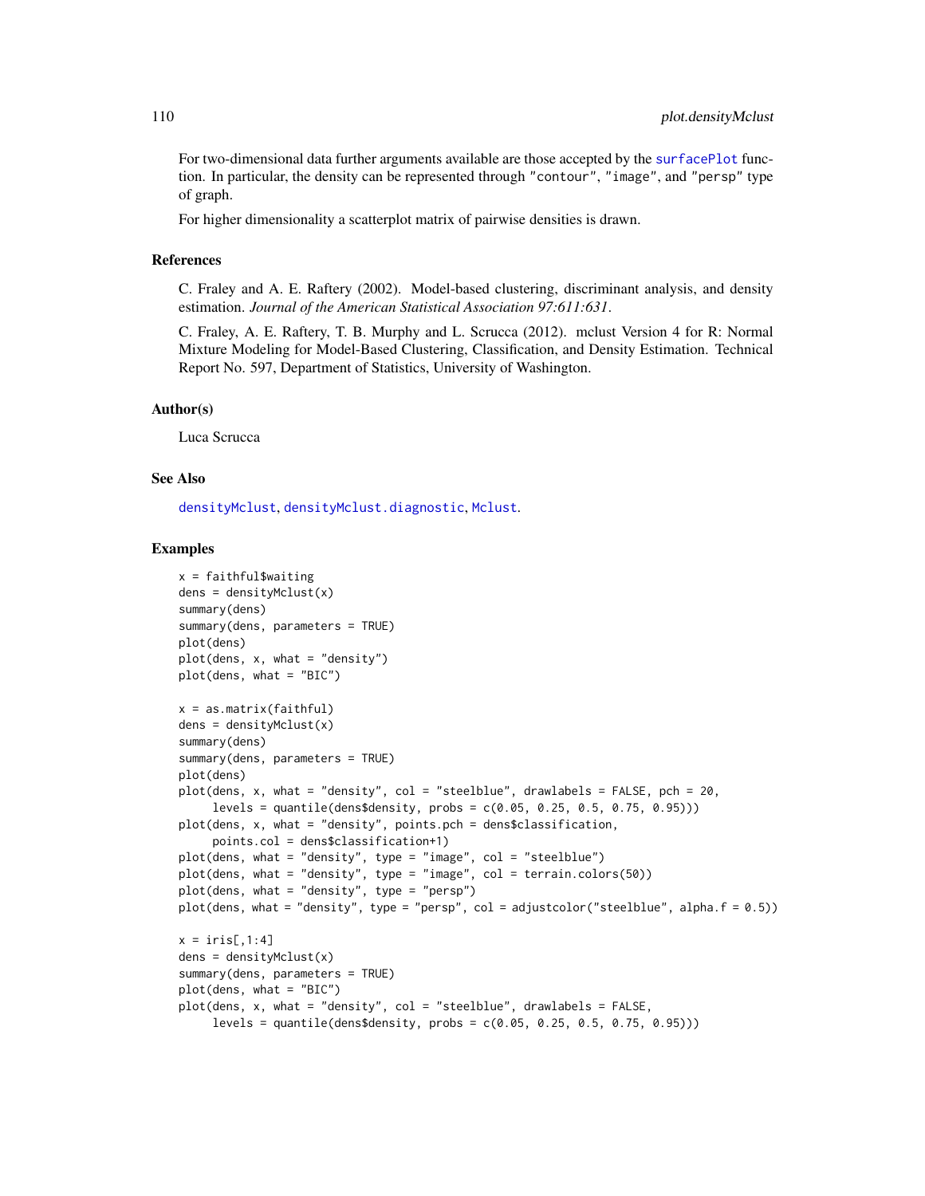For two-dimensional data further arguments available are those accepted by the surfacePlot function. In particular, the density can be represented through "contour", "image", and "persp" type of graph.

For higher dimensionality a scatterplot matrix of pairwise densities is drawn.

### References

C. Fraley and A. E. Raftery (2002). Model-based clustering, discriminant analysis, and density estimation. *Journal of the American Statistical Association 97:611:631*.

C. Fraley, A. E. Raftery, T. B. Murphy and L. Scrucca (2012). mclust Version 4 for R: Normal Mixture Modeling for Model-Based Clustering, Classification, and Density Estimation. Technical Report No. 597, Department of Statistics, University of Washington.

### Author(s)

Luca Scrucca

### See Also

densityMclust, densityMclust.diagnostic, Mclust.

### Examples

```
x = faithful$waiting
dens = densityMclust(x)
summary(dens)
summary(dens, parameters = TRUE)
plot(dens)
plot(dens, x, what = "density")
plot(dens, what = "BIC")

x = as.matrix(faithful)
dens = densityMclust(x)
summary(dens)
summary(dens, parameters = TRUE)
plot(dens)
plot(dens, x, what = "density", col = "steelblue", drawlabels = FALSE, pch = 20,
     levels = quantile(dens$density, probs = c(0.05, 0.25, 0.5, 0.75, 0.95)))
plot(dens, x, what = "density", points.pch = dens$classification,
     points.col = dens$classification+1)
plot(dens, what = "density", type = "image", col = "steelblue")
plot(dens, what = "density", type = "image", col = terrain.colors(50))
plot(dens, what = "density", type = "persp")
plot(dens, what = "density", type = "persp", col = adjustcolor("steelblue", alpha.f = 0.5))

x = iris[,1:4]
dens = densityMclust(x)
summary(dens, parameters = TRUE)
plot(dens, what = "BIC")
plot(dens, x, what = "density", col = "steelblue", drawlabels = FALSE,
     levels = quantile(dens$density, probs = c(0.05, 0.25, 0.5, 0.75, 0.95)))
```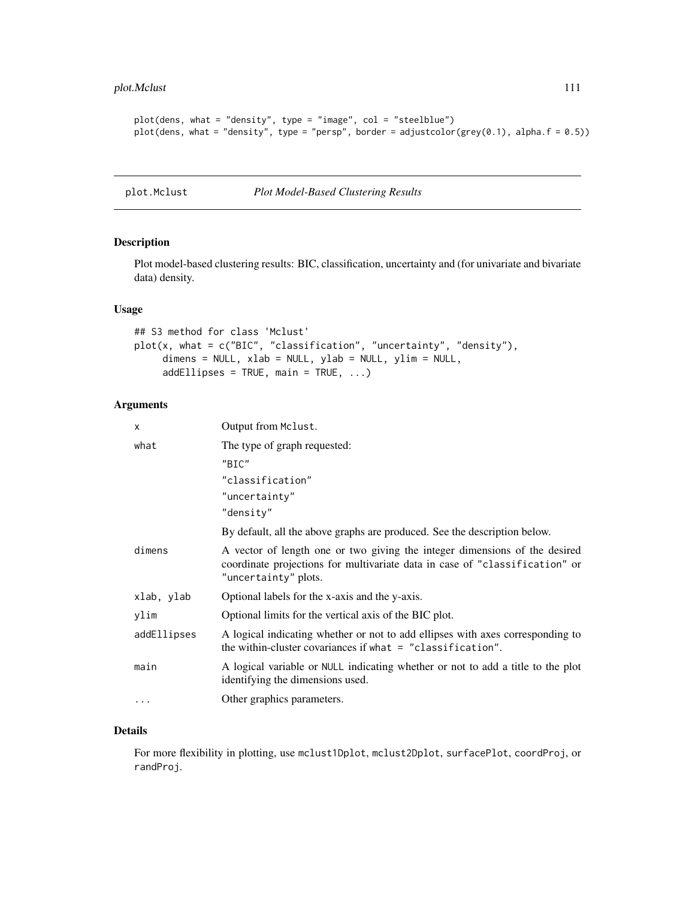```
plot(dens, what = "density", type = "image", col = "steelblue")
plot(dens, what = "density", type = "persp", border = adjustcolor(grey(0.1), alpha.f = 0.5))
```

## plot.Mclust — *Plot Model-Based Clustering Results*

### Description

Plot model-based clustering results: BIC, classification, uncertainty and (for univariate and bivariate data) density.

### Usage

```
## S3 method for class 'Mclust'
plot(x, what = c("BIC", "classification", "uncertainty", "density"),
     dimens = NULL, xlab = NULL, ylab = NULL, ylim = NULL,
     addEllipses = TRUE, main = TRUE, ...)
```

### Arguments

| | |
|---|---|
| `x` | Output from `Mclust`. |
| `what` | The type of graph requested:<br>`"BIC"`<br>`"classification"`<br>`"uncertainty"`<br>`"density"`<br>By default, all the above graphs are produced. See the description below. |
| `dimens` | A vector of length one or two giving the integer dimensions of the desired coordinate projections for multivariate data in case of `"classification"` or `"uncertainty"` plots. |
| `xlab, ylab` | Optional labels for the x-axis and the y-axis. |
| `ylim` | Optional limits for the vertical axis of the BIC plot. |
| `addEllipses` | A logical indicating whether or not to add ellipses with axes corresponding to the within-cluster covariances if `what = "classification"`. |
| `main` | A logical variable or `NULL` indicating whether or not to add a title to the plot identifying the dimensions used. |
| `...` | Other graphics parameters. |

### Details

For more flexibility in plotting, use `mclust1Dplot`, `mclust2Dplot`, `surfacePlot`, `coordProj`, or `randProj`.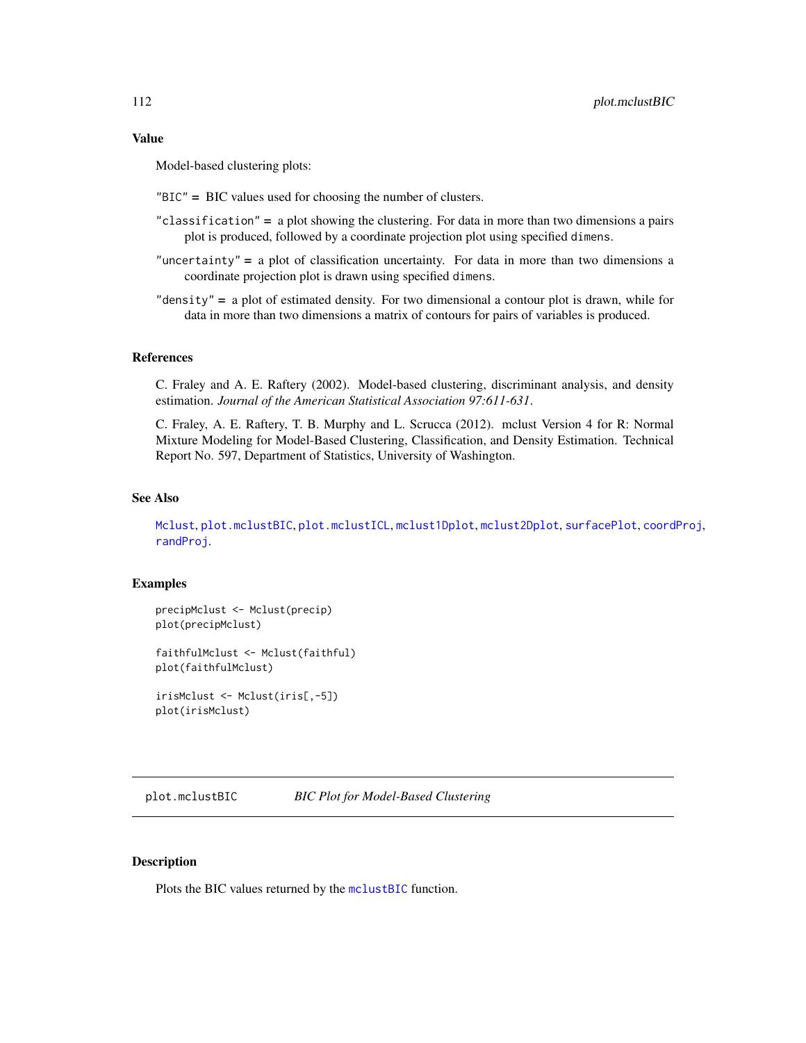### Value

Model-based clustering plots:

`"BIC"` = BIC values used for choosing the number of clusters.

`"classification"` = a plot showing the clustering. For data in more than two dimensions a pairs plot is produced, followed by a coordinate projection plot using specified `dimens`.

`"uncertainty"` = a plot of classification uncertainty. For data in more than two dimensions a coordinate projection plot is drawn using specified `dimens`.

`"density"` = a plot of estimated density. For two dimensional a contour plot is drawn, while for data in more than two dimensions a matrix of contours for pairs of variables is produced.

### References

C. Fraley and A. E. Raftery (2002). Model-based clustering, discriminant analysis, and density estimation. *Journal of the American Statistical Association 97:611-631*.

C. Fraley, A. E. Raftery, T. B. Murphy and L. Scrucca (2012). mclust Version 4 for R: Normal Mixture Modeling for Model-Based Clustering, Classification, and Density Estimation. Technical Report No. 597, Department of Statistics, University of Washington.

### See Also

`Mclust`, `plot.mclustBIC`, `plot.mclustICL`, `mclust1Dplot`, `mclust2Dplot`, `surfacePlot`, `coordProj`, `randProj`.

### Examples

```
precipMclust <- Mclust(precip)
plot(precipMclust)

faithfulMclust <- Mclust(faithful)
plot(faithfulMclust)

irisMclust <- Mclust(iris[,-5])
plot(irisMclust)
```

---

## plot.mclustBIC    *BIC Plot for Model-Based Clustering*

---

### Description

Plots the BIC values returned by the `mclustBIC` function.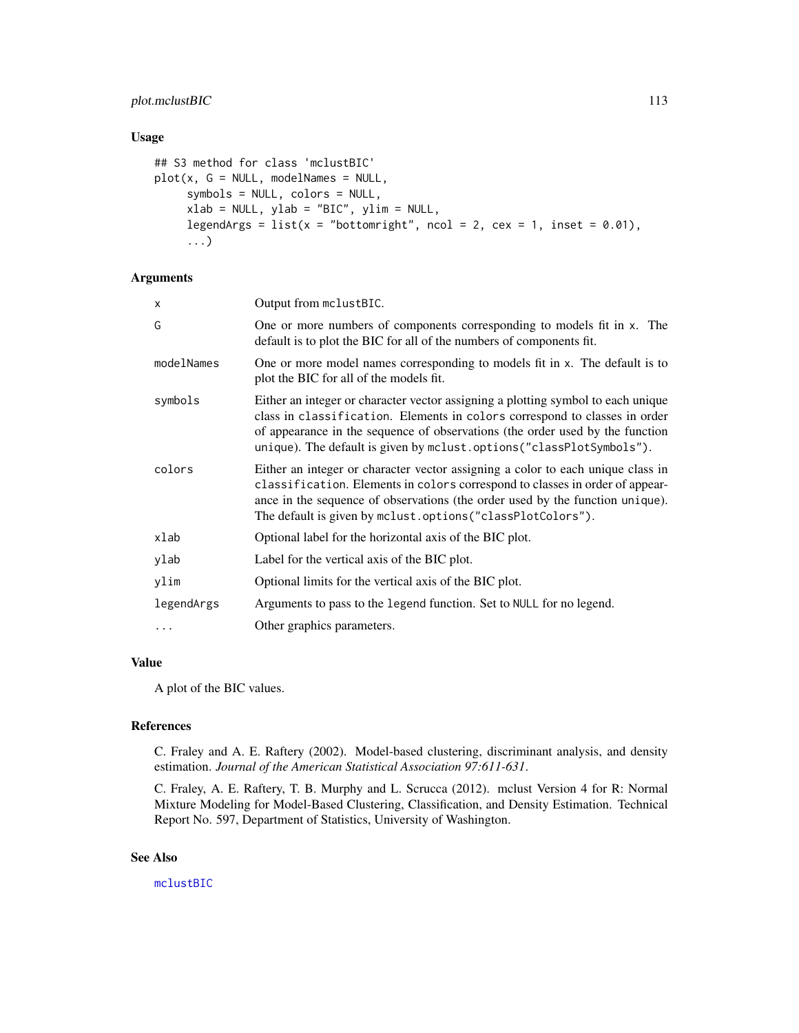## Usage

```
## S3 method for class 'mclustBIC'
plot(x, G = NULL, modelNames = NULL,
     symbols = NULL, colors = NULL,
     xlab = NULL, ylab = "BIC", ylim = NULL,
     legendArgs = list(x = "bottomright", ncol = 2, cex = 1, inset = 0.01),
     ...)
```

## Arguments

| | |
|---|---|
| `x` | Output from `mclustBIC`. |
| `G` | One or more numbers of components corresponding to models fit in `x`. The default is to plot the BIC for all of the numbers of components fit. |
| `modelNames` | One or more model names corresponding to models fit in `x`. The default is to plot the BIC for all of the models fit. |
| `symbols` | Either an integer or character vector assigning a plotting symbol to each unique class in `classification`. Elements in `colors` correspond to classes in order of appearance in the sequence of observations (the order used by the function `unique`). The default is given by `mclust.options("classPlotSymbols")`. |
| `colors` | Either an integer or character vector assigning a color to each unique class in `classification`. Elements in `colors` correspond to classes in order of appearance in the sequence of observations (the order used by the function `unique`). The default is given by `mclust.options("classPlotColors")`. |
| `xlab` | Optional label for the horizontal axis of the BIC plot. |
| `ylab` | Label for the vertical axis of the BIC plot. |
| `ylim` | Optional limits for the vertical axis of the BIC plot. |
| `legendArgs` | Arguments to pass to the `legend` function. Set to `NULL` for no legend. |
| `...` | Other graphics parameters. |

## Value

A plot of the BIC values.

## References

C. Fraley and A. E. Raftery (2002). Model-based clustering, discriminant analysis, and density estimation. *Journal of the American Statistical Association 97:611-631*.

C. Fraley, A. E. Raftery, T. B. Murphy and L. Scrucca (2012). mclust Version 4 for R: Normal Mixture Modeling for Model-Based Clustering, Classification, and Density Estimation. Technical Report No. 597, Department of Statistics, University of Washington.

## See Also

`mclustBIC`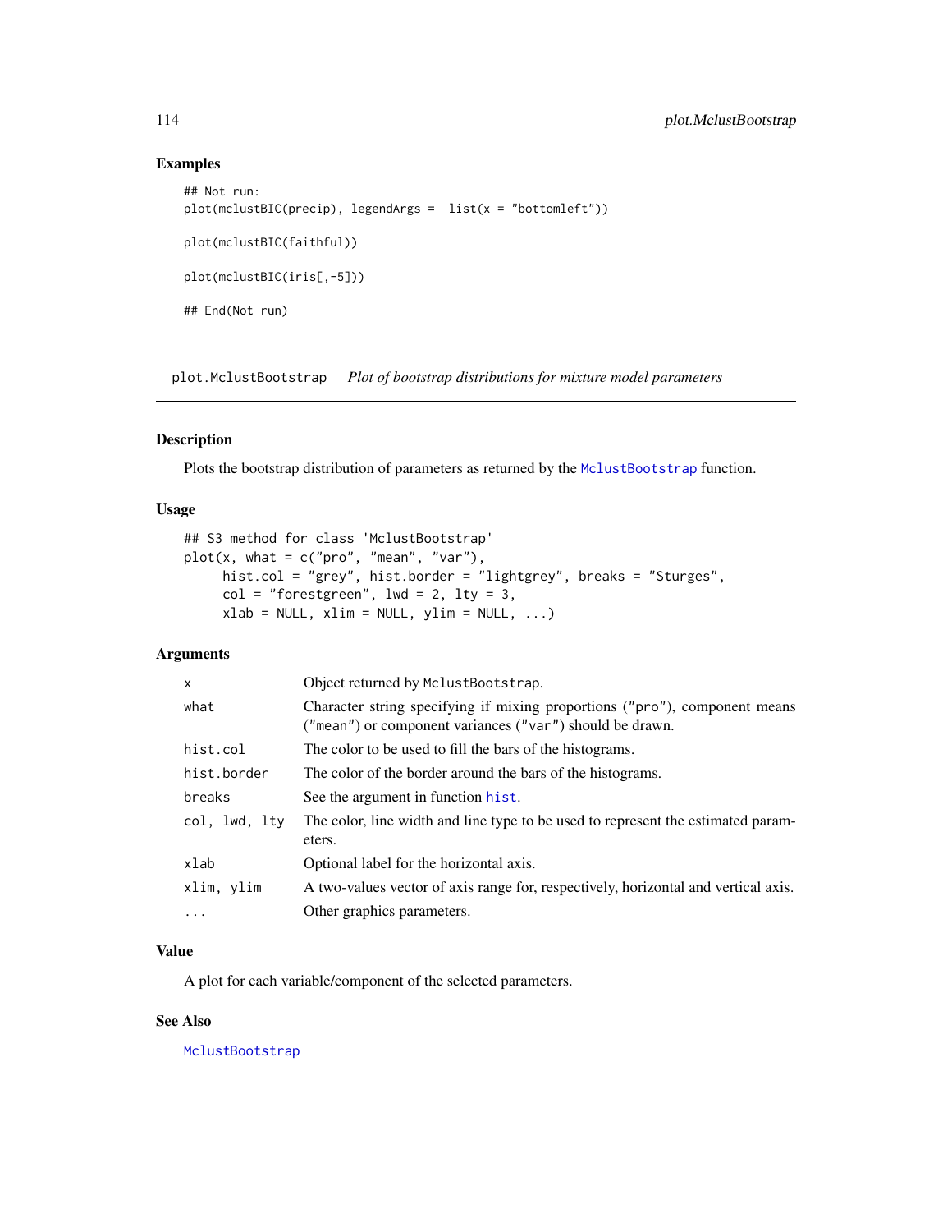## Examples

```
## Not run:
plot(mclustBIC(precip), legendArgs =  list(x = "bottomleft"))

plot(mclustBIC(faithful))

plot(mclustBIC(iris[,-5]))

## End(Not run)
```

---

# plot.MclustBootstrap *Plot of bootstrap distributions for mixture model parameters*

---

## Description

Plots the bootstrap distribution of parameters as returned by the MclustBootstrap function.

## Usage

```
## S3 method for class 'MclustBootstrap'
plot(x, what = c("pro", "mean", "var"),
     hist.col = "grey", hist.border = "lightgrey", breaks = "Sturges",
     col = "forestgreen", lwd = 2, lty = 3,
     xlab = NULL, xlim = NULL, ylim = NULL, ...)
```

## Arguments

| | |
|---|---|
| `x` | Object returned by `MclustBootstrap`. |
| `what` | Character string specifying if mixing proportions ("pro"), component means ("mean") or component variances ("var") should be drawn. |
| `hist.col` | The color to be used to fill the bars of the histograms. |
| `hist.border` | The color of the border around the bars of the histograms. |
| `breaks` | See the argument in function hist. |
| `col, lwd, lty` | The color, line width and line type to be used to represent the estimated parameters. |
| `xlab` | Optional label for the horizontal axis. |
| `xlim, ylim` | A two-values vector of axis range for, respectively, horizontal and vertical axis. |
| `...` | Other graphics parameters. |

## Value

A plot for each variable/component of the selected parameters.

## See Also

MclustBootstrap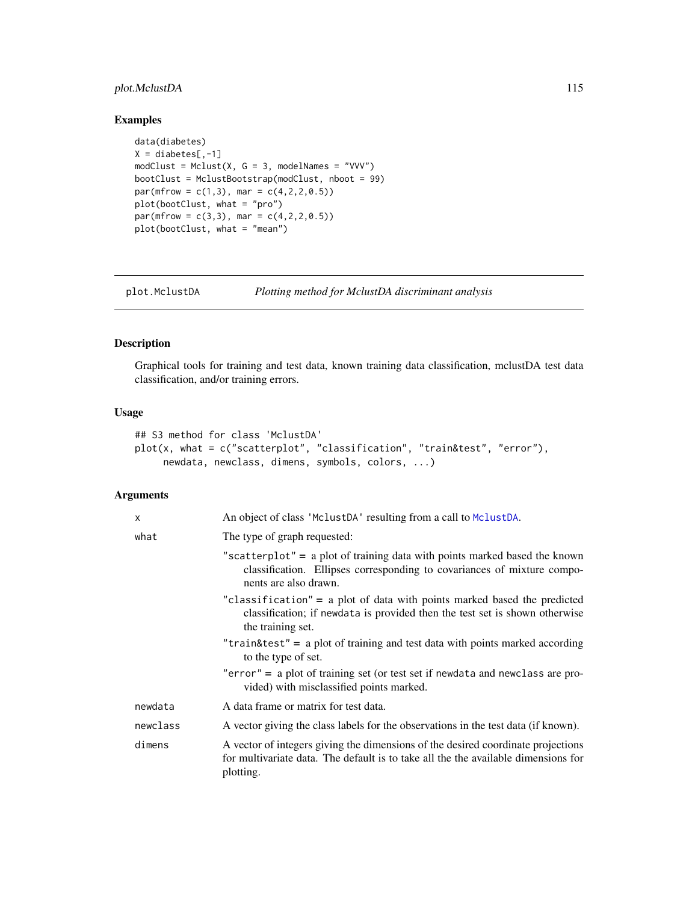### Examples

```
data(diabetes)
X = diabetes[,-1]
modClust = Mclust(X, G = 3, modelNames = "VVV")
bootClust = MclustBootstrap(modClust, nboot = 99)
par(mfrow = c(1,3), mar = c(4,2,2,0.5))
plot(bootClust, what = "pro")
par(mfrow = c(3,3), mar = c(4,2,2,0.5))
plot(bootClust, what = "mean")
```

---

## plot.MclustDA — *Plotting method for MclustDA discriminant analysis*

---

### Description

Graphical tools for training and test data, known training data classification, mclustDA test data classification, and/or training errors.

### Usage

```
## S3 method for class 'MclustDA'
plot(x, what = c("scatterplot", "classification", "train&test", "error"),
     newdata, newclass, dimens, symbols, colors, ...)
```

### Arguments

| | |
|---|---|
| `x` | An object of class `'MclustDA'` resulting from a call to `MclustDA`. |
| `what` | The type of graph requested:<br>`"scatterplot"` = a plot of training data with points marked based the known classification. Ellipses corresponding to covariances of mixture components are also drawn.<br>`"classification"` = a plot of data with points marked based the predicted classification; if `newdata` is provided then the test set is shown otherwise the training set.<br>`"train&test"` = a plot of training and test data with points marked according to the type of set.<br>`"error"` = a plot of training set (or test set if `newdata` and `newclass` are provided) with misclassified points marked. |
| `newdata` | A data frame or matrix for test data. |
| `newclass` | A vector giving the class labels for the observations in the test data (if known). |
| `dimens` | A vector of integers giving the dimensions of the desired coordinate projections for multivariate data. The default is to take all the the available dimensions for plotting. |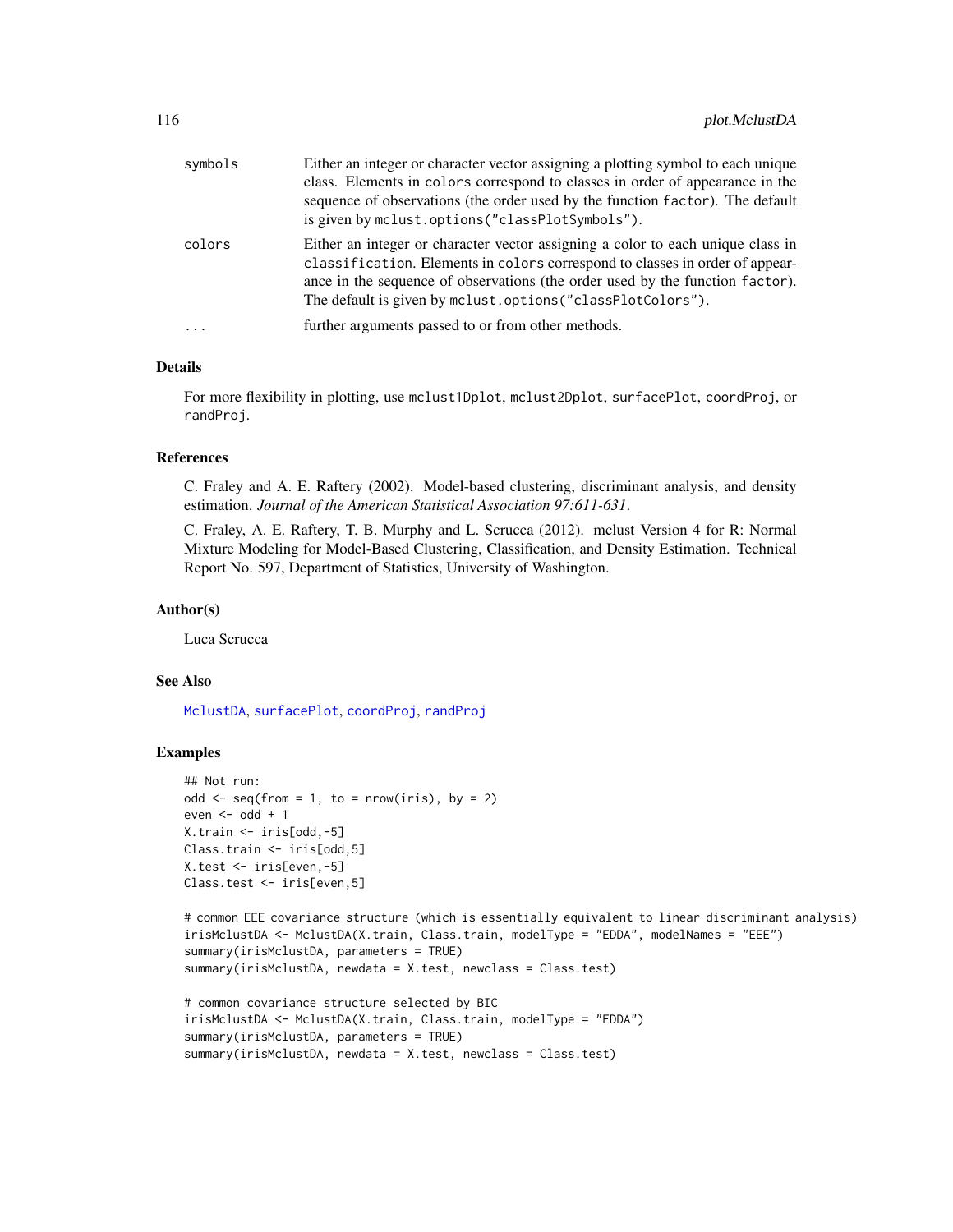| | |
|---|---|
| symbols | Either an integer or character vector assigning a plotting symbol to each unique class. Elements in `colors` correspond to classes in order of appearance in the sequence of observations (the order used by the function `factor`). The default is given by `mclust.options("classPlotSymbols")`. |
| colors | Either an integer or character vector assigning a color to each unique class in `classification`. Elements in `colors` correspond to classes in order of appearance in the sequence of observations (the order used by the function `factor`). The default is given by `mclust.options("classPlotColors")`. |
| ... | further arguments passed to or from other methods. |

## Details

For more flexibility in plotting, use `mclust1Dplot`, `mclust2Dplot`, `surfacePlot`, `coordProj`, or `randProj`.

## References

C. Fraley and A. E. Raftery (2002). Model-based clustering, discriminant analysis, and density estimation. *Journal of the American Statistical Association 97:611-631*.

C. Fraley, A. E. Raftery, T. B. Murphy and L. Scrucca (2012). mclust Version 4 for R: Normal Mixture Modeling for Model-Based Clustering, Classification, and Density Estimation. Technical Report No. 597, Department of Statistics, University of Washington.

## Author(s)

Luca Scrucca

## See Also

`MclustDA`, `surfacePlot`, `coordProj`, `randProj`

## Examples

```
## Not run:
odd <- seq(from = 1, to = nrow(iris), by = 2)
even <- odd + 1
X.train <- iris[odd,-5]
Class.train <- iris[odd,5]
X.test <- iris[even,-5]
Class.test <- iris[even,5]

# common EEE covariance structure (which is essentially equivalent to linear discriminant analysis)
irisMclustDA <- MclustDA(X.train, Class.train, modelType = "EDDA", modelNames = "EEE")
summary(irisMclustDA, parameters = TRUE)
summary(irisMclustDA, newdata = X.test, newclass = Class.test)

# common covariance structure selected by BIC
irisMclustDA <- MclustDA(X.train, Class.train, modelType = "EDDA")
summary(irisMclustDA, parameters = TRUE)
summary(irisMclustDA, newdata = X.test, newclass = Class.test)
```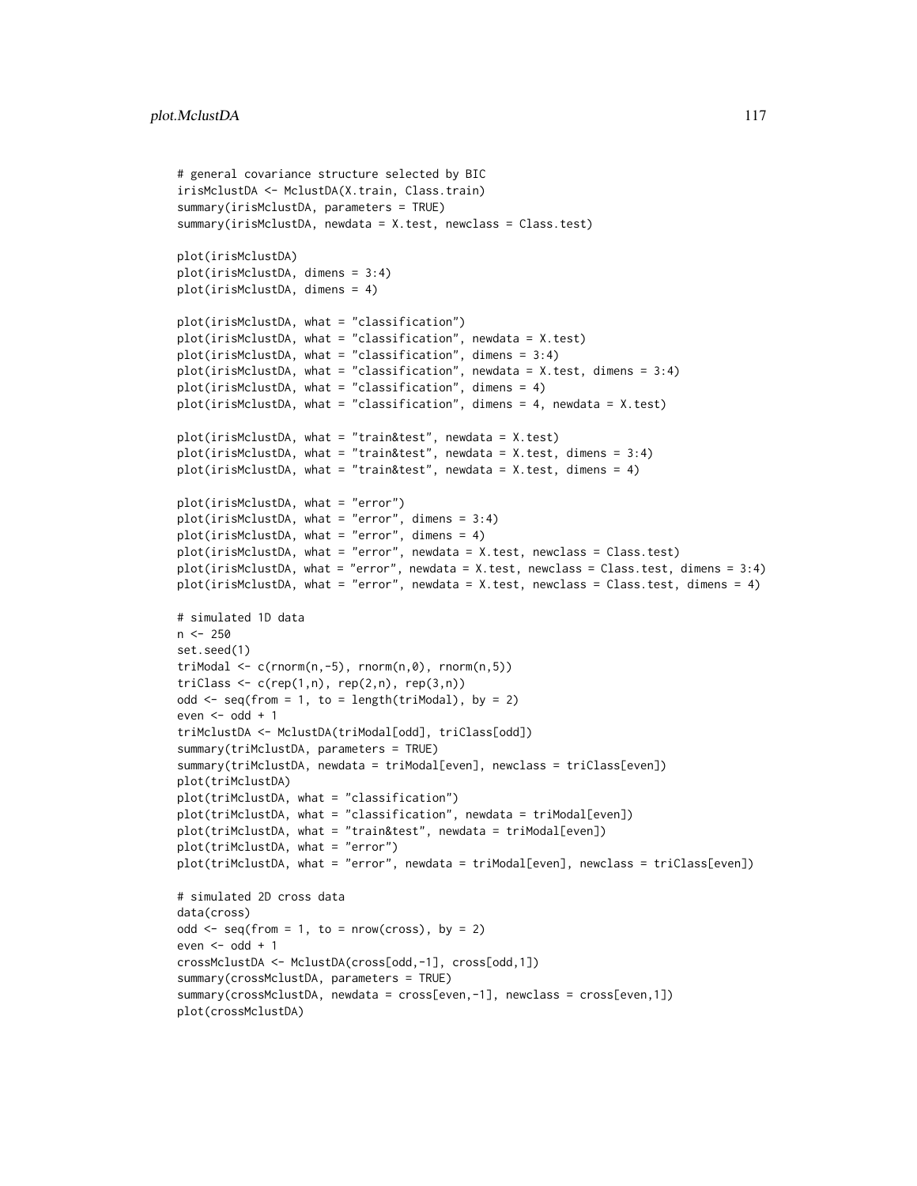```
# general covariance structure selected by BIC
irisMclustDA <- MclustDA(X.train, Class.train)
summary(irisMclustDA, parameters = TRUE)
summary(irisMclustDA, newdata = X.test, newclass = Class.test)

plot(irisMclustDA)
plot(irisMclustDA, dimens = 3:4)
plot(irisMclustDA, dimens = 4)

plot(irisMclustDA, what = "classification")
plot(irisMclustDA, what = "classification", newdata = X.test)
plot(irisMclustDA, what = "classification", dimens = 3:4)
plot(irisMclustDA, what = "classification", newdata = X.test, dimens = 3:4)
plot(irisMclustDA, what = "classification", dimens = 4)
plot(irisMclustDA, what = "classification", dimens = 4, newdata = X.test)

plot(irisMclustDA, what = "train&test", newdata = X.test)
plot(irisMclustDA, what = "train&test", newdata = X.test, dimens = 3:4)
plot(irisMclustDA, what = "train&test", newdata = X.test, dimens = 4)

plot(irisMclustDA, what = "error")
plot(irisMclustDA, what = "error", dimens = 3:4)
plot(irisMclustDA, what = "error", dimens = 4)
plot(irisMclustDA, what = "error", newdata = X.test, newclass = Class.test)
plot(irisMclustDA, what = "error", newdata = X.test, newclass = Class.test, dimens = 3:4)
plot(irisMclustDA, what = "error", newdata = X.test, newclass = Class.test, dimens = 4)

# simulated 1D data
n <- 250
set.seed(1)
triModal <- c(rnorm(n,-5), rnorm(n,0), rnorm(n,5))
triClass <- c(rep(1,n), rep(2,n), rep(3,n))
odd <- seq(from = 1, to = length(triModal), by = 2)
even <- odd + 1
triMclustDA <- MclustDA(triModal[odd], triClass[odd])
summary(triMclustDA, parameters = TRUE)
summary(triMclustDA, newdata = triModal[even], newclass = triClass[even])
plot(triMclustDA)
plot(triMclustDA, what = "classification")
plot(triMclustDA, what = "classification", newdata = triModal[even])
plot(triMclustDA, what = "train&test", newdata = triModal[even])
plot(triMclustDA, what = "error")
plot(triMclustDA, what = "error", newdata = triModal[even], newclass = triClass[even])

# simulated 2D cross data
data(cross)
odd <- seq(from = 1, to = nrow(cross), by = 2)
even <- odd + 1
crossMclustDA <- MclustDA(cross[odd,-1], cross[odd,1])
summary(crossMclustDA, parameters = TRUE)
summary(crossMclustDA, newdata = cross[even,-1], newclass = cross[even,1])
plot(crossMclustDA)
```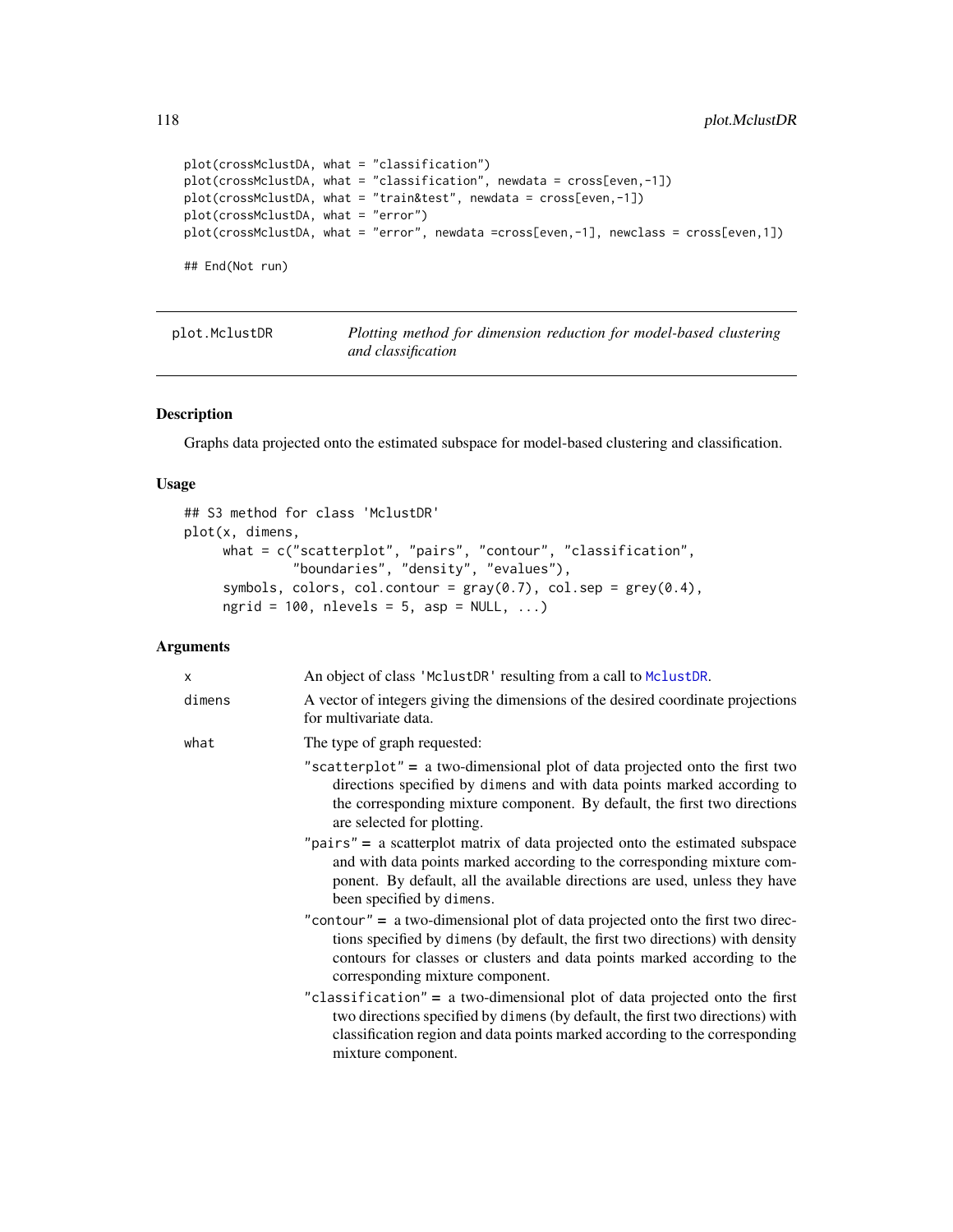```
plot(crossMclustDA, what = "classification")
plot(crossMclustDA, what = "classification", newdata = cross[even,-1])
plot(crossMclustDA, what = "train&test", newdata = cross[even,-1])
plot(crossMclustDA, what = "error")
plot(crossMclustDA, what = "error", newdata =cross[even,-1], newclass = cross[even,1])

## End(Not run)
```

## plot.MclustDR — *Plotting method for dimension reduction for model-based clustering and classification*

### Description

Graphs data projected onto the estimated subspace for model-based clustering and classification.

### Usage

```
## S3 method for class 'MclustDR'
plot(x, dimens,
     what = c("scatterplot", "pairs", "contour", "classification",
              "boundaries", "density", "evalues"),
     symbols, colors, col.contour = gray(0.7), col.sep = grey(0.4),
     ngrid = 100, nlevels = 5, asp = NULL, ...)
```

### Arguments

| | |
|---|---|
| `x` | An object of class `'MclustDR'` resulting from a call to `MclustDR`. |
| `dimens` | A vector of integers giving the dimensions of the desired coordinate projections for multivariate data. |
| `what` | The type of graph requested: |

- `"scatterplot"` = a two-dimensional plot of data projected onto the first two directions specified by `dimens` and with data points marked according to the corresponding mixture component. By default, the first two directions are selected for plotting.
- `"pairs"` = a scatterplot matrix of data projected onto the estimated subspace and with data points marked according to the corresponding mixture component. By default, all the available directions are used, unless they have been specified by `dimens`.
- `"contour"` = a two-dimensional plot of data projected onto the first two directions specified by `dimens` (by default, the first two directions) with density contours for classes or clusters and data points marked according to the corresponding mixture component.
- `"classification"` = a two-dimensional plot of data projected onto the first two directions specified by `dimens` (by default, the first two directions) with classification region and data points marked according to the corresponding mixture component.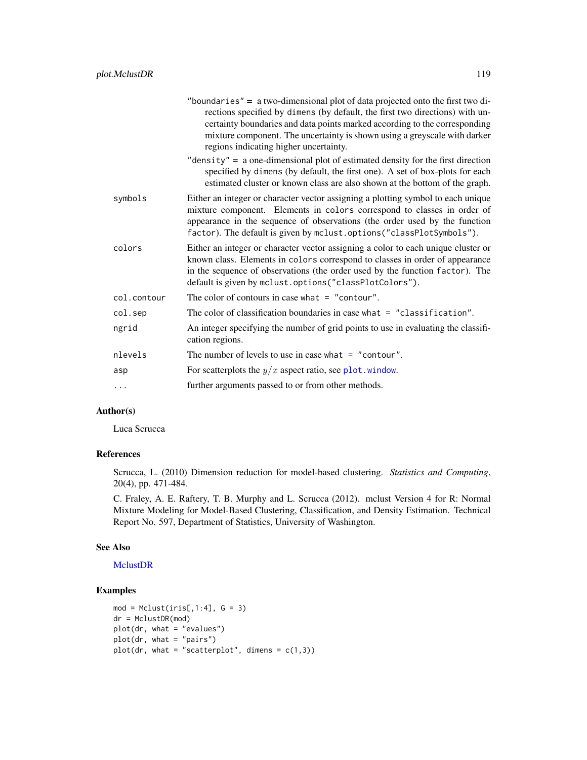"boundaries" = a two-dimensional plot of data projected onto the first two directions specified by `dimens` (by default, the first two directions) with uncertainty boundaries and data points marked according to the corresponding mixture component. The uncertainty is shown using a greyscale with darker regions indicating higher uncertainty.

"density" = a one-dimensional plot of estimated density for the first direction specified by `dimens` (by default, the first one). A set of box-plots for each estimated cluster or known class are also shown at the bottom of the graph.

| | |
|---|---|
| `symbols` | Either an integer or character vector assigning a plotting symbol to each unique mixture component. Elements in `colors` correspond to classes in order of appearance in the sequence of observations (the order used by the function `factor`). The default is given by `mclust.options("classPlotSymbols")`. |
| `colors` | Either an integer or character vector assigning a color to each unique cluster or known class. Elements in `colors` correspond to classes in order of appearance in the sequence of observations (the order used by the function `factor`). The default is given by `mclust.options("classPlotColors")`. |
| `col.contour` | The color of contours in case `what = "contour"`. |
| `col.sep` | The color of classification boundaries in case `what = "classification"`. |
| `ngrid` | An integer specifying the number of grid points to use in evaluating the classification regions. |
| `nlevels` | The number of levels to use in case `what = "contour"`. |
| `asp` | For scatterplots the $y/x$ aspect ratio, see `plot.window`. |
| `...` | further arguments passed to or from other methods. |

## Author(s)

Luca Scrucca

## References

Scrucca, L. (2010) Dimension reduction for model-based clustering. *Statistics and Computing*, 20(4), pp. 471-484.

C. Fraley, A. E. Raftery, T. B. Murphy and L. Scrucca (2012). mclust Version 4 for R: Normal Mixture Modeling for Model-Based Clustering, Classification, and Density Estimation. Technical Report No. 597, Department of Statistics, University of Washington.

## See Also

MclustDR

## Examples

```
mod = Mclust(iris[,1:4], G = 3)
dr = MclustDR(mod)
plot(dr, what = "evalues")
plot(dr, what = "pairs")
plot(dr, what = "scatterplot", dimens = c(1,3))
```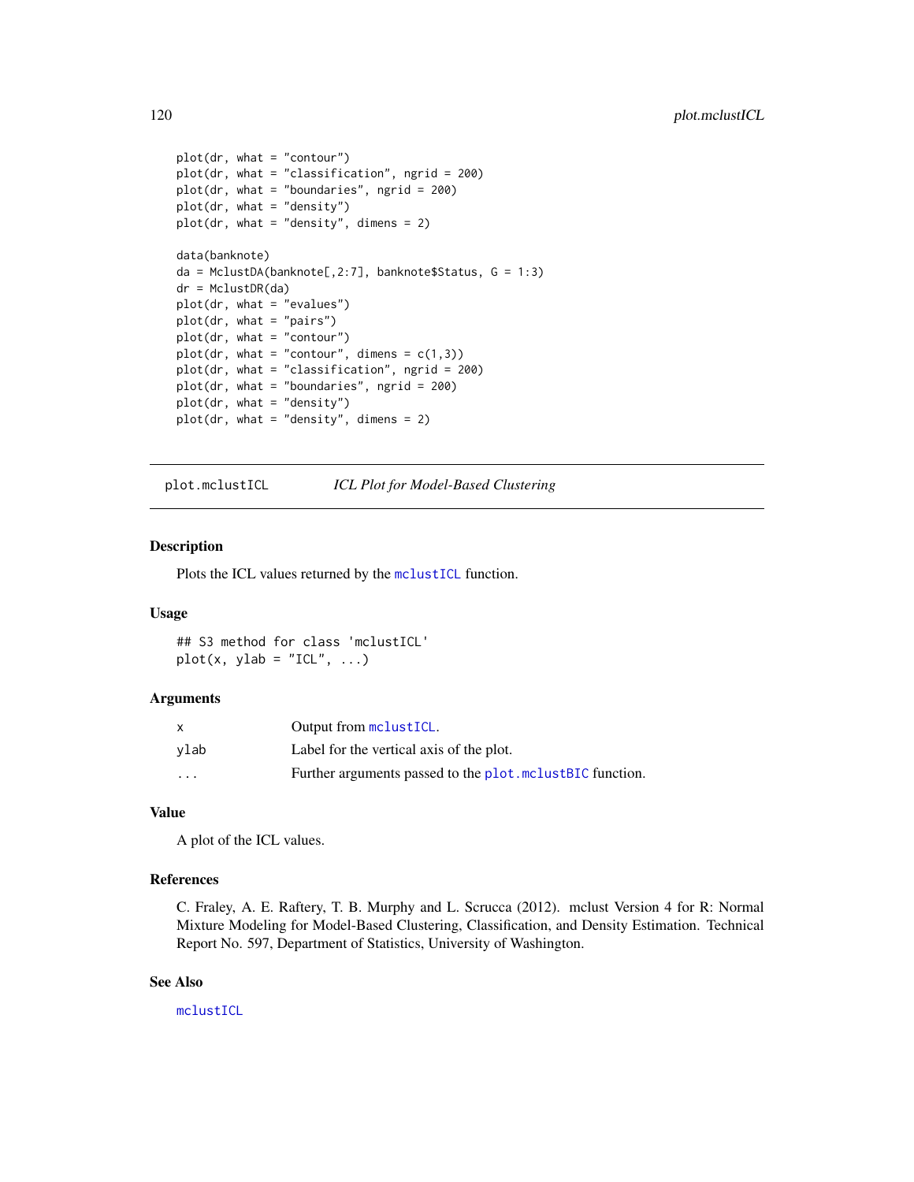```
plot(dr, what = "contour")
plot(dr, what = "classification", ngrid = 200)
plot(dr, what = "boundaries", ngrid = 200)
plot(dr, what = "density")
plot(dr, what = "density", dimens = 2)

data(banknote)
da = MclustDA(banknote[,2:7], banknote$Status, G = 1:3)
dr = MclustDR(da)
plot(dr, what = "evalues")
plot(dr, what = "pairs")
plot(dr, what = "contour")
plot(dr, what = "contour", dimens = c(1,3))
plot(dr, what = "classification", ngrid = 200)
plot(dr, what = "boundaries", ngrid = 200)
plot(dr, what = "density")
plot(dr, what = "density", dimens = 2)
```

## plot.mclustICL — *ICL Plot for Model-Based Clustering*

### Description

Plots the ICL values returned by the `mclustICL` function.

### Usage

```
## S3 method for class 'mclustICL'
plot(x, ylab = "ICL", ...)
```

### Arguments

| | |
|---|---|
| x | Output from `mclustICL`. |
| ylab | Label for the vertical axis of the plot. |
| ... | Further arguments passed to the `plot.mclustBIC` function. |

### Value

A plot of the ICL values.

### References

C. Fraley, A. E. Raftery, T. B. Murphy and L. Scrucca (2012). mclust Version 4 for R: Normal Mixture Modeling for Model-Based Clustering, Classification, and Density Estimation. Technical Report No. 597, Department of Statistics, University of Washington.

### See Also

`mclustICL`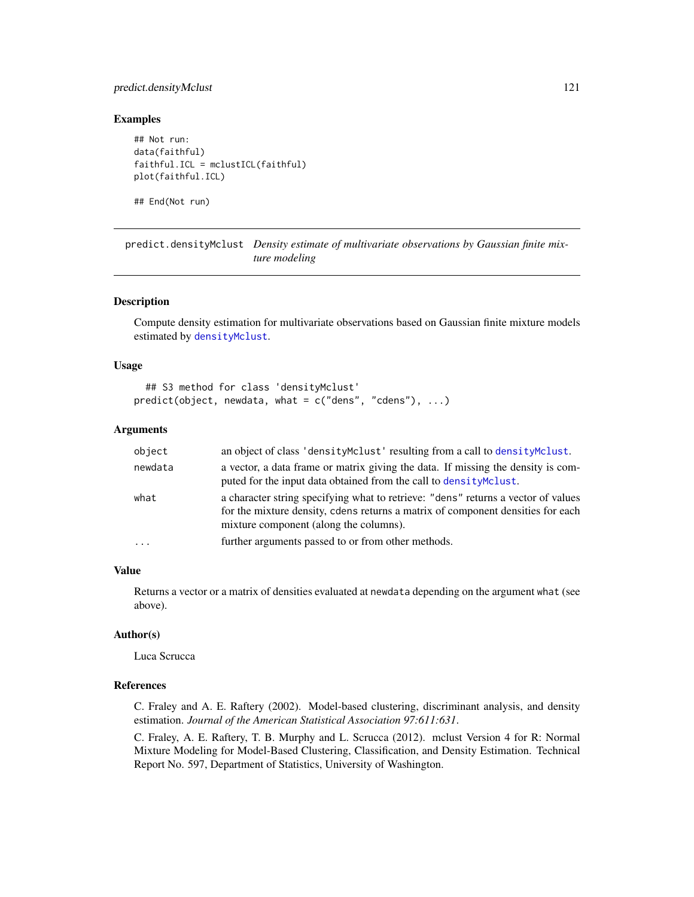## Examples

```
## Not run:
data(faithful)
faithful.ICL = mclustICL(faithful)
plot(faithful.ICL)

## End(Not run)
```

---

predict.densityMclust *Density estimate of multivariate observations by Gaussian finite mixture modeling*

---

## Description

Compute density estimation for multivariate observations based on Gaussian finite mixture models estimated by `densityMclust`.

## Usage

```
## S3 method for class 'densityMclust'
predict(object, newdata, what = c("dens", "cdens"), ...)
```

## Arguments

| | |
|---|---|
| `object` | an object of class `'densityMclust'` resulting from a call to `densityMclust`. |
| `newdata` | a vector, a data frame or matrix giving the data. If missing the density is computed for the input data obtained from the call to `densityMclust`. |
| `what` | a character string specifying what to retrieve: `"dens"` returns a vector of values for the mixture density, cdens returns a matrix of component densities for each mixture component (along the columns). |
| `...` | further arguments passed to or from other methods. |

## Value

Returns a vector or a matrix of densities evaluated at `newdata` depending on the argument `what` (see above).

## Author(s)

Luca Scrucca

## References

C. Fraley and A. E. Raftery (2002). Model-based clustering, discriminant analysis, and density estimation. *Journal of the American Statistical Association 97:611:631*.

C. Fraley, A. E. Raftery, T. B. Murphy and L. Scrucca (2012). mclust Version 4 for R: Normal Mixture Modeling for Model-Based Clustering, Classification, and Density Estimation. Technical Report No. 597, Department of Statistics, University of Washington.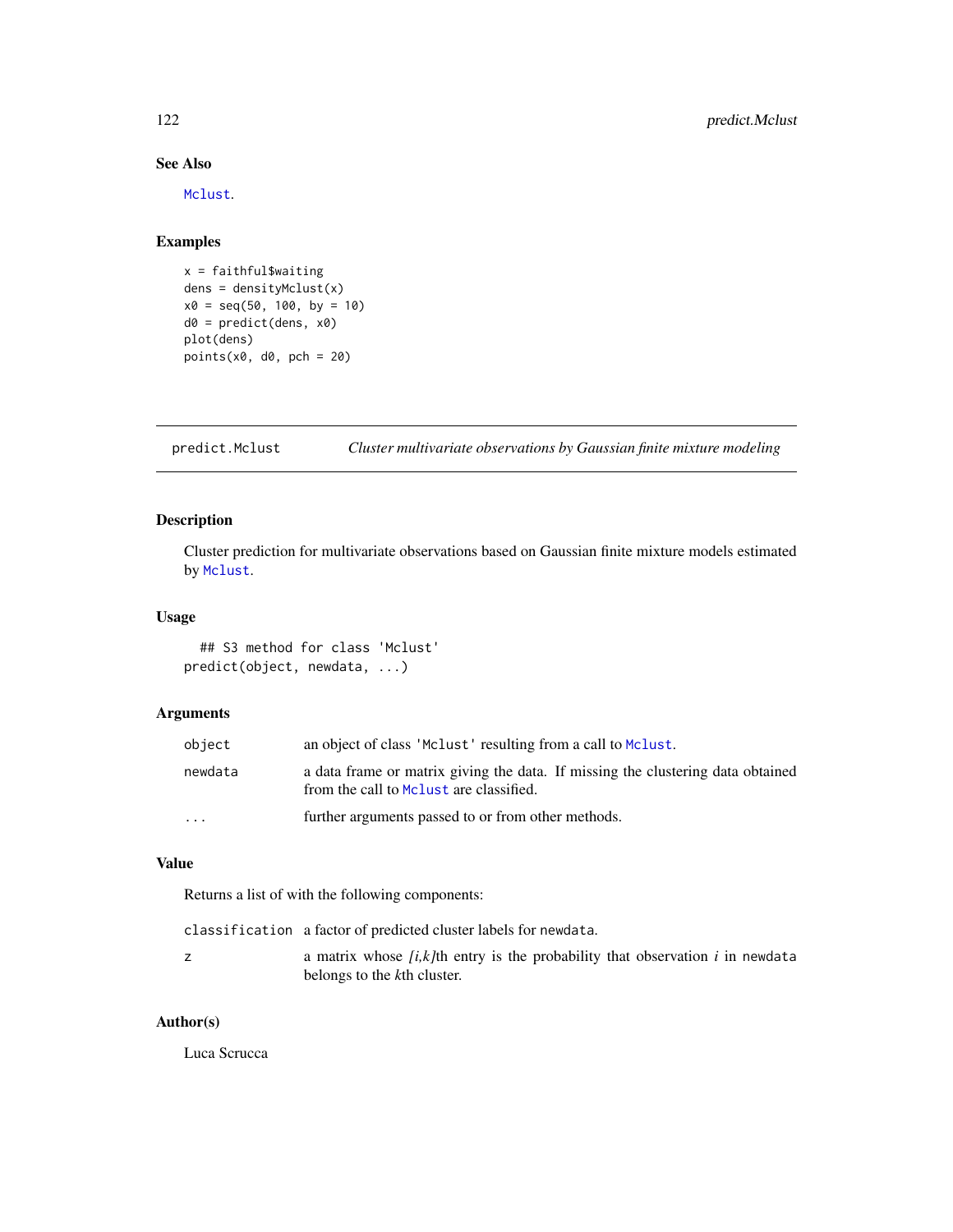## See Also

Mclust.

## Examples

```
x = faithful$waiting
dens = densityMclust(x)
x0 = seq(50, 100, by = 10)
d0 = predict(dens, x0)
plot(dens)
points(x0, d0, pch = 20)
```

---

# predict.Mclust — *Cluster multivariate observations by Gaussian finite mixture modeling*

## Description

Cluster prediction for multivariate observations based on Gaussian finite mixture models estimated by Mclust.

## Usage

```
## S3 method for class 'Mclust'
predict(object, newdata, ...)
```

## Arguments

| | |
|---|---|
| object | an object of class 'Mclust' resulting from a call to Mclust. |
| newdata | a data frame or matrix giving the data. If missing the clustering data obtained from the call to Mclust are classified. |
| ... | further arguments passed to or from other methods. |

## Value

Returns a list of with the following components:

| | |
|---|---|
| classification | a factor of predicted cluster labels for newdata. |
| z | a matrix whose *[i,k]*th entry is the probability that observation *i* in newdata belongs to the *k*th cluster. |

## Author(s)

Luca Scrucca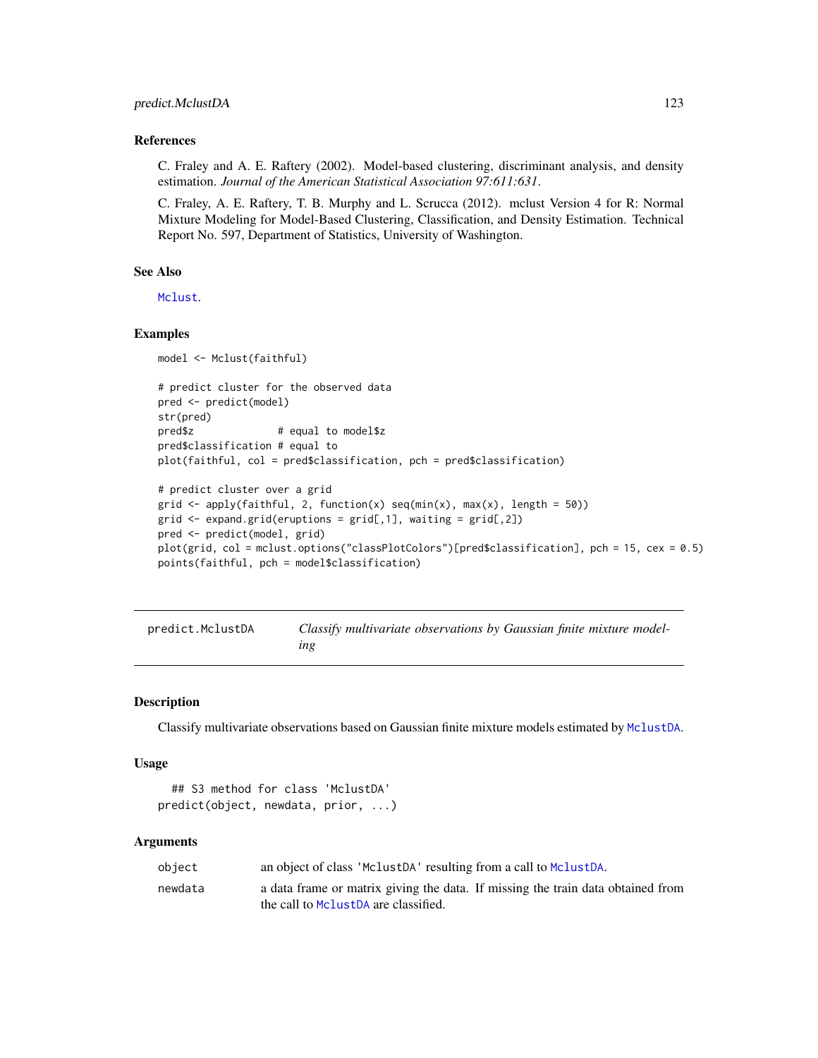### References

C. Fraley and A. E. Raftery (2002). Model-based clustering, discriminant analysis, and density estimation. *Journal of the American Statistical Association 97:611:631*.

C. Fraley, A. E. Raftery, T. B. Murphy and L. Scrucca (2012). mclust Version 4 for R: Normal Mixture Modeling for Model-Based Clustering, Classification, and Density Estimation. Technical Report No. 597, Department of Statistics, University of Washington.

### See Also

`Mclust`.

### Examples

```
model <- Mclust(faithful)

# predict cluster for the observed data
pred <- predict(model)
str(pred)
pred$z              # equal to model$z
pred$classification # equal to
plot(faithful, col = pred$classification, pch = pred$classification)

# predict cluster over a grid
grid <- apply(faithful, 2, function(x) seq(min(x), max(x), length = 50))
grid <- expand.grid(eruptions = grid[,1], waiting = grid[,2])
pred <- predict(model, grid)
plot(grid, col = mclust.options("classPlotColors")[pred$classification], pch = 15, cex = 0.5)
points(faithful, pch = model$classification)
```

---

## predict.MclustDA — *Classify multivariate observations by Gaussian finite mixture modeling*

---

### Description

Classify multivariate observations based on Gaussian finite mixture models estimated by `MclustDA`.

### Usage

```
  ## S3 method for class 'MclustDA'
predict(object, newdata, prior, ...)
```

### Arguments

| | |
|---|---|
| `object` | an object of class `'MclustDA'` resulting from a call to `MclustDA`. |
| `newdata` | a data frame or matrix giving the data. If missing the train data obtained from the call to `MclustDA` are classified. |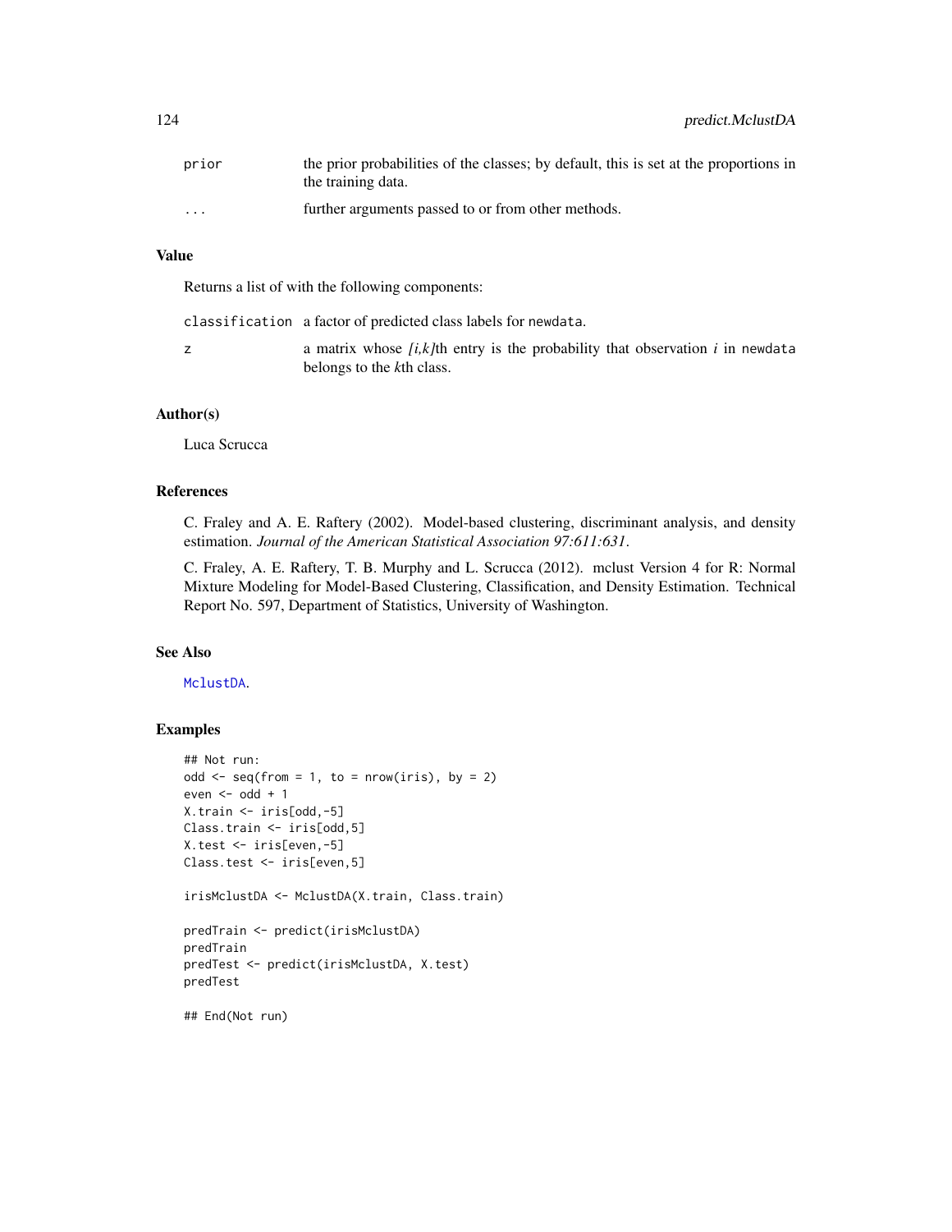| | |
|---|---|
| `prior` | the prior probabilities of the classes; by default, this is set at the proportions in the training data. |
| `...` | further arguments passed to or from other methods. |

## Value

Returns a list of with the following components:

| | |
|---|---|
| `classification` | a factor of predicted class labels for `newdata`. |
| `z` | a matrix whose *[i,k]*th entry is the probability that observation *i* in `newdata` belongs to the *k*th class. |

## Author(s)

Luca Scrucca

## References

C. Fraley and A. E. Raftery (2002). Model-based clustering, discriminant analysis, and density estimation. *Journal of the American Statistical Association 97:611:631*.

C. Fraley, A. E. Raftery, T. B. Murphy and L. Scrucca (2012). mclust Version 4 for R: Normal Mixture Modeling for Model-Based Clustering, Classification, and Density Estimation. Technical Report No. 597, Department of Statistics, University of Washington.

## See Also

`MclustDA`.

## Examples

```
## Not run:
odd <- seq(from = 1, to = nrow(iris), by = 2)
even <- odd + 1
X.train <- iris[odd,-5]
Class.train <- iris[odd,5]
X.test <- iris[even,-5]
Class.test <- iris[even,5]

irisMclustDA <- MclustDA(X.train, Class.train)

predTrain <- predict(irisMclustDA)
predTrain
predTest <- predict(irisMclustDA, X.test)
predTest

## End(Not run)
```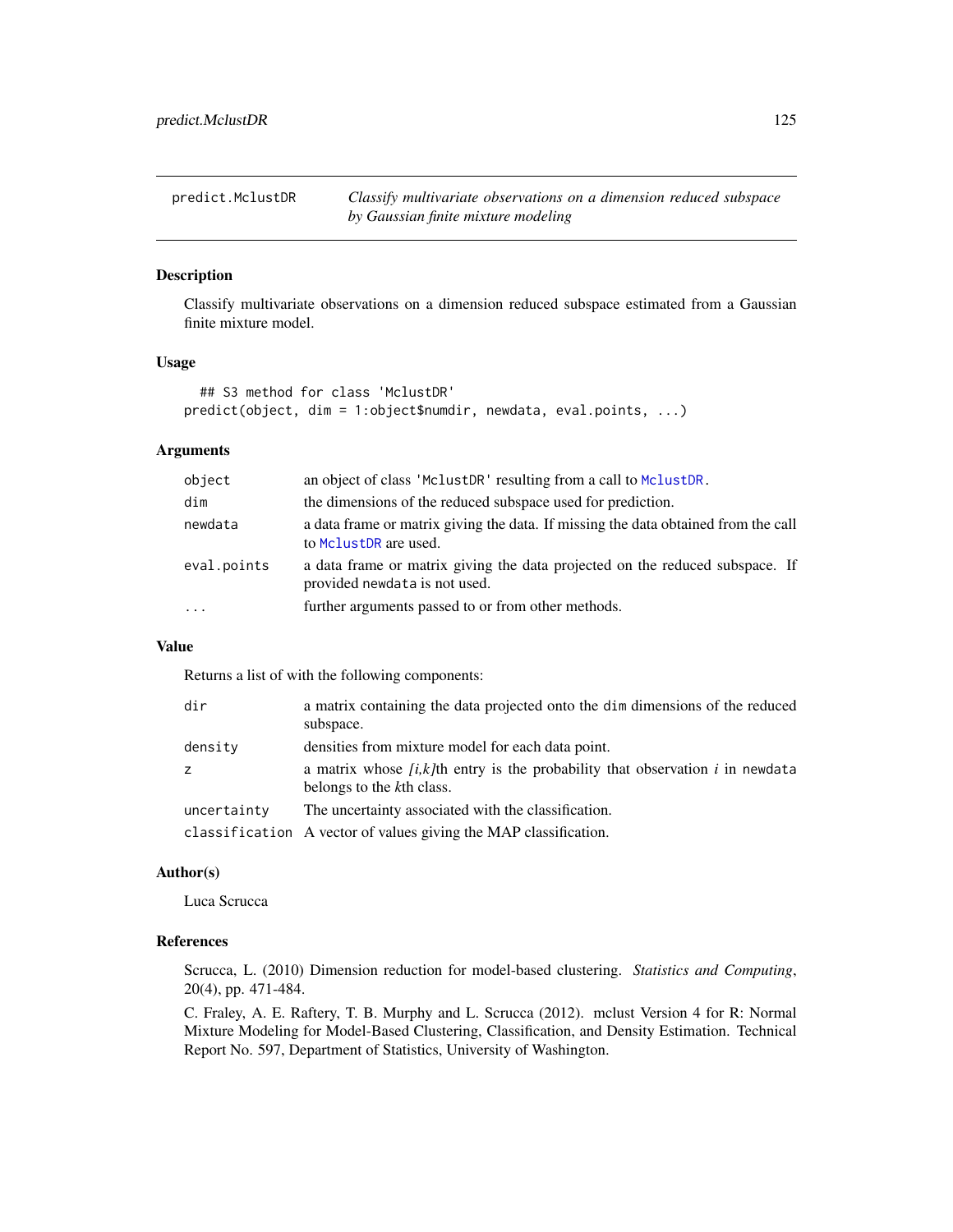predict.MclustDR *Classify multivariate observations on a dimension reduced subspace by Gaussian finite mixture modeling*

## Description

Classify multivariate observations on a dimension reduced subspace estimated from a Gaussian finite mixture model.

## Usage

```
## S3 method for class 'MclustDR'
predict(object, dim = 1:object$numdir, newdata, eval.points, ...)
```

## Arguments

| | |
|---|---|
| object | an object of class 'MclustDR' resulting from a call to MclustDR. |
| dim | the dimensions of the reduced subspace used for prediction. |
| newdata | a data frame or matrix giving the data. If missing the data obtained from the call to MclustDR are used. |
| eval.points | a data frame or matrix giving the data projected on the reduced subspace. If provided newdata is not used. |
| ... | further arguments passed to or from other methods. |

## Value

Returns a list of with the following components:

| | |
|---|---|
| dir | a matrix containing the data projected onto the dim dimensions of the reduced subspace. |
| density | densities from mixture model for each data point. |
| z | a matrix whose *[i,k]*th entry is the probability that observation *i* in newdata belongs to the *k*th class. |
| uncertainty | The uncertainty associated with the classification. |
| classification | A vector of values giving the MAP classification. |

## Author(s)

Luca Scrucca

## References

Scrucca, L. (2010) Dimension reduction for model-based clustering. *Statistics and Computing*, 20(4), pp. 471-484.

C. Fraley, A. E. Raftery, T. B. Murphy and L. Scrucca (2012). mclust Version 4 for R: Normal Mixture Modeling for Model-Based Clustering, Classification, and Density Estimation. Technical Report No. 597, Department of Statistics, University of Washington.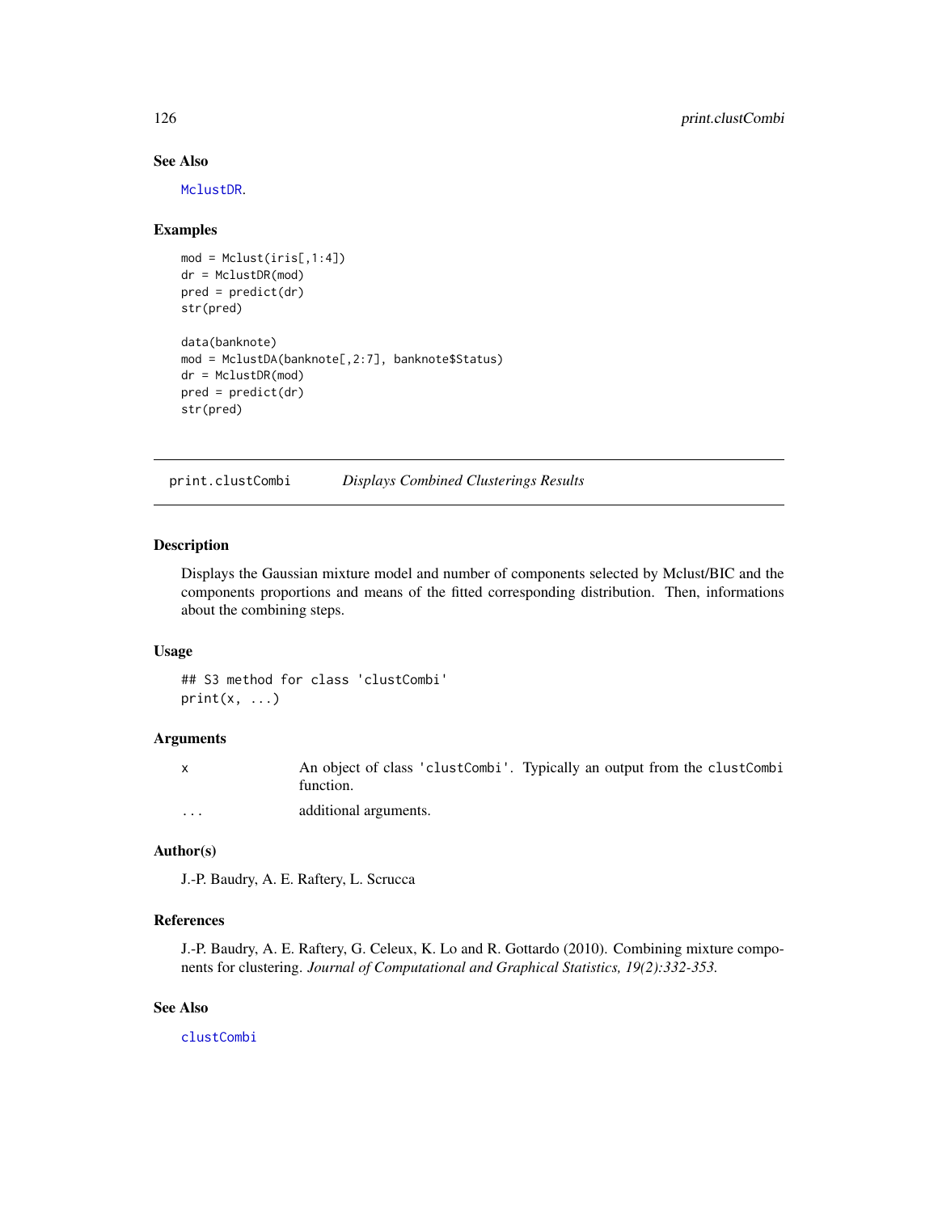## See Also

MclustDR.

## Examples

```
mod = Mclust(iris[,1:4])
dr = MclustDR(mod)
pred = predict(dr)
str(pred)

data(banknote)
mod = MclustDA(banknote[,2:7], banknote$Status)
dr = MclustDR(mod)
pred = predict(dr)
str(pred)
```

---

# print.clustCombi *Displays Combined Clusterings Results*

---

## Description

Displays the Gaussian mixture model and number of components selected by Mclust/BIC and the components proportions and means of the fitted corresponding distribution. Then, informations about the combining steps.

## Usage

```
## S3 method for class 'clustCombi'
print(x, ...)
```

## Arguments

| | |
|---|---|
| x | An object of class 'clustCombi'. Typically an output from the clustCombi function. |
| ... | additional arguments. |

## Author(s)

J.-P. Baudry, A. E. Raftery, L. Scrucca

## References

J.-P. Baudry, A. E. Raftery, G. Celeux, K. Lo and R. Gottardo (2010). Combining mixture components for clustering. *Journal of Computational and Graphical Statistics, 19(2):332-353.*

## See Also

clustCombi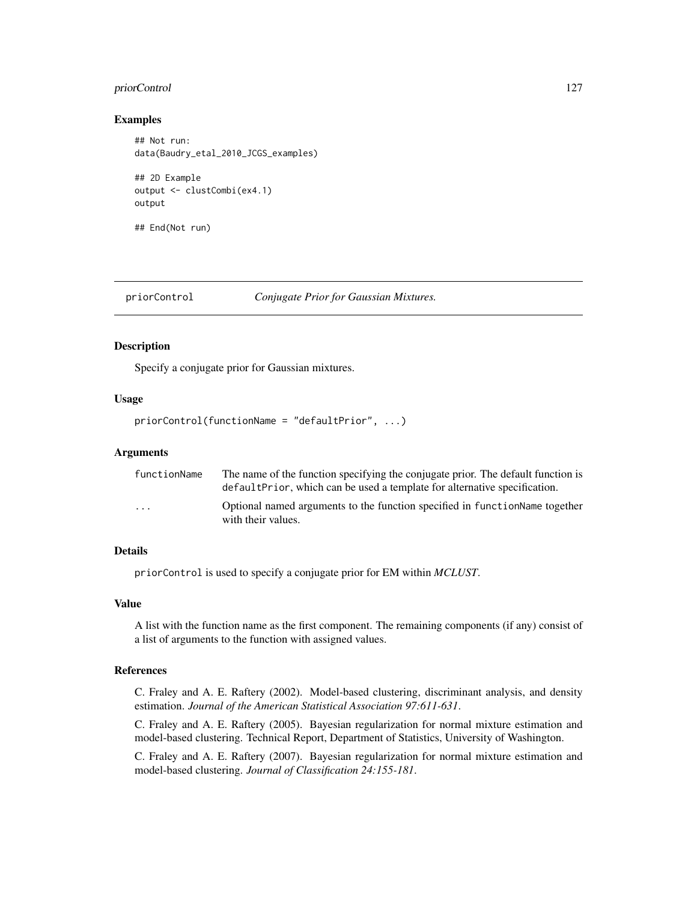## Examples

```
## Not run:
data(Baudry_etal_2010_JCGS_examples)

## 2D Example
output <- clustCombi(ex4.1)
output

## End(Not run)
```

---

# priorControl *Conjugate Prior for Gaussian Mixtures.*

## Description

Specify a conjugate prior for Gaussian mixtures.

## Usage

```
priorControl(functionName = "defaultPrior", ...)
```

## Arguments

| | |
|---|---|
| functionName | The name of the function specifying the conjugate prior. The default function is defaultPrior, which can be used a template for alternative specification. |
| ... | Optional named arguments to the function specified in functionName together with their values. |

## Details

priorControl is used to specify a conjugate prior for EM within *MCLUST*.

## Value

A list with the function name as the first component. The remaining components (if any) consist of a list of arguments to the function with assigned values.

## References

C. Fraley and A. E. Raftery (2002). Model-based clustering, discriminant analysis, and density estimation. *Journal of the American Statistical Association 97:611-631*.

C. Fraley and A. E. Raftery (2005). Bayesian regularization for normal mixture estimation and model-based clustering. Technical Report, Department of Statistics, University of Washington.

C. Fraley and A. E. Raftery (2007). Bayesian regularization for normal mixture estimation and model-based clustering. *Journal of Classification 24:155-181*.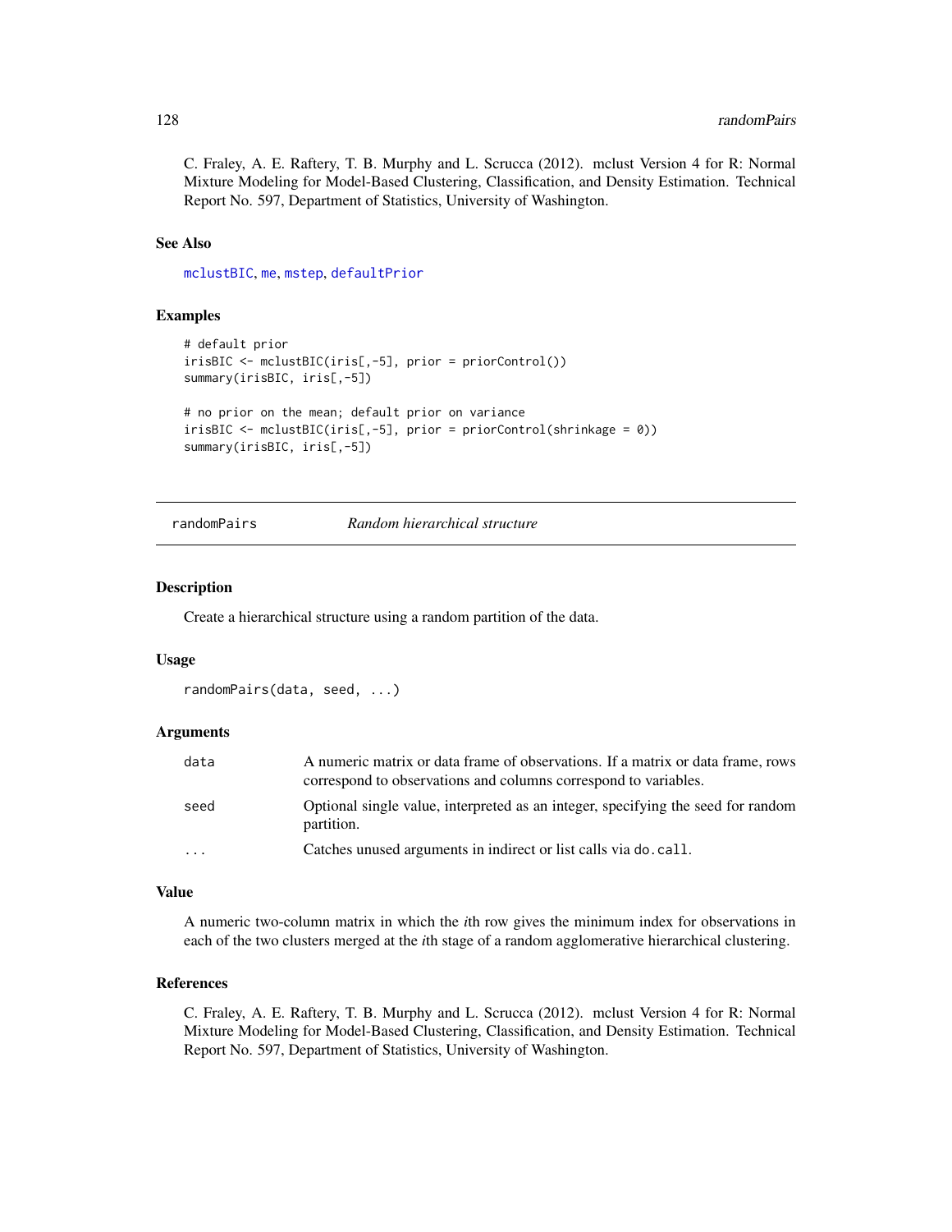C. Fraley, A. E. Raftery, T. B. Murphy and L. Scrucca (2012). mclust Version 4 for R: Normal Mixture Modeling for Model-Based Clustering, Classification, and Density Estimation. Technical Report No. 597, Department of Statistics, University of Washington.

### See Also

mclustBIC, me, mstep, defaultPrior

### Examples

```
# default prior
irisBIC <- mclustBIC(iris[,-5], prior = priorControl())
summary(irisBIC, iris[,-5])

# no prior on the mean; default prior on variance
irisBIC <- mclustBIC(iris[,-5], prior = priorControl(shrinkage = 0))
summary(irisBIC, iris[,-5])
```

---

## randomPairs *Random hierarchical structure*

### Description

Create a hierarchical structure using a random partition of the data.

### Usage

```
randomPairs(data, seed, ...)
```

### Arguments

| | |
|---|---|
| data | A numeric matrix or data frame of observations. If a matrix or data frame, rows correspond to observations and columns correspond to variables. |
| seed | Optional single value, interpreted as an integer, specifying the seed for random partition. |
| ... | Catches unused arguments in indirect or list calls via do.call. |

### Value

A numeric two-column matrix in which the *i*th row gives the minimum index for observations in each of the two clusters merged at the *i*th stage of a random agglomerative hierarchical clustering.

### References

C. Fraley, A. E. Raftery, T. B. Murphy and L. Scrucca (2012). mclust Version 4 for R: Normal Mixture Modeling for Model-Based Clustering, Classification, and Density Estimation. Technical Report No. 597, Department of Statistics, University of Washington.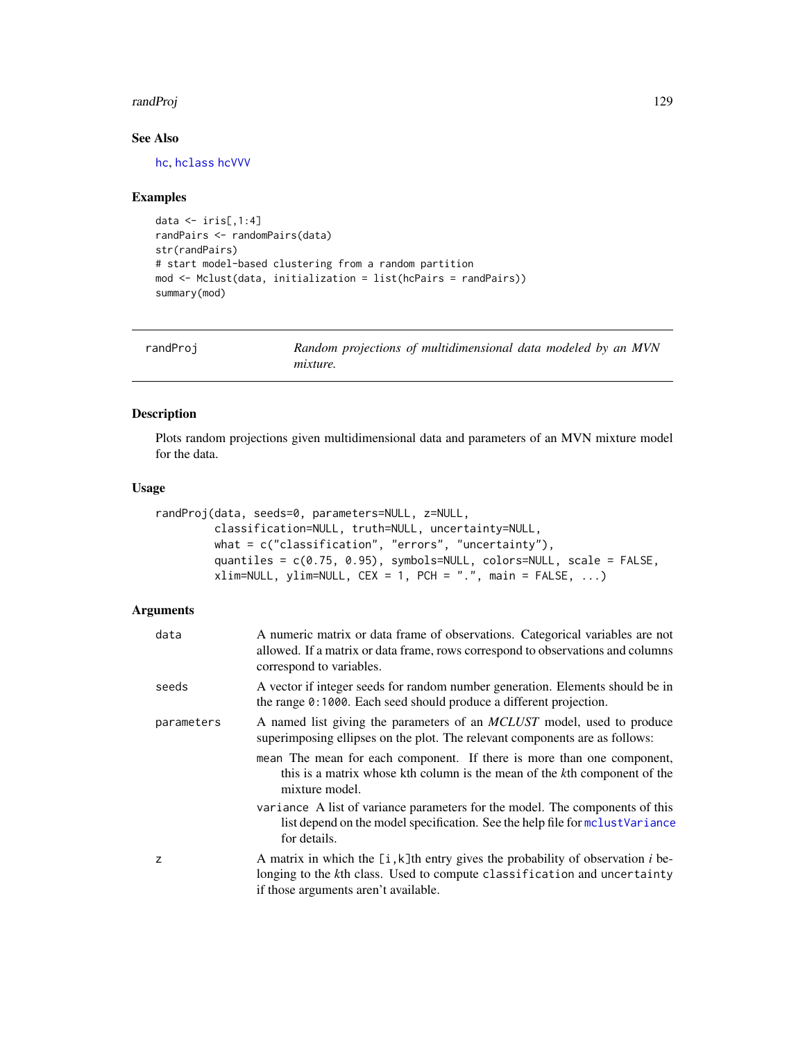## See Also

hc, hclass hcVVV

## Examples

```
data <- iris[,1:4]
randPairs <- randomPairs(data)
str(randPairs)
# start model-based clustering from a random partition
mod <- Mclust(data, initialization = list(hcPairs = randPairs))
summary(mod)
```

---

# randProj — *Random projections of multidimensional data modeled by an MVN mixture.*

---

## Description

Plots random projections given multidimensional data and parameters of an MVN mixture model for the data.

## Usage

```
randProj(data, seeds=0, parameters=NULL, z=NULL,
         classification=NULL, truth=NULL, uncertainty=NULL,
         what = c("classification", "errors", "uncertainty"),
         quantiles = c(0.75, 0.95), symbols=NULL, colors=NULL, scale = FALSE,
         xlim=NULL, ylim=NULL, CEX = 1, PCH = ".", main = FALSE, ...)
```

## Arguments

| | |
|---|---|
| `data` | A numeric matrix or data frame of observations. Categorical variables are not allowed. If a matrix or data frame, rows correspond to observations and columns correspond to variables. |
| `seeds` | A vector if integer seeds for random number generation. Elements should be in the range `0:1000`. Each seed should produce a different projection. |
| `parameters` | A named list giving the parameters of an *MCLUST* model, used to produce superimposing ellipses on the plot. The relevant components are as follows:<br>`mean` The mean for each component. If there is more than one component, this is a matrix whose kth column is the mean of the *k*th component of the mixture model.<br>`variance` A list of variance parameters for the model. The components of this list depend on the model specification. See the help file for `mclustVariance` for details. |
| `z` | A matrix in which the `[i,k]`th entry gives the probability of observation *i* belonging to the *k*th class. Used to compute `classification` and `uncertainty` if those arguments aren't available. |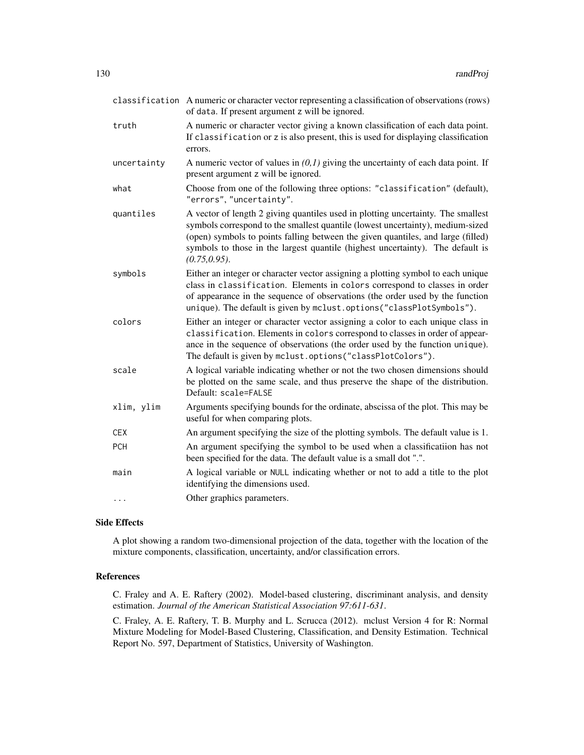| | |
|---|---|
| `classification` | A numeric or character vector representing a classification of observations (rows) of `data`. If present argument `z` will be ignored. |
| `truth` | A numeric or character vector giving a known classification of each data point. If `classification` or `z` is also present, this is used for displaying classification errors. |
| `uncertainty` | A numeric vector of values in *(0,1)* giving the uncertainty of each data point. If present argument `z` will be ignored. |
| `what` | Choose from one of the following three options: `"classification"` (default), `"errors"`, `"uncertainty"`. |
| `quantiles` | A vector of length 2 giving quantiles used in plotting uncertainty. The smallest symbols correspond to the smallest quantile (lowest uncertainty), medium-sized (open) symbols to points falling between the given quantiles, and large (filled) symbols to those in the largest quantile (highest uncertainty). The default is *(0.75,0.95)*. |
| `symbols` | Either an integer or character vector assigning a plotting symbol to each unique class in `classification`. Elements in `colors` correspond to classes in order of appearance in the sequence of observations (the order used by the function `unique`). The default is given by `mclust.options("classPlotSymbols")`. |
| `colors` | Either an integer or character vector assigning a color to each unique class in `classification`. Elements in `colors` correspond to classes in order of appearance in the sequence of observations (the order used by the function `unique`). The default is given by `mclust.options("classPlotColors")`. |
| `scale` | A logical variable indicating whether or not the two chosen dimensions should be plotted on the same scale, and thus preserve the shape of the distribution. Default: `scale=FALSE` |
| `xlim, ylim` | Arguments specifying bounds for the ordinate, abscissa of the plot. This may be useful for when comparing plots. |
| `CEX` | An argument specifying the size of the plotting symbols. The default value is 1. |
| `PCH` | An argument specifying the symbol to be used when a classificatiion has not been specified for the data. The default value is a small dot ".". |
| `main` | A logical variable or `NULL` indicating whether or not to add a title to the plot identifying the dimensions used. |
| `...` | Other graphics parameters. |

### Side Effects

A plot showing a random two-dimensional projection of the data, together with the location of the mixture components, classification, uncertainty, and/or classification errors.

### References

C. Fraley and A. E. Raftery (2002). Model-based clustering, discriminant analysis, and density estimation. *Journal of the American Statistical Association 97:611-631*.

C. Fraley, A. E. Raftery, T. B. Murphy and L. Scrucca (2012). mclust Version 4 for R: Normal Mixture Modeling for Model-Based Clustering, Classification, and Density Estimation. Technical Report No. 597, Department of Statistics, University of Washington.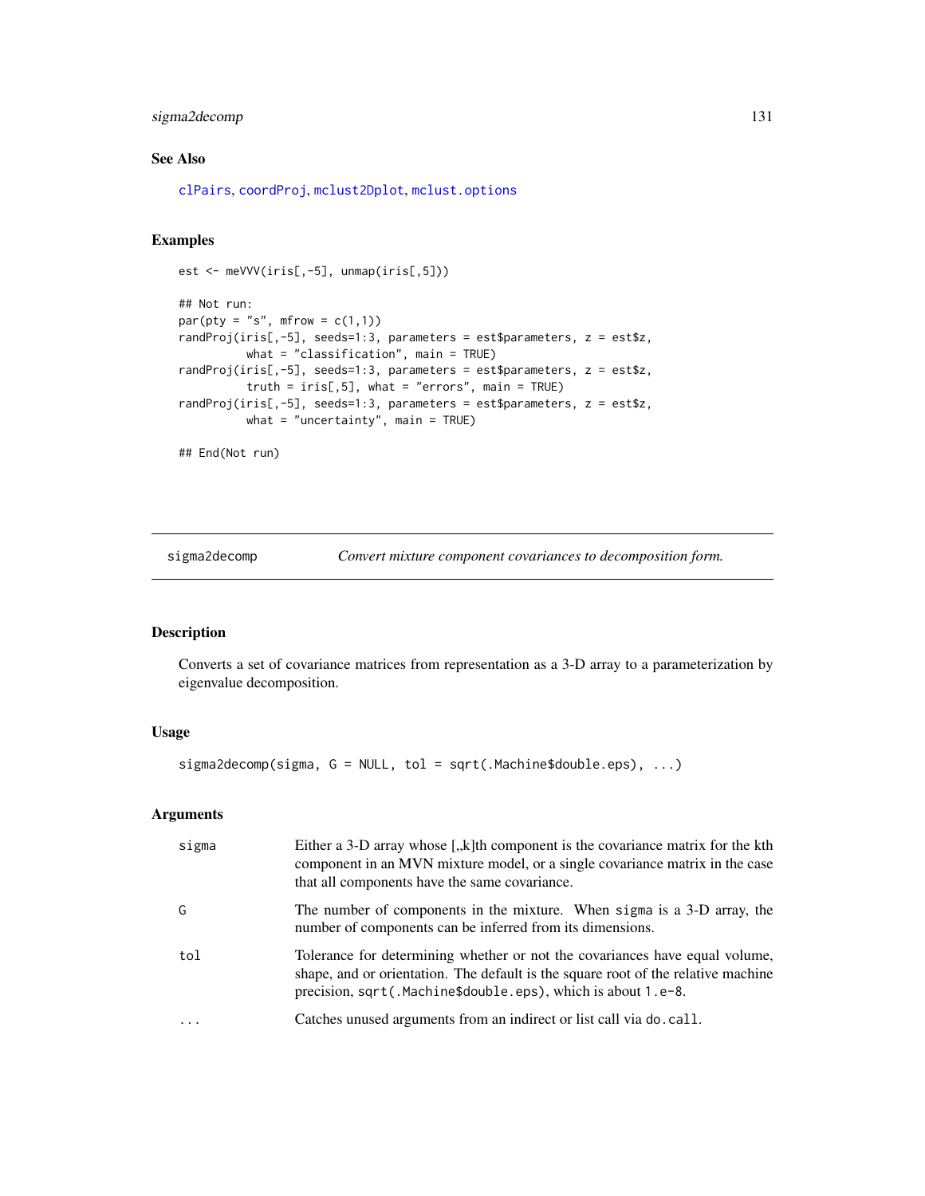### See Also

clPairs, coordProj, mclust2Dplot, mclust.options

### Examples

```
est <- meVVV(iris[,-5], unmap(iris[,5]))

## Not run:
par(pty = "s", mfrow = c(1,1))
randProj(iris[,-5], seeds=1:3, parameters = est$parameters, z = est$z,
         what = "classification", main = TRUE)
randProj(iris[,-5], seeds=1:3, parameters = est$parameters, z = est$z,
         truth = iris[,5], what = "errors", main = TRUE)
randProj(iris[,-5], seeds=1:3, parameters = est$parameters, z = est$z,
         what = "uncertainty", main = TRUE)

## End(Not run)
```

---

## sigma2decomp — *Convert mixture component covariances to decomposition form.*

### Description

Converts a set of covariance matrices from representation as a 3-D array to a parameterization by eigenvalue decomposition.

### Usage

```
sigma2decomp(sigma, G = NULL, tol = sqrt(.Machine$double.eps), ...)
```

### Arguments

| | |
|---|---|
| sigma | Either a 3-D array whose [,,k]th component is the covariance matrix for the kth component in an MVN mixture model, or a single covariance matrix in the case that all components have the same covariance. |
| G | The number of components in the mixture. When `sigma` is a 3-D array, the number of components can be inferred from its dimensions. |
| tol | Tolerance for determining whether or not the covariances have equal volume, shape, and or orientation. The default is the square root of the relative machine precision, `sqrt(.Machine$double.eps)`, which is about `1.e-8`. |
| ... | Catches unused arguments from an indirect or list call via `do.call`. |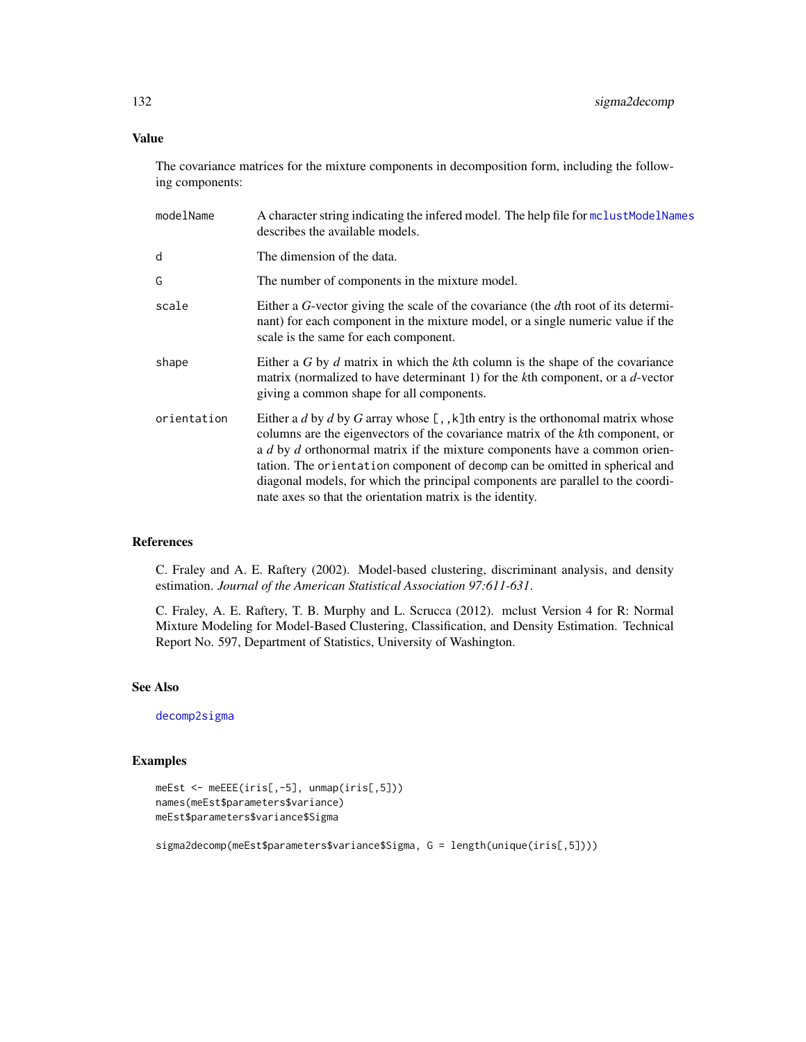## Value

The covariance matrices for the mixture components in decomposition form, including the following components:

- **modelName**: A character string indicating the infered model. The help file for `mclustModelNames` describes the available models.
- **d**: The dimension of the data.
- **G**: The number of components in the mixture model.
- **scale**: Either a *G*-vector giving the scale of the covariance (the *d*th root of its determinant) for each component in the mixture model, or a single numeric value if the scale is the same for each component.
- **shape**: Either a *G* by *d* matrix in which the *k*th column is the shape of the covariance matrix (normalized to have determinant 1) for the *k*th component, or a *d*-vector giving a common shape for all components.
- **orientation**: Either a *d* by *d* by *G* array whose `[,,k]`th entry is the orthonomal matrix whose columns are the eigenvectors of the covariance matrix of the *k*th component, or a *d* by *d* orthonormal matrix if the mixture components have a common orientation. The `orientation` component of `decomp` can be omitted in spherical and diagonal models, for which the principal components are parallel to the coordinate axes so that the orientation matrix is the identity.

## References

C. Fraley and A. E. Raftery (2002). Model-based clustering, discriminant analysis, and density estimation. *Journal of the American Statistical Association 97:611-631*.

C. Fraley, A. E. Raftery, T. B. Murphy and L. Scrucca (2012). mclust Version 4 for R: Normal Mixture Modeling for Model-Based Clustering, Classification, and Density Estimation. Technical Report No. 597, Department of Statistics, University of Washington.

## See Also

`decomp2sigma`

## Examples

```
meEst <- meEEE(iris[,-5], unmap(iris[,5]))
names(meEst$parameters$variance)
meEst$parameters$variance$Sigma

sigma2decomp(meEst$parameters$variance$Sigma, G = length(unique(iris[,5])))
```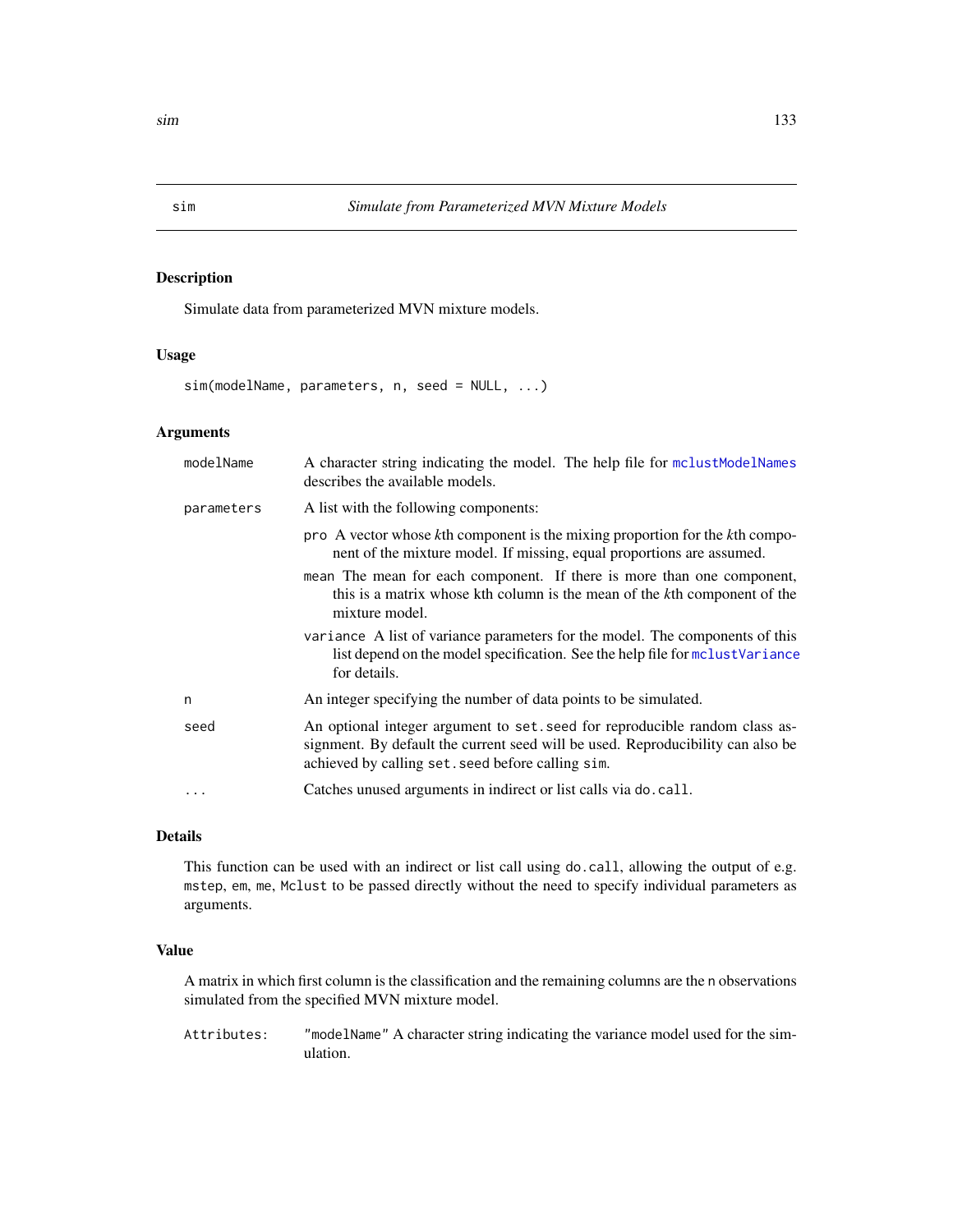# sim — *Simulate from Parameterized MVN Mixture Models*

## Description

Simulate data from parameterized MVN mixture models.

## Usage

```
sim(modelName, parameters, n, seed = NULL, ...)
```

## Arguments

- `modelName`: A character string indicating the model. The help file for `mclustModelNames` describes the available models.
- `parameters`: A list with the following components:
  - `pro`: A vector whose *k*th component is the mixing proportion for the *k*th component of the mixture model. If missing, equal proportions are assumed.
  - `mean`: The mean for each component. If there is more than one component, this is a matrix whose kth column is the mean of the *k*th component of the mixture model.
  - `variance`: A list of variance parameters for the model. The components of this list depend on the model specification. See the help file for `mclustVariance` for details.
- `n`: An integer specifying the number of data points to be simulated.
- `seed`: An optional integer argument to `set.seed` for reproducible random class assignment. By default the current seed will be used. Reproducibility can also be achieved by calling `set.seed` before calling `sim`.
- `...`: Catches unused arguments in indirect or list calls via `do.call`.

## Details

This function can be used with an indirect or list call using `do.call`, allowing the output of e.g. `mstep`, `em`, `me`, `Mclust` to be passed directly without the need to specify individual parameters as arguments.

## Value

A matrix in which first column is the classification and the remaining columns are the `n` observations simulated from the specified MVN mixture model.

- `Attributes:` `"modelName"` A character string indicating the variance model used for the simulation.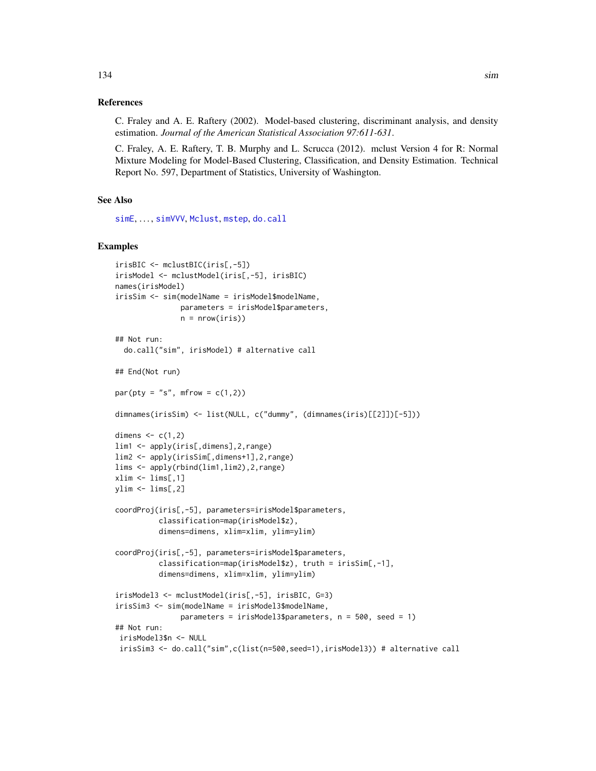## References

C. Fraley and A. E. Raftery (2002). Model-based clustering, discriminant analysis, and density estimation. *Journal of the American Statistical Association 97:611-631*.

C. Fraley, A. E. Raftery, T. B. Murphy and L. Scrucca (2012). mclust Version 4 for R: Normal Mixture Modeling for Model-Based Clustering, Classification, and Density Estimation. Technical Report No. 597, Department of Statistics, University of Washington.

## See Also

simE, ..., simVVV, Mclust, mstep, do.call

## Examples

```
irisBIC <- mclustBIC(iris[,-5])
irisModel <- mclustModel(iris[,-5], irisBIC)
names(irisModel)
irisSim <- sim(modelName = irisModel$modelName,
               parameters = irisModel$parameters,
               n = nrow(iris))

## Not run:
  do.call("sim", irisModel) # alternative call

## End(Not run)

par(pty = "s", mfrow = c(1,2))

dimnames(irisSim) <- list(NULL, c("dummy", (dimnames(iris)[[2]])[-5]))

dimens <- c(1,2)
lim1 <- apply(iris[,dimens],2,range)
lim2 <- apply(irisSim[,dimens+1],2,range)
lims <- apply(rbind(lim1,lim2),2,range)
xlim <- lims[,1]
ylim <- lims[,2]

coordProj(iris[,-5], parameters=irisModel$parameters,
          classification=map(irisModel$z),
          dimens=dimens, xlim=xlim, ylim=ylim)

coordProj(iris[,-5], parameters=irisModel$parameters,
          classification=map(irisModel$z), truth = irisSim[,-1],
          dimens=dimens, xlim=xlim, ylim=ylim)

irisModel3 <- mclustModel(iris[,-5], irisBIC, G=3)
irisSim3 <- sim(modelName = irisModel3$modelName,
               parameters = irisModel3$parameters, n = 500, seed = 1)
## Not run:
 irisModel3$n <- NULL
 irisSim3 <- do.call("sim",c(list(n=500,seed=1),irisModel3)) # alternative call
```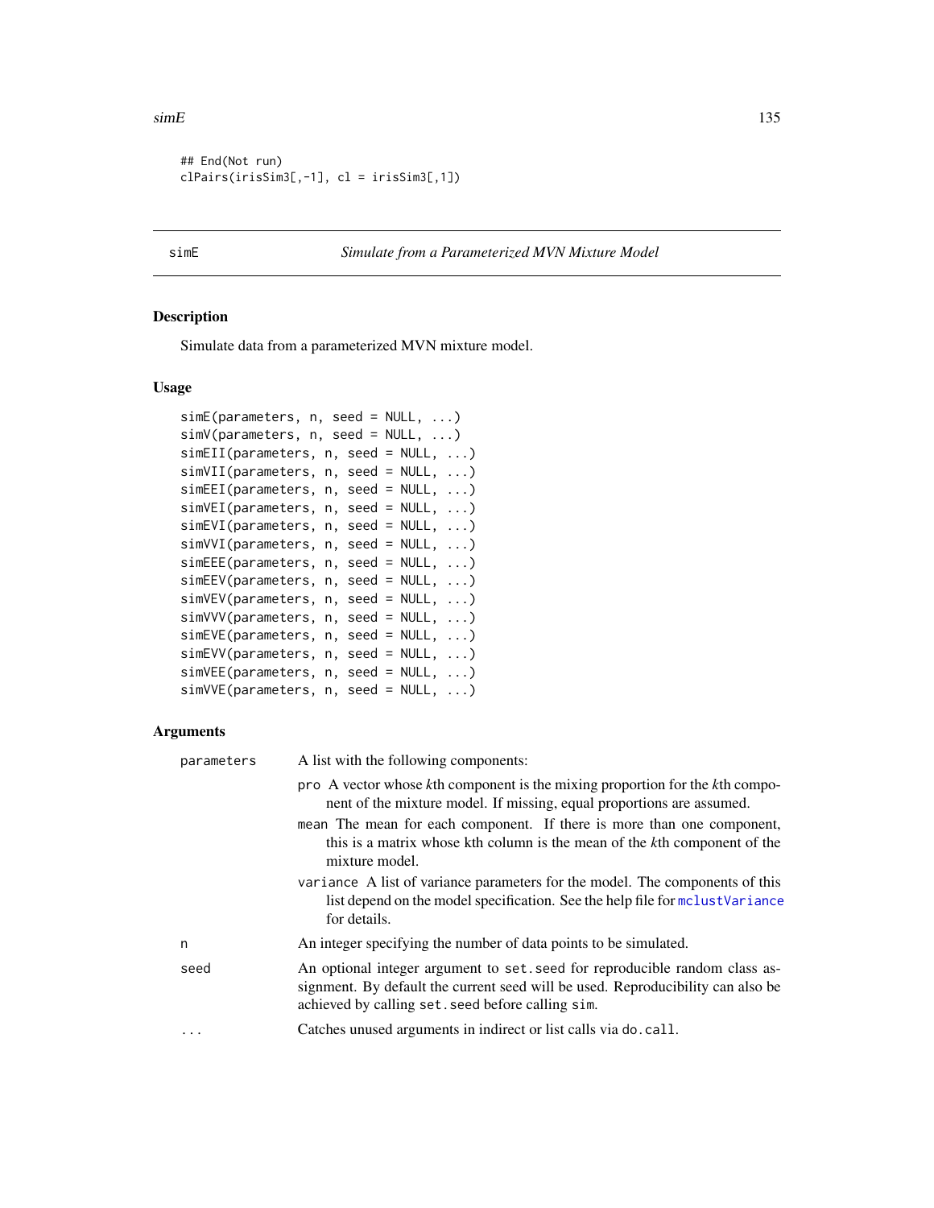```
## End(Not run)
clPairs(irisSim3[,-1], cl = irisSim3[,1])
```

---

simE *Simulate from a Parameterized MVN Mixture Model*

---

## Description

Simulate data from a parameterized MVN mixture model.

## Usage

```
simE(parameters, n, seed = NULL, ...)
simV(parameters, n, seed = NULL, ...)
simEII(parameters, n, seed = NULL, ...)
simVII(parameters, n, seed = NULL, ...)
simEEI(parameters, n, seed = NULL, ...)
simVEI(parameters, n, seed = NULL, ...)
simEVI(parameters, n, seed = NULL, ...)
simVVI(parameters, n, seed = NULL, ...)
simEEE(parameters, n, seed = NULL, ...)
simEEV(parameters, n, seed = NULL, ...)
simVEV(parameters, n, seed = NULL, ...)
simVVV(parameters, n, seed = NULL, ...)
simEVE(parameters, n, seed = NULL, ...)
simEVV(parameters, n, seed = NULL, ...)
simVEE(parameters, n, seed = NULL, ...)
simVVE(parameters, n, seed = NULL, ...)
```

## Arguments

`parameters` A list with the following components:

- `pro` A vector whose *k*th component is the mixing proportion for the *k*th component of the mixture model. If missing, equal proportions are assumed.
- `mean` The mean for each component. If there is more than one component, this is a matrix whose kth column is the mean of the *k*th component of the mixture model.
- `variance` A list of variance parameters for the model. The components of this list depend on the model specification. See the help file for `mclustVariance` for details.

`n` An integer specifying the number of data points to be simulated.

`seed` An optional integer argument to `set.seed` for reproducible random class assignment. By default the current seed will be used. Reproducibility can also be achieved by calling `set.seed` before calling `sim`.

`...` Catches unused arguments in indirect or list calls via `do.call`.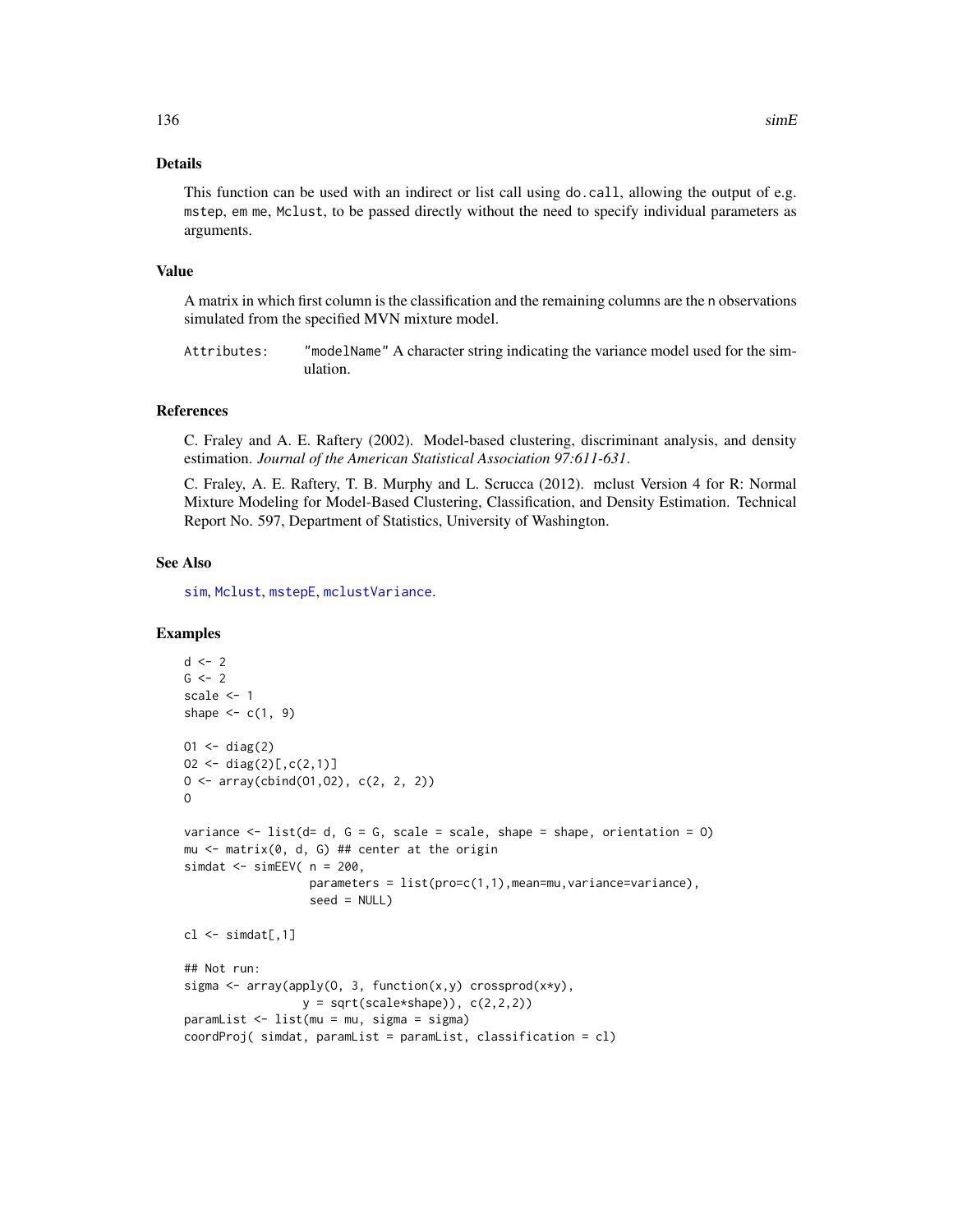## Details

This function can be used with an indirect or list call using `do.call`, allowing the output of e.g. `mstep`, `em` `me`, `Mclust`, to be passed directly without the need to specify individual parameters as arguments.

## Value

A matrix in which first column is the classification and the remaining columns are the `n` observations simulated from the specified MVN mixture model.

`Attributes:` `"modelName"` A character string indicating the variance model used for the simulation.

## References

C. Fraley and A. E. Raftery (2002). Model-based clustering, discriminant analysis, and density estimation. *Journal of the American Statistical Association 97:611-631*.

C. Fraley, A. E. Raftery, T. B. Murphy and L. Scrucca (2012). mclust Version 4 for R: Normal Mixture Modeling for Model-Based Clustering, Classification, and Density Estimation. Technical Report No. 597, Department of Statistics, University of Washington.

## See Also

`sim`, `Mclust`, `mstepE`, `mclustVariance`.

## Examples

```
d <- 2
G <- 2
scale <- 1
shape <- c(1, 9)

O1 <- diag(2)
O2 <- diag(2)[,c(2,1)]
O <- array(cbind(O1,O2), c(2, 2, 2))
O

variance <- list(d= d, G = G, scale = scale, shape = shape, orientation = O)
mu <- matrix(0, d, G) ## center at the origin
simdat <- simEEV( n = 200,
                  parameters = list(pro=c(1,1),mean=mu,variance=variance),
                  seed = NULL)

cl <- simdat[,1]

## Not run:
sigma <- array(apply(O, 3, function(x,y) crossprod(x*y),
                 y = sqrt(scale*shape)), c(2,2,2))
paramList <- list(mu = mu, sigma = sigma)
coordProj( simdat, paramList = paramList, classification = cl)
```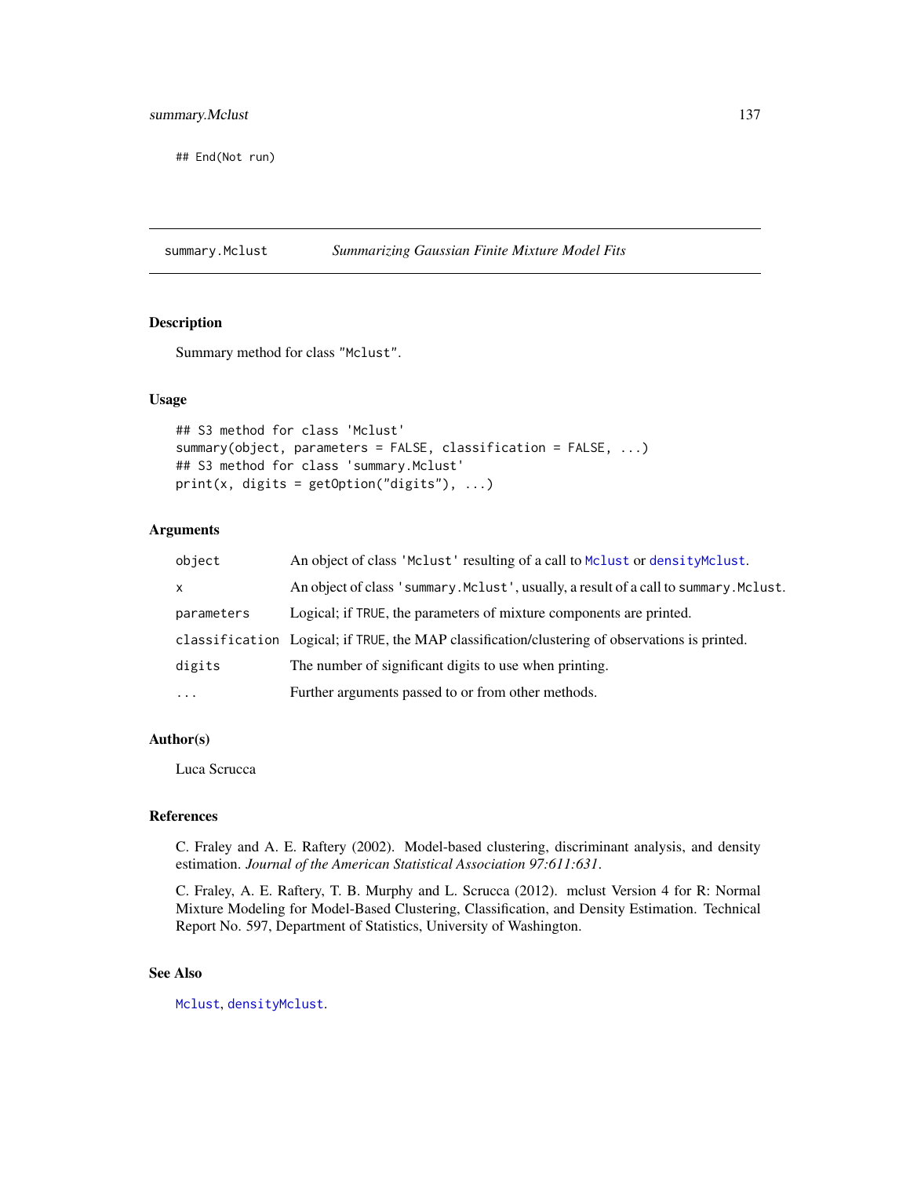```
## End(Not run)
```

## summary.Mclust — *Summarizing Gaussian Finite Mixture Model Fits*

### Description

Summary method for class "Mclust".

### Usage

```
## S3 method for class 'Mclust'
summary(object, parameters = FALSE, classification = FALSE, ...)
## S3 method for class 'summary.Mclust'
print(x, digits = getOption("digits"), ...)
```

### Arguments

| | |
|---|---|
| object | An object of class 'Mclust' resulting of a call to Mclust or densityMclust. |
| x | An object of class 'summary.Mclust', usually, a result of a call to summary.Mclust. |
| parameters | Logical; if TRUE, the parameters of mixture components are printed. |
| classification | Logical; if TRUE, the MAP classification/clustering of observations is printed. |
| digits | The number of significant digits to use when printing. |
| ... | Further arguments passed to or from other methods. |

### Author(s)

Luca Scrucca

### References

C. Fraley and A. E. Raftery (2002). Model-based clustering, discriminant analysis, and density estimation. *Journal of the American Statistical Association 97:611:631*.

C. Fraley, A. E. Raftery, T. B. Murphy and L. Scrucca (2012). mclust Version 4 for R: Normal Mixture Modeling for Model-Based Clustering, Classification, and Density Estimation. Technical Report No. 597, Department of Statistics, University of Washington.

### See Also

Mclust, densityMclust.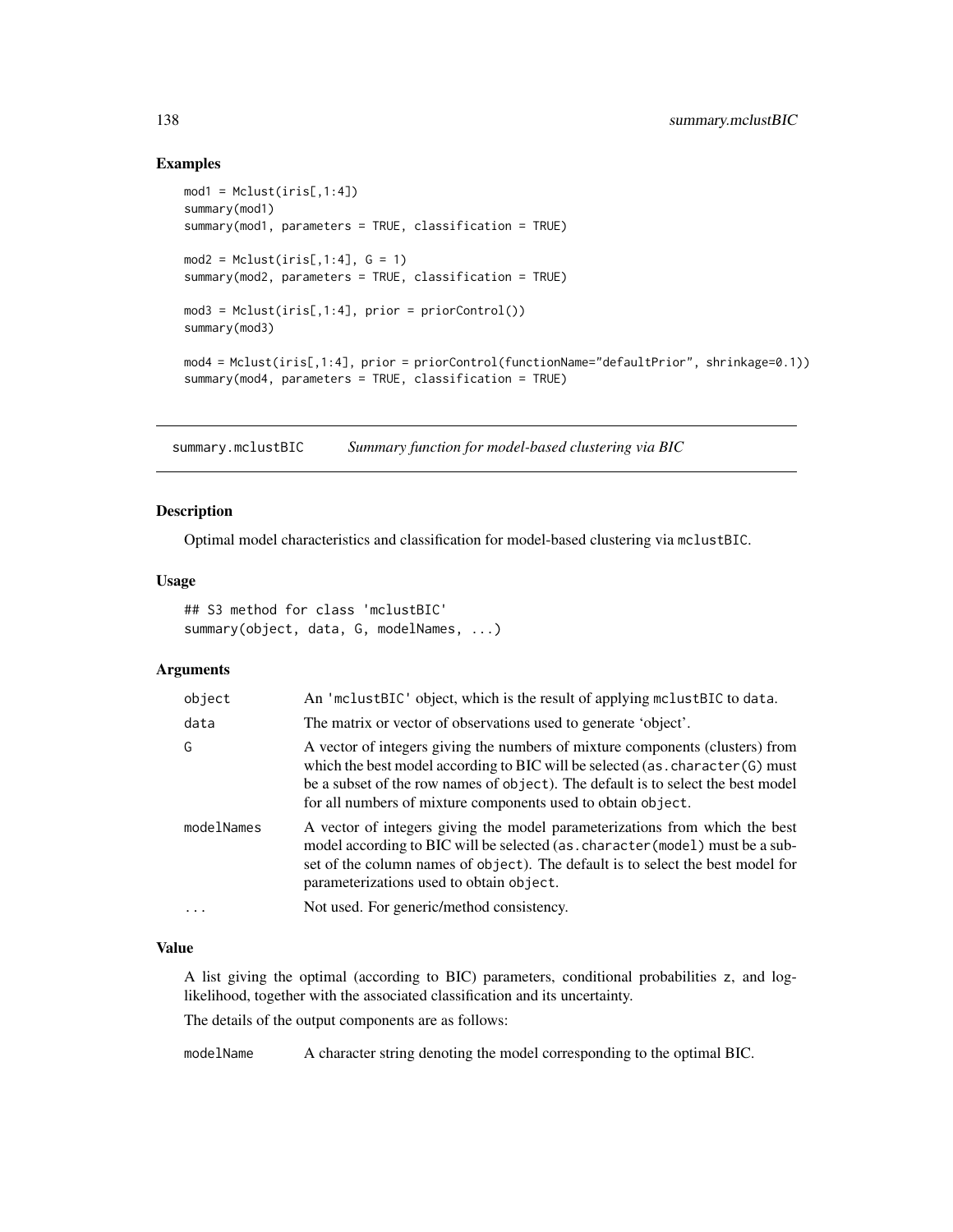## Examples

```
mod1 = Mclust(iris[,1:4])
summary(mod1)
summary(mod1, parameters = TRUE, classification = TRUE)

mod2 = Mclust(iris[,1:4], G = 1)
summary(mod2, parameters = TRUE, classification = TRUE)

mod3 = Mclust(iris[,1:4], prior = priorControl())
summary(mod3)

mod4 = Mclust(iris[,1:4], prior = priorControl(functionName="defaultPrior", shrinkage=0.1))
summary(mod4, parameters = TRUE, classification = TRUE)
```

---

# summary.mclustBIC *Summary function for model-based clustering via BIC*

---

## Description

Optimal model characteristics and classification for model-based clustering via `mclustBIC`.

## Usage

```
## S3 method for class 'mclustBIC'
summary(object, data, G, modelNames, ...)
```

## Arguments

| | |
|---|---|
| `object` | An 'mclustBIC' object, which is the result of applying `mclustBIC` to `data`. |
| `data` | The matrix or vector of observations used to generate 'object'. |
| `G` | A vector of integers giving the numbers of mixture components (clusters) from which the best model according to BIC will be selected (`as.character(G)` must be a subset of the row names of `object`). The default is to select the best model for all numbers of mixture components used to obtain `object`. |
| `modelNames` | A vector of integers giving the model parameterizations from which the best model according to BIC will be selected (`as.character(model)` must be a subset of the column names of `object`). The default is to select the best model for parameterizations used to obtain `object`. |
| `...` | Not used. For generic/method consistency. |

## Value

A list giving the optimal (according to BIC) parameters, conditional probabilities `z`, and log-likelihood, together with the associated classification and its uncertainty.

The details of the output components are as follows:

| | |
|---|---|
| `modelName` | A character string denoting the model corresponding to the optimal BIC. |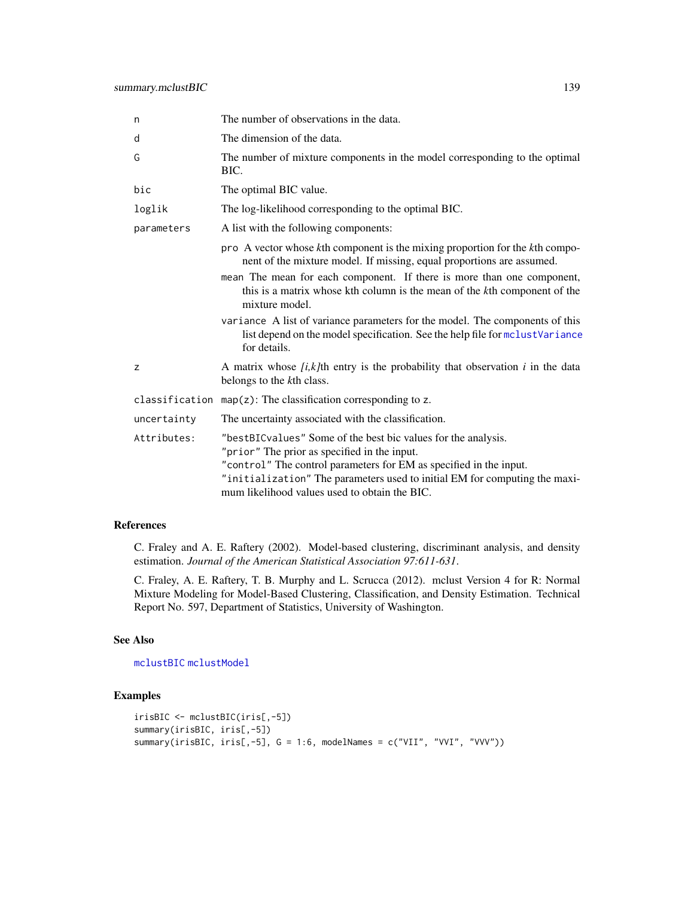| | |
|---|---|
| n | The number of observations in the data. |
| d | The dimension of the data. |
| G | The number of mixture components in the model corresponding to the optimal BIC. |
| bic | The optimal BIC value. |
| loglik | The log-likelihood corresponding to the optimal BIC. |
| parameters | A list with the following components: |
| | `pro` A vector whose *k*th component is the mixing proportion for the *k*th component of the mixture model. If missing, equal proportions are assumed. |
| | `mean` The mean for each component. If there is more than one component, this is a matrix whose kth column is the mean of the *k*th component of the mixture model. |
| | `variance` A list of variance parameters for the model. The components of this list depend on the model specification. See the help file for `mclustVariance` for details. |
| z | A matrix whose *[i,k]*th entry is the probability that observation *i* in the data belongs to the *k*th class. |
| classification | `map(z)`: The classification corresponding to `z`. |
| uncertainty | The uncertainty associated with the classification. |
| Attributes: | `"bestBICvalues"` Some of the best bic values for the analysis. `"prior"` The prior as specified in the input. `"control"` The control parameters for EM as specified in the input. `"initialization"` The parameters used to initial EM for computing the maximum likelihood values used to obtain the BIC. |

## References

C. Fraley and A. E. Raftery (2002). Model-based clustering, discriminant analysis, and density estimation. *Journal of the American Statistical Association 97:611-631*.

C. Fraley, A. E. Raftery, T. B. Murphy and L. Scrucca (2012). mclust Version 4 for R: Normal Mixture Modeling for Model-Based Clustering, Classification, and Density Estimation. Technical Report No. 597, Department of Statistics, University of Washington.

## See Also

`mclustBIC` `mclustModel`

## Examples

```
irisBIC <- mclustBIC(iris[,-5])
summary(irisBIC, iris[,-5])
summary(irisBIC, iris[,-5], G = 1:6, modelNames = c("VII", "VVI", "VVV"))
```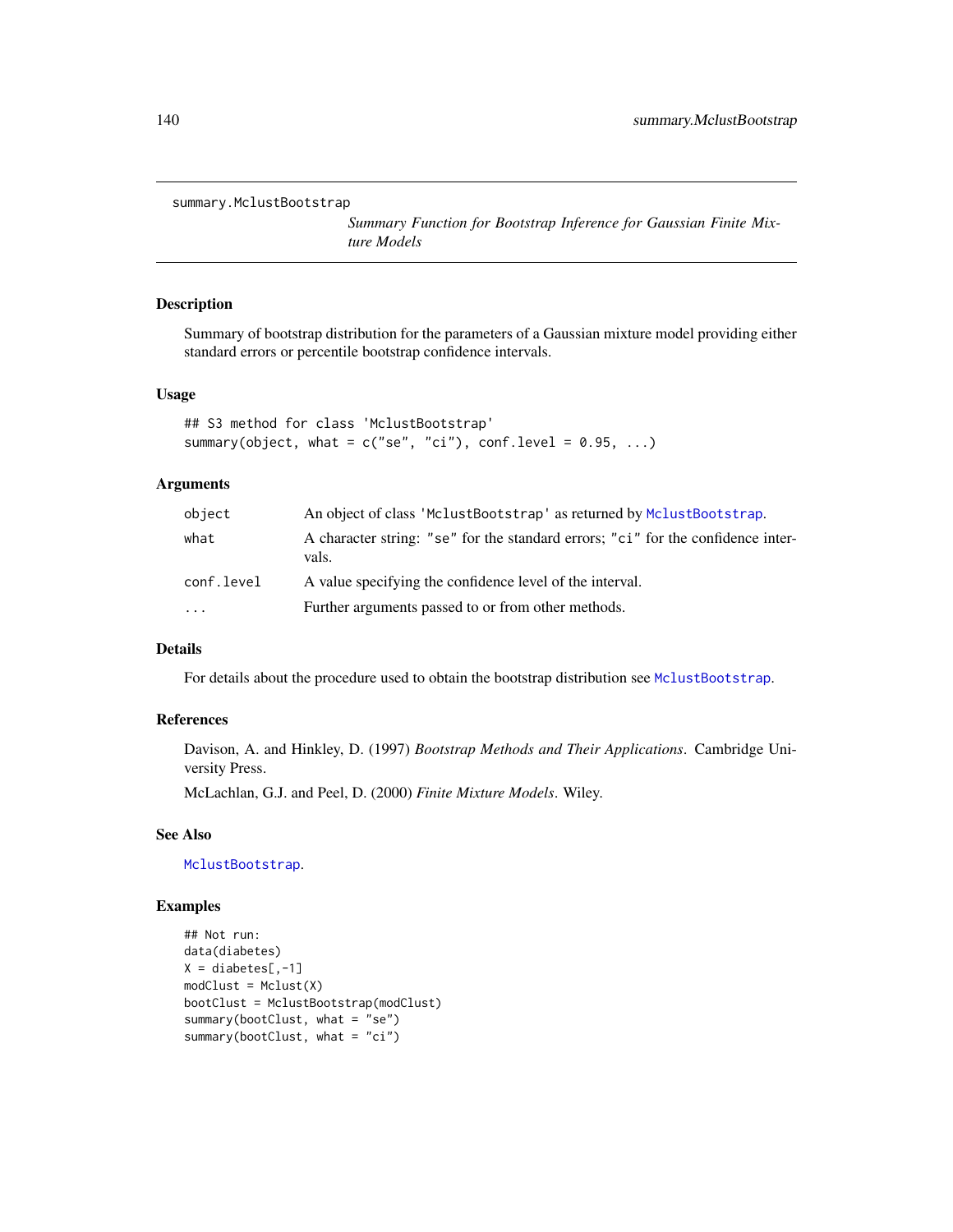# summary.MclustBootstrap

*Summary Function for Bootstrap Inference for Gaussian Finite Mixture Models*

## Description

Summary of bootstrap distribution for the parameters of a Gaussian mixture model providing either standard errors or percentile bootstrap confidence intervals.

## Usage

```
## S3 method for class 'MclustBootstrap'
summary(object, what = c("se", "ci"), conf.level = 0.95, ...)
```

## Arguments

| | |
|---|---|
| `object` | An object of class `'MclustBootstrap'` as returned by `MclustBootstrap`. |
| `what` | A character string: `"se"` for the standard errors; `"ci"` for the confidence intervals. |
| `conf.level` | A value specifying the confidence level of the interval. |
| `...` | Further arguments passed to or from other methods. |

## Details

For details about the procedure used to obtain the bootstrap distribution see `MclustBootstrap`.

## References

Davison, A. and Hinkley, D. (1997) *Bootstrap Methods and Their Applications*. Cambridge University Press.

McLachlan, G.J. and Peel, D. (2000) *Finite Mixture Models*. Wiley.

## See Also

`MclustBootstrap`.

## Examples

```
## Not run:
data(diabetes)
X = diabetes[,-1]
modClust = Mclust(X)
bootClust = MclustBootstrap(modClust)
summary(bootClust, what = "se")
summary(bootClust, what = "ci")
```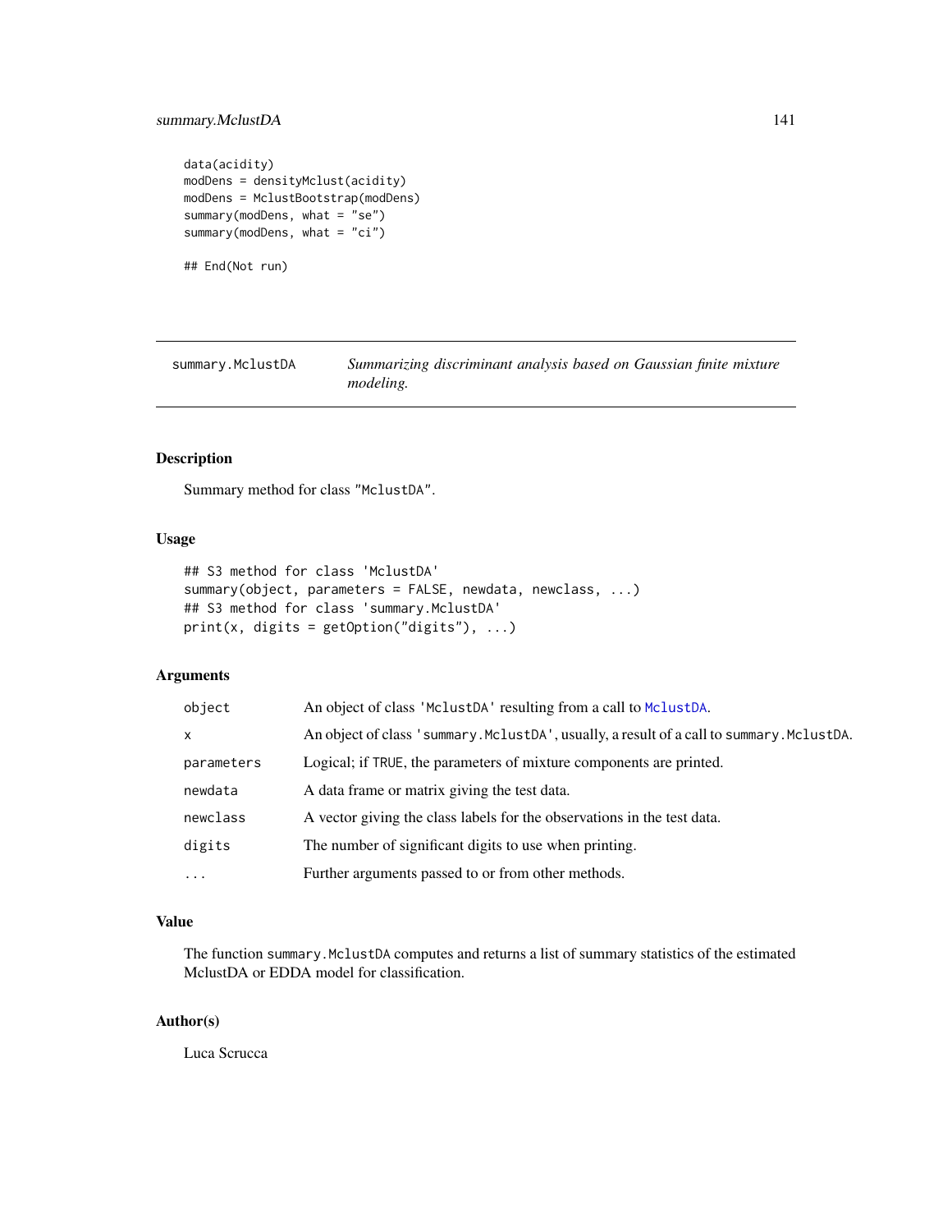```
data(acidity)
modDens = densityMclust(acidity)
modDens = MclustBootstrap(modDens)
summary(modDens, what = "se")
summary(modDens, what = "ci")

## End(Not run)
```

## summary.MclustDA — *Summarizing discriminant analysis based on Gaussian finite mixture modeling.*

### Description

Summary method for class "MclustDA".

### Usage

```
## S3 method for class 'MclustDA'
summary(object, parameters = FALSE, newdata, newclass, ...)
## S3 method for class 'summary.MclustDA'
print(x, digits = getOption("digits"), ...)
```

### Arguments

| | |
|---|---|
| object | An object of class 'MclustDA' resulting from a call to MclustDA. |
| x | An object of class 'summary.MclustDA', usually, a result of a call to summary.MclustDA. |
| parameters | Logical; if TRUE, the parameters of mixture components are printed. |
| newdata | A data frame or matrix giving the test data. |
| newclass | A vector giving the class labels for the observations in the test data. |
| digits | The number of significant digits to use when printing. |
| ... | Further arguments passed to or from other methods. |

### Value

The function summary.MclustDA computes and returns a list of summary statistics of the estimated MclustDA or EDDA model for classification.

### Author(s)

Luca Scrucca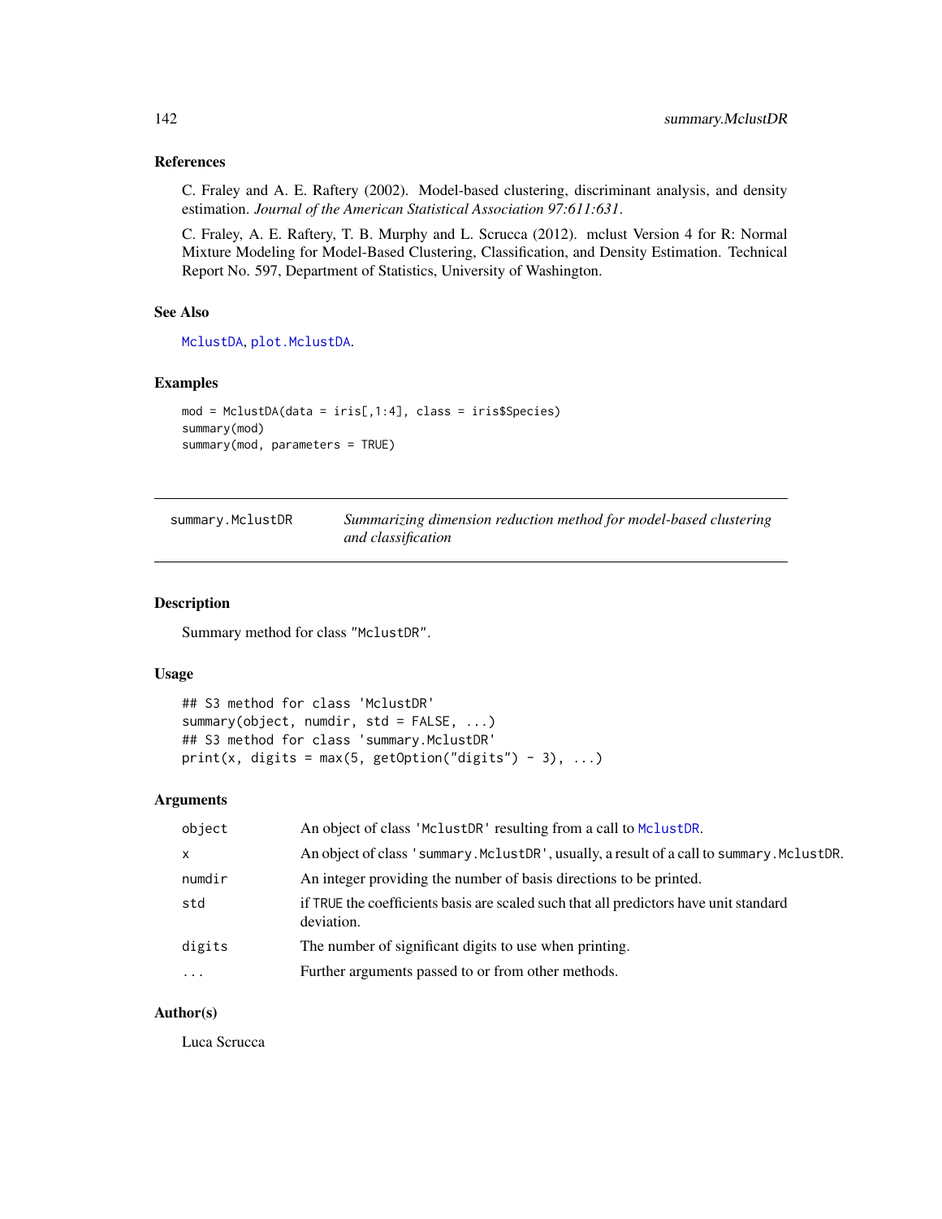### References

C. Fraley and A. E. Raftery (2002). Model-based clustering, discriminant analysis, and density estimation. *Journal of the American Statistical Association 97:611:631*.

C. Fraley, A. E. Raftery, T. B. Murphy and L. Scrucca (2012). mclust Version 4 for R: Normal Mixture Modeling for Model-Based Clustering, Classification, and Density Estimation. Technical Report No. 597, Department of Statistics, University of Washington.

### See Also

MclustDA, plot.MclustDA.

### Examples

```
mod = MclustDA(data = iris[,1:4], class = iris$Species)
summary(mod)
summary(mod, parameters = TRUE)
```

---

## summary.MclustDR — *Summarizing dimension reduction method for model-based clustering and classification*

### Description

Summary method for class "MclustDR".

### Usage

```
## S3 method for class 'MclustDR'
summary(object, numdir, std = FALSE, ...)
## S3 method for class 'summary.MclustDR'
print(x, digits = max(5, getOption("digits") - 3), ...)
```

### Arguments

| | |
|---|---|
| object | An object of class 'MclustDR' resulting from a call to MclustDR. |
| x | An object of class 'summary.MclustDR', usually, a result of a call to summary.MclustDR. |
| numdir | An integer providing the number of basis directions to be printed. |
| std | if TRUE the coefficients basis are scaled such that all predictors have unit standard deviation. |
| digits | The number of significant digits to use when printing. |
| ... | Further arguments passed to or from other methods. |

### Author(s)

Luca Scrucca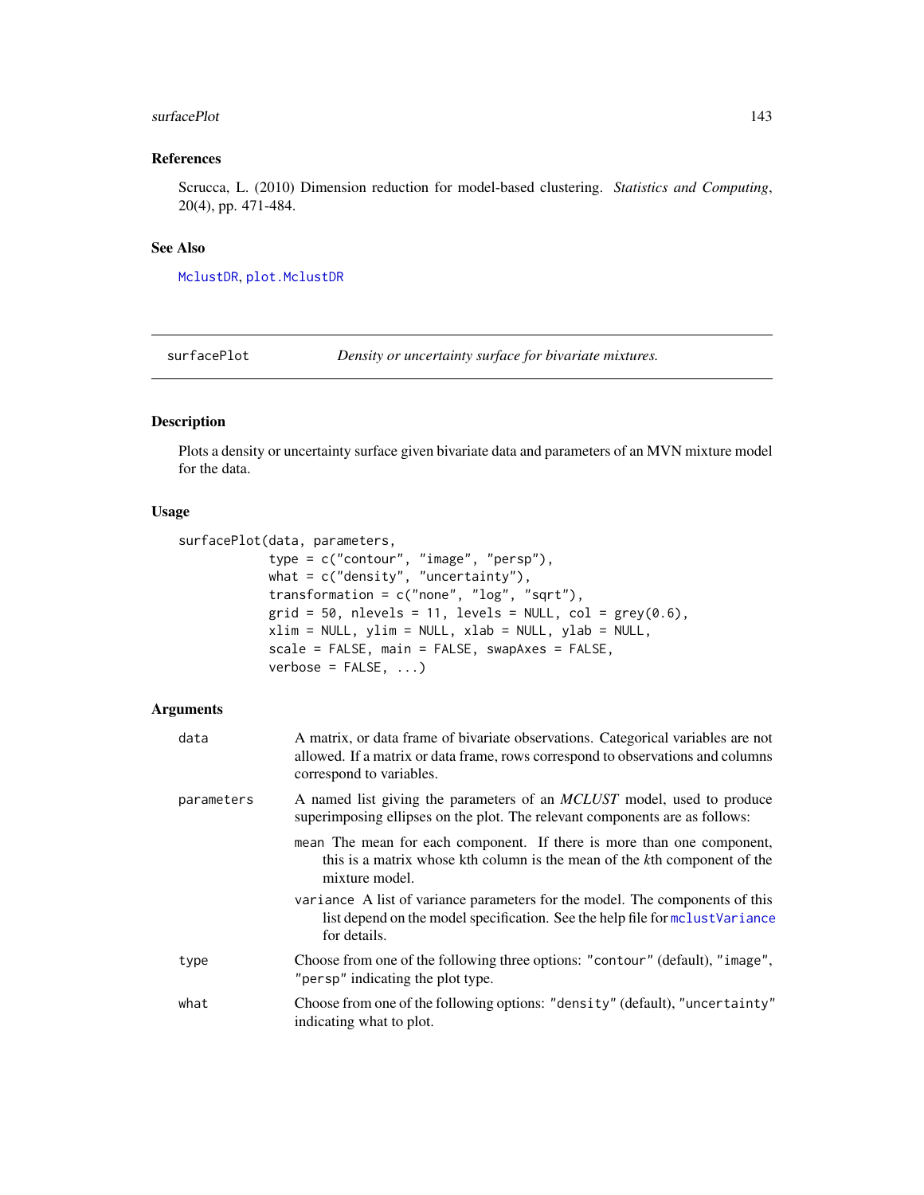## References

Scrucca, L. (2010) Dimension reduction for model-based clustering. *Statistics and Computing*, 20(4), pp. 471-484.

## See Also

MclustDR, plot.MclustDR

---

surfacePlot *Density or uncertainty surface for bivariate mixtures.*

---

## Description

Plots a density or uncertainty surface given bivariate data and parameters of an MVN mixture model for the data.

## Usage

```
surfacePlot(data, parameters,
            type = c("contour", "image", "persp"),
            what = c("density", "uncertainty"),
            transformation = c("none", "log", "sqrt"),
            grid = 50, nlevels = 11, levels = NULL, col = grey(0.6),
            xlim = NULL, ylim = NULL, xlab = NULL, ylab = NULL,
            scale = FALSE, main = FALSE, swapAxes = FALSE,
            verbose = FALSE, ...)
```

## Arguments

`data` A matrix, or data frame of bivariate observations. Categorical variables are not allowed. If a matrix or data frame, rows correspond to observations and columns correspond to variables.

`parameters` A named list giving the parameters of an *MCLUST* model, used to produce superimposing ellipses on the plot. The relevant components are as follows:

- `mean` The mean for each component. If there is more than one component, this is a matrix whose kth column is the mean of the *k*th component of the mixture model.
- `variance` A list of variance parameters for the model. The components of this list depend on the model specification. See the help file for mclustVariance for details.

`type` Choose from one of the following three options: "contour" (default), "image", "persp" indicating the plot type.

`what` Choose from one of the following options: "density" (default), "uncertainty" indicating what to plot.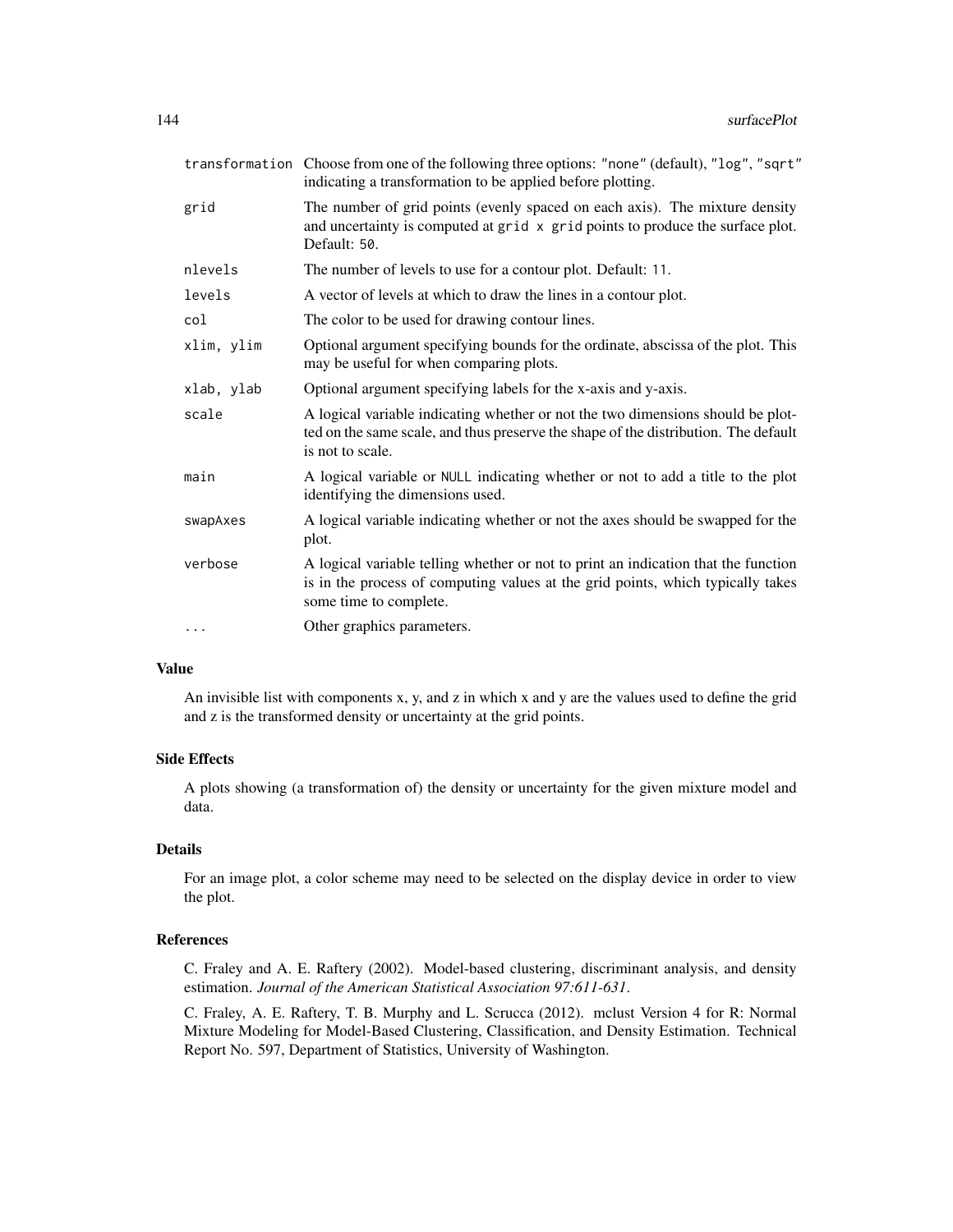| | |
|---|---|
| `transformation` | Choose from one of the following three options: "none" (default), "log", "sqrt" indicating a transformation to be applied before plotting. |
| `grid` | The number of grid points (evenly spaced on each axis). The mixture density and uncertainty is computed at `grid x grid` points to produce the surface plot. Default: `50`. |
| `nlevels` | The number of levels to use for a contour plot. Default: `11`. |
| `levels` | A vector of levels at which to draw the lines in a contour plot. |
| `col` | The color to be used for drawing contour lines. |
| `xlim, ylim` | Optional argument specifying bounds for the ordinate, abscissa of the plot. This may be useful for when comparing plots. |
| `xlab, ylab` | Optional argument specifying labels for the x-axis and y-axis. |
| `scale` | A logical variable indicating whether or not the two dimensions should be plotted on the same scale, and thus preserve the shape of the distribution. The default is not to scale. |
| `main` | A logical variable or `NULL` indicating whether or not to add a title to the plot identifying the dimensions used. |
| `swapAxes` | A logical variable indicating whether or not the axes should be swapped for the plot. |
| `verbose` | A logical variable telling whether or not to print an indication that the function is in the process of computing values at the grid points, which typically takes some time to complete. |
| `...` | Other graphics parameters. |

## Value

An invisible list with components x, y, and z in which x and y are the values used to define the grid and z is the transformed density or uncertainty at the grid points.

## Side Effects

A plots showing (a transformation of) the density or uncertainty for the given mixture model and data.

## Details

For an image plot, a color scheme may need to be selected on the display device in order to view the plot.

## References

C. Fraley and A. E. Raftery (2002). Model-based clustering, discriminant analysis, and density estimation. *Journal of the American Statistical Association 97:611-631*.

C. Fraley, A. E. Raftery, T. B. Murphy and L. Scrucca (2012). mclust Version 4 for R: Normal Mixture Modeling for Model-Based Clustering, Classification, and Density Estimation. Technical Report No. 597, Department of Statistics, University of Washington.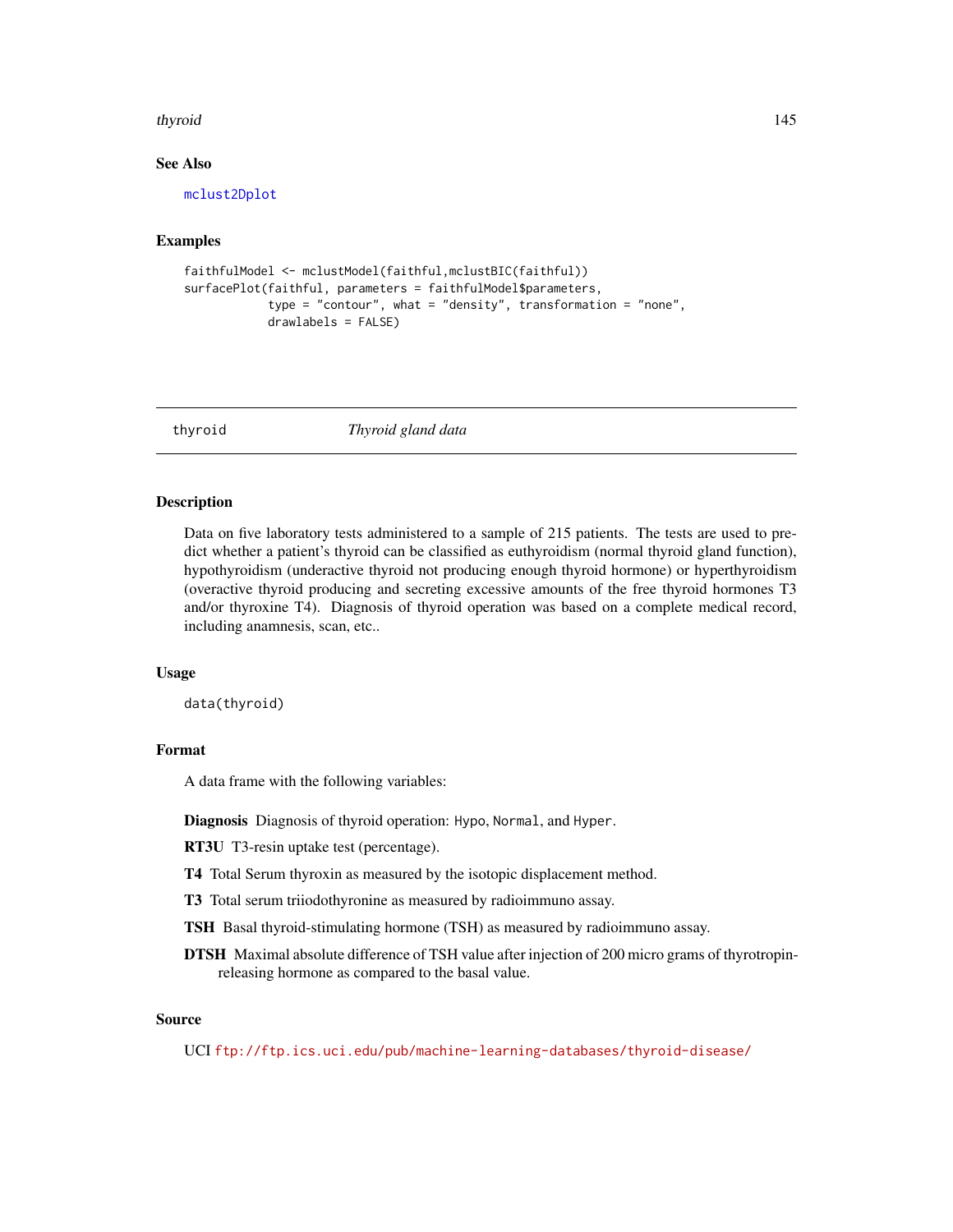## See Also

mclust2Dplot

## Examples

```
faithfulModel <- mclustModel(faithful,mclustBIC(faithful))
surfacePlot(faithful, parameters = faithfulModel$parameters,
            type = "contour", what = "density", transformation = "none",
            drawlabels = FALSE)
```

---

# thyroid *Thyroid gland data*

---

## Description

Data on five laboratory tests administered to a sample of 215 patients. The tests are used to predict whether a patient's thyroid can be classified as euthyroidism (normal thyroid gland function), hypothyroidism (underactive thyroid not producing enough thyroid hormone) or hyperthyroidism (overactive thyroid producing and secreting excessive amounts of the free thyroid hormones T3 and/or thyroxine T4). Diagnosis of thyroid operation was based on a complete medical record, including anamnesis, scan, etc..

## Usage

```
data(thyroid)
```

## Format

A data frame with the following variables:

**Diagnosis** Diagnosis of thyroid operation: `Hypo`, `Normal`, and `Hyper`.

**RT3U** T3-resin uptake test (percentage).

**T4** Total Serum thyroxin as measured by the isotopic displacement method.

**T3** Total serum triiodothyronine as measured by radioimmuno assay.

**TSH** Basal thyroid-stimulating hormone (TSH) as measured by radioimmuno assay.

**DTSH** Maximal absolute difference of TSH value after injection of 200 micro grams of thyrotropin-releasing hormone as compared to the basal value.

## Source

UCI ftp://ftp.ics.uci.edu/pub/machine-learning-databases/thyroid-disease/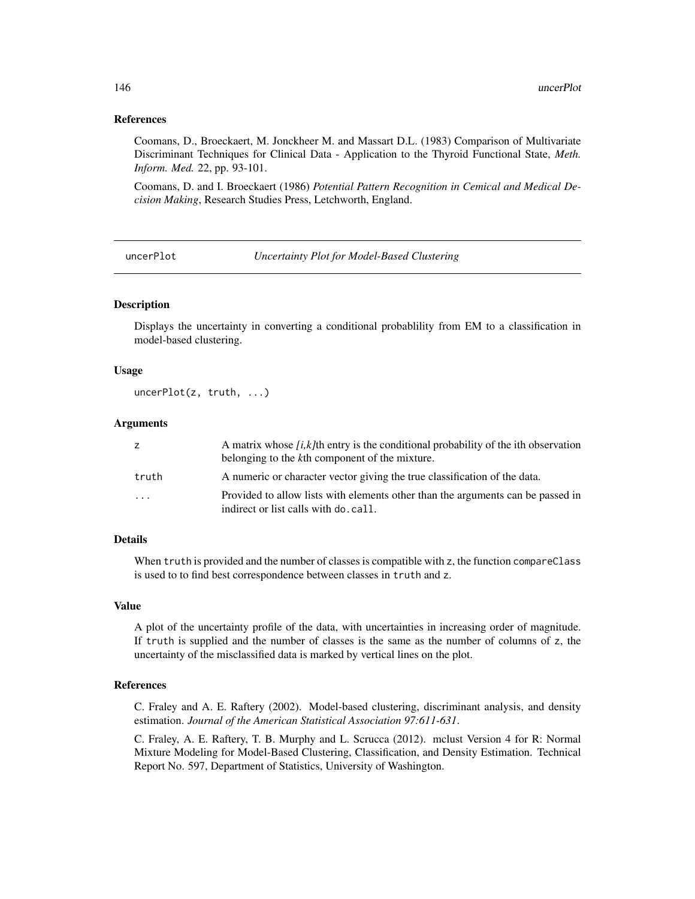### References

Coomans, D., Broeckaert, M. Jonckheer M. and Massart D.L. (1983) Comparison of Multivariate Discriminant Techniques for Clinical Data - Application to the Thyroid Functional State, *Meth. Inform. Med.* 22, pp. 93-101.

Coomans, D. and I. Broeckaert (1986) *Potential Pattern Recognition in Cemical and Medical Decision Making*, Research Studies Press, Letchworth, England.

---

## uncerPlot — *Uncertainty Plot for Model-Based Clustering*

### Description

Displays the uncertainty in converting a conditional probablility from EM to a classification in model-based clustering.

### Usage

```
uncerPlot(z, truth, ...)
```

### Arguments

| | |
|---|---|
| z | A matrix whose *[i,k]*th entry is the conditional probability of the ith observation belonging to the *k*th component of the mixture. |
| truth | A numeric or character vector giving the true classification of the data. |
| ... | Provided to allow lists with elements other than the arguments can be passed in indirect or list calls with do.call. |

### Details

When truth is provided and the number of classes is compatible with z, the function compareClass is used to to find best correspondence between classes in truth and z.

### Value

A plot of the uncertainty profile of the data, with uncertainties in increasing order of magnitude. If truth is supplied and the number of classes is the same as the number of columns of z, the uncertainty of the misclassified data is marked by vertical lines on the plot.

### References

C. Fraley and A. E. Raftery (2002). Model-based clustering, discriminant analysis, and density estimation. *Journal of the American Statistical Association 97:611-631*.

C. Fraley, A. E. Raftery, T. B. Murphy and L. Scrucca (2012). mclust Version 4 for R: Normal Mixture Modeling for Model-Based Clustering, Classification, and Density Estimation. Technical Report No. 597, Department of Statistics, University of Washington.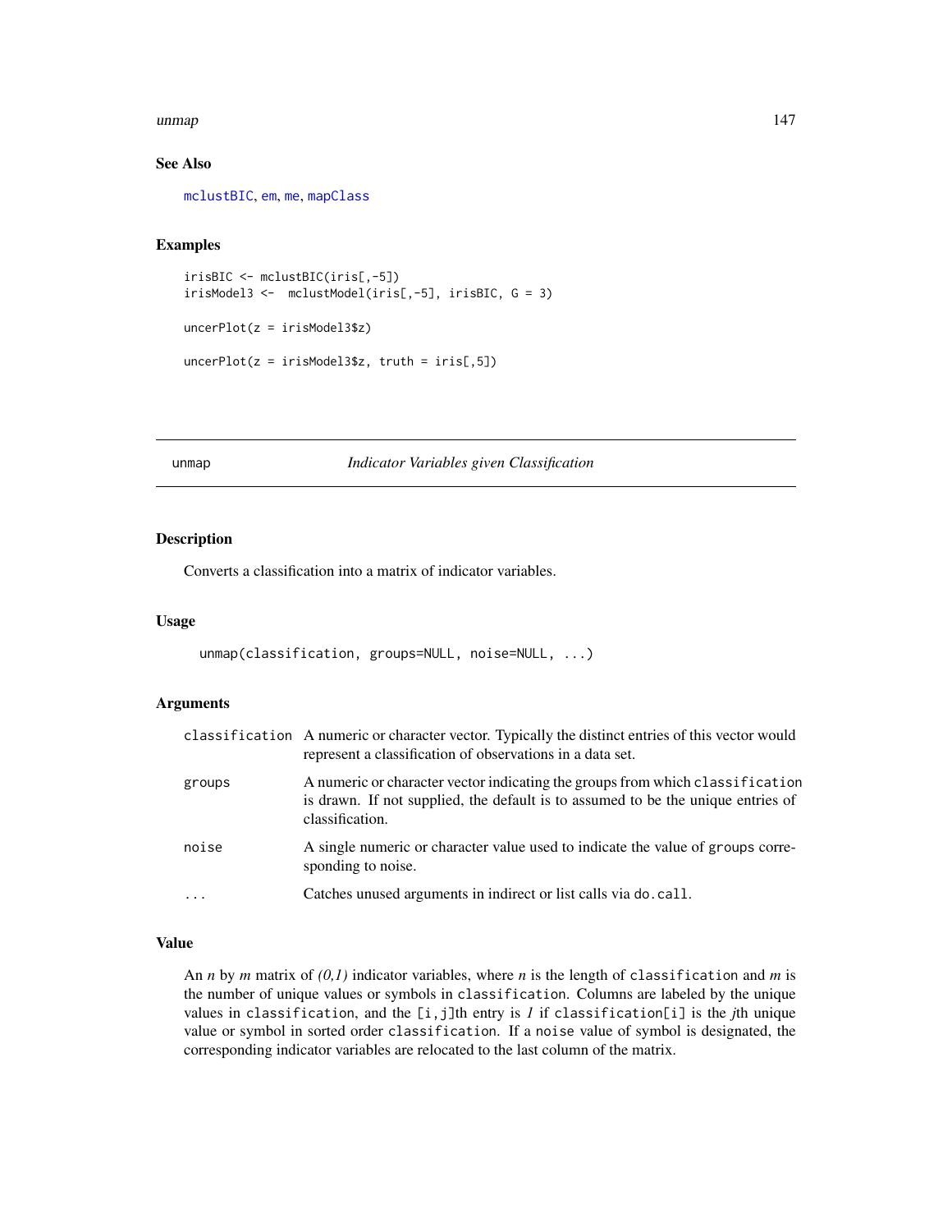### See Also

mclustBIC, em, me, mapClass

### Examples

```
irisBIC <- mclustBIC(iris[,-5])
irisModel3 <-  mclustModel(iris[,-5], irisBIC, G = 3)

uncerPlot(z = irisModel3$z)

uncerPlot(z = irisModel3$z, truth = iris[,5])
```

---

## unmap *Indicator Variables given Classification*

---

### Description

Converts a classification into a matrix of indicator variables.

### Usage

```
unmap(classification, groups=NULL, noise=NULL, ...)
```

### Arguments

| | |
|---|---|
| classification | A numeric or character vector. Typically the distinct entries of this vector would represent a classification of observations in a data set. |
| groups | A numeric or character vector indicating the groups from which classification is drawn. If not supplied, the default is to assumed to be the unique entries of classification. |
| noise | A single numeric or character value used to indicate the value of groups corresponding to noise. |
| ... | Catches unused arguments in indirect or list calls via do.call. |

### Value

An $n$ by $m$ matrix of *(0,1)* indicator variables, where $n$ is the length of classification and $m$ is the number of unique values or symbols in classification. Columns are labeled by the unique values in classification, and the [i,j]th entry is *1* if classification[i] is the *j*th unique value or symbol in sorted order classification. If a noise value of symbol is designated, the corresponding indicator variables are relocated to the last column of the matrix.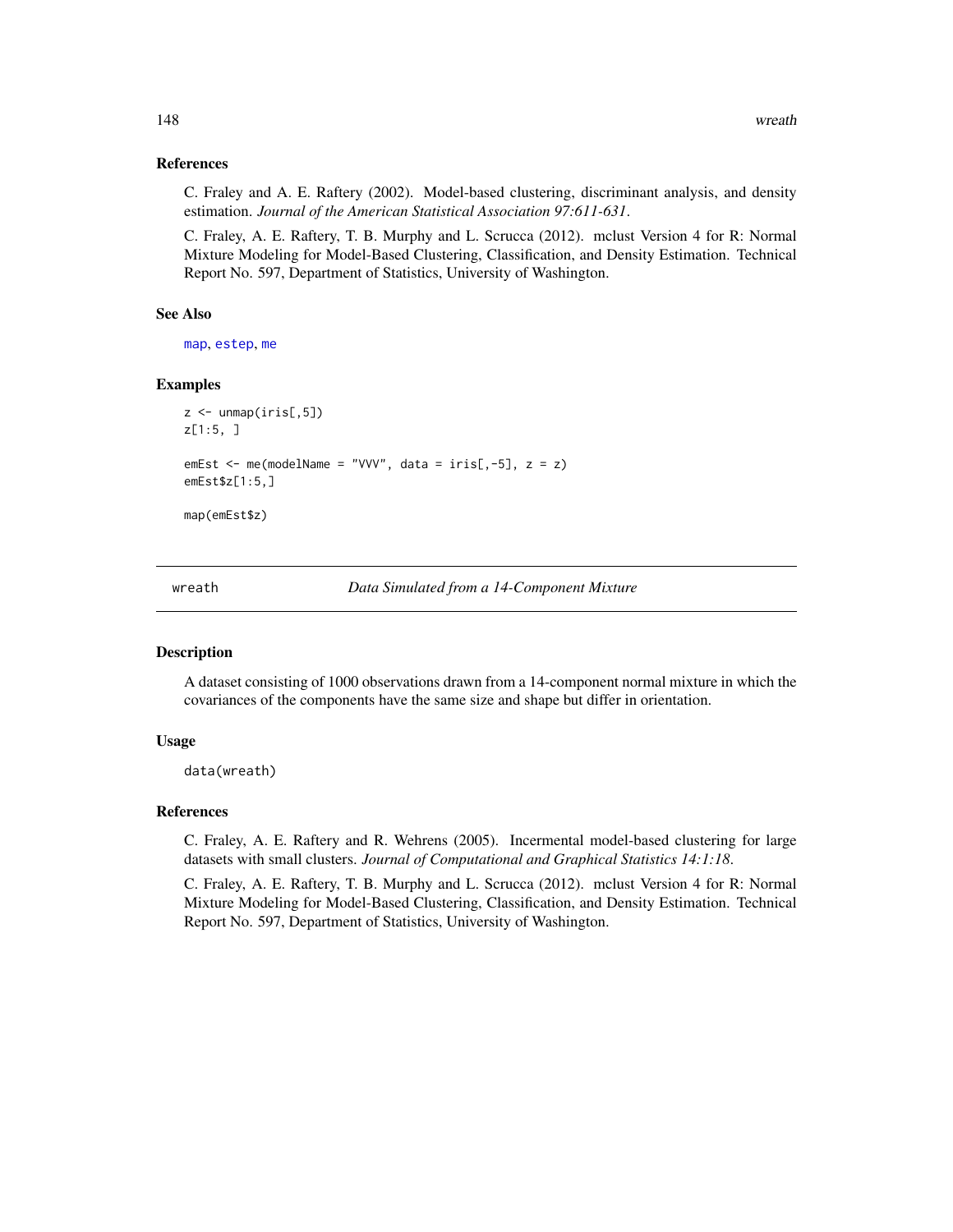## References

C. Fraley and A. E. Raftery (2002). Model-based clustering, discriminant analysis, and density estimation. *Journal of the American Statistical Association 97:611-631*.

C. Fraley, A. E. Raftery, T. B. Murphy and L. Scrucca (2012). mclust Version 4 for R: Normal Mixture Modeling for Model-Based Clustering, Classification, and Density Estimation. Technical Report No. 597, Department of Statistics, University of Washington.

## See Also

map, estep, me

## Examples

```
z <- unmap(iris[,5])
z[1:5, ]

emEst <- me(modelName = "VVV", data = iris[,-5], z = z)
emEst$z[1:5,]

map(emEst$z)
```

---

# wreath — *Data Simulated from a 14-Component Mixture*

## Description

A dataset consisting of 1000 observations drawn from a 14-component normal mixture in which the covariances of the components have the same size and shape but differ in orientation.

## Usage

```
data(wreath)
```

## References

C. Fraley, A. E. Raftery and R. Wehrens (2005). Incermental model-based clustering for large datasets with small clusters. *Journal of Computational and Graphical Statistics 14:1:18*.

C. Fraley, A. E. Raftery, T. B. Murphy and L. Scrucca (2012). mclust Version 4 for R: Normal Mixture Modeling for Model-Based Clustering, Classification, and Density Estimation. Technical Report No. 597, Department of Statistics, University of Washington.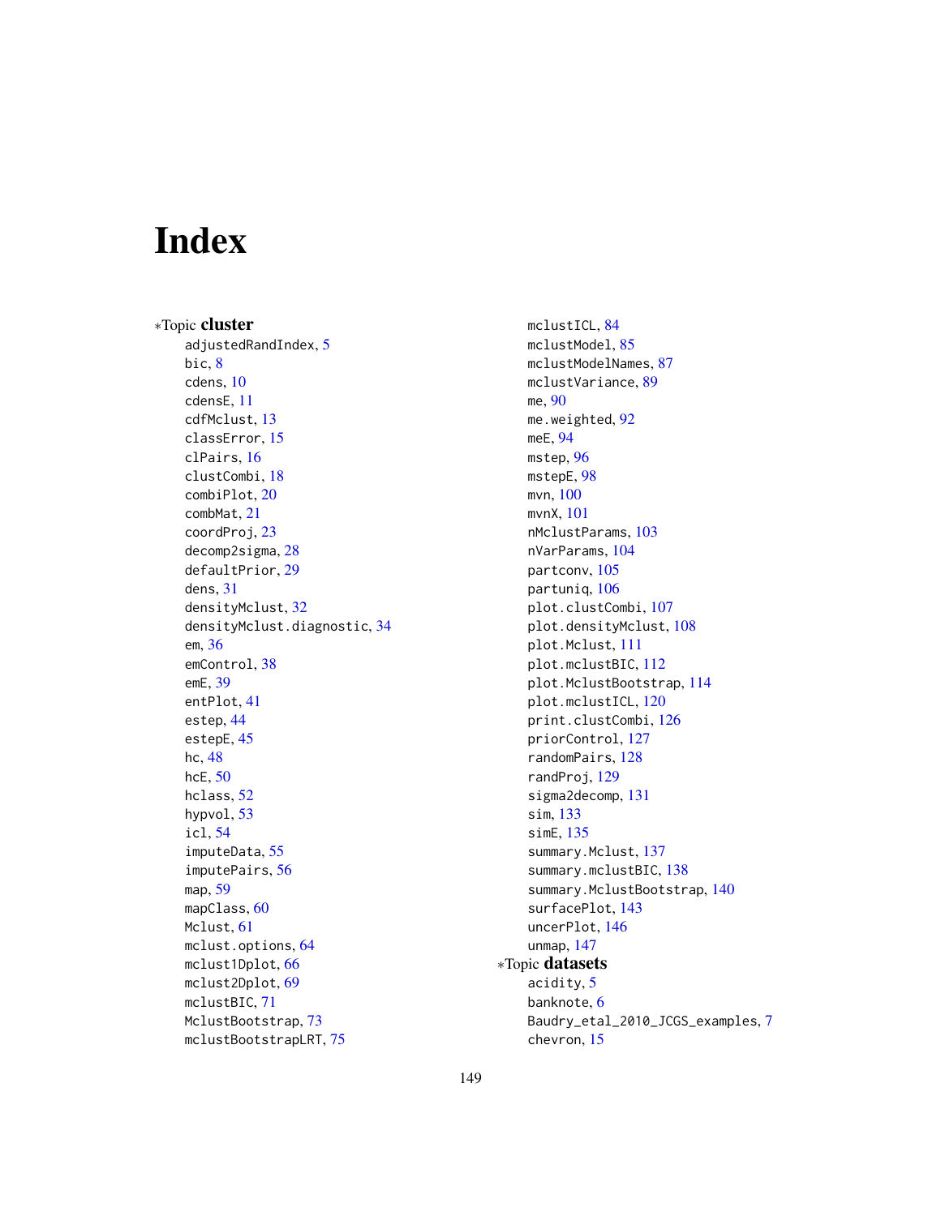# Index

∗Topic **cluster**

- adjustedRandIndex, 5
- bic, 8
- cdens, 10
- cdensE, 11
- cdfMclust, 13
- classError, 15
- clPairs, 16
- clustCombi, 18
- combiPlot, 20
- combMat, 21
- coordProj, 23
- decomp2sigma, 28
- defaultPrior, 29
- dens, 31
- densityMclust, 32
- densityMclust.diagnostic, 34
- em, 36
- emControl, 38
- emE, 39
- entPlot, 41
- estep, 44
- estepE, 45
- hc, 48
- hcE, 50
- hclass, 52
- hypvol, 53
- icl, 54
- imputeData, 55
- imputePairs, 56
- map, 59
- mapClass, 60
- Mclust, 61
- mclust.options, 64
- mclust1Dplot, 66
- mclust2Dplot, 69
- mclustBIC, 71
- MclustBootstrap, 73
- mclustBootstrapLRT, 75
- mclustICL, 84
- mclustModel, 85
- mclustModelNames, 87
- mclustVariance, 89
- me, 90
- me.weighted, 92
- meE, 94
- mstep, 96
- mstepE, 98
- mvn, 100
- mvnX, 101
- nMclustParams, 103
- nVarParams, 104
- partconv, 105
- partuniq, 106
- plot.clustCombi, 107
- plot.densityMclust, 108
- plot.Mclust, 111
- plot.mclustBIC, 112
- plot.MclustBootstrap, 114
- plot.mclustICL, 120
- print.clustCombi, 126
- priorControl, 127
- randomPairs, 128
- randProj, 129
- sigma2decomp, 131
- sim, 133
- simE, 135
- summary.Mclust, 137
- summary.mclustBIC, 138
- summary.MclustBootstrap, 140
- surfacePlot, 143
- uncerPlot, 146
- unmap, 147

∗Topic **datasets**

- acidity, 5
- banknote, 6
- Baudry_etal_2010_JCGS_examples, 7
- chevron, 15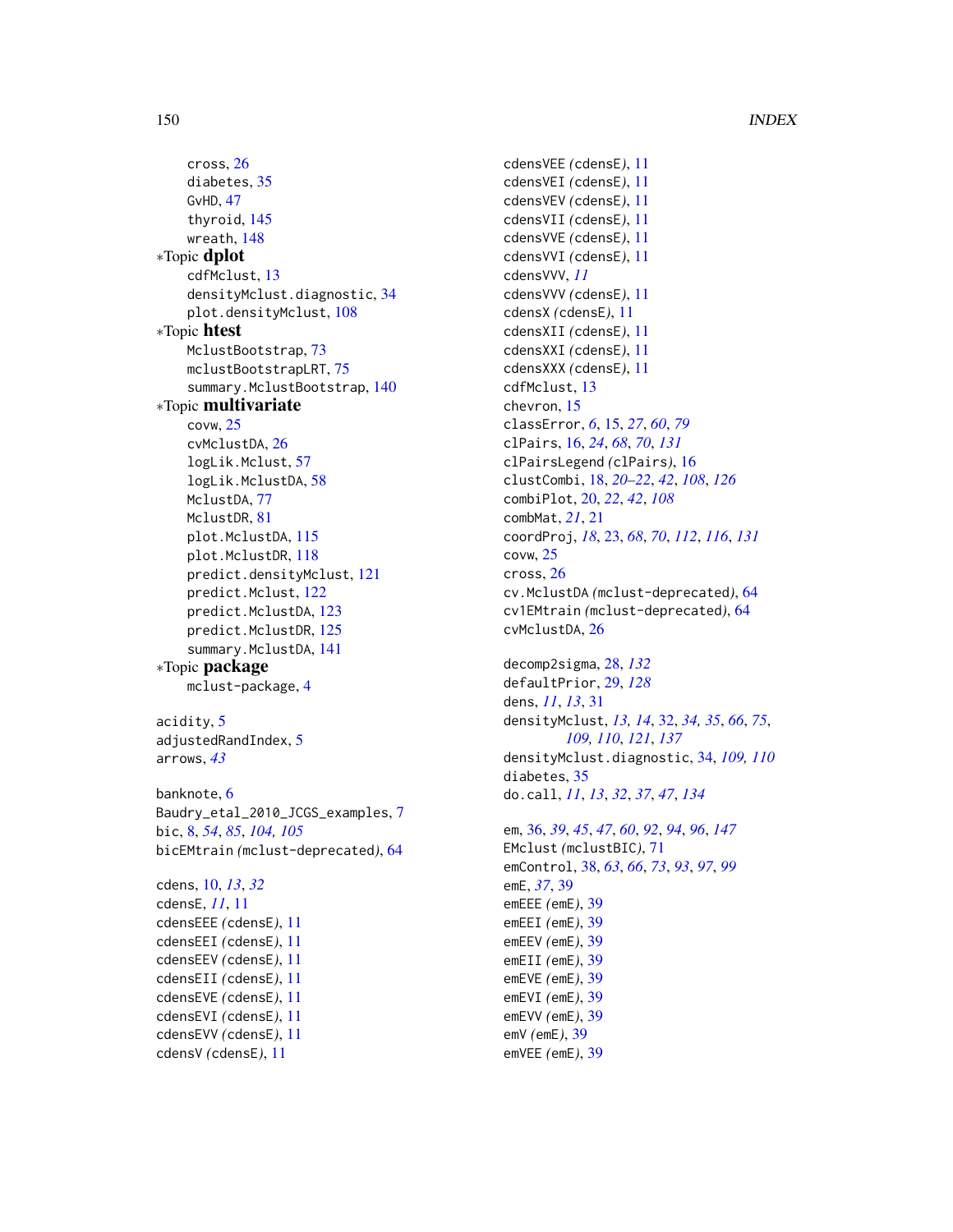cross, 26
diabetes, 35
GvHD, 47
thyroid, 145
wreath, 148

∗Topic **dplot**
cdfMclust, 13
densityMclust.diagnostic, 34
plot.densityMclust, 108

∗Topic **htest**
MclustBootstrap, 73
mclustBootstrapLRT, 75
summary.MclustBootstrap, 140

∗Topic **multivariate**
covw, 25
cvMclustDA, 26
logLik.Mclust, 57
logLik.MclustDA, 58
MclustDA, 77
MclustDR, 81
plot.MclustDA, 115
plot.MclustDR, 118
predict.densityMclust, 121
predict.Mclust, 122
predict.MclustDA, 123
predict.MclustDR, 125
summary.MclustDA, 141

∗Topic **package**
mclust-package, 4

acidity, 5
adjustedRandIndex, 5
arrows, *43*

banknote, 6
Baudry_etal_2010_JCGS_examples, 7
bic, 8, *54*, *85*, *104, 105*
bicEMtrain *(mclust-deprecated)*, 64

cdens, 10, *13*, *32*
cdensE, *11*, 11
cdensEEE *(cdensE)*, 11
cdensEEI *(cdensE)*, 11
cdensEEV *(cdensE)*, 11
cdensEII *(cdensE)*, 11
cdensEVE *(cdensE)*, 11
cdensEVI *(cdensE)*, 11
cdensEVV *(cdensE)*, 11
cdensV *(cdensE)*, 11
cdensVEE *(cdensE)*, 11
cdensVEI *(cdensE)*, 11
cdensVEV *(cdensE)*, 11
cdensVII *(cdensE)*, 11
cdensVVE *(cdensE)*, 11
cdensVVI *(cdensE)*, 11
cdensVVV, *11*
cdensVVV *(cdensE)*, 11
cdensX *(cdensE)*, 11
cdensXII *(cdensE)*, 11
cdensXXI *(cdensE)*, 11
cdensXXX *(cdensE)*, 11
cdfMclust, 13
chevron, 15
classError, *6*, 15, *27*, *60*, *79*
clPairs, 16, *24*, *68*, *70*, *131*
clPairsLegend *(clPairs)*, 16
clustCombi, 18, *20–22*, *42*, *108*, *126*
combiPlot, 20, *22*, *42*, *108*
combMat, *21*, 21
coordProj, *18*, 23, *68*, *70*, *112*, *116*, *131*
covw, 25
cross, 26
cv.MclustDA *(mclust-deprecated)*, 64
cv1EMtrain *(mclust-deprecated)*, 64
cvMclustDA, 26

decomp2sigma, 28, *132*
defaultPrior, 29, *128*
dens, *11*, *13*, 31
densityMclust, *13, 14*, 32, *34, 35*, *66*, *75*, *109, 110*, *121*, *137*
densityMclust.diagnostic, 34, *109, 110*
diabetes, 35
do.call, *11*, *13*, *32*, *37*, *47*, *134*

em, 36, *39*, *45*, *47*, *60*, *92*, *94*, *96*, *147*
EMclust *(mclustBIC)*, 71
emControl, 38, *63*, *66*, *73*, *93*, *97*, *99*
emE, *37*, 39
emEEE *(emE)*, 39
emEEI *(emE)*, 39
emEEV *(emE)*, 39
emEII *(emE)*, 39
emEVE *(emE)*, 39
emEVI *(emE)*, 39
emEVV *(emE)*, 39
emV *(emE)*, 39
emVEE *(emE)*, 39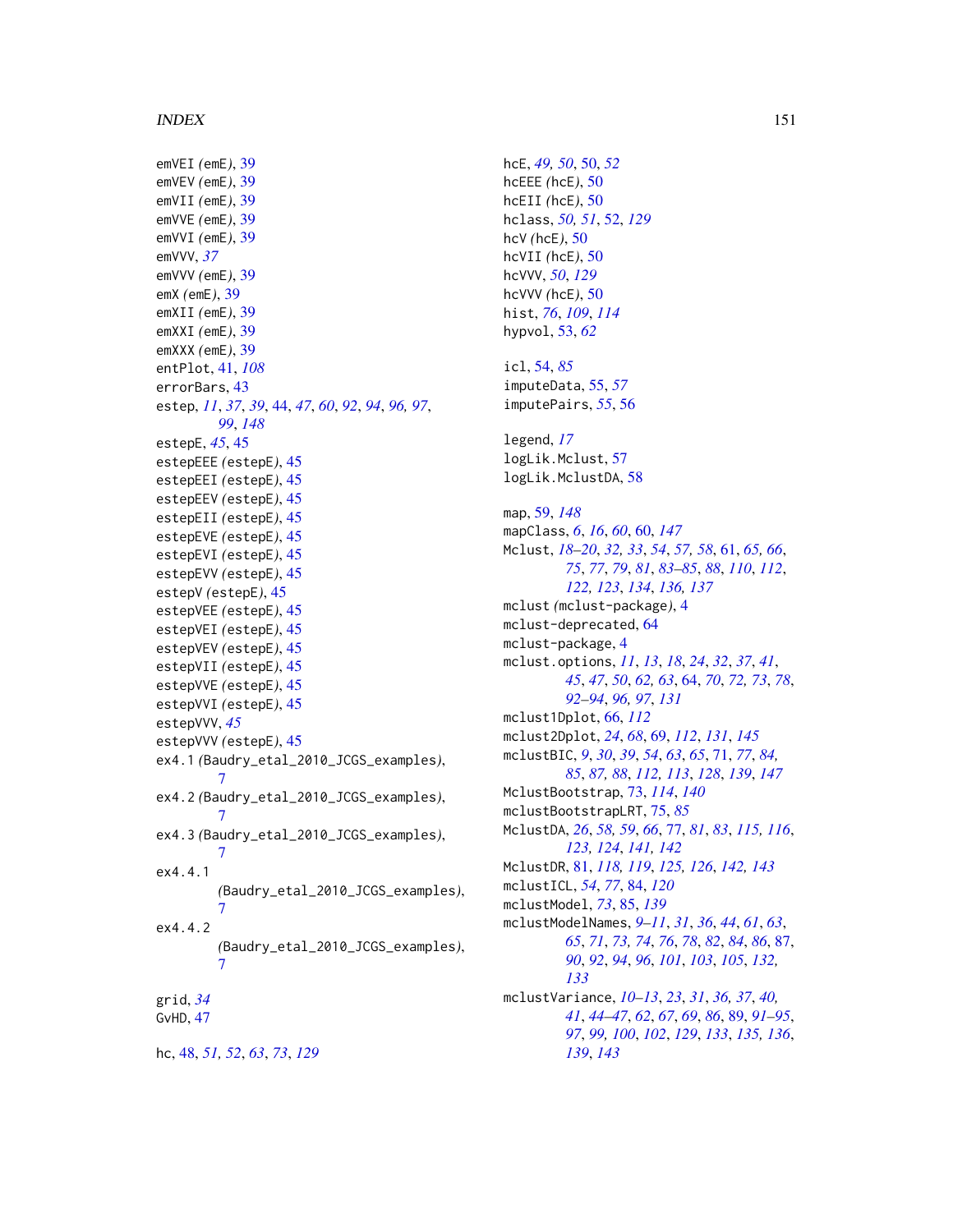emVEI (emE), 39
emVEV (emE), 39
emVII (emE), 39
emVVE (emE), 39
emVVI (emE), 39
emVVV, *37*
emVVV (emE), 39
emX (emE), 39
emXII (emE), 39
emXXI (emE), 39
emXXX (emE), 39
entPlot, 41, *108*
errorBars, 43
estep, *11*, *37*, *39*, 44, *47*, *60*, *92*, *94*, *96*, *97*, *99*, *148*
estepE, *45*, 45
estepEEE (estepE), 45
estepEEI (estepE), 45
estepEEV (estepE), 45
estepEII (estepE), 45
estepEVE (estepE), 45
estepEVI (estepE), 45
estepEVV (estepE), 45
estepV (estepE), 45
estepVEE (estepE), 45
estepVEI (estepE), 45
estepVEV (estepE), 45
estepVII (estepE), 45
estepVVE (estepE), 45
estepVVI (estepE), 45
estepVVV, *45*
estepVVV (estepE), 45
ex4.1 (Baudry_etal_2010_JCGS_examples), 7
ex4.2 (Baudry_etal_2010_JCGS_examples), 7
ex4.3 (Baudry_etal_2010_JCGS_examples), 7
ex4.4.1 (Baudry_etal_2010_JCGS_examples), 7
ex4.4.2 (Baudry_etal_2010_JCGS_examples), 7

grid, *34*
GvHD, 47

hc, 48, *51*, *52*, *63*, *73*, *129*
hcE, *49*, *50*, 50, *52*
hcEEE (hcE), 50
hcEII (hcE), 50
hclass, *50*, *51*, 52, *129*
hcV (hcE), 50
hcVII (hcE), 50
hcVVV, *50*, *129*
hcVVV (hcE), 50
hist, *76*, *109*, *114*
hypvol, 53, *62*

icl, 54, *85*
imputeData, 55, *57*
imputePairs, *55*, 56

legend, *17*
logLik.Mclust, 57
logLik.MclustDA, 58

map, 59, *148*
mapClass, *6*, *16*, *60*, 60, *147*
Mclust, *18–20*, *32*, *33*, *54*, *57*, *58*, 61, *65*, *66*, *75*, *77*, *79*, *81*, *83–85*, *88*, *110*, *112*, *122*, *123*, *134*, *136*, *137*
mclust (mclust-package), 4
mclust-deprecated, 64
mclust-package, 4
mclust.options, *11*, *13*, *18*, *24*, *32*, *37*, *41*, *45*, *47*, *50*, *62*, *63*, 64, *70*, *72*, *73*, *78*, *92–94*, *96*, *97*, *131*
mclust1Dplot, 66, *112*
mclust2Dplot, *24*, 68, 69, *112*, *131*, *145*
mclustBIC, *9*, *30*, *39*, *54*, *63*, *65*, 71, *77*, *84*, *85*, *87*, *88*, *112*, *113*, *128*, *139*, *147*
MclustBootstrap, 73, *114*, *140*
mclustBootstrapLRT, 75, *85*
MclustDA, *26*, *58*, *59*, *66*, 77, *81*, *83*, *115*, *116*, *123*, *124*, *141*, *142*
MclustDR, 81, *118*, *119*, *125*, *126*, *142*, *143*
mclustICL, *54*, *77*, 84, *120*
mclustModel, *73*, 85, *139*
mclustModelNames, *9–11*, *31*, *36*, *44*, *61*, *63*, *65*, *71*, *73*, *74*, *76*, *78*, *82*, *84*, *86*, 87, *90*, *92*, *94*, *96*, *101*, *103*, *105*, *132*, *133*
mclustVariance, *10–13*, *23*, *31*, *36*, *37*, *40*, *41*, *44–47*, *62*, *67*, *69*, *86*, 89, *91–95*, *97*, *99*, *100*, *102*, *129*, *133*, *135*, *136*, *139*, *143*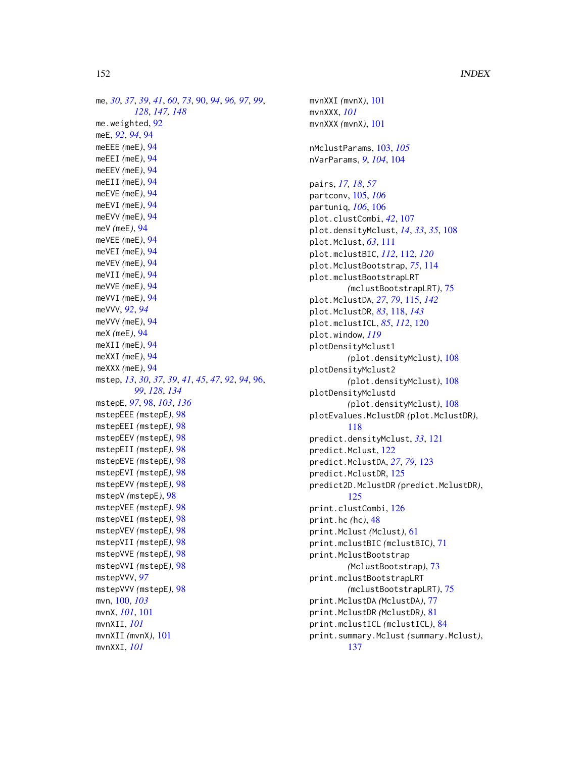me, *30*, *37*, *39*, *41*, *60*, *73*, 90, *94*, *96*, *97*, *99*, *128*, *147*, *148*
me.weighted, 92
meE, *92*, *94*, 94
meEEE *(meE)*, 94
meEEI *(meE)*, 94
meEEV *(meE)*, 94
meEII *(meE)*, 94
meEVE *(meE)*, 94
meEVI *(meE)*, 94
meEVV *(meE)*, 94
meV *(meE)*, 94
meVEE *(meE)*, 94
meVEI *(meE)*, 94
meVEV *(meE)*, 94
meVII *(meE)*, 94
meVVE *(meE)*, 94
meVVI *(meE)*, 94
meVVV, *92*, *94*
meVVV *(meE)*, 94
meX *(meE)*, 94
meXII *(meE)*, 94
meXXI *(meE)*, 94
meXXX *(meE)*, 94
mstep, *13*, *30*, *37*, *39*, *41*, *45*, *47*, *92*, *94*, 96, *99*, *128*, *134*
mstepE, *97*, 98, *103*, *136*
mstepEEE *(mstepE)*, 98
mstepEEI *(mstepE)*, 98
mstepEEV *(mstepE)*, 98
mstepEII *(mstepE)*, 98
mstepEVE *(mstepE)*, 98
mstepEVI *(mstepE)*, 98
mstepEVV *(mstepE)*, 98
mstepV *(mstepE)*, 98
mstepVEE *(mstepE)*, 98
mstepVEI *(mstepE)*, 98
mstepVEV *(mstepE)*, 98
mstepVII *(mstepE)*, 98
mstepVVE *(mstepE)*, 98
mstepVVI *(mstepE)*, 98
mstepVVV, *97*
mstepVVV *(mstepE)*, 98
mvn, 100, *103*
mvnX, *101*, 101
mvnXII, *101*
mvnXII *(mvnX)*, 101
mvnXXI, *101*
mvnXXI *(mvnX)*, 101
mvnXXX, *101*
mvnXXX *(mvnX)*, 101

nMclustParams, 103, *105*
nVarParams, *9*, *104*, 104

pairs, *17*, *18*, *57*
partconv, 105, *106*
partuniq, *106*, 106
plot.clustCombi, *42*, 107
plot.densityMclust, *14*, *33*, *35*, 108
plot.Mclust, *63*, 111
plot.mclustBIC, *112*, 112, *120*
plot.MclustBootstrap, *75*, 114
plot.mclustBootstrapLRT *(mclustBootstrapLRT)*, 75
plot.MclustDA, *27*, *79*, 115, *142*
plot.MclustDR, *83*, 118, *143*
plot.mclustICL, *85*, *112*, 120
plot.window, *119*
plotDensityMclust1 *(plot.densityMclust)*, 108
plotDensityMclust2 *(plot.densityMclust)*, 108
plotDensityMclustd *(plot.densityMclust)*, 108
plotEvalues.MclustDR *(plot.MclustDR)*, 118
predict.densityMclust, *33*, 121
predict.Mclust, 122
predict.MclustDA, *27*, *79*, 123
predict.MclustDR, 125
predict2D.MclustDR *(predict.MclustDR)*, 125
print.clustCombi, 126
print.hc *(hc)*, 48
print.Mclust *(Mclust)*, 61
print.mclustBIC *(mclustBIC)*, 71
print.MclustBootstrap *(MclustBootstrap)*, 73
print.mclustBootstrapLRT *(mclustBootstrapLRT)*, 75
print.MclustDA *(MclustDA)*, 77
print.MclustDR *(MclustDR)*, 81
print.mclustICL *(mclustICL)*, 84
print.summary.Mclust *(summary.Mclust)*, 137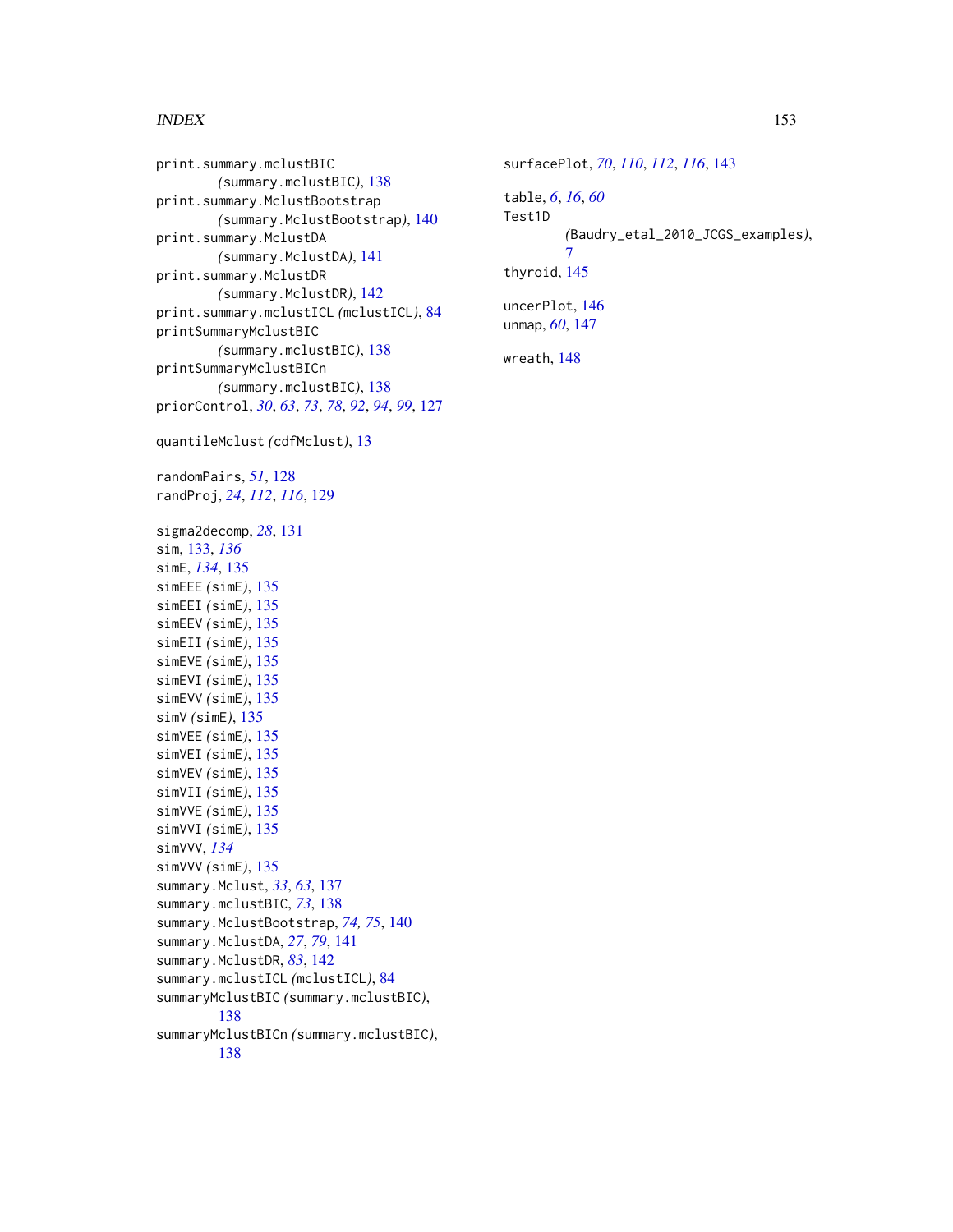print.summary.mclustBIC
    *(*summary.mclustBIC*)*, 138
print.summary.MclustBootstrap
    *(*summary.MclustBootstrap*)*, 140
print.summary.MclustDA
    *(*summary.MclustDA*)*, 141
print.summary.MclustDR
    *(*summary.MclustDR*)*, 142
print.summary.mclustICL *(*mclustICL*)*, 84
printSummaryMclustBIC
    *(*summary.mclustBIC*)*, 138
printSummaryMclustBICn
    *(*summary.mclustBIC*)*, 138
priorControl, *30*, *63*, *73*, *78*, *92*, *94*, *99*, 127

quantileMclust *(*cdfMclust*)*, 13

randomPairs, *51*, 128
randProj, *24*, *112*, *116*, 129

sigma2decomp, *28*, 131
sim, 133, *136*
simE, *134*, 135
simEEE *(*simE*)*, 135
simEEI *(*simE*)*, 135
simEEV *(*simE*)*, 135
simEII *(*simE*)*, 135
simEVE *(*simE*)*, 135
simEVI *(*simE*)*, 135
simEVV *(*simE*)*, 135
simV *(*simE*)*, 135
simVEE *(*simE*)*, 135
simVEI *(*simE*)*, 135
simVEV *(*simE*)*, 135
simVII *(*simE*)*, 135
simVVE *(*simE*)*, 135
simVVI *(*simE*)*, 135
simVVV, *134*
simVVV *(*simE*)*, 135
summary.Mclust, *33*, *63*, 137
summary.mclustBIC, *73*, 138
summary.MclustBootstrap, *74, 75*, 140
summary.MclustDA, *27*, *79*, 141
summary.MclustDR, *83*, 142
summary.mclustICL *(*mclustICL*)*, 84
summaryMclustBIC *(*summary.mclustBIC*)*,
    138
summaryMclustBICn *(*summary.mclustBIC*)*,
    138
surfacePlot, *70*, *110*, *112*, *116*, 143

table, *6*, *16*, *60*
Test1D
    *(*Baudry_etal_2010_JCGS_examples*)*,
    7
thyroid, 145

uncerPlot, 146
unmap, *60*, 147

wreath, 148